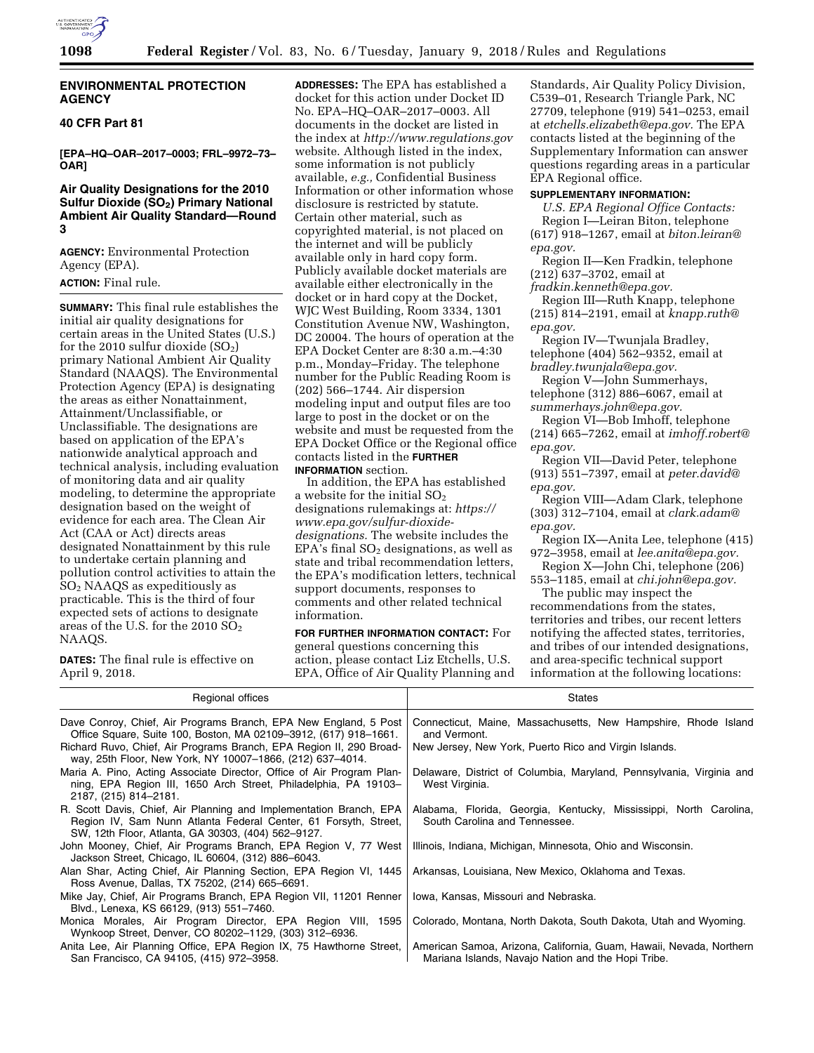# ENVIRONMENTAL PROTECTION AGENCY

## 40 CFR Part 81

**[EPA–HQ–OAR–2017–0003; FRL–9972–73–OAR]**

## Air Quality Designations for the 2010 Sulfur Dioxide ($SO_2$) Primary National Ambient Air Quality Standard—Round 3

**AGENCY:** Environmental Protection Agency (EPA).

**ACTION:** Final rule.

**SUMMARY:** This final rule establishes the initial air quality designations for certain areas in the United States (U.S.) for the 2010 sulfur dioxide ($SO_2$) primary National Ambient Air Quality Standard (NAAQS). The Environmental Protection Agency (EPA) is designating the areas as either Nonattainment, Attainment/Unclassifiable, or Unclassifiable. The designations are based on application of the EPA's nationwide analytical approach and technical analysis, including evaluation of monitoring data and air quality modeling, to determine the appropriate designation based on the weight of evidence for each area. The Clean Air Act (CAA or Act) directs areas designated Nonattainment by this rule to undertake certain planning and pollution control activities to attain the $SO_2$ NAAQS as expeditiously as practicable. This is the third of four expected sets of actions to designate areas of the U.S. for the 2010 $SO_2$ NAAQS.

**DATES:** The final rule is effective on April 9, 2018.

**ADDRESSES:** The EPA has established a docket for this action under Docket ID No. EPA–HQ–OAR–2017–0003. All documents in the docket are listed in the index at *http://www.regulations.gov* website. Although listed in the index, some information is not publicly available, *e.g.,* Confidential Business Information or other information whose disclosure is restricted by statute. Certain other material, such as copyrighted material, is not placed on the internet and will be publicly available only in hard copy form. Publicly available docket materials are available either electronically in the docket or in hard copy at the Docket, WJC West Building, Room 3334, 1301 Constitution Avenue NW, Washington, DC 20004. The hours of operation at the EPA Docket Center are 8:30 a.m.–4:30 p.m., Monday–Friday. The telephone number for the Public Reading Room is (202) 566–1744. Air dispersion modeling input and output files are too large to post in the docket or on the website and must be requested from the EPA Docket Office or the Regional office contacts listed in the **FURTHER INFORMATION** section.

In addition, the EPA has established a website for the initial $SO_2$ designations rulemakings at: *https://www.epa.gov/sulfur-dioxide-designations.* The website includes the EPA's final $SO_2$ designations, as well as state and tribal recommendation letters, the EPA's modification letters, technical support documents, responses to comments and other related technical information.

**FOR FURTHER INFORMATION CONTACT:** For general questions concerning this action, please contact Liz Etchells, U.S. EPA, Office of Air Quality Planning and Standards, Air Quality Policy Division, C539–01, Research Triangle Park, NC 27709, telephone (919) 541–0253, email at *etchells.elizabeth@epa.gov.* The EPA contacts listed at the beginning of the Supplementary Information can answer questions regarding areas in a particular EPA Regional office.

**SUPPLEMENTARY INFORMATION:**

*U.S. EPA Regional Office Contacts:*

Region I—Leiran Biton, telephone (617) 918–1267, email at *biton.leiran@epa.gov.*

Region II—Ken Fradkin, telephone (212) 637–3702, email at *fradkin.kenneth@epa.gov.*

Region III—Ruth Knapp, telephone (215) 814–2191, email at *knapp.ruth@epa.gov.*

Region IV—Twunjala Bradley, telephone (404) 562–9352, email at *bradley.twunjala@epa.gov.*

Region V—John Summerhays, telephone (312) 886–6067, email at *summerhays.john@epa.gov.*

Region VI—Bob Imhoff, telephone (214) 665–7262, email at *imhoff.robert@epa.gov.*

Region VII—David Peter, telephone (913) 551–7397, email at *peter.david@epa.gov.*

Region VIII—Adam Clark, telephone (303) 312–7104, email at *clark.adam@epa.gov.*

Region IX—Anita Lee, telephone (415) 972–3958, email at *lee.anita@epa.gov.*

Region X—John Chi, telephone (206) 553–1185, email at *chi.john@epa.gov.*

The public may inspect the recommendations from the states, territories and tribes, our recent letters notifying the affected states, territories, and tribes of our intended designations, and area-specific technical support information at the following locations:

| Regional offices | States |
|---|---|
| Dave Conroy, Chief, Air Programs Branch, EPA New England, 5 Post Office Square, Suite 100, Boston, MA 02109–3912, (617) 918–1661. | Connecticut, Maine, Massachusetts, New Hampshire, Rhode Island and Vermont. |
| Richard Ruvo, Chief, Air Programs Branch, EPA Region II, 290 Broadway, 25th Floor, New York, NY 10007–1866, (212) 637–4014. | New Jersey, New York, Puerto Rico and Virgin Islands. |
| Maria A. Pino, Acting Associate Director, Office of Air Program Planning, EPA Region III, 1650 Arch Street, Philadelphia, PA 19103–2187, (215) 814–2181. | Delaware, District of Columbia, Maryland, Pennsylvania, Virginia and West Virginia. |
| R. Scott Davis, Chief, Air Planning and Implementation Branch, EPA Region IV, Sam Nunn Atlanta Federal Center, 61 Forsyth, Street, SW, 12th Floor, Atlanta, GA 30303, (404) 562–9127. | Alabama, Florida, Georgia, Kentucky, Mississippi, North Carolina, South Carolina and Tennessee. |
| John Mooney, Chief, Air Programs Branch, EPA Region V, 77 West Jackson Street, Chicago, IL 60604, (312) 886–6043. | Illinois, Indiana, Michigan, Minnesota, Ohio and Wisconsin. |
| Alan Shar, Acting Chief, Air Planning Section, EPA Region VI, 1445 Ross Avenue, Dallas, TX 75202, (214) 665–6691. | Arkansas, Louisiana, New Mexico, Oklahoma and Texas. |
| Mike Jay, Chief, Air Programs Branch, EPA Region VII, 11201 Renner Blvd., Lenexa, KS 66129, (913) 551–7460. | Iowa, Kansas, Missouri and Nebraska. |
| Monica Morales, Air Program Director, EPA Region VIII, 1595 Wynkoop Street, Denver, CO 80202–1129, (303) 312–6936. | Colorado, Montana, North Dakota, South Dakota, Utah and Wyoming. |
| Anita Lee, Air Planning Office, EPA Region IX, 75 Hawthorne Street, San Francisco, CA 94105, (415) 972–3958. | American Samoa, Arizona, California, Guam, Hawaii, Nevada, Northern Mariana Islands, Navajo Nation and the Hopi Tribe. |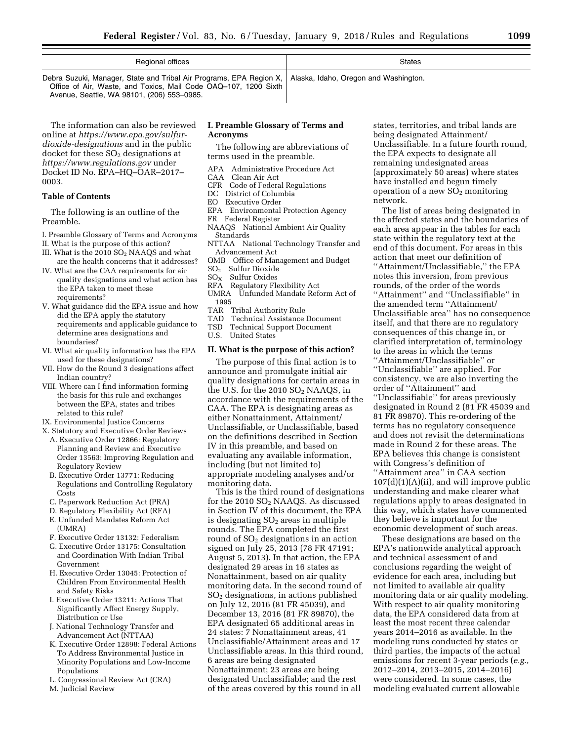| Regional offices | States |
| --- | --- |
| Debra Suzuki, Manager, State and Tribal Air Programs, EPA Region X, Office of Air, Waste, and Toxics, Mail Code OAQ–107, 1200 Sixth Avenue, Seattle, WA 98101, (206) 553–0985. | Alaska, Idaho, Oregon and Washington. |

The information can also be reviewed online at *https://www.epa.gov/sulfur-dioxide-designations* and in the public docket for these $SO_2$ designations at *https://www.regulations.gov* under Docket ID No. EPA–HQ–OAR–2017–0003.

**Table of Contents**

The following is an outline of the Preamble.

I. Preamble Glossary of Terms and Acronyms
II. What is the purpose of this action?
III. What is the 2010 $SO_2$ NAAQS and what are the health concerns that it addresses?
IV. What are the CAA requirements for air quality designations and what action has the EPA taken to meet these requirements?
V. What guidance did the EPA issue and how did the EPA apply the statutory requirements and applicable guidance to determine area designations and boundaries?
VI. What air quality information has the EPA used for these designations?
VII. How do the Round 3 designations affect Indian country?
VIII. Where can I find information forming the basis for this rule and exchanges between the EPA, states and tribes related to this rule?
IX. Environmental Justice Concerns
X. Statutory and Executive Order Reviews
  A. Executive Order 12866: Regulatory Planning and Review and Executive Order 13563: Improving Regulation and Regulatory Review
  B. Executive Order 13771: Reducing Regulations and Controlling Regulatory Costs
  C. Paperwork Reduction Act (PRA)
  D. Regulatory Flexibility Act (RFA)
  E. Unfunded Mandates Reform Act (UMRA)
  F. Executive Order 13132: Federalism
  G. Executive Order 13175: Consultation and Coordination With Indian Tribal Government
  H. Executive Order 13045: Protection of Children From Environmental Health and Safety Risks
  I. Executive Order 13211: Actions That Significantly Affect Energy Supply, Distribution or Use
  J. National Technology Transfer and Advancement Act (NTTAA)
  K. Executive Order 12898: Federal Actions To Address Environmental Justice in Minority Populations and Low-Income Populations
  L. Congressional Review Act (CRA)
  M. Judicial Review

## I. Preamble Glossary of Terms and Acronyms

The following are abbreviations of terms used in the preamble.

APA Administrative Procedure Act
CAA Clean Air Act
CFR Code of Federal Regulations
DC District of Columbia
EO Executive Order
EPA Environmental Protection Agency
FR Federal Register
NAAQS National Ambient Air Quality Standards
NTTAA National Technology Transfer and Advancement Act
OMB Office of Management and Budget
$SO_2$ Sulfur Dioxide
$SO_X$ Sulfur Oxides
RFA Regulatory Flexibility Act
UMRA Unfunded Mandate Reform Act of 1995
TAR Tribal Authority Rule
TAD Technical Assistance Document
TSD Technical Support Document
U.S. United States

## II. What is the purpose of this action?

The purpose of this final action is to announce and promulgate initial air quality designations for certain areas in the U.S. for the 2010 $SO_2$ NAAQS, in accordance with the requirements of the CAA. The EPA is designating areas as either Nonattainment, Attainment/Unclassifiable, or Unclassifiable, based on the definitions described in Section IV in this preamble, and based on evaluating any available information, including (but not limited to) appropriate modeling analyses and/or monitoring data.

This is the third round of designations for the 2010 $SO_2$ NAAQS. As discussed in Section IV of this document, the EPA is designating $SO_2$ areas in multiple rounds. The EPA completed the first round of $SO_2$ designations in an action signed on July 25, 2013 (78 FR 47191; August 5, 2013). In that action, the EPA designated 29 areas in 16 states as Nonattainment, based on air quality monitoring data. In the second round of $SO_2$ designations, in actions published on July 12, 2016 (81 FR 45039), and December 13, 2016 (81 FR 89870), the EPA designated 65 additional areas in 24 states: 7 Nonattainment areas, 41 Unclassifiable/Attainment areas and 17 Unclassifiable areas. In this third round, 6 areas are being designated Nonattainment; 23 areas are being designated Unclassifiable; and the rest of the areas covered by this round in all states, territories, and tribal lands are being designated Attainment/Unclassifiable. In a future fourth round, the EPA expects to designate all remaining undesignated areas (approximately 50 areas) where states have installed and begun timely operation of a new $SO_2$ monitoring network.

The list of areas being designated in the affected states and the boundaries of each area appear in the tables for each state within the regulatory text at the end of this document. For areas in this action that meet our definition of ''Attainment/Unclassifiable,'' the EPA notes this inversion, from previous rounds, of the order of the words ''Attainment'' and ''Unclassifiable'' in the amended term ''Attainment/Unclassifiable area'' has no consequence itself, and that there are no regulatory consequences of this change in, or clarified interpretation of, terminology to the areas in which the terms ''Attainment/Unclassifiable'' or ''Unclassifiable'' are applied. For consistency, we are also inverting the order of ''Attainment'' and ''Unclassifiable'' for areas previously designated in Round 2 (81 FR 45039 and 81 FR 89870). This re-ordering of the terms has no regulatory consequence and does not revisit the determinations made in Round 2 for these areas. The EPA believes this change is consistent with Congress's definition of ''Attainment area'' in CAA section 107(d)(1)(A)(ii), and will improve public understanding and make clearer what regulations apply to areas designated in this way, which states have commented they believe is important for the economic development of such areas.

These designations are based on the EPA's nationwide analytical approach and technical assessment of and conclusions regarding the weight of evidence for each area, including but not limited to available air quality monitoring data or air quality modeling. With respect to air quality monitoring data, the EPA considered data from at least the most recent three calendar years 2014–2016 as available. In the modeling runs conducted by states or third parties, the impacts of the actual emissions for recent 3-year periods (*e.g.,* 2012–2014, 2013–2015, 2014–2016) were considered. In some cases, the modeling evaluated current allowable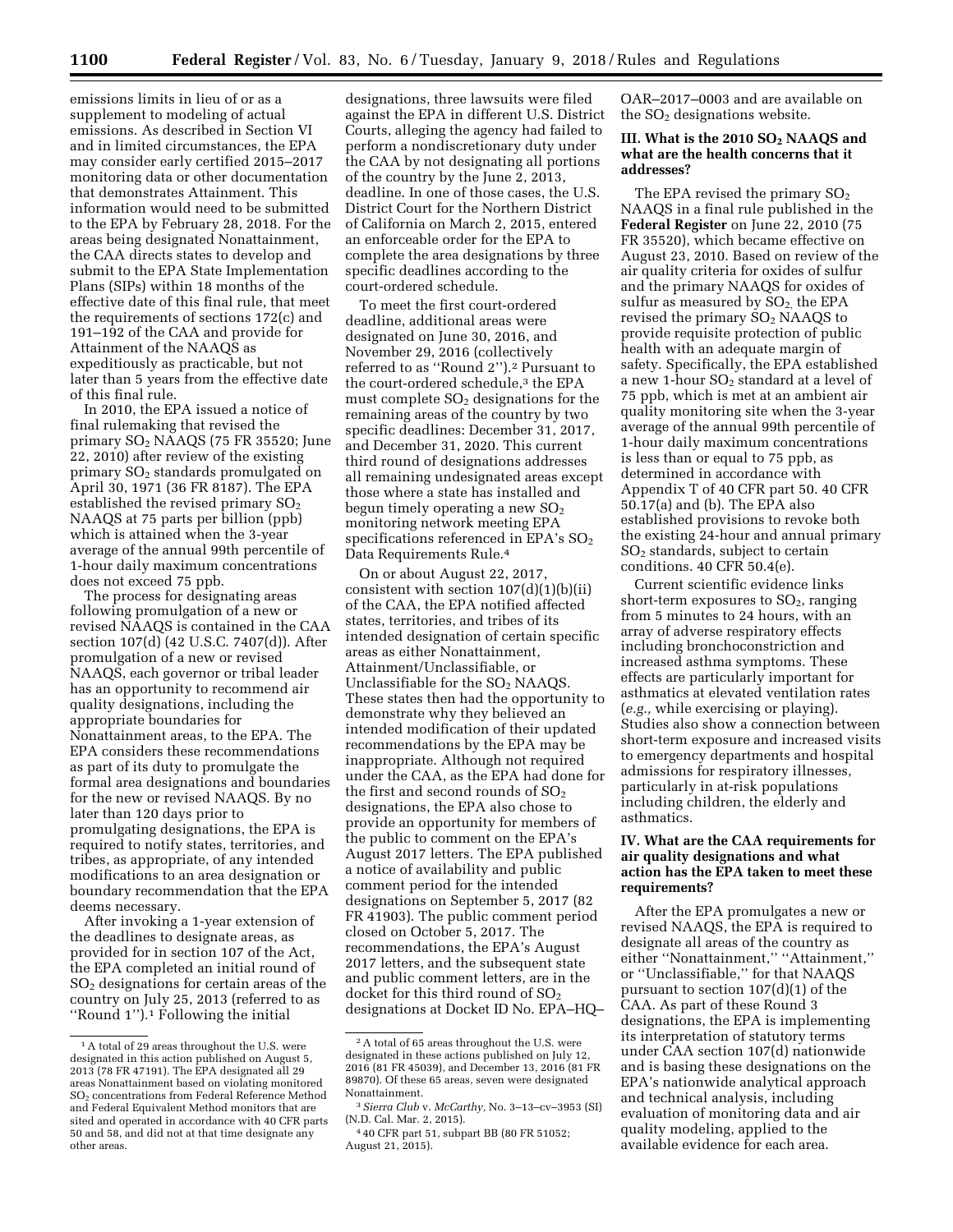emissions limits in lieu of or as a supplement to modeling of actual emissions. As described in Section VI and in limited circumstances, the EPA may consider early certified 2015–2017 monitoring data or other documentation that demonstrates Attainment. This information would need to be submitted to the EPA by February 28, 2018. For the areas being designated Nonattainment, the CAA directs states to develop and submit to the EPA State Implementation Plans (SIPs) within 18 months of the effective date of this final rule, that meet the requirements of sections 172(c) and 191–192 of the CAA and provide for Attainment of the NAAQS as expeditiously as practicable, but not later than 5 years from the effective date of this final rule.

In 2010, the EPA issued a notice of final rulemaking that revised the primary $SO_2$ NAAQS (75 FR 35520; June 22, 2010) after review of the existing primary $SO_2$ standards promulgated on April 30, 1971 (36 FR 8187). The EPA established the revised primary $SO_2$ NAAQS at 75 parts per billion (ppb) which is attained when the 3-year average of the annual 99th percentile of 1-hour daily maximum concentrations does not exceed 75 ppb.

The process for designating areas following promulgation of a new or revised NAAQS is contained in the CAA section 107(d) (42 U.S.C. 7407(d)). After promulgation of a new or revised NAAQS, each governor or tribal leader has an opportunity to recommend air quality designations, including the appropriate boundaries for Nonattainment areas, to the EPA. The EPA considers these recommendations as part of its duty to promulgate the formal area designations and boundaries for the new or revised NAAQS. By no later than 120 days prior to promulgating designations, the EPA is required to notify states, territories, and tribes, as appropriate, of any intended modifications to an area designation or boundary recommendation that the EPA deems necessary.

After invoking a 1-year extension of the deadlines to designate areas, as provided for in section 107 of the Act, the EPA completed an initial round of $SO_2$ designations for certain areas of the country on July 25, 2013 (referred to as ''Round 1'').[1] Following the initial designations, three lawsuits were filed against the EPA in different U.S. District Courts, alleging the agency had failed to perform a nondiscretionary duty under the CAA by not designating all portions of the country by the June 2, 2013, deadline. In one of those cases, the U.S. District Court for the Northern District of California on March 2, 2015, entered an enforceable order for the EPA to complete the area designations by three specific deadlines according to the court-ordered schedule.

To meet the first court-ordered deadline, additional areas were designated on June 30, 2016, and November 29, 2016 (collectively referred to as ''Round 2'').[2] Pursuant to the court-ordered schedule,[3] the EPA must complete $SO_2$ designations for the remaining areas of the country by two specific deadlines: December 31, 2017, and December 31, 2020. This current third round of designations addresses all remaining undesignated areas except those where a state has installed and begun timely operating a new $SO_2$ monitoring network meeting EPA specifications referenced in EPA's $SO_2$ Data Requirements Rule.[4]

On or about August 22, 2017, consistent with section 107(d)(1)(b)(ii) of the CAA, the EPA notified affected states, territories, and tribes of its intended designation of certain specific areas as either Nonattainment, Attainment/Unclassifiable, or Unclassifiable for the $SO_2$ NAAQS. These states then had the opportunity to demonstrate why they believed an intended modification of their updated recommendations by the EPA may be inappropriate. Although not required under the CAA, as the EPA had done for the first and second rounds of $SO_2$ designations, the EPA also chose to provide an opportunity for members of the public to comment on the EPA's August 2017 letters. The EPA published a notice of availability and public comment period for the intended designations on September 5, 2017 (82 FR 41903). The public comment period closed on October 5, 2017. The recommendations, the EPA's August 2017 letters, and the subsequent state and public comment letters, are in the docket for this third round of $SO_2$ designations at Docket ID No. EPA–HQ–OAR–2017–0003 and are available on the $SO_2$ designations website.

## III. What is the 2010 $SO_2$ NAAQS and what are the health concerns that it addresses?

The EPA revised the primary $SO_2$ NAAQS in a final rule published in the **Federal Register** on June 22, 2010 (75 FR 35520), which became effective on August 23, 2010. Based on review of the air quality criteria for oxides of sulfur and the primary NAAQS for oxides of sulfur as measured by $SO_2$, the EPA revised the primary $SO_2$ NAAQS to provide requisite protection of public health with an adequate margin of safety. Specifically, the EPA established a new 1-hour $SO_2$ standard at a level of 75 ppb, which is met at an ambient air quality monitoring site when the 3-year average of the annual 99th percentile of 1-hour daily maximum concentrations is less than or equal to 75 ppb, as determined in accordance with Appendix T of 40 CFR part 50. 40 CFR 50.17(a) and (b). The EPA also established provisions to revoke both the existing 24-hour and annual primary $SO_2$ standards, subject to certain conditions. 40 CFR 50.4(e).

Current scientific evidence links short-term exposures to $SO_2$, ranging from 5 minutes to 24 hours, with an array of adverse respiratory effects including bronchoconstriction and increased asthma symptoms. These effects are particularly important for asthmatics at elevated ventilation rates (*e.g.,* while exercising or playing). Studies also show a connection between short-term exposure and increased visits to emergency departments and hospital admissions for respiratory illnesses, particularly in at-risk populations including children, the elderly and asthmatics.

## IV. What are the CAA requirements for air quality designations and what action has the EPA taken to meet these requirements?

After the EPA promulgates a new or revised NAAQS, the EPA is required to designate all areas of the country as either ''Nonattainment,'' ''Attainment,'' or ''Unclassifiable,'' for that NAAQS pursuant to section 107(d)(1) of the CAA. As part of these Round 3 designations, the EPA is implementing its interpretation of statutory terms under CAA section 107(d) nationwide and is basing these designations on the EPA's nationwide analytical approach and technical analysis, including evaluation of monitoring data and air quality modeling, applied to the available evidence for each area.

---

[1] A total of 29 areas throughout the U.S. were designated in this action published on August 5, 2013 (78 FR 47191). The EPA designated all 29 areas Nonattainment based on violating monitored $SO_2$ concentrations from Federal Reference Method and Federal Equivalent Method monitors that are sited and operated in accordance with 40 CFR parts 50 and 58, and did not at that time designate any other areas.

[2] A total of 65 areas throughout the U.S. were designated in these actions published on July 12, 2016 (81 FR 45039), and December 13, 2016 (81 FR 89870). Of these 65 areas, seven were designated Nonattainment.

[3] *Sierra Club* v. *McCarthy,* No. 3–13–cv–3953 (SI) (N.D. Cal. Mar. 2, 2015).

[4] 40 CFR part 51, subpart BB (80 FR 51052; August 21, 2015).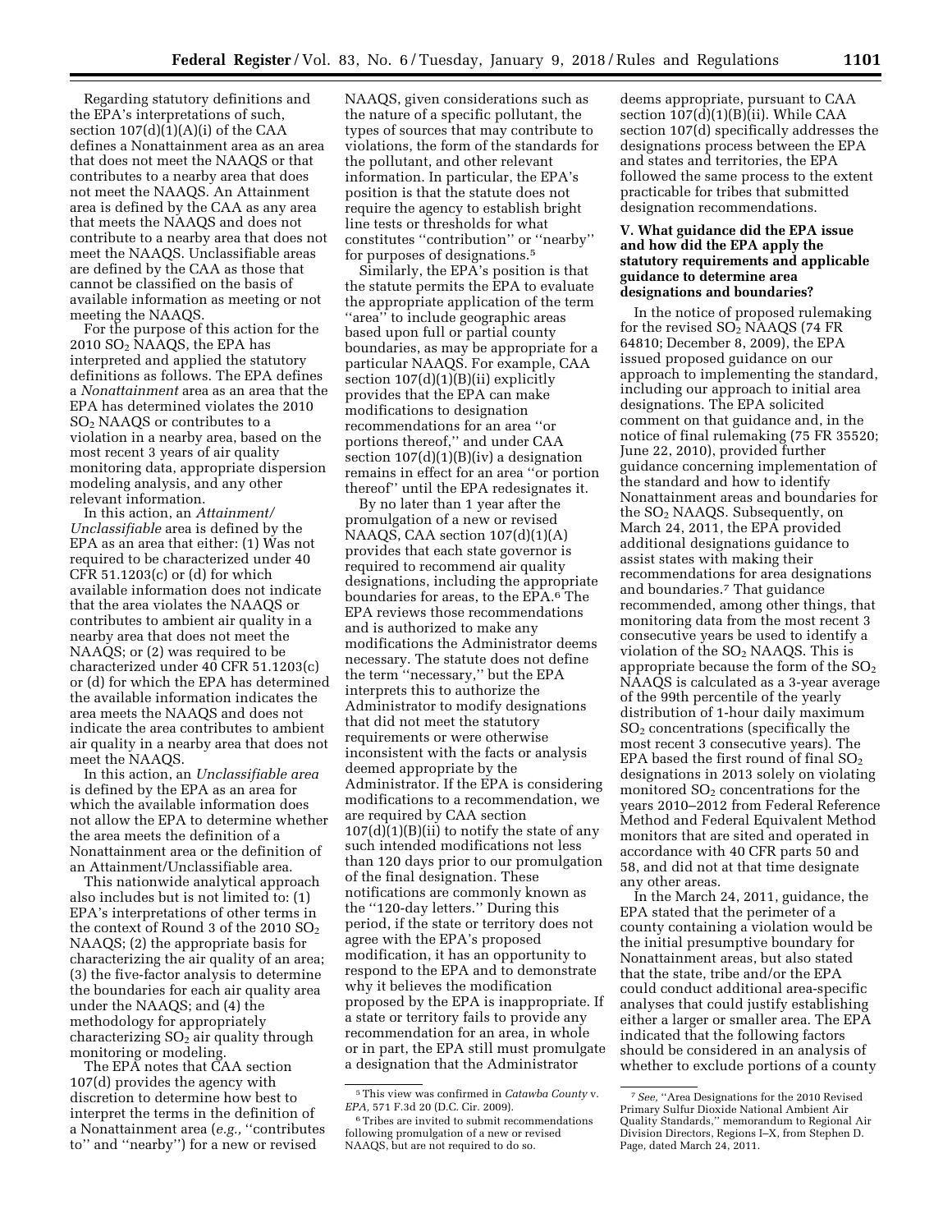Regarding statutory definitions and the EPA's interpretations of such, section 107(d)(1)(A)(i) of the CAA defines a Nonattainment area as an area that does not meet the NAAQS or that contributes to a nearby area that does not meet the NAAQS. An Attainment area is defined by the CAA as any area that meets the NAAQS and does not contribute to a nearby area that does not meet the NAAQS. Unclassifiable areas are defined by the CAA as those that cannot be classified on the basis of available information as meeting or not meeting the NAAQS.

For the purpose of this action for the 2010 $SO_2$ NAAQS, the EPA has interpreted and applied the statutory definitions as follows. The EPA defines a *Nonattainment* area as an area that the EPA has determined violates the 2010 $SO_2$ NAAQS or contributes to a violation in a nearby area, based on the most recent 3 years of air quality monitoring data, appropriate dispersion modeling analysis, and any other relevant information.

In this action, an *Attainment/Unclassifiable* area is defined by the EPA as an area that either: (1) Was not required to be characterized under 40 CFR 51.1203(c) or (d) for which available information does not indicate that the area violates the NAAQS or contributes to ambient air quality in a nearby area that does not meet the NAAQS; or (2) was required to be characterized under 40 CFR 51.1203(c) or (d) for which the EPA has determined the available information indicates the area meets the NAAQS and does not indicate the area contributes to ambient air quality in a nearby area that does not meet the NAAQS.

In this action, an *Unclassifiable area* is defined by the EPA as an area for which the available information does not allow the EPA to determine whether the area meets the definition of a Nonattainment area or the definition of an Attainment/Unclassifiable area.

This nationwide analytical approach also includes but is not limited to: (1) EPA's interpretations of other terms in the context of Round 3 of the 2010 $SO_2$ NAAQS; (2) the appropriate basis for characterizing the air quality of an area; (3) the five-factor analysis to determine the boundaries for each air quality area under the NAAQS; and (4) the methodology for appropriately characterizing $SO_2$ air quality through monitoring or modeling.

The EPA notes that CAA section 107(d) provides the agency with discretion to determine how best to interpret the terms in the definition of a Nonattainment area (*e.g.,* ''contributes to'' and ''nearby'') for a new or revised NAAQS, given considerations such as the nature of a specific pollutant, the types of sources that may contribute to violations, the form of the standards for the pollutant, and other relevant information. In particular, the EPA's position is that the statute does not require the agency to establish bright line tests or thresholds for what constitutes ''contribution'' or ''nearby'' for purposes of designations.[5]

Similarly, the EPA's position is that the statute permits the EPA to evaluate the appropriate application of the term ''area'' to include geographic areas based upon full or partial county boundaries, as may be appropriate for a particular NAAQS. For example, CAA section 107(d)(1)(B)(ii) explicitly provides that the EPA can make modifications to designation recommendations for an area ''or portions thereof,'' and under CAA section 107(d)(1)(B)(iv) a designation remains in effect for an area ''or portion thereof'' until the EPA redesignates it.

By no later than 1 year after the promulgation of a new or revised NAAQS, CAA section 107(d)(1)(A) provides that each state governor is required to recommend air quality designations, including the appropriate boundaries for areas, to the EPA.[6] The EPA reviews those recommendations and is authorized to make any modifications the Administrator deems necessary. The statute does not define the term ''necessary,'' but the EPA interprets this to authorize the Administrator to modify designations that did not meet the statutory requirements or were otherwise inconsistent with the facts or analysis deemed appropriate by the Administrator. If the EPA is considering modifications to a recommendation, we are required by CAA section 107(d)(1)(B)(ii) to notify the state of any such intended modifications not less than 120 days prior to our promulgation of the final designation. These notifications are commonly known as the ''120-day letters.'' During this period, if the state or territory does not agree with the EPA's proposed modification, it has an opportunity to respond to the EPA and to demonstrate why it believes the modification proposed by the EPA is inappropriate. If a state or territory fails to provide any recommendation for an area, in whole or in part, the EPA still must promulgate a designation that the Administrator deems appropriate, pursuant to CAA section 107(d)(1)(B)(ii). While CAA section 107(d) specifically addresses the designations process between the EPA and states and territories, the EPA followed the same process to the extent practicable for tribes that submitted designation recommendations.

## V. What guidance did the EPA issue and how did the EPA apply the statutory requirements and applicable guidance to determine area designations and boundaries?

In the notice of proposed rulemaking for the revised $SO_2$ NAAQS (74 FR 64810; December 8, 2009), the EPA issued proposed guidance on our approach to implementing the standard, including our approach to initial area designations. The EPA solicited comment on that guidance and, in the notice of final rulemaking (75 FR 35520; June 22, 2010), provided further guidance concerning implementation of the standard and how to identify Nonattainment areas and boundaries for the $SO_2$ NAAQS. Subsequently, on March 24, 2011, the EPA provided additional designations guidance to assist states with making their recommendations for area designations and boundaries.[7] That guidance recommended, among other things, that monitoring data from the most recent 3 consecutive years be used to identify a violation of the $SO_2$ NAAQS. This is appropriate because the form of the $SO_2$ NAAQS is calculated as a 3-year average of the 99th percentile of the yearly distribution of 1-hour daily maximum $SO_2$ concentrations (specifically the most recent 3 consecutive years). The EPA based the first round of final $SO_2$ designations in 2013 solely on violating monitored $SO_2$ concentrations for the years 2010–2012 from Federal Reference Method and Federal Equivalent Method monitors that are sited and operated in accordance with 40 CFR parts 50 and 58, and did not at that time designate any other areas.

In the March 24, 2011, guidance, the EPA stated that the perimeter of a county containing a violation would be the initial presumptive boundary for Nonattainment areas, but also stated that the state, tribe and/or the EPA could conduct additional area-specific analyses that could justify establishing either a larger or smaller area. The EPA indicated that the following factors should be considered in an analysis of whether to exclude portions of a county

---

[5] This view was confirmed in *Catawba County* v. *EPA,* 571 F.3d 20 (D.C. Cir. 2009).

[6] Tribes are invited to submit recommendations following promulgation of a new or revised NAAQS, but are not required to do so.

[7] *See,* ''Area Designations for the 2010 Revised Primary Sulfur Dioxide National Ambient Air Quality Standards,'' memorandum to Regional Air Division Directors, Regions I–X, from Stephen D. Page, dated March 24, 2011.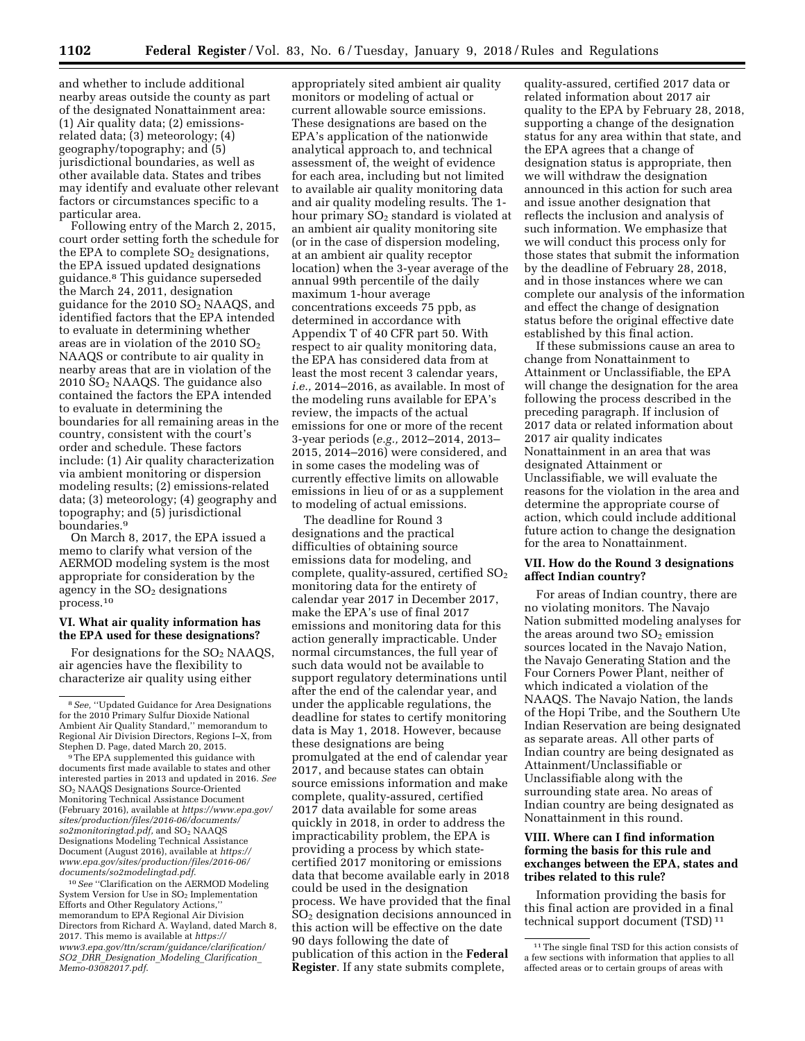and whether to include additional nearby areas outside the county as part of the designated Nonattainment area: (1) Air quality data; (2) emissions-related data; (3) meteorology; (4) geography/topography; and (5) jurisdictional boundaries, as well as other available data. States and tribes may identify and evaluate other relevant factors or circumstances specific to a particular area.

Following entry of the March 2, 2015, court order setting forth the schedule for the EPA to complete $SO_2$ designations, the EPA issued updated designations guidance.[8] This guidance superseded the March 24, 2011, designation guidance for the 2010 $SO_2$ NAAQS, and identified factors that the EPA intended to evaluate in determining whether areas are in violation of the 2010 $SO_2$ NAAQS or contribute to air quality in nearby areas that are in violation of the 2010 $SO_2$ NAAQS. The guidance also contained the factors the EPA intended to evaluate in determining the boundaries for all remaining areas in the country, consistent with the court's order and schedule. These factors include: (1) Air quality characterization via ambient monitoring or dispersion modeling results; (2) emissions-related data; (3) meteorology; (4) geography and topography; and (5) jurisdictional boundaries.[9]

On March 8, 2017, the EPA issued a memo to clarify what version of the AERMOD modeling system is the most appropriate for consideration by the agency in the $SO_2$ designations process.[10]

## VI. What air quality information has the EPA used for these designations?

For designations for the $SO_2$ NAAQS, air agencies have the flexibility to characterize air quality using either appropriately sited ambient air quality monitors or modeling of actual or current allowable source emissions. These designations are based on the EPA's application of the nationwide analytical approach to, and technical assessment of, the weight of evidence for each area, including but not limited to available air quality monitoring data and air quality modeling results. The 1-hour primary $SO_2$ standard is violated at an ambient air quality monitoring site (or in the case of dispersion modeling, at an ambient air quality receptor location) when the 3-year average of the annual 99th percentile of the daily maximum 1-hour average concentrations exceeds 75 ppb, as determined in accordance with Appendix T of 40 CFR part 50. With respect to air quality monitoring data, the EPA has considered data from at least the most recent 3 calendar years, *i.e.,* 2014–2016, as available. In most of the modeling runs available for EPA's review, the impacts of the actual emissions for one or more of the recent 3-year periods (*e.g.,* 2012–2014, 2013–2015, 2014–2016) were considered, and in some cases the modeling was of currently effective limits on allowable emissions in lieu of or as a supplement to modeling of actual emissions.

The deadline for Round 3 designations and the practical difficulties of obtaining source emissions data for modeling, and complete, quality-assured, certified $SO_2$ monitoring data for the entirety of calendar year 2017 in December 2017, make the EPA's use of final 2017 emissions and monitoring data for this action generally impracticable. Under normal circumstances, the full year of such data would not be available to support regulatory determinations until after the end of the calendar year, and under the applicable regulations, the deadline for states to certify monitoring data is May 1, 2018. However, because these designations are being promulgated at the end of calendar year 2017, and because states can obtain source emissions information and make complete, quality-assured, certified 2017 data available for some areas quickly in 2018, in order to address the impracticability problem, the EPA is providing a process by which state-certified 2017 monitoring or emissions data that become available early in 2018 could be used in the designation process. We have provided that the final $SO_2$ designation decisions announced in this action will be effective on the date 90 days following the date of publication of this action in the **Federal Register**. If any state submits complete, quality-assured, certified 2017 data or related information about 2017 air quality to the EPA by February 28, 2018, supporting a change of the designation status for any area within that state, and the EPA agrees that a change of designation status is appropriate, then we will withdraw the designation announced in this action for such area and issue another designation that reflects the inclusion and analysis of such information. We emphasize that we will conduct this process only for those states that submit the information by the deadline of February 28, 2018, and in those instances where we can complete our analysis of the information and effect the change of designation status before the original effective date established by this final action.

If these submissions cause an area to change from Nonattainment to Attainment or Unclassifiable, the EPA will change the designation for the area following the process described in the preceding paragraph. If inclusion of 2017 data or related information about 2017 air quality indicates Nonattainment in an area that was designated Attainment or Unclassifiable, we will evaluate the reasons for the violation in the area and determine the appropriate course of action, which could include additional future action to change the designation for the area to Nonattainment.

## VII. How do the Round 3 designations affect Indian country?

For areas of Indian country, there are no violating monitors. The Navajo Nation submitted modeling analyses for the areas around two $SO_2$ emission sources located in the Navajo Nation, the Navajo Generating Station and the Four Corners Power Plant, neither of which indicated a violation of the NAAQS. The Navajo Nation, the lands of the Hopi Tribe, and the Southern Ute Indian Reservation are being designated as separate areas. All other parts of Indian country are being designated as Attainment/Unclassifiable or Unclassifiable along with the surrounding state area. No areas of Indian country are being designated as Nonattainment in this round.

## VIII. Where can I find information forming the basis for this rule and exchanges between the EPA, states and tribes related to this rule?

Information providing the basis for this final action are provided in a final technical support document (TSD)[11]

---

[8] *See,* "Updated Guidance for Area Designations for the 2010 Primary Sulfur Dioxide National Ambient Air Quality Standard," memorandum to Regional Air Division Directors, Regions I–X, from Stephen D. Page, dated March 20, 2015.

[9] The EPA supplemented this guidance with documents first made available to states and other interested parties in 2013 and updated in 2016. *See* $SO_2$ NAAQS Designations Source-Oriented Monitoring Technical Assistance Document (February 2016), available at *https://www.epa.gov/sites/production/files/2016-06/documents/so2monitoringtad.pdf,* and $SO_2$ NAAQS Designations Modeling Technical Assistance Document (August 2016), available at *https://www.epa.gov/sites/production/files/2016-06/documents/so2modelingtad.pdf.*

[10] *See* "Clarification on the AERMOD Modeling System Version for Use in $SO_2$ Implementation Efforts and Other Regulatory Actions," memorandum to EPA Regional Air Division Directors from Richard A. Wayland, dated March 8, 2017. This memo is available at *https://www3.epa.gov/ttn/scram/guidance/clarification/SO2_DRR_Designation_Modeling_Clarification_Memo-03082017.pdf.*

[11] The single final TSD for this action consists of a few sections with information that applies to all affected areas or to certain groups of areas with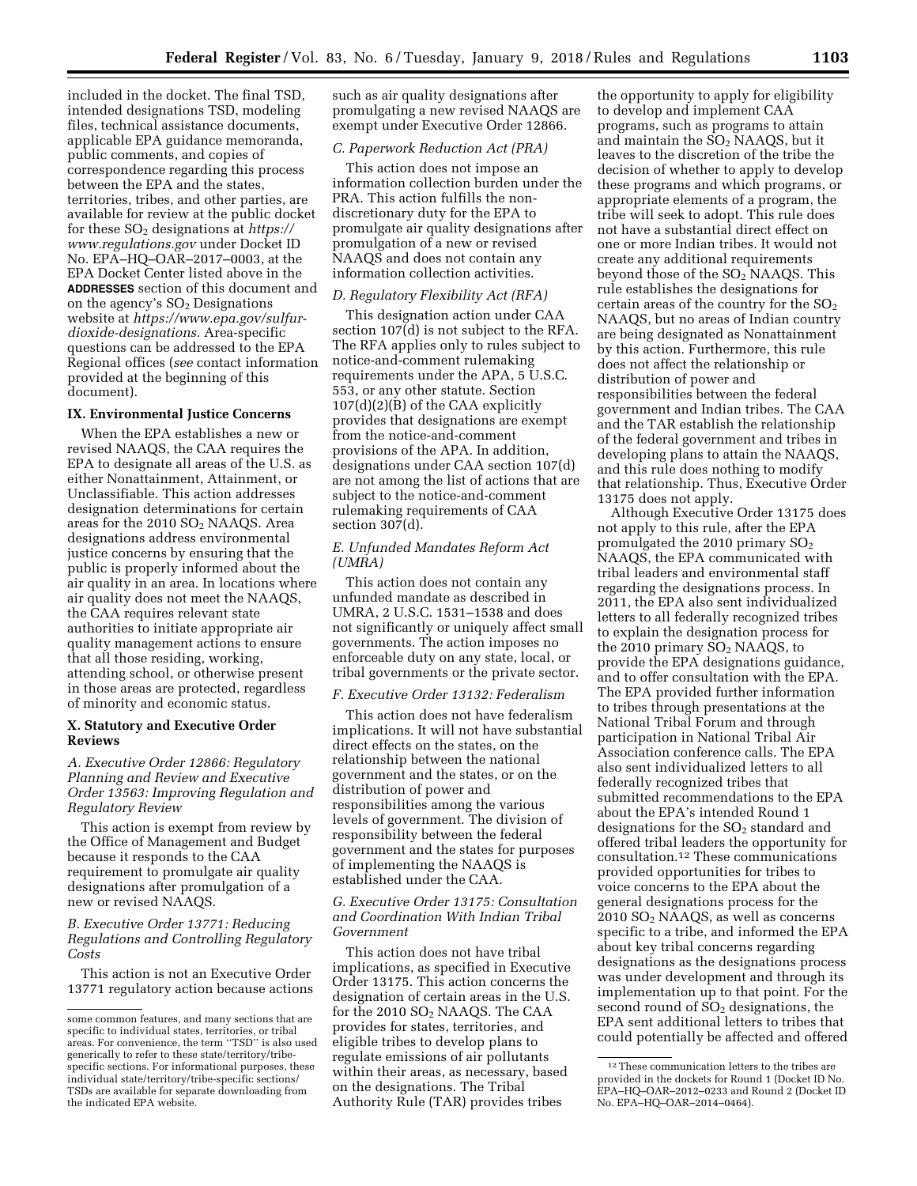included in the docket. The final TSD, intended designations TSD, modeling files, technical assistance documents, applicable EPA guidance memoranda, public comments, and copies of correspondence regarding this process between the EPA and the states, territories, tribes, and other parties, are available for review at the public docket for these $SO_2$ designations at *https://www.regulations.gov* under Docket ID No. EPA–HQ–OAR–2017–0003, at the EPA Docket Center listed above in the **ADDRESSES** section of this document and on the agency's $SO_2$ Designations website at *https://www.epa.gov/sulfur-dioxide-designations.* Area-specific questions can be addressed to the EPA Regional offices (*see* contact information provided at the beginning of this document).

## IX. Environmental Justice Concerns

When the EPA establishes a new or revised NAAQS, the CAA requires the EPA to designate all areas of the U.S. as either Nonattainment, Attainment, or Unclassifiable. This action addresses designation determinations for certain areas for the 2010 $SO_2$ NAAQS. Area designations address environmental justice concerns by ensuring that the public is properly informed about the air quality in an area. In locations where air quality does not meet the NAAQS, the CAA requires relevant state authorities to initiate appropriate air quality management actions to ensure that all those residing, working, attending school, or otherwise present in those areas are protected, regardless of minority and economic status.

## X. Statutory and Executive Order Reviews

### *A. Executive Order 12866: Regulatory Planning and Review and Executive Order 13563: Improving Regulation and Regulatory Review*

This action is exempt from review by the Office of Management and Budget because it responds to the CAA requirement to promulgate air quality designations after promulgation of a new or revised NAAQS.

### *B. Executive Order 13771: Reducing Regulations and Controlling Regulatory Costs*

This action is not an Executive Order 13771 regulatory action because actions such as air quality designations after promulgating a new revised NAAQS are exempt under Executive Order 12866.

### *C. Paperwork Reduction Act (PRA)*

This action does not impose an information collection burden under the PRA. This action fulfills the non-discretionary duty for the EPA to promulgate air quality designations after promulgation of a new or revised NAAQS and does not contain any information collection activities.

### *D. Regulatory Flexibility Act (RFA)*

This designation action under CAA section 107(d) is not subject to the RFA. The RFA applies only to rules subject to notice-and-comment rulemaking requirements under the APA, 5 U.S.C. 553, or any other statute. Section 107(d)(2)(B) of the CAA explicitly provides that designations are exempt from the notice-and-comment provisions of the APA. In addition, designations under CAA section 107(d) are not among the list of actions that are subject to the notice-and-comment rulemaking requirements of CAA section 307(d).

### *E. Unfunded Mandates Reform Act (UMRA)*

This action does not contain any unfunded mandate as described in UMRA, 2 U.S.C. 1531–1538 and does not significantly or uniquely affect small governments. The action imposes no enforceable duty on any state, local, or tribal governments or the private sector.

### *F. Executive Order 13132: Federalism*

This action does not have federalism implications. It will not have substantial direct effects on the states, on the relationship between the national government and the states, or on the distribution of power and responsibilities among the various levels of government. The division of responsibility between the federal government and the states for purposes of implementing the NAAQS is established under the CAA.

### *G. Executive Order 13175: Consultation and Coordination With Indian Tribal Government*

This action does not have tribal implications, as specified in Executive Order 13175. This action concerns the designation of certain areas in the U.S. for the 2010 $SO_2$ NAAQS. The CAA provides for states, territories, and eligible tribes to develop plans to regulate emissions of air pollutants within their areas, as necessary, based on the designations. The Tribal Authority Rule (TAR) provides tribes the opportunity to apply for eligibility to develop and implement CAA programs, such as programs to attain and maintain the $SO_2$ NAAQS, but it leaves to the discretion of the tribe the decision of whether to apply to develop these programs and which programs, or appropriate elements of a program, the tribe will seek to adopt. This rule does not have a substantial direct effect on one or more Indian tribes. It would not create any additional requirements beyond those of the $SO_2$ NAAQS. This rule establishes the designations for certain areas of the country for the $SO_2$ NAAQS, but no areas of Indian country are being designated as Nonattainment by this action. Furthermore, this rule does not affect the relationship or distribution of power and responsibilities between the federal government and Indian tribes. The CAA and the TAR establish the relationship of the federal government and tribes in developing plans to attain the NAAQS, and this rule does nothing to modify that relationship. Thus, Executive Order 13175 does not apply.

Although Executive Order 13175 does not apply to this rule, after the EPA promulgated the 2010 primary $SO_2$ NAAQS, the EPA communicated with tribal leaders and environmental staff regarding the designations process. In 2011, the EPA also sent individualized letters to all federally recognized tribes to explain the designation process for the 2010 primary $SO_2$ NAAQS, to provide the EPA designations guidance, and to offer consultation with the EPA. The EPA provided further information to tribes through presentations at the National Tribal Forum and through participation in National Tribal Air Association conference calls. The EPA also sent individualized letters to all federally recognized tribes that submitted recommendations to the EPA about the EPA's intended Round 1 designations for the $SO_2$ standard and offered tribal leaders the opportunity for consultation.[12] These communications provided opportunities for tribes to voice concerns to the EPA about the general designations process for the 2010 $SO_2$ NAAQS, as well as concerns specific to a tribe, and informed the EPA about key tribal concerns regarding designations as the designations process was under development and through its implementation up to that point. For the second round of $SO_2$ designations, the EPA sent additional letters to tribes that could potentially be affected and offered

---

some common features, and many sections that are specific to individual states, territories, or tribal areas. For convenience, the term "TSD" is also used generically to refer to these state/territory/tribe-specific sections. For informational purposes, these individual state/territory/tribe-specific sections/TSDs are available for separate downloading from the indicated EPA website.

[12] These communication letters to the tribes are provided in the dockets for Round 1 (Docket ID No. EPA–HQ–OAR–2012–0233 and Round 2 (Docket ID No. EPA–HQ–OAR–2014–0464).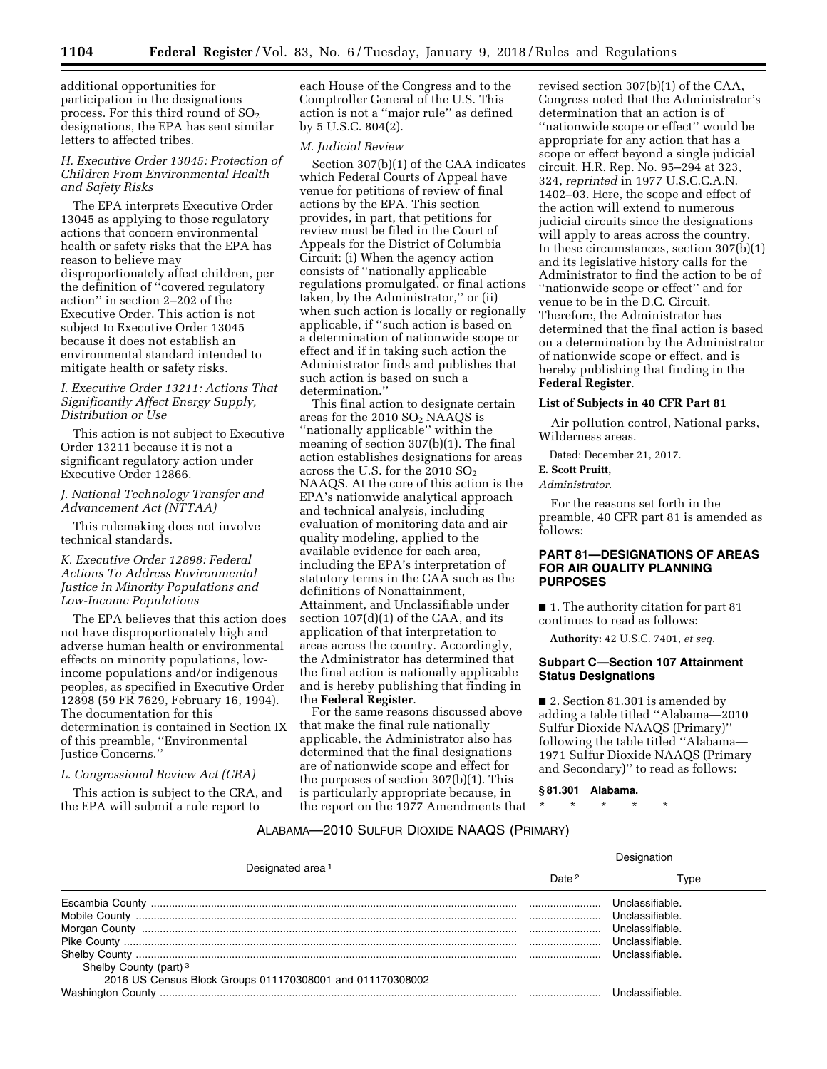additional opportunities for participation in the designations process. For this third round of $SO_2$ designations, the EPA has sent similar letters to affected tribes.

### *H. Executive Order 13045: Protection of Children From Environmental Health and Safety Risks*

The EPA interprets Executive Order 13045 as applying to those regulatory actions that concern environmental health or safety risks that the EPA has reason to believe may disproportionately affect children, per the definition of ''covered regulatory action'' in section 2–202 of the Executive Order. This action is not subject to Executive Order 13045 because it does not establish an environmental standard intended to mitigate health or safety risks.

### *I. Executive Order 13211: Actions That Significantly Affect Energy Supply, Distribution or Use*

This action is not subject to Executive Order 13211 because it is not a significant regulatory action under Executive Order 12866.

### *J. National Technology Transfer and Advancement Act (NTTAA)*

This rulemaking does not involve technical standards.

### *K. Executive Order 12898: Federal Actions To Address Environmental Justice in Minority Populations and Low-Income Populations*

The EPA believes that this action does not have disproportionately high and adverse human health or environmental effects on minority populations, low-income populations and/or indigenous peoples, as specified in Executive Order 12898 (59 FR 7629, February 16, 1994). The documentation for this determination is contained in Section IX of this preamble, ''Environmental Justice Concerns.''

### *L. Congressional Review Act (CRA)*

This action is subject to the CRA, and the EPA will submit a rule report to each House of the Congress and to the Comptroller General of the U.S. This action is not a ''major rule'' as defined by 5 U.S.C. 804(2).

### *M. Judicial Review*

Section 307(b)(1) of the CAA indicates which Federal Courts of Appeal have venue for petitions of review of final actions by the EPA. This section provides, in part, that petitions for review must be filed in the Court of Appeals for the District of Columbia Circuit: (i) When the agency action consists of ''nationally applicable regulations promulgated, or final actions taken, by the Administrator,'' or (ii) when such action is locally or regionally applicable, if ''such action is based on a determination of nationwide scope or effect and if in taking such action the Administrator finds and publishes that such action is based on such a determination.''

This final action to designate certain areas for the 2010 $SO_2$ NAAQS is ''nationally applicable'' within the meaning of section 307(b)(1). The final action establishes designations for areas across the U.S. for the 2010 $SO_2$ NAAQS. At the core of this action is the EPA's nationwide analytical approach and technical analysis, including evaluation of monitoring data and air quality modeling, applied to the available evidence for each area, including the EPA's interpretation of statutory terms in the CAA such as the definitions of Nonattainment, Attainment, and Unclassifiable under section 107(d)(1) of the CAA, and its application of that interpretation to areas across the country. Accordingly, the Administrator has determined that the final action is nationally applicable and is hereby publishing that finding in the **Federal Register**.

For the same reasons discussed above that make the final rule nationally applicable, the Administrator also has determined that the final designations are of nationwide scope and effect for the purposes of section 307(b)(1). This is particularly appropriate because, in the report on the 1977 Amendments that revised section 307(b)(1) of the CAA, Congress noted that the Administrator's determination that an action is of ''nationwide scope or effect'' would be appropriate for any action that has a scope or effect beyond a single judicial circuit. H.R. Rep. No. 95–294 at 323, 324, *reprinted* in 1977 U.S.C.C.A.N. 1402–03. Here, the scope and effect of the action will extend to numerous judicial circuits since the designations will apply to areas across the country. In these circumstances, section 307(b)(1) and its legislative history calls for the Administrator to find the action to be of ''nationwide scope or effect'' and for venue to be in the D.C. Circuit. Therefore, the Administrator has determined that the final action is based on a determination by the Administrator of nationwide scope or effect, and is hereby publishing that finding in the **Federal Register**.

**List of Subjects in 40 CFR Part 81**

Air pollution control, National parks, Wilderness areas.

Dated: December 21, 2017.

**E. Scott Pruitt,**

*Administrator.*

For the reasons set forth in the preamble, 40 CFR part 81 is amended as follows:

## PART 81—DESIGNATIONS OF AREAS FOR AIR QUALITY PLANNING PURPOSES

■ 1. The authority citation for part 81 continues to read as follows:

**Authority:** 42 U.S.C. 7401, *et seq.*

### Subpart C—Section 107 Attainment Status Designations

■ 2. Section 81.301 is amended by adding a table titled ''Alabama—2010 Sulfur Dioxide NAAQS (Primary)'' following the table titled ''Alabama—1971 Sulfur Dioxide NAAQS (Primary and Secondary)'' to read as follows:

**§ 81.301 Alabama.**

\* \* \* \* \*

ALABAMA—2010 SULFUR DIOXIDE NAAQS (PRIMARY)

| Designated area [1] | Designation | |
|---|---|---|
| | Date [2] | Type |
| Escambia County | | Unclassifiable. |
| Mobile County | | Unclassifiable. |
| Morgan County | | Unclassifiable. |
| Pike County | | Unclassifiable. |
| Shelby County | | Unclassifiable. |
| Shelby County (part) [3] | | |
| 2016 US Census Block Groups 011170308001 and 011170308002 | | |
| Washington County | | Unclassifiable. |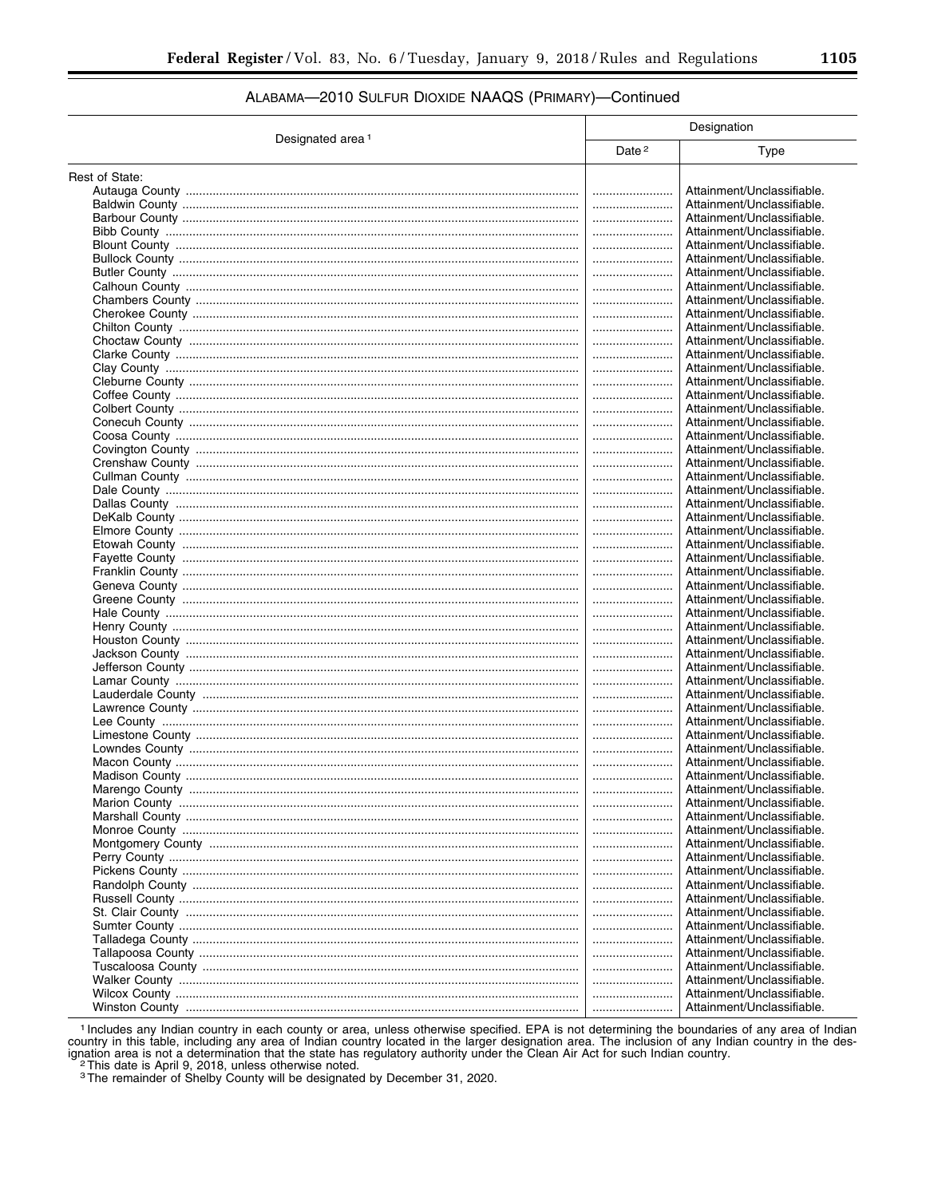ALABAMA—2010 SULFUR DIOXIDE NAAQS (PRIMARY)—Continued

| Designated area [1] | Designation | |
|---|---|---|
| | Date [2] | Type |
| Rest of State: | | |
| Autauga County | | Attainment/Unclassifiable. |
| Baldwin County | | Attainment/Unclassifiable. |
| Barbour County | | Attainment/Unclassifiable. |
| Bibb County | | Attainment/Unclassifiable. |
| Blount County | | Attainment/Unclassifiable. |
| Bullock County | | Attainment/Unclassifiable. |
| Butler County | | Attainment/Unclassifiable. |
| Calhoun County | | Attainment/Unclassifiable. |
| Chambers County | | Attainment/Unclassifiable. |
| Cherokee County | | Attainment/Unclassifiable. |
| Chilton County | | Attainment/Unclassifiable. |
| Choctaw County | | Attainment/Unclassifiable. |
| Clarke County | | Attainment/Unclassifiable. |
| Clay County | | Attainment/Unclassifiable. |
| Cleburne County | | Attainment/Unclassifiable. |
| Coffee County | | Attainment/Unclassifiable. |
| Colbert County | | Attainment/Unclassifiable. |
| Conecuh County | | Attainment/Unclassifiable. |
| Coosa County | | Attainment/Unclassifiable. |
| Covington County | | Attainment/Unclassifiable. |
| Crenshaw County | | Attainment/Unclassifiable. |
| Cullman County | | Attainment/Unclassifiable. |
| Dale County | | Attainment/Unclassifiable. |
| Dallas County | | Attainment/Unclassifiable. |
| DeKalb County | | Attainment/Unclassifiable. |
| Elmore County | | Attainment/Unclassifiable. |
| Etowah County | | Attainment/Unclassifiable. |
| Fayette County | | Attainment/Unclassifiable. |
| Franklin County | | Attainment/Unclassifiable. |
| Geneva County | | Attainment/Unclassifiable. |
| Greene County | | Attainment/Unclassifiable. |
| Hale County | | Attainment/Unclassifiable. |
| Henry County | | Attainment/Unclassifiable. |
| Houston County | | Attainment/Unclassifiable. |
| Jackson County | | Attainment/Unclassifiable. |
| Jefferson County | | Attainment/Unclassifiable. |
| Lamar County | | Attainment/Unclassifiable. |
| Lauderdale County | | Attainment/Unclassifiable. |
| Lawrence County | | Attainment/Unclassifiable. |
| Lee County | | Attainment/Unclassifiable. |
| Limestone County | | Attainment/Unclassifiable. |
| Lowndes County | | Attainment/Unclassifiable. |
| Macon County | | Attainment/Unclassifiable. |
| Madison County | | Attainment/Unclassifiable. |
| Marengo County | | Attainment/Unclassifiable. |
| Marion County | | Attainment/Unclassifiable. |
| Marshall County | | Attainment/Unclassifiable. |
| Monroe County | | Attainment/Unclassifiable. |
| Montgomery County | | Attainment/Unclassifiable. |
| Perry County | | Attainment/Unclassifiable. |
| Pickens County | | Attainment/Unclassifiable. |
| Randolph County | | Attainment/Unclassifiable. |
| Russell County | | Attainment/Unclassifiable. |
| St. Clair County | | Attainment/Unclassifiable. |
| Sumter County | | Attainment/Unclassifiable. |
| Talladega County | | Attainment/Unclassifiable. |
| Tallapoosa County | | Attainment/Unclassifiable. |
| Tuscaloosa County | | Attainment/Unclassifiable. |
| Walker County | | Attainment/Unclassifiable. |
| Wilcox County | | Attainment/Unclassifiable. |
| Winston County | | Attainment/Unclassifiable. |

[1] Includes any Indian country in each county or area, unless otherwise specified. EPA is not determining the boundaries of any area of Indian country in this table, including any area of Indian country located in the larger designation area. The inclusion of any Indian country in the designation area is not a determination that the state has regulatory authority under the Clean Air Act for such Indian country.

[2] This date is April 9, 2018, unless otherwise noted.

[3] The remainder of Shelby County will be designated by December 31, 2020.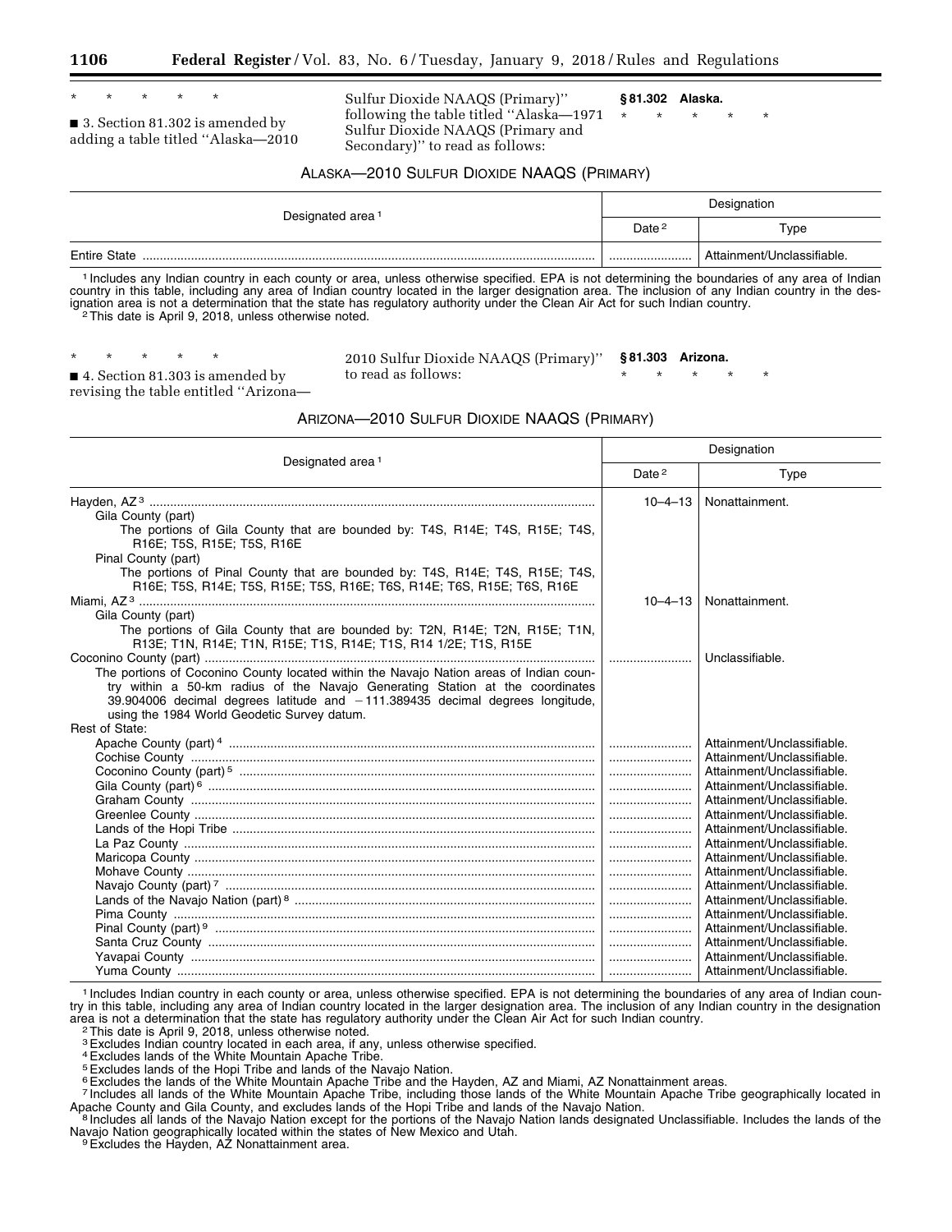\* \* \* \* \*

■ 3. Section 81.302 is amended by adding a table titled "Alaska—2010 Sulfur Dioxide NAAQS (Primary)" following the table titled "Alaska—1971 Sulfur Dioxide NAAQS (Primary and Secondary)" to read as follows:

**§ 81.302 Alaska.**

\* \* \* \* \*

ALASKA—2010 SULFUR DIOXIDE NAAQS (PRIMARY)

| Designated area [1] | Designation | |
|---|---|---|
| | Date [2] | Type |
| Entire State | ........................ | Attainment/Unclassifiable. |

[1] Includes any Indian country in each county or area, unless otherwise specified. EPA is not determining the boundaries of any area of Indian country in this table, including any area of Indian country located in the larger designation area. The inclusion of any Indian country in the designation area is not a determination that the state has regulatory authority under the Clean Air Act for such Indian country.

[2] This date is April 9, 2018, unless otherwise noted.

\* \* \* \* \*

■ 4. Section 81.303 is amended by revising the table entitled "Arizona—2010 Sulfur Dioxide NAAQS (Primary)" to read as follows:

**§ 81.303 Arizona.**

\* \* \* \* \*

ARIZONA—2010 SULFUR DIOXIDE NAAQS (PRIMARY)

| Designated area [1] | Designation | |
|---|---|---|
| | Date [2] | Type |
| Hayden, AZ [3] | 10–4–13 | Nonattainment. |
| Gila County (part) | | |
| The portions of Gila County that are bounded by: T4S, R14E; T4S, R15E; T4S, R16E; T5S, R15E; T5S, R16E | | |
| Pinal County (part) | | |
| The portions of Pinal County that are bounded by: T4S, R14E; T4S, R15E; T4S, R16E; T5S, R14E; T5S, R15E; T5S, R16E; T6S, R14E; T6S, R15E; T6S, R16E | | |
| Miami, AZ [3] | 10–4–13 | Nonattainment. |
| Gila County (part) | | |
| The portions of Gila County that are bounded by: T2N, R14E; T2N, R15E; T1N, R13E; T1N, R14E; T1N, R15E; T1S, R14E; T1S, R14 1/2E; T1S, R15E | | |
| Coconino County (part) | ........................ | Unclassifiable. |
| The portions of Coconino County located within the Navajo Nation areas of Indian country within a 50-km radius of the Navajo Generating Station at the coordinates 39.904006 decimal degrees latitude and −111.389435 decimal degrees longitude, using the 1984 World Geodetic Survey datum. | | |
| Rest of State: | | |
| Apache County (part) [4] | ........................ | Attainment/Unclassifiable. |
| Cochise County | ........................ | Attainment/Unclassifiable. |
| Coconino County (part) [5] | ........................ | Attainment/Unclassifiable. |
| Gila County (part) [6] | ........................ | Attainment/Unclassifiable. |
| Graham County | ........................ | Attainment/Unclassifiable. |
| Greenlee County | ........................ | Attainment/Unclassifiable. |
| Lands of the Hopi Tribe | ........................ | Attainment/Unclassifiable. |
| La Paz County | ........................ | Attainment/Unclassifiable. |
| Maricopa County | ........................ | Attainment/Unclassifiable. |
| Mohave County | ........................ | Attainment/Unclassifiable. |
| Navajo County (part) [7] | ........................ | Attainment/Unclassifiable. |
| Lands of the Navajo Nation (part) [8] | ........................ | Attainment/Unclassifiable. |
| Pima County | ........................ | Attainment/Unclassifiable. |
| Pinal County (part) [9] | ........................ | Attainment/Unclassifiable. |
| Santa Cruz County | ........................ | Attainment/Unclassifiable. |
| Yavapai County | ........................ | Attainment/Unclassifiable. |
| Yuma County | ........................ | Attainment/Unclassifiable. |

[1] Includes Indian country in each county or area, unless otherwise specified. EPA is not determining the boundaries of any area of Indian country in this table, including any area of Indian country located in the larger designation area. The inclusion of any Indian country in the designation area is not a determination that the state has regulatory authority under the Clean Air Act for such Indian country.

[2] This date is April 9, 2018, unless otherwise noted.

[3] Excludes Indian country located in each area, if any, unless otherwise specified.

[4] Excludes lands of the White Mountain Apache Tribe.

[5] Excludes lands of the Hopi Tribe and lands of the Navajo Nation.

[6] Excludes the lands of the White Mountain Apache Tribe and the Hayden, AZ and Miami, AZ Nonattainment areas.

[7] Includes all lands of the White Mountain Apache Tribe, including those lands of the White Mountain Apache Tribe geographically located in Apache County and Gila County, and excludes lands of the Hopi Tribe and lands of the Navajo Nation.

[8] Includes all lands of the Navajo Nation except for the portions of the Navajo Nation lands designated Unclassifiable. Includes the lands of the Navajo Nation geographically located within the states of New Mexico and Utah.

[9] Excludes the Hayden, AZ Nonattainment area.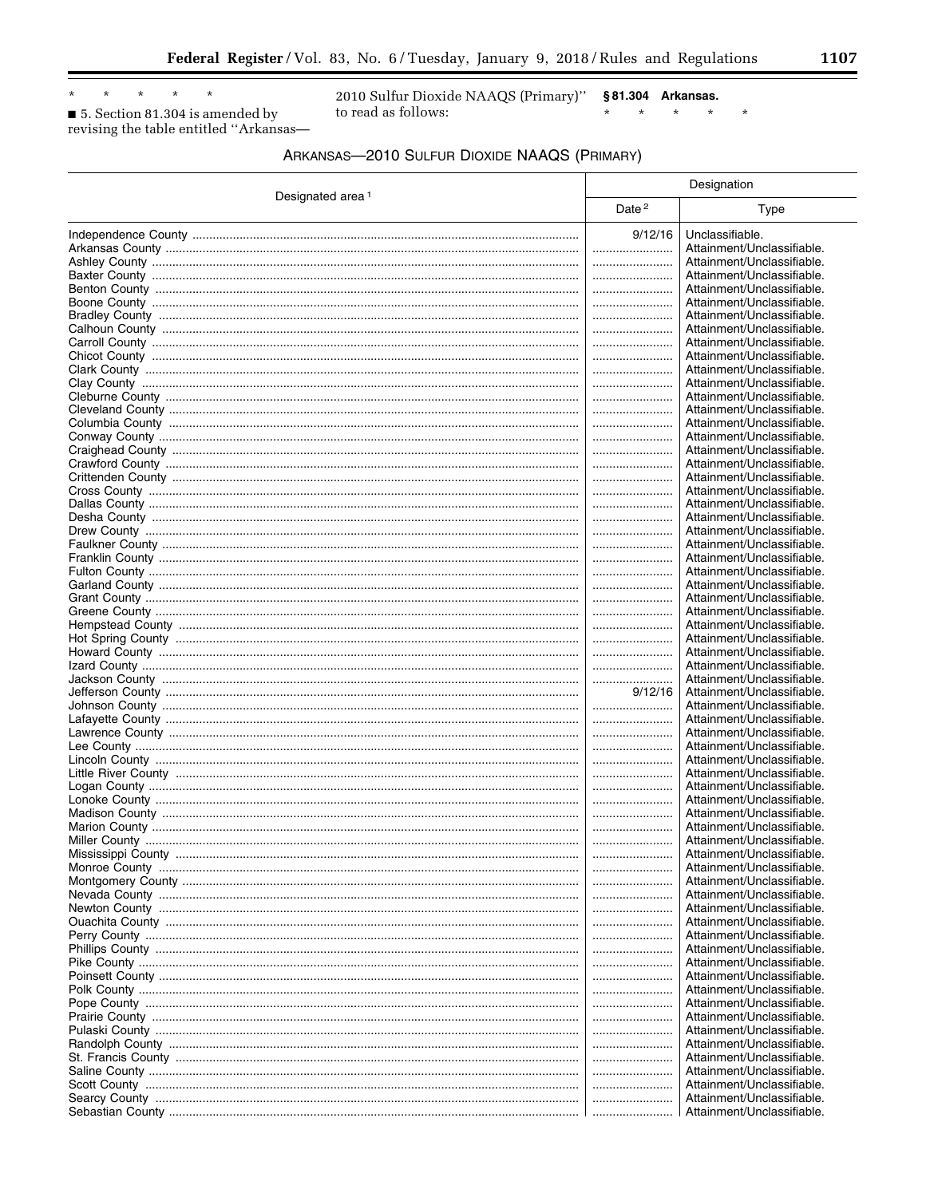\* \* \* \* \*

■ 5. Section 81.304 is amended by revising the table entitled "Arkansas—2010 Sulfur Dioxide NAAQS (Primary)" to read as follows:

**§ 81.304 Arkansas.**

\* \* \* \* \*

ARKANSAS—2010 SULFUR DIOXIDE NAAQS (PRIMARY)

| Designated area [1] | Designation | |
|---|---|---|
| | Date [2] | Type |
| Independence County | 9/12/16 | Unclassifiable. |
| Arkansas County | ........................ | Attainment/Unclassifiable. |
| Ashley County | ........................ | Attainment/Unclassifiable. |
| Baxter County | ........................ | Attainment/Unclassifiable. |
| Benton County | ........................ | Attainment/Unclassifiable. |
| Boone County | ........................ | Attainment/Unclassifiable. |
| Bradley County | ........................ | Attainment/Unclassifiable. |
| Calhoun County | ........................ | Attainment/Unclassifiable. |
| Carroll County | ........................ | Attainment/Unclassifiable. |
| Chicot County | ........................ | Attainment/Unclassifiable. |
| Clark County | ........................ | Attainment/Unclassifiable. |
| Clay County | ........................ | Attainment/Unclassifiable. |
| Cleburne County | ........................ | Attainment/Unclassifiable. |
| Cleveland County | ........................ | Attainment/Unclassifiable. |
| Columbia County | ........................ | Attainment/Unclassifiable. |
| Conway County | ........................ | Attainment/Unclassifiable. |
| Craighead County | ........................ | Attainment/Unclassifiable. |
| Crawford County | ........................ | Attainment/Unclassifiable. |
| Crittenden County | ........................ | Attainment/Unclassifiable. |
| Cross County | ........................ | Attainment/Unclassifiable. |
| Dallas County | ........................ | Attainment/Unclassifiable. |
| Desha County | ........................ | Attainment/Unclassifiable. |
| Drew County | ........................ | Attainment/Unclassifiable. |
| Faulkner County | ........................ | Attainment/Unclassifiable. |
| Franklin County | ........................ | Attainment/Unclassifiable. |
| Fulton County | ........................ | Attainment/Unclassifiable. |
| Garland County | ........................ | Attainment/Unclassifiable. |
| Grant County | ........................ | Attainment/Unclassifiable. |
| Greene County | ........................ | Attainment/Unclassifiable. |
| Hempstead County | ........................ | Attainment/Unclassifiable. |
| Hot Spring County | ........................ | Attainment/Unclassifiable. |
| Howard County | ........................ | Attainment/Unclassifiable. |
| Izard County | ........................ | Attainment/Unclassifiable. |
| Jackson County | ........................ | Attainment/Unclassifiable. |
| Jefferson County | 9/12/16 | Attainment/Unclassifiable. |
| Johnson County | ........................ | Attainment/Unclassifiable. |
| Lafayette County | ........................ | Attainment/Unclassifiable. |
| Lawrence County | ........................ | Attainment/Unclassifiable. |
| Lee County | ........................ | Attainment/Unclassifiable. |
| Lincoln County | ........................ | Attainment/Unclassifiable. |
| Little River County | ........................ | Attainment/Unclassifiable. |
| Logan County | ........................ | Attainment/Unclassifiable. |
| Lonoke County | ........................ | Attainment/Unclassifiable. |
| Madison County | ........................ | Attainment/Unclassifiable. |
| Marion County | ........................ | Attainment/Unclassifiable. |
| Miller County | ........................ | Attainment/Unclassifiable. |
| Mississippi County | ........................ | Attainment/Unclassifiable. |
| Monroe County | ........................ | Attainment/Unclassifiable. |
| Montgomery County | ........................ | Attainment/Unclassifiable. |
| Nevada County | ........................ | Attainment/Unclassifiable. |
| Newton County | ........................ | Attainment/Unclassifiable. |
| Ouachita County | ........................ | Attainment/Unclassifiable. |
| Perry County | ........................ | Attainment/Unclassifiable. |
| Phillips County | ........................ | Attainment/Unclassifiable. |
| Pike County | ........................ | Attainment/Unclassifiable. |
| Poinsett County | ........................ | Attainment/Unclassifiable. |
| Polk County | ........................ | Attainment/Unclassifiable. |
| Pope County | ........................ | Attainment/Unclassifiable. |
| Prairie County | ........................ | Attainment/Unclassifiable. |
| Pulaski County | ........................ | Attainment/Unclassifiable. |
| Randolph County | ........................ | Attainment/Unclassifiable. |
| St. Francis County | ........................ | Attainment/Unclassifiable. |
| Saline County | ........................ | Attainment/Unclassifiable. |
| Scott County | ........................ | Attainment/Unclassifiable. |
| Searcy County | ........................ | Attainment/Unclassifiable. |
| Sebastian County | ........................ | Attainment/Unclassifiable. |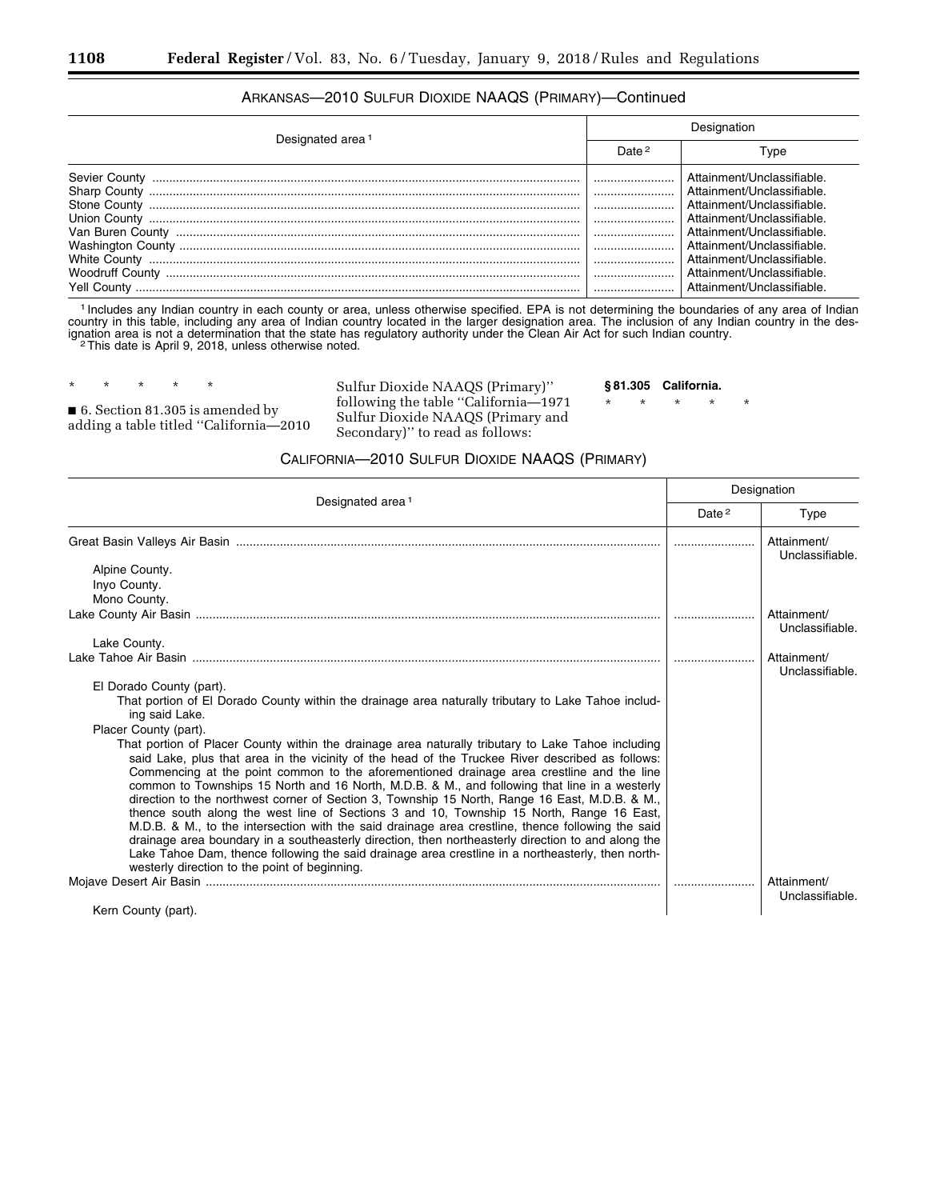ARKANSAS—2010 SULFUR DIOXIDE NAAQS (PRIMARY)—Continued

| Designated area [1] | Designation | |
|---|---|---|
| | Date [2] | Type |
| Sevier County | | Attainment/Unclassifiable. |
| Sharp County | | Attainment/Unclassifiable. |
| Stone County | | Attainment/Unclassifiable. |
| Union County | | Attainment/Unclassifiable. |
| Van Buren County | | Attainment/Unclassifiable. |
| Washington County | | Attainment/Unclassifiable. |
| White County | | Attainment/Unclassifiable. |
| Woodruff County | | Attainment/Unclassifiable. |
| Yell County | | Attainment/Unclassifiable. |

[1] Includes any Indian country in each county or area, unless otherwise specified. EPA is not determining the boundaries of any area of Indian country in this table, including any area of Indian country located in the larger designation area. The inclusion of any Indian country in the designation area is not a determination that the state has regulatory authority under the Clean Air Act for such Indian country.

[2] This date is April 9, 2018, unless otherwise noted.

\* \* \* \* \*

■ 6. Section 81.305 is amended by adding a table titled "California—2010 Sulfur Dioxide NAAQS (Primary)" following the table "California—1971 Sulfur Dioxide NAAQS (Primary and Secondary)" to read as follows:

**§ 81.305 California.**

\* \* \* \* \*

CALIFORNIA—2010 SULFUR DIOXIDE NAAQS (PRIMARY)

| Designated area [1] | Designation | |
|---|---|---|
| | Date [2] | Type |
| Great Basin Valleys Air Basin | | Attainment/Unclassifiable. |
| Alpine County. | | |
| Inyo County. | | |
| Mono County. | | |
| Lake County Air Basin | | Attainment/Unclassifiable. |
| Lake County. | | |
| Lake Tahoe Air Basin | | Attainment/Unclassifiable. |
| El Dorado County (part). | | |
| That portion of El Dorado County within the drainage area naturally tributary to Lake Tahoe including said Lake. | | |
| Placer County (part). | | |
| That portion of Placer County within the drainage area naturally tributary to Lake Tahoe including said Lake, plus that area in the vicinity of the head of the Truckee River described as follows: Commencing at the point common to the aforementioned drainage area crestline and the line common to Townships 15 North and 16 North, M.D.B. & M., and following that line in a westerly direction to the northwest corner of Section 3, Township 15 North, Range 16 East, M.D.B. & M., thence south along the west line of Sections 3 and 10, Township 15 North, Range 16 East, M.D.B. & M., to the intersection with the said drainage area crestline, thence following the said drainage area boundary in a southeasterly direction, then northeasterly direction to and along the Lake Tahoe Dam, thence following the said drainage area crestline in a northeasterly, then northwesterly direction to the point of beginning. | | |
| Mojave Desert Air Basin | | Attainment/Unclassifiable. |
| Kern County (part). | | |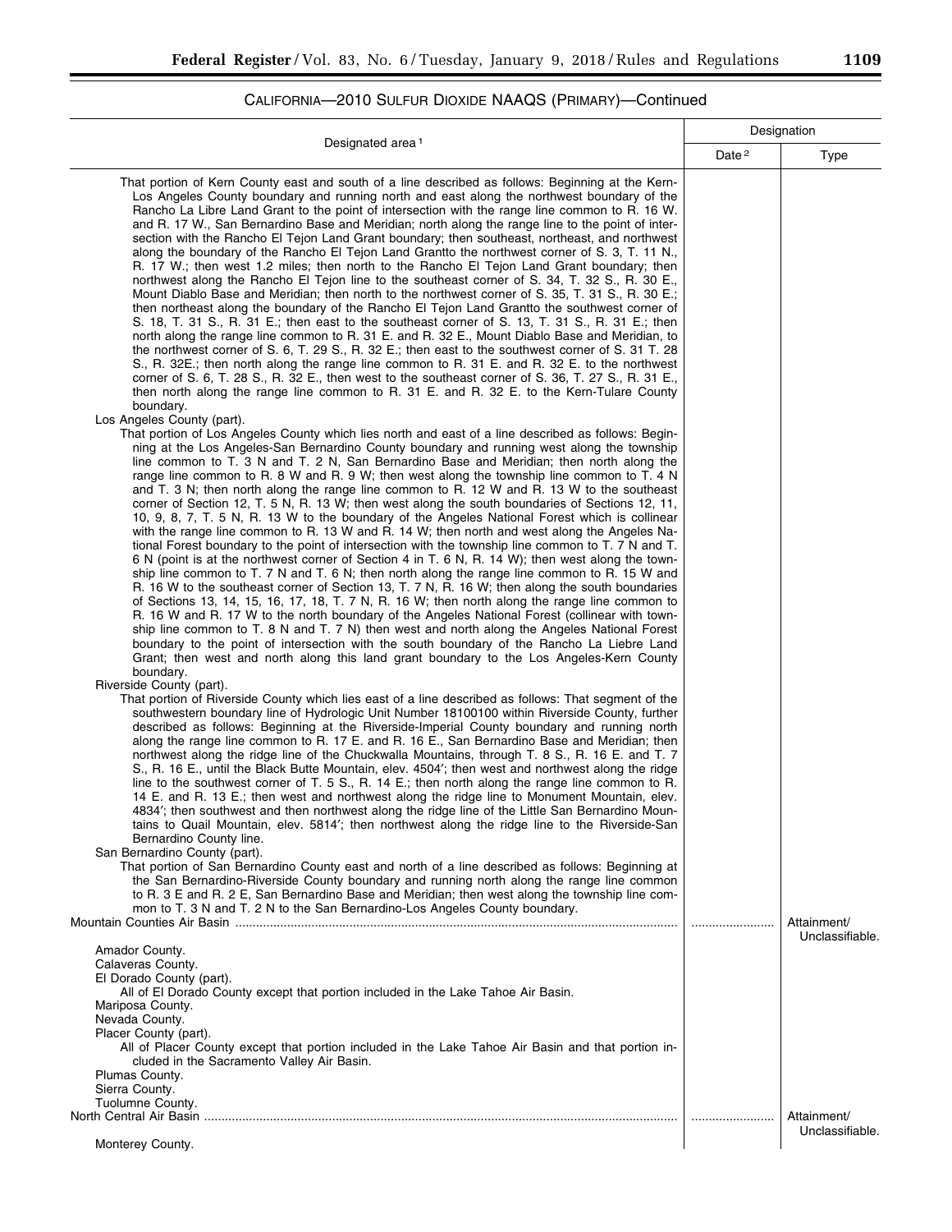## CALIFORNIA—2010 SULFUR DIOXIDE NAAQS (PRIMARY)—Continued

| Designated area [1] | Designation | |
|---|---|---|
| | Date [2] | Type |
| That portion of Kern County east and south of a line described as follows: Beginning at the Kern-Los Angeles County boundary and running north and east along the northwest boundary of the Rancho La Libre Land Grant to the point of intersection with the range line common to R. 16 W. and R. 17 W., San Bernardino Base and Meridian; north along the range line to the point of intersection with the Rancho El Tejon Land Grant boundary; then southeast, northeast, and northwest along the boundary of the Rancho El Tejon Land Grantto the northwest corner of S. 3, T. 11 N., R. 17 W.; then west 1.2 miles; then north to the Rancho El Tejon Land Grant boundary; then northwest along the Rancho El Tejon line to the southeast corner of S. 34, T. 32 S., R. 30 E., Mount Diablo Base and Meridian; then north to the northwest corner of S. 35, T. 31 S., R. 30 E.; then northeast along the boundary of the Rancho El Tejon Land Grantto the southwest corner of S. 18, T. 31 S., R. 31 E.; then east to the southeast corner of S. 13, T. 31 S., R. 31 E.; then north along the range line common to R. 31 E. and R. 32 E., Mount Diablo Base and Meridian, to the northwest corner of S. 6, T. 29 S., R. 32 E.; then east to the southwest corner of S. 31 T. 28 S., R. 32E.; then north along the range line common to R. 31 E. and R. 32 E. to the northwest corner of S. 6, T. 28 S., R. 32 E., then west to the southeast corner of S. 36, T. 27 S., R. 31 E., then north along the range line common to R. 31 E. and R. 32 E. to the Kern-Tulare County boundary. | | |
| Los Angeles County (part). | | |
| That portion of Los Angeles County which lies north and east of a line described as follows: Beginning at the Los Angeles-San Bernardino County boundary and running west along the township line common to T. 3 N and T. 2 N, San Bernardino Base and Meridian; then north along the range line common to R. 8 W and R. 9 W; then west along the township line common to T. 4 N and T. 3 N; then north along the range line common to R. 12 W and R. 13 W to the southeast corner of Section 12, T. 5 N, R. 13 W; then west along the south boundaries of Sections 12, 11, 10, 9, 8, 7, T. 5 N, R. 13 W to the boundary of the Angeles National Forest which is collinear with the range line common to R. 13 W and R. 14 W; then north and west along the Angeles National Forest boundary to the point of intersection with the township line common to T. 7 N and T. 6 N (point is at the northwest corner of Section 4 in T. 6 N, R. 14 W); then west along the township line common to T. 7 N and T. 6 N; then north along the range line common to R. 15 W and R. 16 W to the southeast corner of Section 13, T. 7 N, R. 16 W; then along the south boundaries of Sections 13, 14, 15, 16, 17, 18, T. 7 N, R. 16 W; then north along the range line common to R. 16 W and R. 17 W to the north boundary of the Angeles National Forest (collinear with township line common to T. 8 N and T. 7 N) then west and north along the Angeles National Forest boundary to the point of intersection with the south boundary of the Rancho La Liebre Land Grant; then west and north along this land grant boundary to the Los Angeles-Kern County boundary. | | |
| Riverside County (part). | | |
| That portion of Riverside County which lies east of a line described as follows: That segment of the southwestern boundary line of Hydrologic Unit Number 18100100 within Riverside County, further described as follows: Beginning at the Riverside-Imperial County boundary and running north along the range line common to R. 17 E. and R. 16 E., San Bernardino Base and Meridian; then northwest along the ridge line of the Chuckwalla Mountains, through T. 8 S., R. 16 E. and T. 7 S., R. 16 E., until the Black Butte Mountain, elev. 4504′; then west and northwest along the ridge line to the southwest corner of T. 5 S., R. 14 E.; then north along the range line common to R. 14 E. and R. 13 E.; then west and northwest along the ridge line to Monument Mountain, elev. 4834′; then southwest and then northwest along the ridge line of the Little San Bernardino Mountains to Quail Mountain, elev. 5814′; then northwest along the ridge line to the Riverside-San Bernardino County line. | | |
| San Bernardino County (part). | | |
| That portion of San Bernardino County east and north of a line described as follows: Beginning at the San Bernardino-Riverside County boundary and running north along the range line common to R. 3 E and R. 2 E, San Bernardino Base and Meridian; then west along the township line common to T. 3 N and T. 2 N to the San Bernardino-Los Angeles County boundary. | | |
| Mountain Counties Air Basin | | Attainment/ Unclassifiable. |
| Amador County. | | |
| Calaveras County. | | |
| El Dorado County (part). | | |
| All of El Dorado County except that portion included in the Lake Tahoe Air Basin. | | |
| Mariposa County. | | |
| Nevada County. | | |
| Placer County (part). | | |
| All of Placer County except that portion included in the Lake Tahoe Air Basin and that portion included in the Sacramento Valley Air Basin. | | |
| Plumas County. | | |
| Sierra County. | | |
| Tuolumne County. | | |
| North Central Air Basin | | Attainment/ Unclassifiable. |
| Monterey County. | | |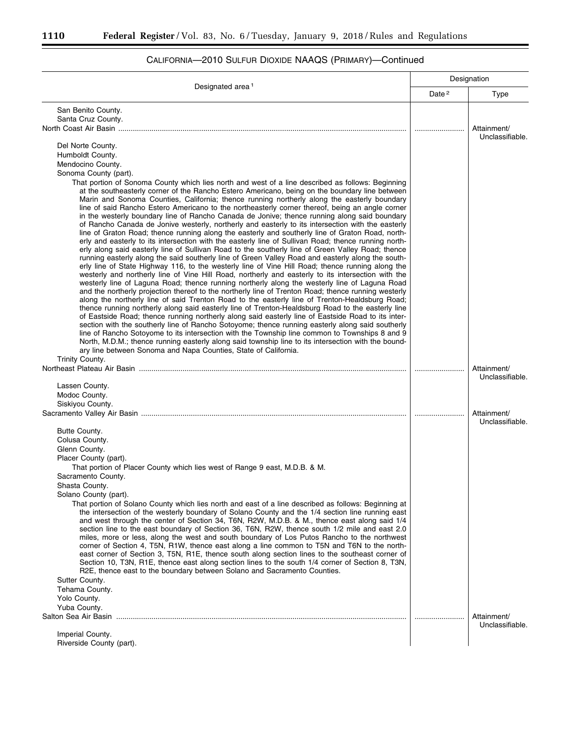## CALIFORNIA—2010 SULFUR DIOXIDE NAAQS (PRIMARY)—Continued

| Designated area [1] | Designation | |
|---|---|---|
| | Date [2] | Type |
| San Benito County. | | |
| Santa Cruz County. | | |
| North Coast Air Basin | ............ | Attainment/ Unclassifiable. |
| Del Norte County. | | |
| Humboldt County. | | |
| Mendocino County. | | |
| Sonoma County (part). | | |
| That portion of Sonoma County which lies north and west of a line described as follows: Beginning at the southeasterly corner of the Rancho Estero Americano, being on the boundary line between Marin and Sonoma Counties, California; thence running northerly along the easterly boundary line of said Rancho Estero Americano to the northeasterly corner thereof, being an angle corner in the westerly boundary line of Rancho Canada de Jonive; thence running along said boundary of Rancho Canada de Jonive westerly, northerly and easterly to its intersection with the easterly line of Graton Road; thence running along the easterly and southerly line of Graton Road, northerly and easterly to its intersection with the easterly line of Sullivan Road; thence running northerly along said easterly line of Sullivan Road to the southerly line of Green Valley Road; thence running easterly along the said southerly line of Green Valley Road and easterly along the southerly line of State Highway 116, to the westerly line of Vine Hill Road; thence running along the westerly and northerly line of Vine Hill Road, northerly and easterly to its intersection with the westerly line of Laguna Road; thence running northerly along the westerly line of Laguna Road and the northerly projection thereof to the northerly line of Trenton Road; thence running westerly along the northerly line of said Trenton Road to the easterly line of Trenton-Healdsburg Road; thence running northerly along said easterly line of Trenton-Healdsburg Road to the easterly line of Eastside Road; thence running northerly along said easterly line of Eastside Road to its intersection with the southerly line of Rancho Sotoyome; thence running easterly along said southerly line of Rancho Sotoyome to its intersection with the Township line common to Townships 8 and 9 North, M.D.M.; thence running easterly along said township line to its intersection with the boundary line between Sonoma and Napa Counties, State of California. | | |
| Trinity County. | | |
| Northeast Plateau Air Basin | ............ | Attainment/ Unclassifiable. |
| Lassen County. | | |
| Modoc County. | | |
| Siskiyou County. | | |
| Sacramento Valley Air Basin | ............ | Attainment/ Unclassifiable. |
| Butte County. | | |
| Colusa County. | | |
| Glenn County. | | |
| Placer County (part). | | |
| That portion of Placer County which lies west of Range 9 east, M.D.B. & M. | | |
| Sacramento County. | | |
| Shasta County. | | |
| Solano County (part). | | |
| That portion of Solano County which lies north and east of a line described as follows: Beginning at the intersection of the westerly boundary of Solano County and the 1/4 section line running east and west through the center of Section 34, T6N, R2W, M.D.B. & M., thence east along said 1/4 section line to the east boundary of Section 36, T6N, R2W, thence south 1/2 mile and east 2.0 miles, more or less, along the west and south boundary of Los Putos Rancho to the northwest corner of Section 4, T5N, R1W, thence east along a line common to T5N and T6N to the northeast corner of Section 3, T5N, R1E, thence south along section lines to the southeast corner of Section 10, T3N, R1E, thence east along section lines to the south 1/4 corner of Section 8, T3N, R2E, thence east to the boundary between Solano and Sacramento Counties. | | |
| Sutter County. | | |
| Tehama County. | | |
| Yolo County. | | |
| Yuba County. | | |
| Salton Sea Air Basin | ............ | Attainment/ Unclassifiable. |
| Imperial County. | | |
| Riverside County (part). | | |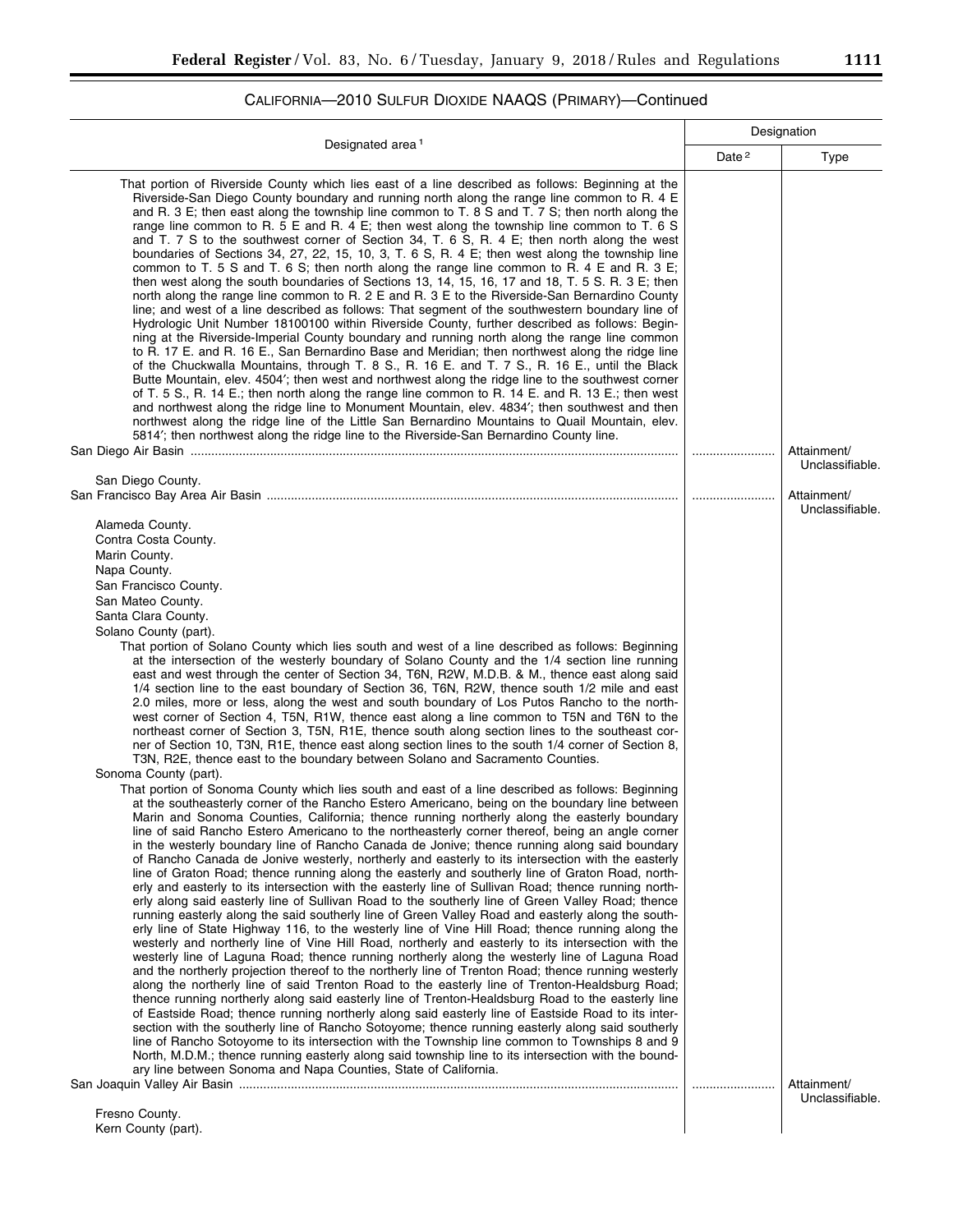## CALIFORNIA—2010 SULFUR DIOXIDE NAAQS (PRIMARY)—Continued

| Designated area [1] | Designation | |
|---|---|---|
| | Date [2] | Type |
| That portion of Riverside County which lies east of a line described as follows: Beginning at the Riverside-San Diego County boundary and running north along the range line common to R. 4 E and R. 3 E; then east along the township line common to T. 8 S and T. 7 S; then north along the range line common to R. 5 E and R. 4 E; then west along the township line common to T. 6 S and T. 7 S to the southwest corner of Section 34, T. 6 S, R. 4 E; then north along the west boundaries of Sections 34, 27, 22, 15, 10, 3, T. 6 S, R. 4 E; then west along the township line common to T. 5 S and T. 6 S; then north along the range line common to R. 4 E and R. 3 E; then west along the south boundaries of Sections 13, 14, 15, 16, 17 and 18, T. 5 S. R. 3 E; then north along the range line common to R. 2 E and R. 3 E to the Riverside-San Bernardino County line; and west of a line described as follows: That segment of the southwestern boundary line of Hydrologic Unit Number 18100100 within Riverside County, further described as follows: Beginning at the Riverside-Imperial County boundary and running north along the range line common to R. 17 E. and R. 16 E., San Bernardino Base and Meridian; then northwest along the ridge line of the Chuckwalla Mountains, through T. 8 S., R. 16 E. and T. 7 S., R. 16 E., until the Black Butte Mountain, elev. 4504′; then west and northwest along the ridge line to the southwest corner of T. 5 S., R. 14 E.; then north along the range line common to R. 14 E. and R. 13 E.; then west and northwest along the ridge line to Monument Mountain, elev. 4834′; then southwest and then northwest along the ridge line of the Little San Bernardino Mountains to Quail Mountain, elev. 5814′; then northwest along the ridge line to the Riverside-San Bernardino County line. | | |
| San Diego Air Basin | ........................ | Attainment/ Unclassifiable. |
| San Diego County. | | |
| San Francisco Bay Area Air Basin | ........................ | Attainment/ Unclassifiable. |
| Alameda County. | | |
| Contra Costa County. | | |
| Marin County. | | |
| Napa County. | | |
| San Francisco County. | | |
| San Mateo County. | | |
| Santa Clara County. | | |
| Solano County (part). | | |
| That portion of Solano County which lies south and west of a line described as follows: Beginning at the intersection of the westerly boundary of Solano County and the 1/4 section line running east and west through the center of Section 34, T6N, R2W, M.D.B. & M., thence east along said 1/4 section line to the east boundary of Section 36, T6N, R2W, thence south 1/2 mile and east 2.0 miles, more or less, along the west and south boundary of Los Putos Rancho to the northwest corner of Section 4, T5N, R1W, thence east along a line common to T5N and T6N to the northeast corner of Section 3, T5N, R1E, thence south along section lines to the southeast corner of Section 10, T3N, R1E, thence east along section lines to the south 1/4 corner of Section 8, T3N, R2E, thence east to the boundary between Solano and Sacramento Counties. | | |
| Sonoma County (part). | | |
| That portion of Sonoma County which lies south and east of a line described as follows: Beginning at the southeasterly corner of the Rancho Estero Americano, being on the boundary line between Marin and Sonoma Counties, California; thence running northerly along the easterly boundary line of said Rancho Estero Americano to the northeasterly corner thereof, being an angle corner in the westerly boundary line of Rancho Canada de Jonive; thence running along said boundary of Rancho Canada de Jonive westerly, northerly and easterly to its intersection with the easterly line of Graton Road; thence running along the easterly and southerly line of Graton Road, northerly and easterly to its intersection with the easterly line of Sullivan Road; thence running northerly along said easterly line of Sullivan Road to the southerly line of Green Valley Road; thence running easterly along the said southerly line of Green Valley Road and easterly along the southerly line of State Highway 116, to the westerly line of Vine Hill Road; thence running along the westerly and northerly line of Vine Hill Road, northerly and easterly to its intersection with the westerly line of Laguna Road; thence running northerly along the westerly line of Laguna Road and the northerly projection thereof to the northerly line of Trenton Road; thence running westerly along the northerly line of said Trenton Road to the easterly line of Trenton-Healdsburg Road; thence running northerly along said easterly line of Trenton-Healdsburg Road to the easterly line of Eastside Road; thence running northerly along said easterly line of Eastside Road to its intersection with the southerly line of Rancho Sotoyome; thence running easterly along said southerly line of Rancho Sotoyome to its intersection with the Township line common to Townships 8 and 9 North, M.D.M.; thence running easterly along said township line to its intersection with the boundary line between Sonoma and Napa Counties, State of California. | | |
| San Joaquin Valley Air Basin | ........................ | Attainment/ Unclassifiable. |
| Fresno County. | | |
| Kern County (part). | | |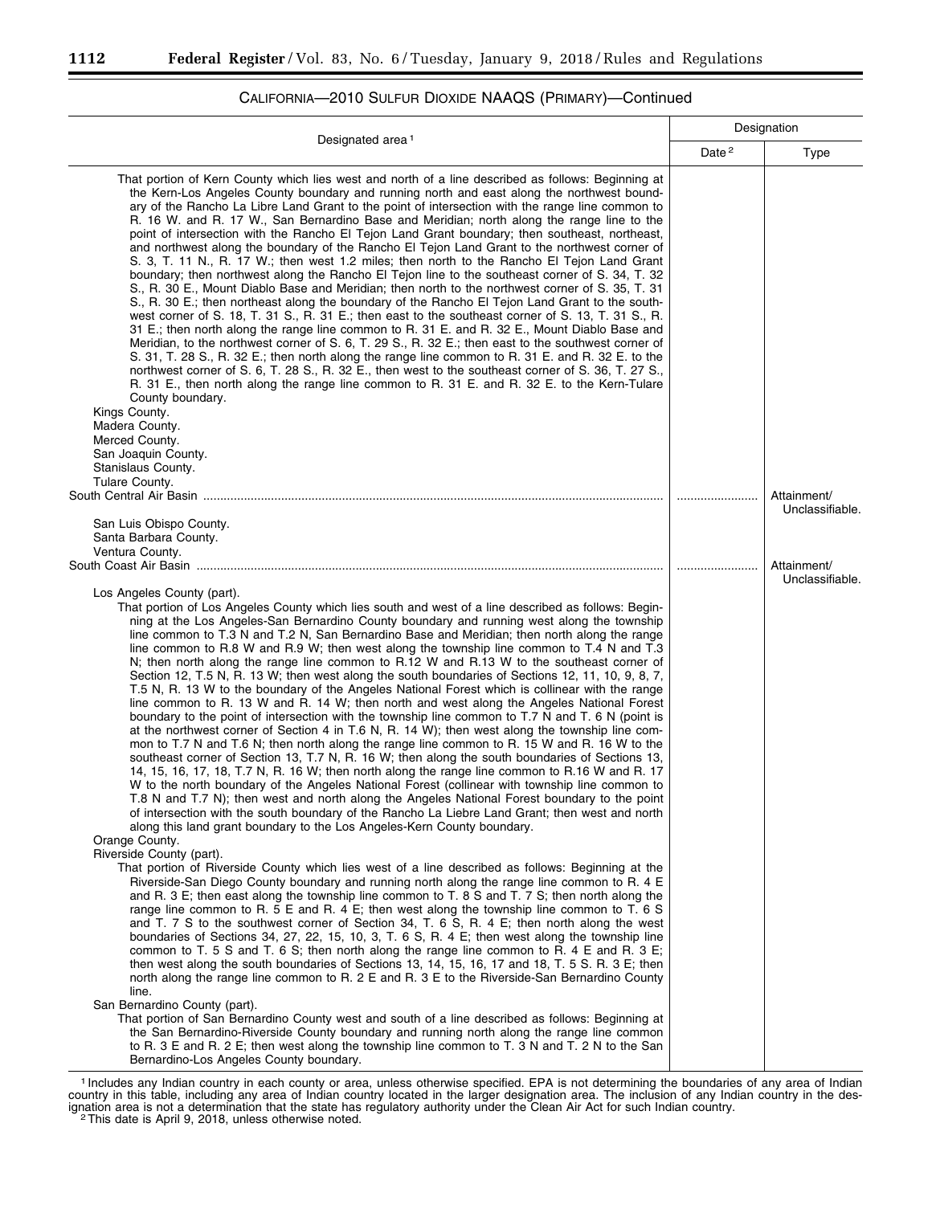## CALIFORNIA—2010 SULFUR DIOXIDE NAAQS (PRIMARY)—Continued

| Designated area [1] | Designation | |
|---|---|---|
| | Date [2] | Type |
| That portion of Kern County which lies west and north of a line described as follows: Beginning at the Kern-Los Angeles County boundary and running north and east along the northwest boundary of the Rancho La Libre Land Grant to the point of intersection with the range line common to R. 16 W. and R. 17 W., San Bernardino Base and Meridian; north along the range line to the point of intersection with the Rancho El Tejon Land Grant boundary; then southeast, northeast, and northwest along the boundary of the Rancho El Tejon Land Grant to the northwest corner of S. 3, T. 11 N., R. 17 W.; then west 1.2 miles; then north to the Rancho El Tejon Land Grant boundary; then northwest along the Rancho El Tejon line to the southeast corner of S. 34, T. 32 S., R. 30 E., Mount Diablo Base and Meridian; then north to the northwest corner of S. 35, T. 31 S., R. 30 E.; then northeast along the boundary of the Rancho El Tejon Land Grant to the southwest corner of S. 18, T. 31 S., R. 31 E.; then east to the southeast corner of S. 13, T. 31 S., R. 31 E.; then north along the range line common to R. 31 E. and R. 32 E., Mount Diablo Base and Meridian, to the northwest corner of S. 6, T. 29 S., R. 32 E.; then east to the southwest corner of S. 31, T. 28 S., R. 32 E.; then north along the range line common to R. 31 E. and R. 32 E. to the northwest corner of S. 6, T. 28 S., R. 32 E., then west to the southeast corner of S. 36, T. 27 S., R. 31 E., then north along the range line common to R. 31 E. and R. 32 E. to the Kern-Tulare County boundary. | | |
| Kings County. | | |
| Madera County. | | |
| Merced County. | | |
| San Joaquin County. | | |
| Stanislaus County. | | |
| Tulare County. | | |
| South Central Air Basin | ........................ | Attainment/ Unclassifiable. |
| San Luis Obispo County. | | |
| Santa Barbara County. | | |
| Ventura County. | | |
| South Coast Air Basin | ........................ | Attainment/ Unclassifiable. |
| Los Angeles County (part). | | |
| That portion of Los Angeles County which lies south and west of a line described as follows: Beginning at the Los Angeles-San Bernardino County boundary and running west along the township line common to T.3 N and T.2 N, San Bernardino Base and Meridian; then north along the range line common to R.8 W and R.9 W; then west along the township line common to T.4 N and T.3 N; then north along the range line common to R.12 W and R.13 W to the southeast corner of Section 12, T.5 N, R. 13 W; then west along the south boundaries of Sections 12, 11, 10, 9, 8, 7, T.5 N, R. 13 W to the boundary of the Angeles National Forest which is collinear with the range line common to R. 13 W and R. 14 W; then north and west along the Angeles National Forest boundary to the point of intersection with the township line common to T.7 N and T. 6 N (point is at the northwest corner of Section 4 in T.6 N, R. 14 W); then west along the township line common to T.7 N and T.6 N; then north along the range line common to R. 15 W and R. 16 W to the southeast corner of Section 13, T.7 N, R. 16 W; then along the south boundaries of Sections 13, 14, 15, 16, 17, 18, T.7 N, R. 16 W; then north along the range line common to R.16 W and R. 17 W to the north boundary of the Angeles National Forest (collinear with township line common to T.8 N and T.7 N); then west and north along the Angeles National Forest boundary to the point of intersection with the south boundary of the Rancho La Liebre Land Grant; then west and north along this land grant boundary to the Los Angeles-Kern County boundary. | | |
| Orange County. | | |
| Riverside County (part). | | |
| That portion of Riverside County which lies west of a line described as follows: Beginning at the Riverside-San Diego County boundary and running north along the range line common to R. 4 E and R. 3 E; then east along the township line common to T. 8 S and T. 7 S; then north along the range line common to R. 5 E and R. 4 E; then west along the township line common to T. 6 S and T. 7 S to the southwest corner of Section 34, T. 6 S, R. 4 E; then north along the west boundaries of Sections 34, 27, 22, 15, 10, 3, T. 6 S, R. 4 E; then west along the township line common to T. 5 S and T. 6 S; then north along the range line common to R. 4 E and R. 3 E; then west along the south boundaries of Sections 13, 14, 15, 16, 17 and 18, T. 5 S. R. 3 E; then north along the range line common to R. 2 E and R. 3 E to the Riverside-San Bernardino County line. | | |
| San Bernardino County (part). | | |
| That portion of San Bernardino County west and south of a line described as follows: Beginning at the San Bernardino-Riverside County boundary and running north along the range line common to R. 3 E and R. 2 E; then west along the township line common to T. 3 N and T. 2 N to the San Bernardino-Los Angeles County boundary. | | |

[1] Includes any Indian country in each county or area, unless otherwise specified. EPA is not determining the boundaries of any area of Indian country in this table, including any area of Indian country located in the larger designation area. The inclusion of any Indian country in the designation area is not a determination that the state has regulatory authority under the Clean Air Act for such Indian country.

[2] This date is April 9, 2018, unless otherwise noted.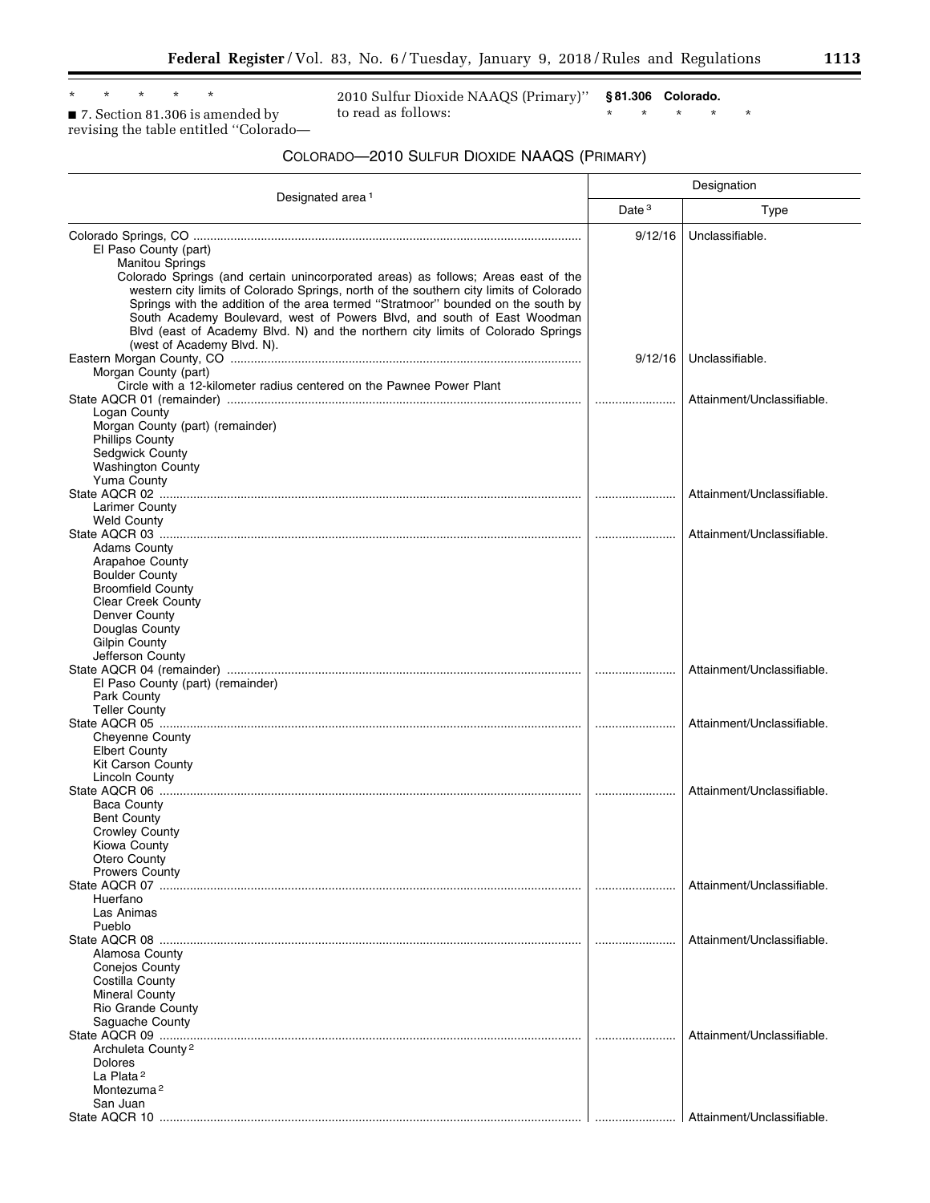\* \* \* \* \*

■ 7. Section 81.306 is amended by revising the table entitled "Colorado—2010 Sulfur Dioxide NAAQS (Primary)" to read as follows:

**§ 81.306 Colorado.**

\* \* \* \* \*

COLORADO—2010 SULFUR DIOXIDE NAAQS (PRIMARY)

| Designated area [1] | Designation | |
|---|---|---|
| | Date [3] | Type |
| Colorado Springs, CO | 9/12/16 | Unclassifiable. |
| El Paso County (part) | | |
| Manitou Springs | | |
| Colorado Springs (and certain unincorporated areas) as follows; Areas east of the western city limits of Colorado Springs, north of the southern city limits of Colorado Springs with the addition of the area termed "Stratmoor" bounded on the south by South Academy Boulevard, west of Powers Blvd, and south of East Woodman Blvd (east of Academy Blvd. N) and the northern city limits of Colorado Springs (west of Academy Blvd. N). | | |
| Eastern Morgan County, CO | 9/12/16 | Unclassifiable. |
| Morgan County (part) | | |
| Circle with a 12-kilometer radius centered on the Pawnee Power Plant | | |
| State AQCR 01 (remainder) | | Attainment/Unclassifiable. |
| Logan County | | |
| Morgan County (part) (remainder) | | |
| Phillips County | | |
| Sedgwick County | | |
| Washington County | | |
| Yuma County | | |
| State AQCR 02 | | Attainment/Unclassifiable. |
| Larimer County | | |
| Weld County | | |
| State AQCR 03 | | Attainment/Unclassifiable. |
| Adams County | | |
| Arapahoe County | | |
| Boulder County | | |
| Broomfield County | | |
| Clear Creek County | | |
| Denver County | | |
| Douglas County | | |
| Gilpin County | | |
| Jefferson County | | |
| State AQCR 04 (remainder) | | Attainment/Unclassifiable. |
| El Paso County (part) (remainder) | | |
| Park County | | |
| Teller County | | |
| State AQCR 05 | | Attainment/Unclassifiable. |
| Cheyenne County | | |
| Elbert County | | |
| Kit Carson County | | |
| Lincoln County | | |
| State AQCR 06 | | Attainment/Unclassifiable. |
| Baca County | | |
| Bent County | | |
| Crowley County | | |
| Kiowa County | | |
| Otero County | | |
| Prowers County | | |
| State AQCR 07 | | Attainment/Unclassifiable. |
| Huerfano | | |
| Las Animas | | |
| Pueblo | | |
| State AQCR 08 | | Attainment/Unclassifiable. |
| Alamosa County | | |
| Conejos County | | |
| Costilla County | | |
| Mineral County | | |
| Rio Grande County | | |
| Saguache County | | |
| State AQCR 09 | | Attainment/Unclassifiable. |
| Archuleta County [2] | | |
| Dolores | | |
| La Plata [2] | | |
| Montezuma [2] | | |
| San Juan | | |
| State AQCR 10 | | Attainment/Unclassifiable. |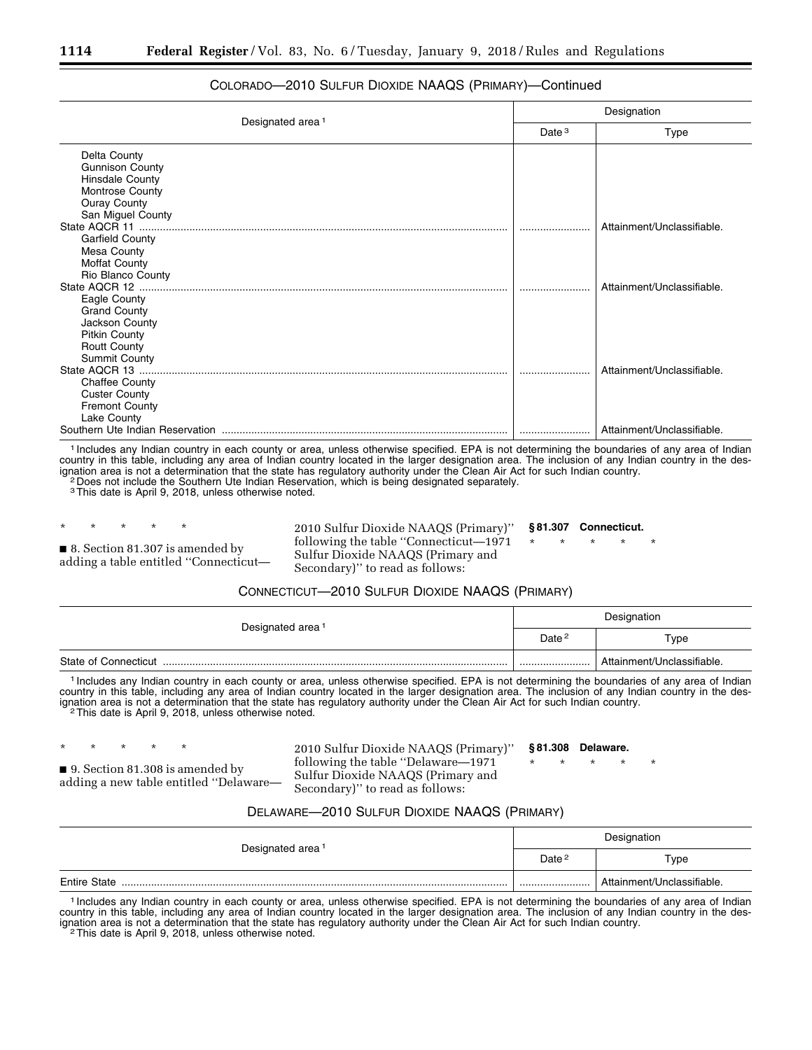COLORADO—2010 SULFUR DIOXIDE NAAQS (PRIMARY)—Continued

| Designated area [1] | Designation | |
|---|---|---|
| | Date [3] | Type |
| Delta County | | |
| Gunnison County | | |
| Hinsdale County | | |
| Montrose County | | |
| Ouray County | | |
| San Miguel County | | |
| State AQCR 11 | ........................ | Attainment/Unclassifiable. |
| Garfield County | | |
| Mesa County | | |
| Moffat County | | |
| Rio Blanco County | | |
| State AQCR 12 | ........................ | Attainment/Unclassifiable. |
| Eagle County | | |
| Grand County | | |
| Jackson County | | |
| Pitkin County | | |
| Routt County | | |
| Summit County | | |
| State AQCR 13 | ........................ | Attainment/Unclassifiable. |
| Chaffee County | | |
| Custer County | | |
| Fremont County | | |
| Lake County | | |
| Southern Ute Indian Reservation | ........................ | Attainment/Unclassifiable. |

[1] Includes any Indian country in each county or area, unless otherwise specified. EPA is not determining the boundaries of any area of Indian country in this table, including any area of Indian country located in the larger designation area. The inclusion of any Indian country in the designation area is not a determination that the state has regulatory authority under the Clean Air Act for such Indian country.

[2] Does not include the Southern Ute Indian Reservation, which is being designated separately.

[3] This date is April 9, 2018, unless otherwise noted.

\* \* \* \* \*

■ 8. Section 81.307 is amended by adding a table entitled "Connecticut—2010 Sulfur Dioxide NAAQS (Primary)" following the table "Connecticut—1971 Sulfur Dioxide NAAQS (Primary and Secondary)" to read as follows:

**§ 81.307 Connecticut.**

\* \* \* \* \*

CONNECTICUT—2010 SULFUR DIOXIDE NAAQS (PRIMARY)

| Designated area [1] | Designation | |
|---|---|---|
| | Date [2] | Type |
| State of Connecticut | ........................ | Attainment/Unclassifiable. |

[1] Includes any Indian country in each county or area, unless otherwise specified. EPA is not determining the boundaries of any area of Indian country in this table, including any area of Indian country located in the larger designation area. The inclusion of any Indian country in the designation area is not a determination that the state has regulatory authority under the Clean Air Act for such Indian country.

[2] This date is April 9, 2018, unless otherwise noted.

\* \* \* \* \*

■ 9. Section 81.308 is amended by adding a new table entitled "Delaware—2010 Sulfur Dioxide NAAQS (Primary)" following the table "Delaware—1971 Sulfur Dioxide NAAQS (Primary and Secondary)" to read as follows:

**§ 81.308 Delaware.**

\* \* \* \* \*

DELAWARE—2010 SULFUR DIOXIDE NAAQS (PRIMARY)

| Designated area [1] | Designation | |
|---|---|---|
| | Date [2] | Type |
| Entire State | ........................ | Attainment/Unclassifiable. |

[1] Includes any Indian country in each county or area, unless otherwise specified. EPA is not determining the boundaries of any area of Indian country in this table, including any area of Indian country located in the larger designation area. The inclusion of any Indian country in the designation area is not a determination that the state has regulatory authority under the Clean Air Act for such Indian country.

[2] This date is April 9, 2018, unless otherwise noted.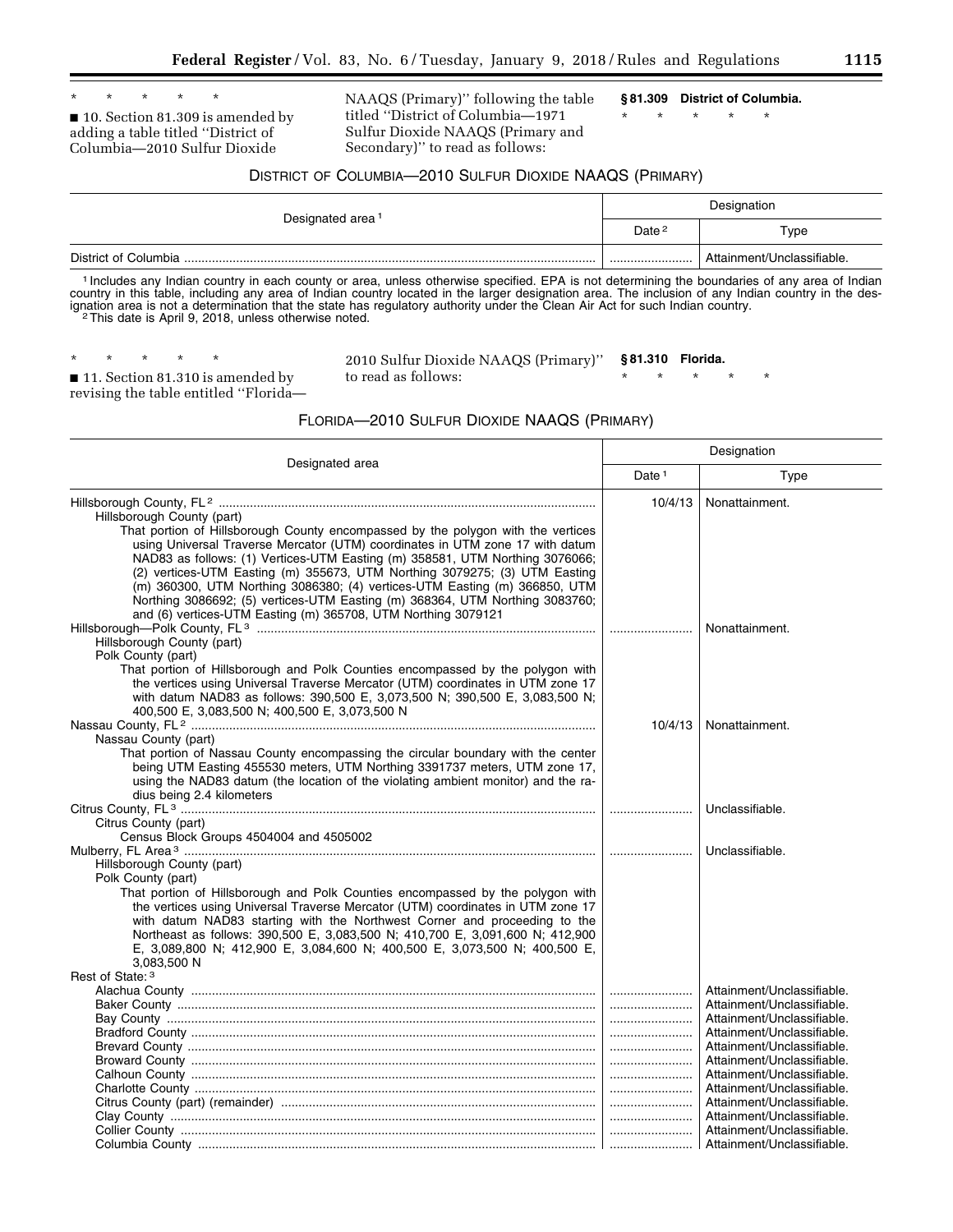\* \* \* \* \*

■ 10. Section 81.309 is amended by adding a table titled "District of Columbia—2010 Sulfur Dioxide NAAQS (Primary)" following the table titled "District of Columbia—1971 Sulfur Dioxide NAAQS (Primary and Secondary)" to read as follows:

**§ 81.309 District of Columbia.**

\* \* \* \* \*

DISTRICT OF COLUMBIA—2010 SULFUR DIOXIDE NAAQS (PRIMARY)

| Designated area [1] | Designation | |
|---|---|---|
| | Date [2] | Type |
| District of Columbia | | Attainment/Unclassifiable. |

[1] Includes any Indian country in each county or area, unless otherwise specified. EPA is not determining the boundaries of any area of Indian country in this table, including any area of Indian country located in the larger designation area. The inclusion of any Indian country in the designation area is not a determination that the state has regulatory authority under the Clean Air Act for such Indian country.

[2] This date is April 9, 2018, unless otherwise noted.

\* \* \* \* \*

■ 11. Section 81.310 is amended by revising the table entitled "Florida—2010 Sulfur Dioxide NAAQS (Primary)" to read as follows:

**§ 81.310 Florida.**

\* \* \* \* \*

FLORIDA—2010 SULFUR DIOXIDE NAAQS (PRIMARY)

| Designated area | Designation | |
|---|---|---|
| | Date [1] | Type |
| Hillsborough County, FL [2] | 10/4/13 | Nonattainment. |
| Hillsborough County (part) | | |
| That portion of Hillsborough County encompassed by the polygon with the vertices using Universal Traverse Mercator (UTM) coordinates in UTM zone 17 with datum NAD83 as follows: (1) Vertices-UTM Easting (m) 358581, UTM Northing 3076066; (2) vertices-UTM Easting (m) 355673, UTM Northing 3079275; (3) UTM Easting (m) 360300, UTM Northing 3086380; (4) vertices-UTM Easting (m) 366850, UTM Northing 3086692; (5) vertices-UTM Easting (m) 368364, UTM Northing 3083760; and (6) vertices-UTM Easting (m) 365708, UTM Northing 3079121 | | |
| Hillsborough—Polk County, FL [3] | | Nonattainment. |
| Hillsborough County (part) | | |
| Polk County (part) | | |
| That portion of Hillsborough and Polk Counties encompassed by the polygon with the vertices using Universal Traverse Mercator (UTM) coordinates in UTM zone 17 with datum NAD83 as follows: 390,500 E, 3,073,500 N; 390,500 E, 3,083,500 N; 400,500 E, 3,083,500 N; 400,500 E, 3,073,500 N | | |
| Nassau County, FL [2] | 10/4/13 | Nonattainment. |
| Nassau County (part) | | |
| That portion of Nassau County encompassing the circular boundary with the center being UTM Easting 455530 meters, UTM Northing 3391737 meters, UTM zone 17, using the NAD83 datum (the location of the violating ambient monitor) and the radius being 2.4 kilometers | | |
| Citrus County, FL [3] | | Unclassifiable. |
| Citrus County (part) | | |
| Census Block Groups 4504004 and 4505002 | | |
| Mulberry, FL Area [3] | | Unclassifiable. |
| Hillsborough County (part) | | |
| Polk County (part) | | |
| That portion of Hillsborough and Polk Counties encompassed by the polygon with the vertices using Universal Traverse Mercator (UTM) coordinates in UTM zone 17 with datum NAD83 starting with the Northwest Corner and proceeding to the Northeast as follows: 390,500 E, 3,083,500 N; 410,700 E, 3,091,600 N; 412,900 E, 3,089,800 N; 412,900 E, 3,084,600 N; 400,500 E, 3,073,500 N; 400,500 E, 3,083,500 N | | |
| Rest of State: [3] | | |
| Alachua County | | Attainment/Unclassifiable. |
| Baker County | | Attainment/Unclassifiable. |
| Bay County | | Attainment/Unclassifiable. |
| Bradford County | | Attainment/Unclassifiable. |
| Brevard County | | Attainment/Unclassifiable. |
| Broward County | | Attainment/Unclassifiable. |
| Calhoun County | | Attainment/Unclassifiable. |
| Charlotte County | | Attainment/Unclassifiable. |
| Citrus County (part) (remainder) | | Attainment/Unclassifiable. |
| Clay County | | Attainment/Unclassifiable. |
| Collier County | | Attainment/Unclassifiable. |
| Columbia County | | Attainment/Unclassifiable. |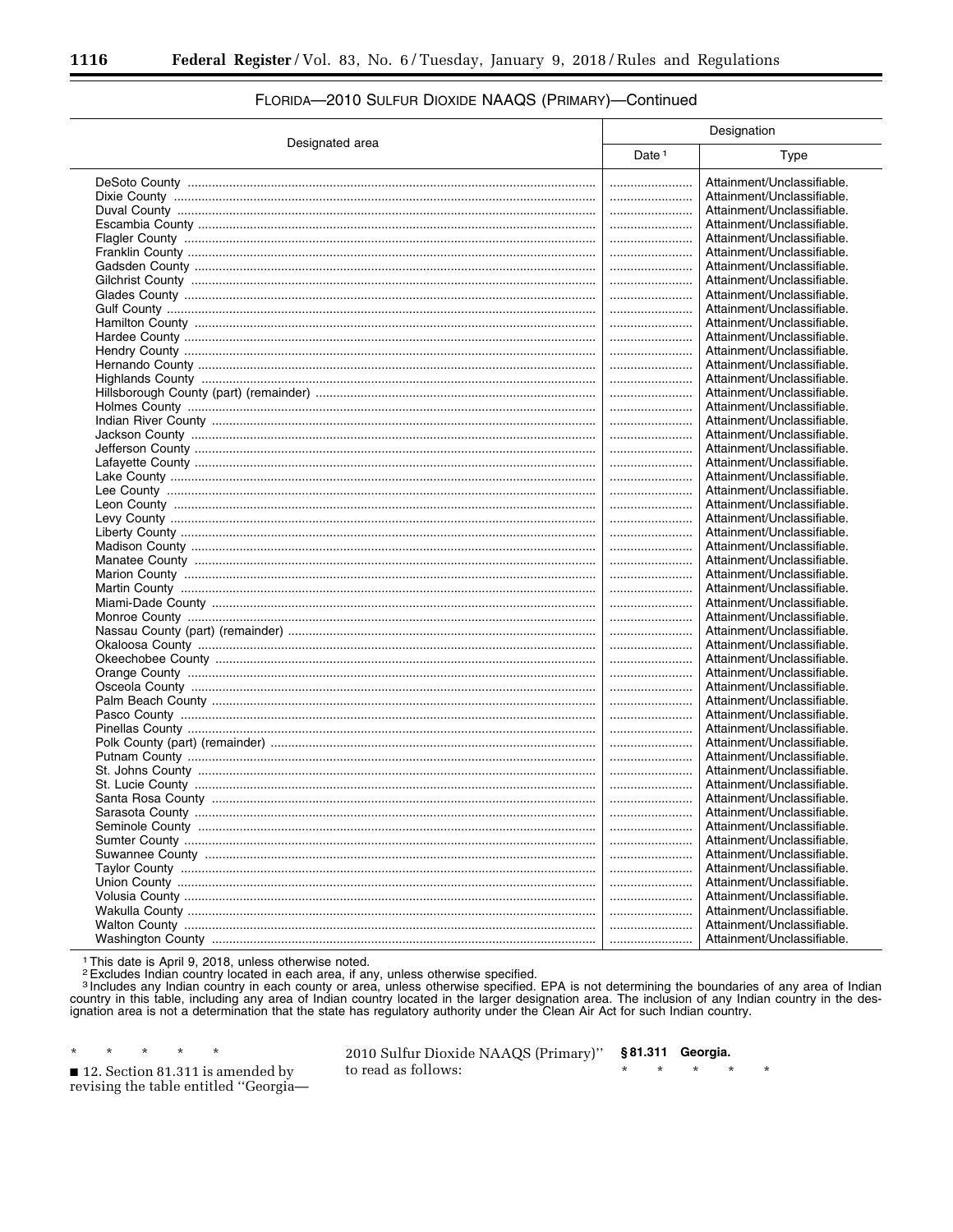FLORIDA—2010 SULFUR DIOXIDE NAAQS (PRIMARY)—Continued

| Designated area | Designation | |
|---|---|---|
| | Date [1] | Type |
| DeSoto County | | Attainment/Unclassifiable. |
| Dixie County | | Attainment/Unclassifiable. |
| Duval County | | Attainment/Unclassifiable. |
| Escambia County | | Attainment/Unclassifiable. |
| Flagler County | | Attainment/Unclassifiable. |
| Franklin County | | Attainment/Unclassifiable. |
| Gadsden County | | Attainment/Unclassifiable. |
| Gilchrist County | | Attainment/Unclassifiable. |
| Glades County | | Attainment/Unclassifiable. |
| Gulf County | | Attainment/Unclassifiable. |
| Hamilton County | | Attainment/Unclassifiable. |
| Hardee County | | Attainment/Unclassifiable. |
| Hendry County | | Attainment/Unclassifiable. |
| Hernando County | | Attainment/Unclassifiable. |
| Highlands County | | Attainment/Unclassifiable. |
| Hillsborough County (part) (remainder) | | Attainment/Unclassifiable. |
| Holmes County | | Attainment/Unclassifiable. |
| Indian River County | | Attainment/Unclassifiable. |
| Jackson County | | Attainment/Unclassifiable. |
| Jefferson County | | Attainment/Unclassifiable. |
| Lafayette County | | Attainment/Unclassifiable. |
| Lake County | | Attainment/Unclassifiable. |
| Lee County | | Attainment/Unclassifiable. |
| Leon County | | Attainment/Unclassifiable. |
| Levy County | | Attainment/Unclassifiable. |
| Liberty County | | Attainment/Unclassifiable. |
| Madison County | | Attainment/Unclassifiable. |
| Manatee County | | Attainment/Unclassifiable. |
| Marion County | | Attainment/Unclassifiable. |
| Martin County | | Attainment/Unclassifiable. |
| Miami-Dade County | | Attainment/Unclassifiable. |
| Monroe County | | Attainment/Unclassifiable. |
| Nassau County (part) (remainder) | | Attainment/Unclassifiable. |
| Okaloosa County | | Attainment/Unclassifiable. |
| Okeechobee County | | Attainment/Unclassifiable. |
| Orange County | | Attainment/Unclassifiable. |
| Osceola County | | Attainment/Unclassifiable. |
| Palm Beach County | | Attainment/Unclassifiable. |
| Pasco County | | Attainment/Unclassifiable. |
| Pinellas County | | Attainment/Unclassifiable. |
| Polk County (part) (remainder) | | Attainment/Unclassifiable. |
| Putnam County | | Attainment/Unclassifiable. |
| St. Johns County | | Attainment/Unclassifiable. |
| St. Lucie County | | Attainment/Unclassifiable. |
| Santa Rosa County | | Attainment/Unclassifiable. |
| Sarasota County | | Attainment/Unclassifiable. |
| Seminole County | | Attainment/Unclassifiable. |
| Sumter County | | Attainment/Unclassifiable. |
| Suwannee County | | Attainment/Unclassifiable. |
| Taylor County | | Attainment/Unclassifiable. |
| Union County | | Attainment/Unclassifiable. |
| Volusia County | | Attainment/Unclassifiable. |
| Wakulla County | | Attainment/Unclassifiable. |
| Walton County | | Attainment/Unclassifiable. |
| Washington County | | Attainment/Unclassifiable. |

[1] This date is April 9, 2018, unless otherwise noted.
[2] Excludes Indian country located in each area, if any, unless otherwise specified.
[3] Includes any Indian country in each county or area, unless otherwise specified. EPA is not determining the boundaries of any area of Indian country in this table, including any area of Indian country located in the larger designation area. The inclusion of any Indian country in the designation area is not a determination that the state has regulatory authority under the Clean Air Act for such Indian country.

\* \* \* \* \*

■ 12. Section 81.311 is amended by revising the table entitled "Georgia—2010 Sulfur Dioxide NAAQS (Primary)" to read as follows:

**§ 81.311 Georgia.**

\* \* \* \* \*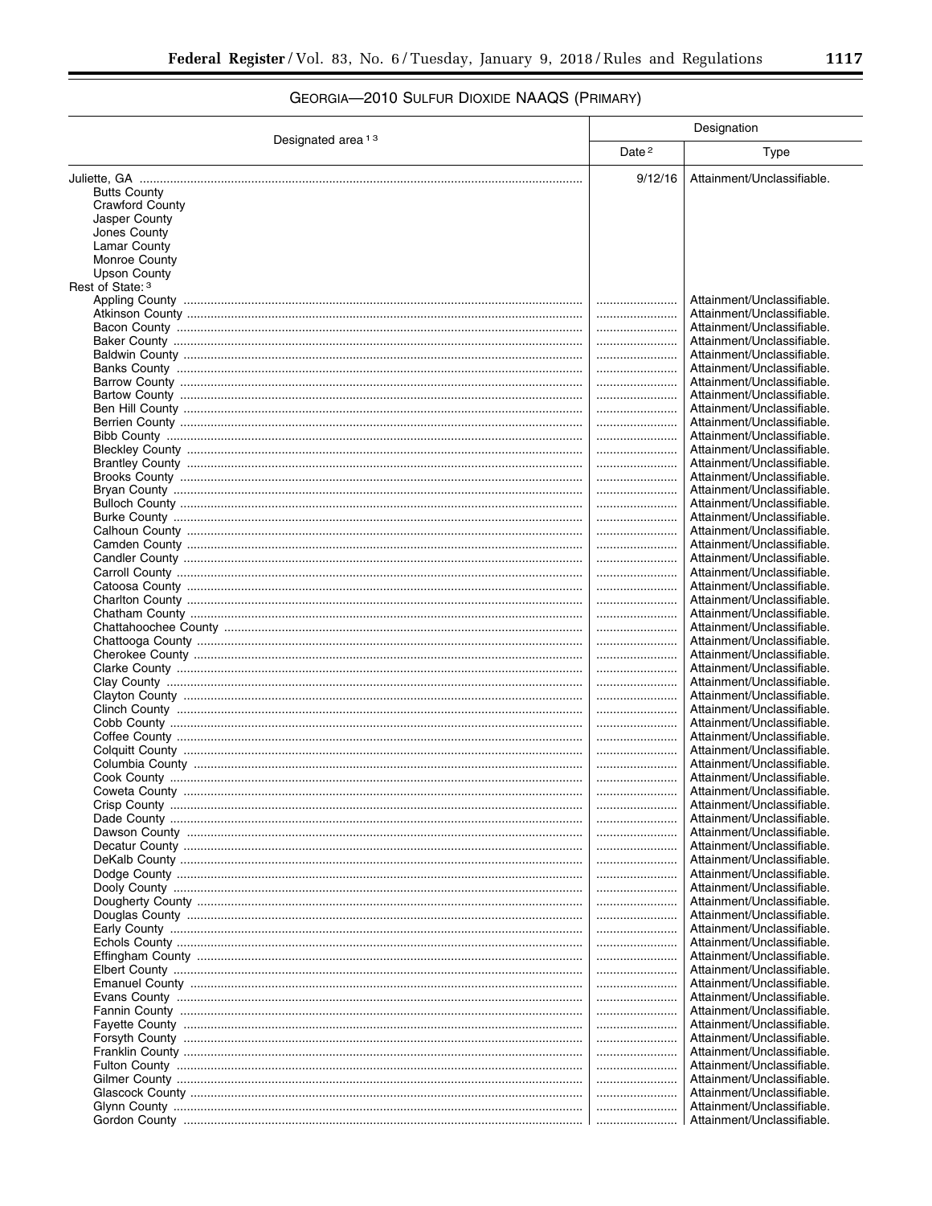## GEORGIA—2010 SULFUR DIOXIDE NAAQS (PRIMARY)

| Designated area [1] [3] | Designation | |
|---|---|---|
| | Date [2] | Type |
| Juliette, GA | 9/12/16 | Attainment/Unclassifiable. |
| Butts County | | |
| Crawford County | | |
| Jasper County | | |
| Jones County | | |
| Lamar County | | |
| Monroe County | | |
| Upson County | | |
| Rest of State: [3] | | |
| Appling County | | Attainment/Unclassifiable. |
| Atkinson County | | Attainment/Unclassifiable. |
| Bacon County | | Attainment/Unclassifiable. |
| Baker County | | Attainment/Unclassifiable. |
| Baldwin County | | Attainment/Unclassifiable. |
| Banks County | | Attainment/Unclassifiable. |
| Barrow County | | Attainment/Unclassifiable. |
| Bartow County | | Attainment/Unclassifiable. |
| Ben Hill County | | Attainment/Unclassifiable. |
| Berrien County | | Attainment/Unclassifiable. |
| Bibb County | | Attainment/Unclassifiable. |
| Bleckley County | | Attainment/Unclassifiable. |
| Brantley County | | Attainment/Unclassifiable. |
| Brooks County | | Attainment/Unclassifiable. |
| Bryan County | | Attainment/Unclassifiable. |
| Bulloch County | | Attainment/Unclassifiable. |
| Burke County | | Attainment/Unclassifiable. |
| Calhoun County | | Attainment/Unclassifiable. |
| Camden County | | Attainment/Unclassifiable. |
| Candler County | | Attainment/Unclassifiable. |
| Carroll County | | Attainment/Unclassifiable. |
| Catoosa County | | Attainment/Unclassifiable. |
| Charlton County | | Attainment/Unclassifiable. |
| Chatham County | | Attainment/Unclassifiable. |
| Chattahoochee County | | Attainment/Unclassifiable. |
| Chattooga County | | Attainment/Unclassifiable. |
| Cherokee County | | Attainment/Unclassifiable. |
| Clarke County | | Attainment/Unclassifiable. |
| Clay County | | Attainment/Unclassifiable. |
| Clayton County | | Attainment/Unclassifiable. |
| Clinch County | | Attainment/Unclassifiable. |
| Cobb County | | Attainment/Unclassifiable. |
| Coffee County | | Attainment/Unclassifiable. |
| Colquitt County | | Attainment/Unclassifiable. |
| Columbia County | | Attainment/Unclassifiable. |
| Cook County | | Attainment/Unclassifiable. |
| Coweta County | | Attainment/Unclassifiable. |
| Crisp County | | Attainment/Unclassifiable. |
| Dade County | | Attainment/Unclassifiable. |
| Dawson County | | Attainment/Unclassifiable. |
| Decatur County | | Attainment/Unclassifiable. |
| DeKalb County | | Attainment/Unclassifiable. |
| Dodge County | | Attainment/Unclassifiable. |
| Dooly County | | Attainment/Unclassifiable. |
| Dougherty County | | Attainment/Unclassifiable. |
| Douglas County | | Attainment/Unclassifiable. |
| Early County | | Attainment/Unclassifiable. |
| Echols County | | Attainment/Unclassifiable. |
| Effingham County | | Attainment/Unclassifiable. |
| Elbert County | | Attainment/Unclassifiable. |
| Emanuel County | | Attainment/Unclassifiable. |
| Evans County | | Attainment/Unclassifiable. |
| Fannin County | | Attainment/Unclassifiable. |
| Fayette County | | Attainment/Unclassifiable. |
| Forsyth County | | Attainment/Unclassifiable. |
| Franklin County | | Attainment/Unclassifiable. |
| Fulton County | | Attainment/Unclassifiable. |
| Gilmer County | | Attainment/Unclassifiable. |
| Glascock County | | Attainment/Unclassifiable. |
| Glynn County | | Attainment/Unclassifiable. |
| Gordon County | | Attainment/Unclassifiable. |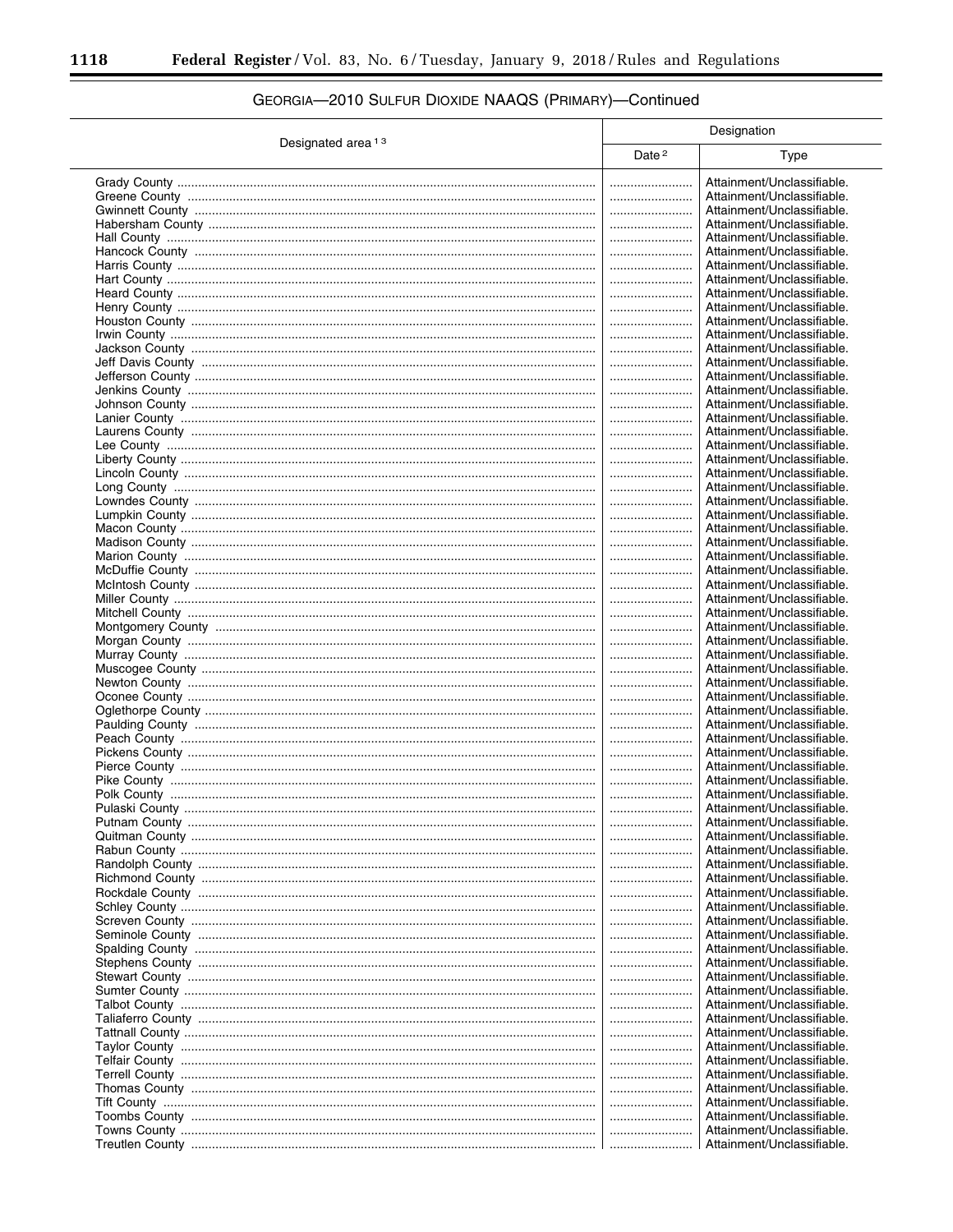## GEORGIA—2010 SULFUR DIOXIDE NAAQS (PRIMARY)—Continued

| Designated area [1] [3] | Designation | |
|---|---|---|
| | Date [2] | Type |
| Grady County | | Attainment/Unclassifiable. |
| Greene County | | Attainment/Unclassifiable. |
| Gwinnett County | | Attainment/Unclassifiable. |
| Habersham County | | Attainment/Unclassifiable. |
| Hall County | | Attainment/Unclassifiable. |
| Hancock County | | Attainment/Unclassifiable. |
| Harris County | | Attainment/Unclassifiable. |
| Hart County | | Attainment/Unclassifiable. |
| Heard County | | Attainment/Unclassifiable. |
| Henry County | | Attainment/Unclassifiable. |
| Houston County | | Attainment/Unclassifiable. |
| Irwin County | | Attainment/Unclassifiable. |
| Jackson County | | Attainment/Unclassifiable. |
| Jeff Davis County | | Attainment/Unclassifiable. |
| Jefferson County | | Attainment/Unclassifiable. |
| Jenkins County | | Attainment/Unclassifiable. |
| Johnson County | | Attainment/Unclassifiable. |
| Lanier County | | Attainment/Unclassifiable. |
| Laurens County | | Attainment/Unclassifiable. |
| Lee County | | Attainment/Unclassifiable. |
| Liberty County | | Attainment/Unclassifiable. |
| Lincoln County | | Attainment/Unclassifiable. |
| Long County | | Attainment/Unclassifiable. |
| Lowndes County | | Attainment/Unclassifiable. |
| Lumpkin County | | Attainment/Unclassifiable. |
| Macon County | | Attainment/Unclassifiable. |
| Madison County | | Attainment/Unclassifiable. |
| Marion County | | Attainment/Unclassifiable. |
| McDuffie County | | Attainment/Unclassifiable. |
| McIntosh County | | Attainment/Unclassifiable. |
| Miller County | | Attainment/Unclassifiable. |
| Mitchell County | | Attainment/Unclassifiable. |
| Montgomery County | | Attainment/Unclassifiable. |
| Morgan County | | Attainment/Unclassifiable. |
| Murray County | | Attainment/Unclassifiable. |
| Muscogee County | | Attainment/Unclassifiable. |
| Newton County | | Attainment/Unclassifiable. |
| Oconee County | | Attainment/Unclassifiable. |
| Oglethorpe County | | Attainment/Unclassifiable. |
| Paulding County | | Attainment/Unclassifiable. |
| Peach County | | Attainment/Unclassifiable. |
| Pickens County | | Attainment/Unclassifiable. |
| Pierce County | | Attainment/Unclassifiable. |
| Pike County | | Attainment/Unclassifiable. |
| Polk County | | Attainment/Unclassifiable. |
| Pulaski County | | Attainment/Unclassifiable. |
| Putnam County | | Attainment/Unclassifiable. |
| Quitman County | | Attainment/Unclassifiable. |
| Rabun County | | Attainment/Unclassifiable. |
| Randolph County | | Attainment/Unclassifiable. |
| Richmond County | | Attainment/Unclassifiable. |
| Rockdale County | | Attainment/Unclassifiable. |
| Schley County | | Attainment/Unclassifiable. |
| Screven County | | Attainment/Unclassifiable. |
| Seminole County | | Attainment/Unclassifiable. |
| Spalding County | | Attainment/Unclassifiable. |
| Stephens County | | Attainment/Unclassifiable. |
| Stewart County | | Attainment/Unclassifiable. |
| Sumter County | | Attainment/Unclassifiable. |
| Talbot County | | Attainment/Unclassifiable. |
| Taliaferro County | | Attainment/Unclassifiable. |
| Tattnall County | | Attainment/Unclassifiable. |
| Taylor County | | Attainment/Unclassifiable. |
| Telfair County | | Attainment/Unclassifiable. |
| Terrell County | | Attainment/Unclassifiable. |
| Thomas County | | Attainment/Unclassifiable. |
| Tift County | | Attainment/Unclassifiable. |
| Toombs County | | Attainment/Unclassifiable. |
| Towns County | | Attainment/Unclassifiable. |
| Treutlen County | | Attainment/Unclassifiable. |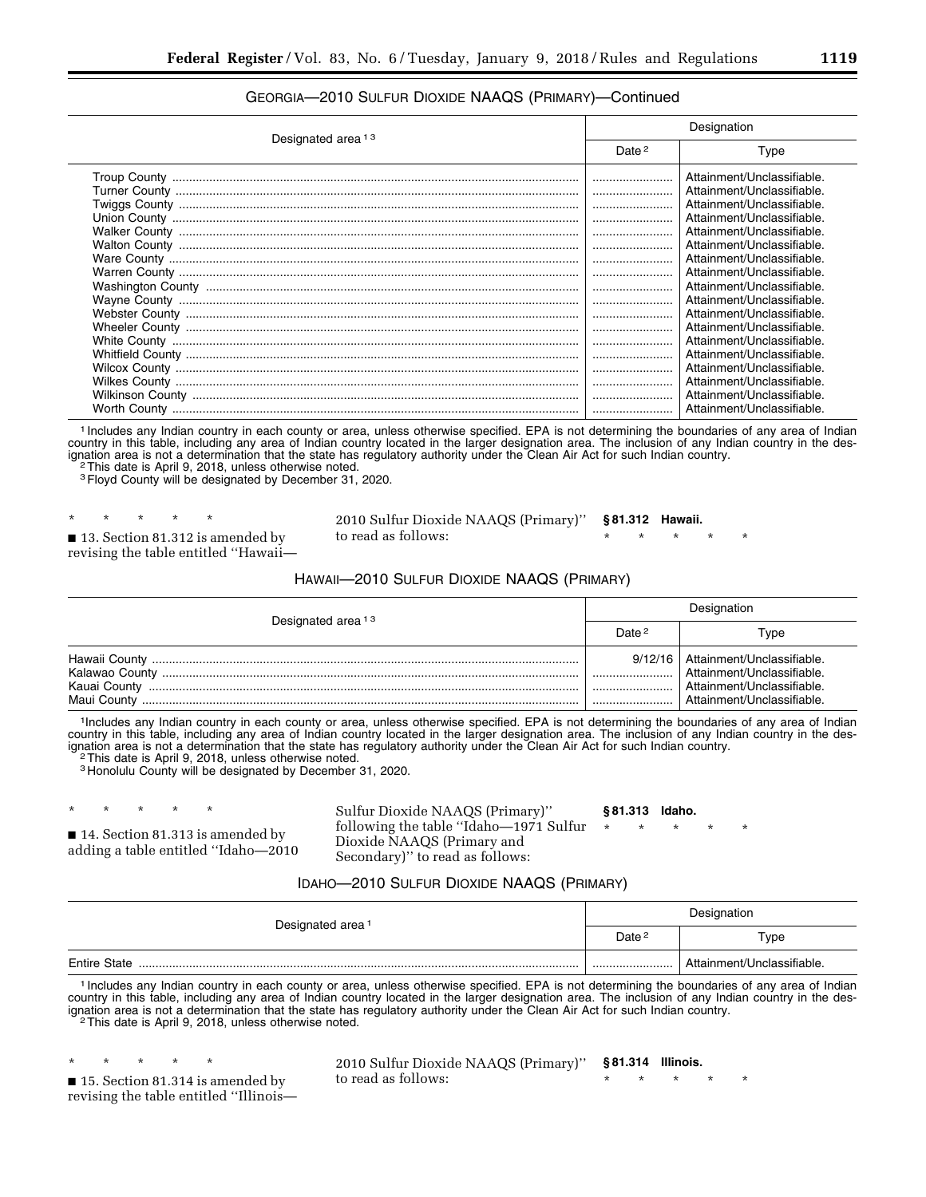GEORGIA—2010 SULFUR DIOXIDE NAAQS (PRIMARY)—Continued

| Designated area [1] [3] | Designation | |
|---|---|---|
| | Date [2] | Type |
| Troup County | | Attainment/Unclassifiable. |
| Turner County | | Attainment/Unclassifiable. |
| Twiggs County | | Attainment/Unclassifiable. |
| Union County | | Attainment/Unclassifiable. |
| Walker County | | Attainment/Unclassifiable. |
| Walton County | | Attainment/Unclassifiable. |
| Ware County | | Attainment/Unclassifiable. |
| Warren County | | Attainment/Unclassifiable. |
| Washington County | | Attainment/Unclassifiable. |
| Wayne County | | Attainment/Unclassifiable. |
| Webster County | | Attainment/Unclassifiable. |
| Wheeler County | | Attainment/Unclassifiable. |
| White County | | Attainment/Unclassifiable. |
| Whitfield County | | Attainment/Unclassifiable. |
| Wilcox County | | Attainment/Unclassifiable. |
| Wilkes County | | Attainment/Unclassifiable. |
| Wilkinson County | | Attainment/Unclassifiable. |
| Worth County | | Attainment/Unclassifiable. |

[1] Includes any Indian country in each county or area, unless otherwise specified. EPA is not determining the boundaries of any area of Indian country in this table, including any area of Indian country located in the larger designation area. The inclusion of any Indian country in the designation area is not a determination that the state has regulatory authority under the Clean Air Act for such Indian country.
[2] This date is April 9, 2018, unless otherwise noted.
[3] Floyd County will be designated by December 31, 2020.

\* \* \* \* \*

■ 13. Section 81.312 is amended by revising the table entitled "Hawaii—2010 Sulfur Dioxide NAAQS (Primary)" to read as follows:

**§ 81.312 Hawaii.**

\* \* \* \* \*

HAWAII—2010 SULFUR DIOXIDE NAAQS (PRIMARY)

| Designated area [1] [3] | Designation | |
|---|---|---|
| | Date [2] | Type |
| Hawaii County | 9/12/16 | Attainment/Unclassifiable. |
| Kalawao County | | Attainment/Unclassifiable. |
| Kauai County | | Attainment/Unclassifiable. |
| Maui County | | Attainment/Unclassifiable. |

[1] Includes any Indian country in each county or area, unless otherwise specified. EPA is not determining the boundaries of any area of Indian country in this table, including any area of Indian country located in the larger designation area. The inclusion of any Indian country in the designation area is not a determination that the state has regulatory authority under the Clean Air Act for such Indian country.
[2] This date is April 9, 2018, unless otherwise noted.
[3] Honolulu County will be designated by December 31, 2020.

\* \* \* \* \*

■ 14. Section 81.313 is amended by adding a table entitled "Idaho—2010 Sulfur Dioxide NAAQS (Primary)" following the table "Idaho—1971 Sulfur Dioxide NAAQS (Primary and Secondary)" to read as follows:

**§ 81.313 Idaho.**

\* \* \* \* \*

IDAHO—2010 SULFUR DIOXIDE NAAQS (PRIMARY)

| Designated area [1] | Designation | |
|---|---|---|
| | Date [2] | Type |
| Entire State | | Attainment/Unclassifiable. |

[1] Includes any Indian country in each county or area, unless otherwise specified. EPA is not determining the boundaries of any area of Indian country in this table, including any area of Indian country located in the larger designation area. The inclusion of any Indian country in the designation area is not a determination that the state has regulatory authority under the Clean Air Act for such Indian country.
[2] This date is April 9, 2018, unless otherwise noted.

\* \* \* \* \*

■ 15. Section 81.314 is amended by revising the table entitled "Illinois—2010 Sulfur Dioxide NAAQS (Primary)" to read as follows:

**§ 81.314 Illinois.**

\* \* \* \* \*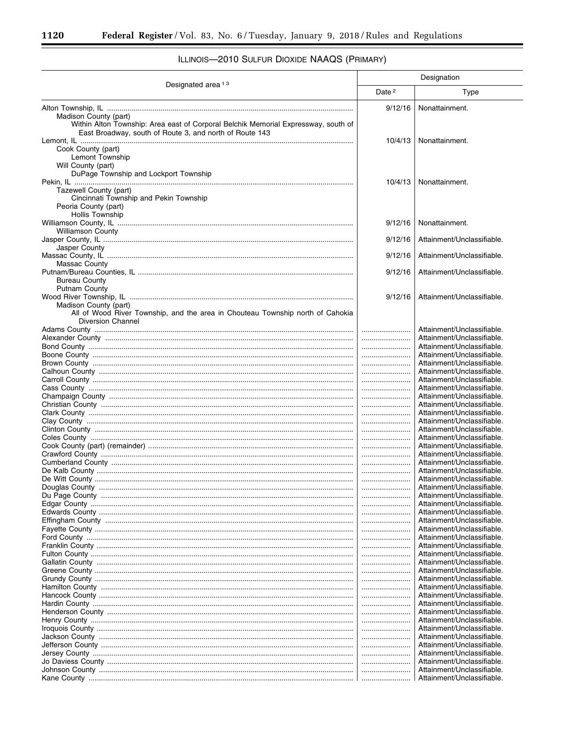ILLINOIS—2010 SULFUR DIOXIDE NAAQS (PRIMARY)

| Designated area [1] [3] | Designation | |
|---|---|---|
| | Date [2] | Type |
| Alton Township, IL | 9/12/16 | Nonattainment. |
| Madison County (part) | | |
| Within Alton Township: Area east of Corporal Belchik Memorial Expressway, south of East Broadway, south of Route 3, and north of Route 143 | | |
| Lemont, IL | 10/4/13 | Nonattainment. |
| Cook County (part) | | |
| Lemont Township | | |
| Will County (part) | | |
| DuPage Township and Lockport Township | | |
| Pekin, IL | 10/4/13 | Nonattainment. |
| Tazewell County (part) | | |
| Cincinnati Township and Pekin Township | | |
| Peoria County (part) | | |
| Hollis Township | | |
| Williamson County, IL | 9/12/16 | Nonattainment. |
| Williamson County | | |
| Jasper County, IL | 9/12/16 | Attainment/Unclassifiable. |
| Jasper County | | |
| Massac County, IL | 9/12/16 | Attainment/Unclassifiable. |
| Massac County | | |
| Putnam/Bureau Counties, IL | 9/12/16 | Attainment/Unclassifiable. |
| Bureau County | | |
| Putnam County | | |
| Wood River Township, IL | 9/12/16 | Attainment/Unclassifiable. |
| Madison County (part) | | |
| All of Wood River Township, and the area in Chouteau Township north of Cahokia Diversion Channel | | |
| Adams County | | Attainment/Unclassifiable. |
| Alexander County | | Attainment/Unclassifiable. |
| Bond County | | Attainment/Unclassifiable. |
| Boone County | | Attainment/Unclassifiable. |
| Brown County | | Attainment/Unclassifiable. |
| Calhoun County | | Attainment/Unclassifiable. |
| Carroll County | | Attainment/Unclassifiable. |
| Cass County | | Attainment/Unclassifiable. |
| Champaign County | | Attainment/Unclassifiable. |
| Christian County | | Attainment/Unclassifiable. |
| Clark County | | Attainment/Unclassifiable. |
| Clay County | | Attainment/Unclassifiable. |
| Clinton County | | Attainment/Unclassifiable. |
| Coles County | | Attainment/Unclassifiable. |
| Cook County (part) (remainder) | | Attainment/Unclassifiable. |
| Crawford County | | Attainment/Unclassifiable. |
| Cumberland County | | Attainment/Unclassifiable. |
| De Kalb County | | Attainment/Unclassifiable. |
| De Witt County | | Attainment/Unclassifiable. |
| Douglas County | | Attainment/Unclassifiable. |
| Du Page County | | Attainment/Unclassifiable. |
| Edgar County | | Attainment/Unclassifiable. |
| Edwards County | | Attainment/Unclassifiable. |
| Effingham County | | Attainment/Unclassifiable. |
| Fayette County | | Attainment/Unclassifiable. |
| Ford County | | Attainment/Unclassifiable. |
| Franklin County | | Attainment/Unclassifiable. |
| Fulton County | | Attainment/Unclassifiable. |
| Gallatin County | | Attainment/Unclassifiable. |
| Greene County | | Attainment/Unclassifiable. |
| Grundy County | | Attainment/Unclassifiable. |
| Hamilton County | | Attainment/Unclassifiable. |
| Hancock County | | Attainment/Unclassifiable. |
| Hardin County | | Attainment/Unclassifiable. |
| Henderson County | | Attainment/Unclassifiable. |
| Henry County | | Attainment/Unclassifiable. |
| Iroquois County | | Attainment/Unclassifiable. |
| Jackson County | | Attainment/Unclassifiable. |
| Jefferson County | | Attainment/Unclassifiable. |
| Jersey County | | Attainment/Unclassifiable. |
| Jo Daviess County | | Attainment/Unclassifiable. |
| Johnson County | | Attainment/Unclassifiable. |
| Kane County | | Attainment/Unclassifiable. |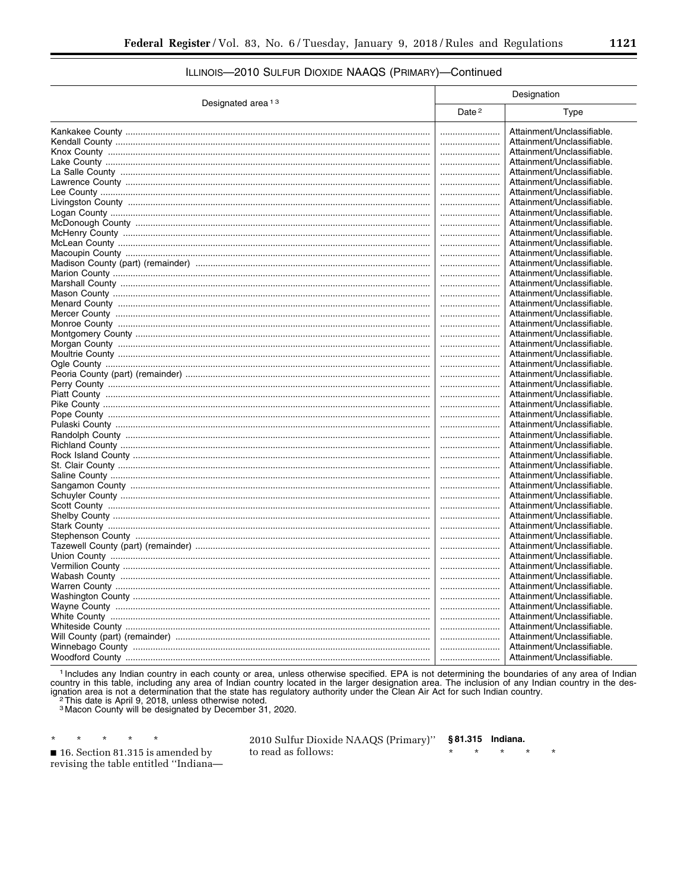ILLINOIS—2010 SULFUR DIOXIDE NAAQS (PRIMARY)—Continued

| Designated area [1,3] | Designation | |
|---|---|---|
| | Date [2] | Type |
| Kankakee County | | Attainment/Unclassifiable. |
| Kendall County | | Attainment/Unclassifiable. |
| Knox County | | Attainment/Unclassifiable. |
| Lake County | | Attainment/Unclassifiable. |
| La Salle County | | Attainment/Unclassifiable. |
| Lawrence County | | Attainment/Unclassifiable. |
| Lee County | | Attainment/Unclassifiable. |
| Livingston County | | Attainment/Unclassifiable. |
| Logan County | | Attainment/Unclassifiable. |
| McDonough County | | Attainment/Unclassifiable. |
| McHenry County | | Attainment/Unclassifiable. |
| McLean County | | Attainment/Unclassifiable. |
| Macoupin County | | Attainment/Unclassifiable. |
| Madison County (part) (remainder) | | Attainment/Unclassifiable. |
| Marion County | | Attainment/Unclassifiable. |
| Marshall County | | Attainment/Unclassifiable. |
| Mason County | | Attainment/Unclassifiable. |
| Menard County | | Attainment/Unclassifiable. |
| Mercer County | | Attainment/Unclassifiable. |
| Monroe County | | Attainment/Unclassifiable. |
| Montgomery County | | Attainment/Unclassifiable. |
| Morgan County | | Attainment/Unclassifiable. |
| Moultrie County | | Attainment/Unclassifiable. |
| Ogle County | | Attainment/Unclassifiable. |
| Peoria County (part) (remainder) | | Attainment/Unclassifiable. |
| Perry County | | Attainment/Unclassifiable. |
| Piatt County | | Attainment/Unclassifiable. |
| Pike County | | Attainment/Unclassifiable. |
| Pope County | | Attainment/Unclassifiable. |
| Pulaski County | | Attainment/Unclassifiable. |
| Randolph County | | Attainment/Unclassifiable. |
| Richland County | | Attainment/Unclassifiable. |
| Rock Island County | | Attainment/Unclassifiable. |
| St. Clair County | | Attainment/Unclassifiable. |
| Saline County | | Attainment/Unclassifiable. |
| Sangamon County | | Attainment/Unclassifiable. |
| Schuyler County | | Attainment/Unclassifiable. |
| Scott County | | Attainment/Unclassifiable. |
| Shelby County | | Attainment/Unclassifiable. |
| Stark County | | Attainment/Unclassifiable. |
| Stephenson County | | Attainment/Unclassifiable. |
| Tazewell County (part) (remainder) | | Attainment/Unclassifiable. |
| Union County | | Attainment/Unclassifiable. |
| Vermilion County | | Attainment/Unclassifiable. |
| Wabash County | | Attainment/Unclassifiable. |
| Warren County | | Attainment/Unclassifiable. |
| Washington County | | Attainment/Unclassifiable. |
| Wayne County | | Attainment/Unclassifiable. |
| White County | | Attainment/Unclassifiable. |
| Whiteside County | | Attainment/Unclassifiable. |
| Will County (part) (remainder) | | Attainment/Unclassifiable. |
| Winnebago County | | Attainment/Unclassifiable. |
| Woodford County | | Attainment/Unclassifiable. |

[1] Includes any Indian country in each county or area, unless otherwise specified. EPA is not determining the boundaries of any area of Indian country in this table, including any area of Indian country located in the larger designation area. The inclusion of any Indian country in the designation area is not a determination that the state has regulatory authority under the Clean Air Act for such Indian country.

[2] This date is April 9, 2018, unless otherwise noted.

[3] Macon County will be designated by December 31, 2020.

\* \* \* \* \*

■ 16. Section 81.315 is amended by revising the table entitled "Indiana—2010 Sulfur Dioxide NAAQS (Primary)" to read as follows:

**§ 81.315 Indiana.**

\* \* \* \* \*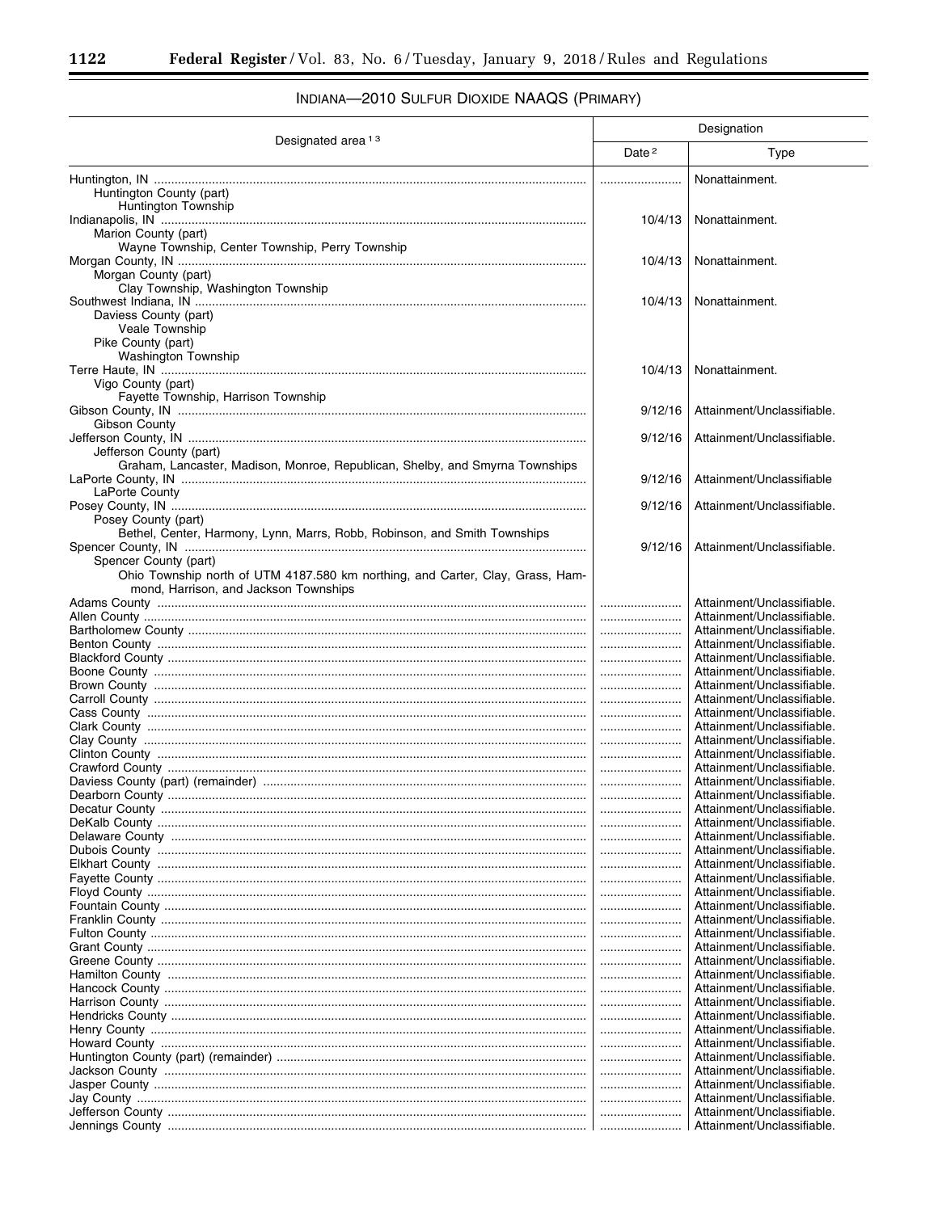## INDIANA—2010 SULFUR DIOXIDE NAAQS (PRIMARY)

| Designated area [1] [3] | Designation | |
|---|---|---|
| | Date [2] | Type |
| Huntington, IN | | Nonattainment. |
| Huntington County (part) | | |
| Huntington Township | | |
| Indianapolis, IN | 10/4/13 | Nonattainment. |
| Marion County (part) | | |
| Wayne Township, Center Township, Perry Township | | |
| Morgan County, IN | 10/4/13 | Nonattainment. |
| Morgan County (part) | | |
| Clay Township, Washington Township | | |
| Southwest Indiana, IN | 10/4/13 | Nonattainment. |
| Daviess County (part) | | |
| Veale Township | | |
| Pike County (part) | | |
| Washington Township | | |
| Terre Haute, IN | 10/4/13 | Nonattainment. |
| Vigo County (part) | | |
| Fayette Township, Harrison Township | | |
| Gibson County, IN | 9/12/16 | Attainment/Unclassifiable. |
| Gibson County | | |
| Jefferson County, IN | 9/12/16 | Attainment/Unclassifiable. |
| Jefferson County (part) | | |
| Graham, Lancaster, Madison, Monroe, Republican, Shelby, and Smyrna Townships | | |
| LaPorte County, IN | 9/12/16 | Attainment/Unclassifiable |
| LaPorte County | | |
| Posey County, IN | 9/12/16 | Attainment/Unclassifiable. |
| Posey County (part) | | |
| Bethel, Center, Harmony, Lynn, Marrs, Robb, Robinson, and Smith Townships | | |
| Spencer County, IN | 9/12/16 | Attainment/Unclassifiable. |
| Spencer County (part) | | |
| Ohio Township north of UTM 4187.580 km northing, and Carter, Clay, Grass, Hammond, Harrison, and Jackson Townships | | |
| Adams County | | Attainment/Unclassifiable. |
| Allen County | | Attainment/Unclassifiable. |
| Bartholomew County | | Attainment/Unclassifiable. |
| Benton County | | Attainment/Unclassifiable. |
| Blackford County | | Attainment/Unclassifiable. |
| Boone County | | Attainment/Unclassifiable. |
| Brown County | | Attainment/Unclassifiable. |
| Carroll County | | Attainment/Unclassifiable. |
| Cass County | | Attainment/Unclassifiable. |
| Clark County | | Attainment/Unclassifiable. |
| Clay County | | Attainment/Unclassifiable. |
| Clinton County | | Attainment/Unclassifiable. |
| Crawford County | | Attainment/Unclassifiable. |
| Daviess County (part) (remainder) | | Attainment/Unclassifiable. |
| Dearborn County | | Attainment/Unclassifiable. |
| Decatur County | | Attainment/Unclassifiable. |
| DeKalb County | | Attainment/Unclassifiable. |
| Delaware County | | Attainment/Unclassifiable. |
| Dubois County | | Attainment/Unclassifiable. |
| Elkhart County | | Attainment/Unclassifiable. |
| Fayette County | | Attainment/Unclassifiable. |
| Floyd County | | Attainment/Unclassifiable. |
| Fountain County | | Attainment/Unclassifiable. |
| Franklin County | | Attainment/Unclassifiable. |
| Fulton County | | Attainment/Unclassifiable. |
| Grant County | | Attainment/Unclassifiable. |
| Greene County | | Attainment/Unclassifiable. |
| Hamilton County | | Attainment/Unclassifiable. |
| Hancock County | | Attainment/Unclassifiable. |
| Harrison County | | Attainment/Unclassifiable. |
| Hendricks County | | Attainment/Unclassifiable. |
| Henry County | | Attainment/Unclassifiable. |
| Howard County | | Attainment/Unclassifiable. |
| Huntington County (part) (remainder) | | Attainment/Unclassifiable. |
| Jackson County | | Attainment/Unclassifiable. |
| Jasper County | | Attainment/Unclassifiable. |
| Jay County | | Attainment/Unclassifiable. |
| Jefferson County | | Attainment/Unclassifiable. |
| Jennings County | | Attainment/Unclassifiable. |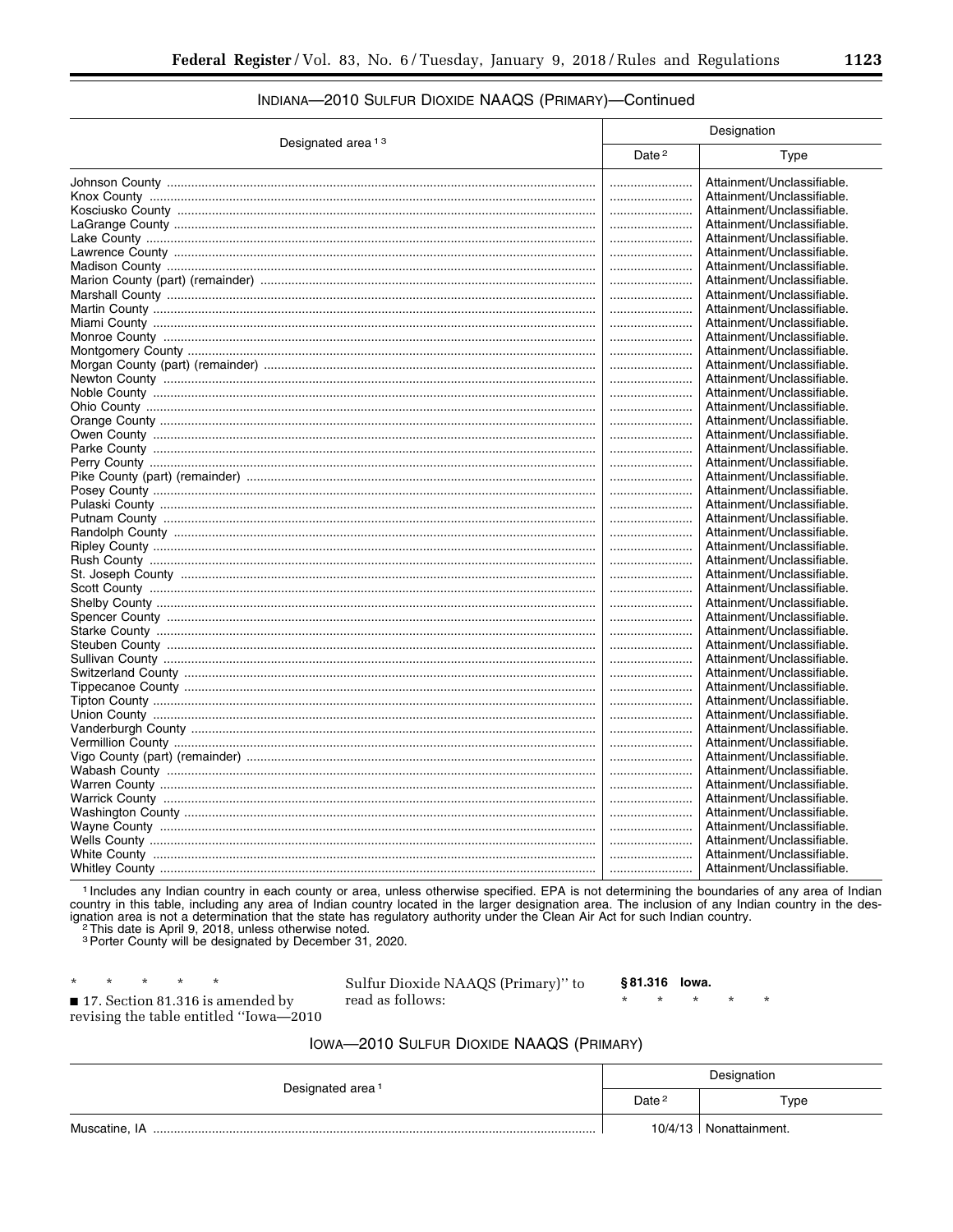INDIANA—2010 SULFUR DIOXIDE NAAQS (PRIMARY)—Continued

| Designated area [1] [3] | Designation | |
|---|---|---|
| | Date [2] | Type |
| Johnson County | | Attainment/Unclassifiable. |
| Knox County | | Attainment/Unclassifiable. |
| Kosciusko County | | Attainment/Unclassifiable. |
| LaGrange County | | Attainment/Unclassifiable. |
| Lake County | | Attainment/Unclassifiable. |
| Lawrence County | | Attainment/Unclassifiable. |
| Madison County | | Attainment/Unclassifiable. |
| Marion County (part) (remainder) | | Attainment/Unclassifiable. |
| Marshall County | | Attainment/Unclassifiable. |
| Martin County | | Attainment/Unclassifiable. |
| Miami County | | Attainment/Unclassifiable. |
| Monroe County | | Attainment/Unclassifiable. |
| Montgomery County | | Attainment/Unclassifiable. |
| Morgan County (part) (remainder) | | Attainment/Unclassifiable. |
| Newton County | | Attainment/Unclassifiable. |
| Noble County | | Attainment/Unclassifiable. |
| Ohio County | | Attainment/Unclassifiable. |
| Orange County | | Attainment/Unclassifiable. |
| Owen County | | Attainment/Unclassifiable. |
| Parke County | | Attainment/Unclassifiable. |
| Perry County | | Attainment/Unclassifiable. |
| Pike County (part) (remainder) | | Attainment/Unclassifiable. |
| Posey County | | Attainment/Unclassifiable. |
| Pulaski County | | Attainment/Unclassifiable. |
| Putnam County | | Attainment/Unclassifiable. |
| Randolph County | | Attainment/Unclassifiable. |
| Ripley County | | Attainment/Unclassifiable. |
| Rush County | | Attainment/Unclassifiable. |
| St. Joseph County | | Attainment/Unclassifiable. |
| Scott County | | Attainment/Unclassifiable. |
| Shelby County | | Attainment/Unclassifiable. |
| Spencer County | | Attainment/Unclassifiable. |
| Starke County | | Attainment/Unclassifiable. |
| Steuben County | | Attainment/Unclassifiable. |
| Sullivan County | | Attainment/Unclassifiable. |
| Switzerland County | | Attainment/Unclassifiable. |
| Tippecanoe County | | Attainment/Unclassifiable. |
| Tipton County | | Attainment/Unclassifiable. |
| Union County | | Attainment/Unclassifiable. |
| Vanderburgh County | | Attainment/Unclassifiable. |
| Vermillion County | | Attainment/Unclassifiable. |
| Vigo County (part) (remainder) | | Attainment/Unclassifiable. |
| Wabash County | | Attainment/Unclassifiable. |
| Warren County | | Attainment/Unclassifiable. |
| Warrick County | | Attainment/Unclassifiable. |
| Washington County | | Attainment/Unclassifiable. |
| Wayne County | | Attainment/Unclassifiable. |
| Wells County | | Attainment/Unclassifiable. |
| White County | | Attainment/Unclassifiable. |
| Whitley County | | Attainment/Unclassifiable. |

[1] Includes any Indian country in each county or area, unless otherwise specified. EPA is not determining the boundaries of any area of Indian country in this table, including any area of Indian country located in the larger designation area. The inclusion of any Indian country in the designation area is not a determination that the state has regulatory authority under the Clean Air Act for such Indian country.

[2] This date is April 9, 2018, unless otherwise noted.

[3] Porter County will be designated by December 31, 2020.

\* \* \* \* \*

■ 17. Section 81.316 is amended by revising the table entitled "Iowa—2010 Sulfur Dioxide NAAQS (Primary)" to read as follows:

**§ 81.316 Iowa.**

\* \* \* \* \*

IOWA—2010 SULFUR DIOXIDE NAAQS (PRIMARY)

| Designated area [1] | Designation | |
|---|---|---|
| | Date [2] | Type |
| Muscatine, IA | 10/4/13 | Nonattainment. |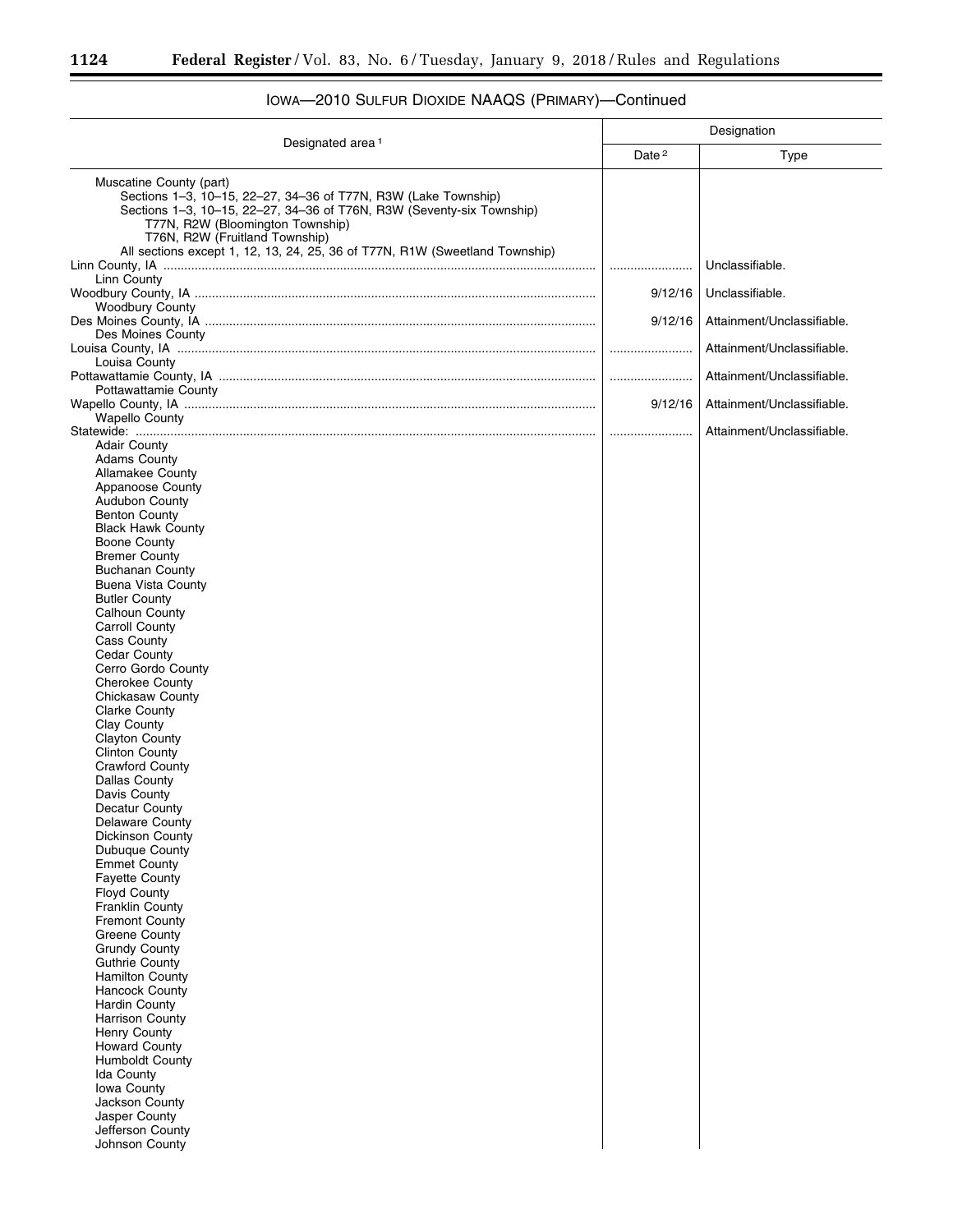## IOWA—2010 SULFUR DIOXIDE NAAQS (PRIMARY)—Continued

| Designated area [1] | Designation | |
|---|---|---|
| | Date [2] | Type |
| Muscatine County (part)<br>Sections 1–3, 10–15, 22–27, 34–36 of T77N, R3W (Lake Township)<br>Sections 1–3, 10–15, 22–27, 34–36 of T76N, R3W (Seventy-six Township)<br>T77N, R2W (Bloomington Township)<br>T76N, R2W (Fruitland Township)<br>All sections except 1, 12, 13, 24, 25, 36 of T77N, R1W (Sweetland Township) | | |
| Linn County, IA | ........................ | Unclassifiable. |
| Linn County | | |
| Woodbury County, IA | 9/12/16 | Unclassifiable. |
| Woodbury County | | |
| Des Moines County, IA | 9/12/16 | Attainment/Unclassifiable. |
| Des Moines County | | |
| Louisa County, IA | ........................ | Attainment/Unclassifiable. |
| Louisa County | | |
| Pottawattamie County, IA | ........................ | Attainment/Unclassifiable. |
| Pottawattamie County | | |
| Wapello County, IA | 9/12/16 | Attainment/Unclassifiable. |
| Wapello County | | |
| Statewide: | ........................ | Attainment/Unclassifiable. |
| Adair County<br>Adams County<br>Allamakee County<br>Appanoose County<br>Audubon County<br>Benton County<br>Black Hawk County<br>Boone County<br>Bremer County<br>Buchanan County<br>Buena Vista County<br>Butler County<br>Calhoun County<br>Carroll County<br>Cass County<br>Cedar County<br>Cerro Gordo County<br>Cherokee County<br>Chickasaw County<br>Clarke County<br>Clay County<br>Clayton County<br>Clinton County<br>Crawford County<br>Dallas County<br>Davis County<br>Decatur County<br>Delaware County<br>Dickinson County<br>Dubuque County<br>Emmet County<br>Fayette County<br>Floyd County<br>Franklin County<br>Fremont County<br>Greene County<br>Grundy County<br>Guthrie County<br>Hamilton County<br>Hancock County<br>Hardin County<br>Harrison County<br>Henry County<br>Howard County<br>Humboldt County<br>Ida County<br>Iowa County<br>Jackson County<br>Jasper County<br>Jefferson County<br>Johnson County | | |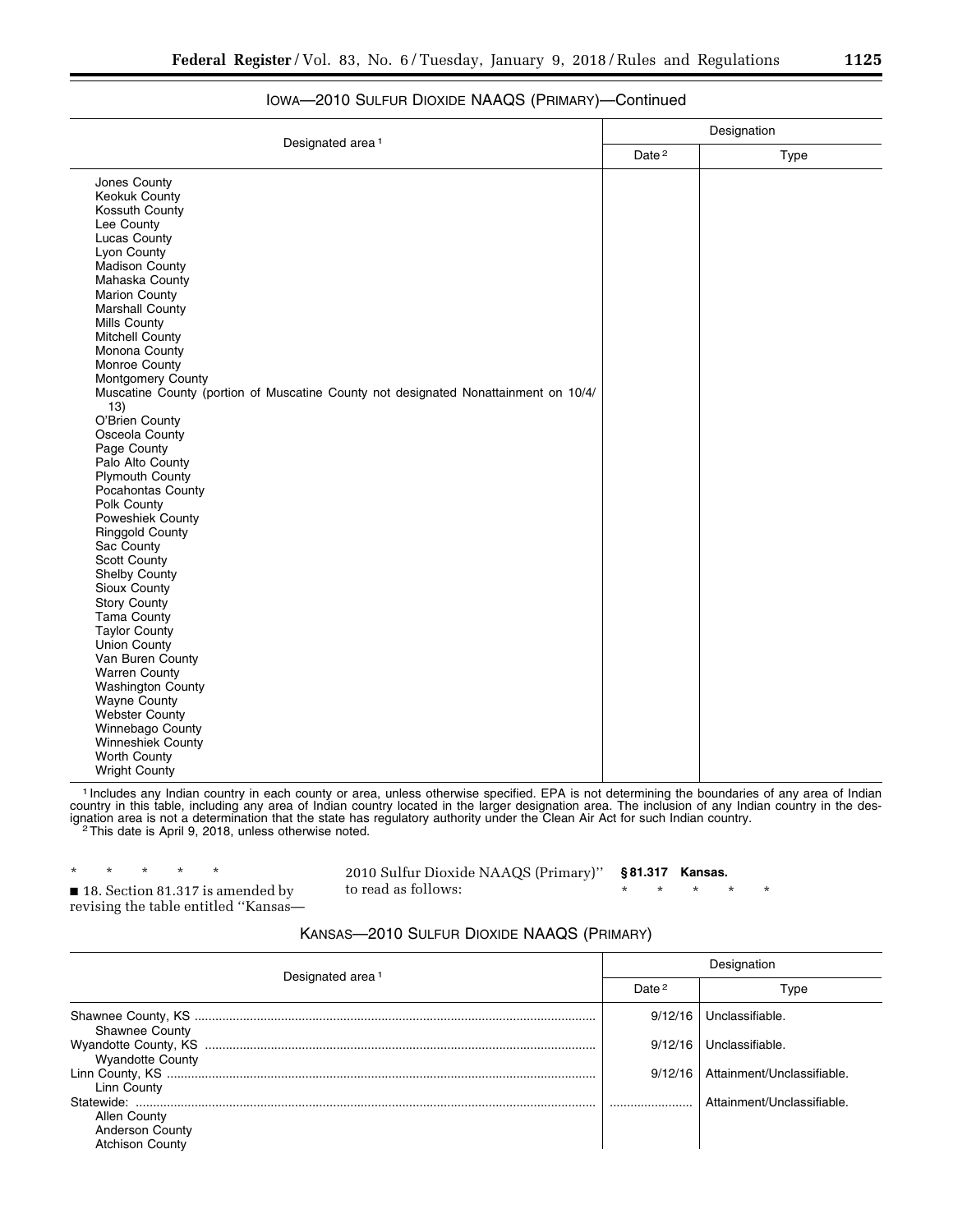IOWA—2010 SULFUR DIOXIDE NAAQS (PRIMARY)—Continued

| Designated area [1] | Designation | |
|---|---|---|
| | Date [2] | Type |
| Jones County | | |
| Keokuk County | | |
| Kossuth County | | |
| Lee County | | |
| Lucas County | | |
| Lyon County | | |
| Madison County | | |
| Mahaska County | | |
| Marion County | | |
| Marshall County | | |
| Mills County | | |
| Mitchell County | | |
| Monona County | | |
| Monroe County | | |
| Montgomery County | | |
| Muscatine County (portion of Muscatine County not designated Nonattainment on 10/4/13) | | |
| O'Brien County | | |
| Osceola County | | |
| Page County | | |
| Palo Alto County | | |
| Plymouth County | | |
| Pocahontas County | | |
| Polk County | | |
| Poweshiek County | | |
| Ringgold County | | |
| Sac County | | |
| Scott County | | |
| Shelby County | | |
| Sioux County | | |
| Story County | | |
| Tama County | | |
| Taylor County | | |
| Union County | | |
| Van Buren County | | |
| Warren County | | |
| Washington County | | |
| Wayne County | | |
| Webster County | | |
| Winnebago County | | |
| Winneshiek County | | |
| Worth County | | |
| Wright County | | |

[1] Includes any Indian country in each county or area, unless otherwise specified. EPA is not determining the boundaries of any area of Indian country in this table, including any area of Indian country located in the larger designation area. The inclusion of any Indian country in the designation area is not a determination that the state has regulatory authority under the Clean Air Act for such Indian country.

[2] This date is April 9, 2018, unless otherwise noted.

\* \* \* \* \*

■ 18. Section 81.317 is amended by revising the table entitled "Kansas—2010 Sulfur Dioxide NAAQS (Primary)" to read as follows:

**§ 81.317 Kansas.**

\* \* \* \* \*

KANSAS—2010 SULFUR DIOXIDE NAAQS (PRIMARY)

| Designated area [1] | Designation | |
|---|---|---|
| | Date [2] | Type |
| Shawnee County, KS | 9/12/16 | Unclassifiable. |
| Shawnee County | | |
| Wyandotte County, KS | 9/12/16 | Unclassifiable. |
| Wyandotte County | | |
| Linn County, KS | 9/12/16 | Attainment/Unclassifiable. |
| Linn County | | |
| Statewide: | | Attainment/Unclassifiable. |
| Allen County | | |
| Anderson County | | |
| Atchison County | | |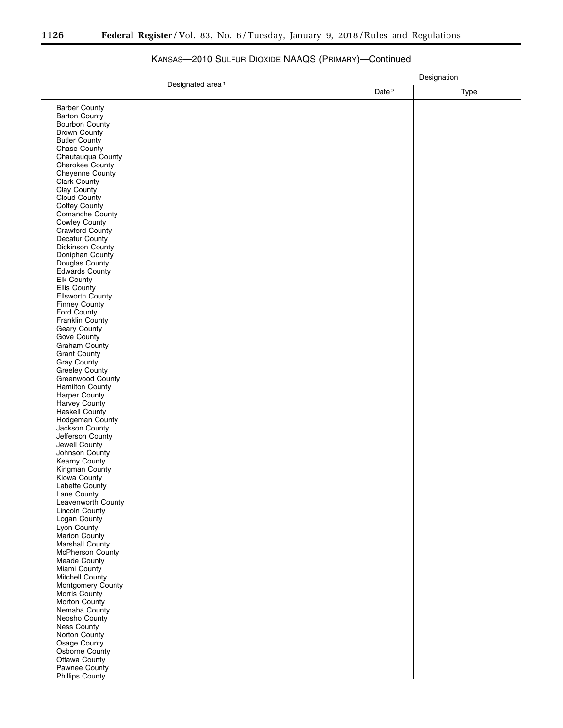## KANSAS—2010 SULFUR DIOXIDE NAAQS (PRIMARY)—Continued

| Designated area [1] | Designation | |
|---|---|---|
| | Date [2] | Type |
| Barber County | | |
| Barton County | | |
| Bourbon County | | |
| Brown County | | |
| Butler County | | |
| Chase County | | |
| Chautauqua County | | |
| Cherokee County | | |
| Cheyenne County | | |
| Clark County | | |
| Clay County | | |
| Cloud County | | |
| Coffey County | | |
| Comanche County | | |
| Cowley County | | |
| Crawford County | | |
| Decatur County | | |
| Dickinson County | | |
| Doniphan County | | |
| Douglas County | | |
| Edwards County | | |
| Elk County | | |
| Ellis County | | |
| Ellsworth County | | |
| Finney County | | |
| Ford County | | |
| Franklin County | | |
| Geary County | | |
| Gove County | | |
| Graham County | | |
| Grant County | | |
| Gray County | | |
| Greeley County | | |
| Greenwood County | | |
| Hamilton County | | |
| Harper County | | |
| Harvey County | | |
| Haskell County | | |
| Hodgeman County | | |
| Jackson County | | |
| Jefferson County | | |
| Jewell County | | |
| Johnson County | | |
| Kearny County | | |
| Kingman County | | |
| Kiowa County | | |
| Labette County | | |
| Lane County | | |
| Leavenworth County | | |
| Lincoln County | | |
| Logan County | | |
| Lyon County | | |
| Marion County | | |
| Marshall County | | |
| McPherson County | | |
| Meade County | | |
| Miami County | | |
| Mitchell County | | |
| Montgomery County | | |
| Morris County | | |
| Morton County | | |
| Nemaha County | | |
| Neosho County | | |
| Ness County | | |
| Norton County | | |
| Osage County | | |
| Osborne County | | |
| Ottawa County | | |
| Pawnee County | | |
| Phillips County | | |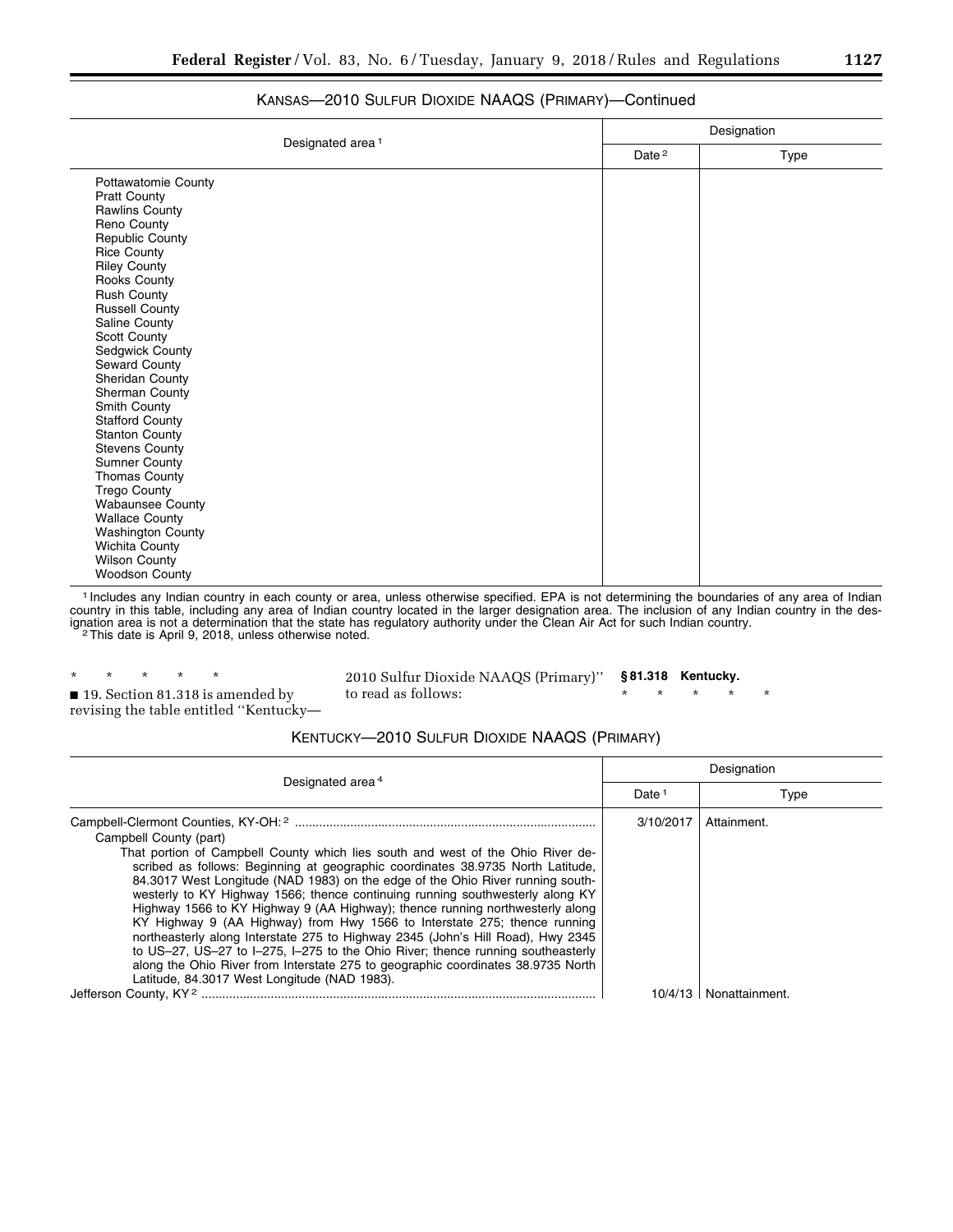KANSAS—2010 SULFUR DIOXIDE NAAQS (PRIMARY)—Continued

| Designated area [1] | Designation | |
|---|---|---|
| | Date [2] | Type |
| Pottawatomie County | | |
| Pratt County | | |
| Rawlins County | | |
| Reno County | | |
| Republic County | | |
| Rice County | | |
| Riley County | | |
| Rooks County | | |
| Rush County | | |
| Russell County | | |
| Saline County | | |
| Scott County | | |
| Sedgwick County | | |
| Seward County | | |
| Sheridan County | | |
| Sherman County | | |
| Smith County | | |
| Stafford County | | |
| Stanton County | | |
| Stevens County | | |
| Sumner County | | |
| Thomas County | | |
| Trego County | | |
| Wabaunsee County | | |
| Wallace County | | |
| Washington County | | |
| Wichita County | | |
| Wilson County | | |
| Woodson County | | |

[1] Includes any Indian country in each county or area, unless otherwise specified. EPA is not determining the boundaries of any area of Indian country in this table, including any area of Indian country located in the larger designation area. The inclusion of any Indian country in the designation area is not a determination that the state has regulatory authority under the Clean Air Act for such Indian country.
[2] This date is April 9, 2018, unless otherwise noted.

\* \* \* \* \*

■ 19. Section 81.318 is amended by revising the table entitled "Kentucky—2010 Sulfur Dioxide NAAQS (Primary)" to read as follows:

**§ 81.318 Kentucky.**

\* \* \* \* \*

KENTUCKY—2010 SULFUR DIOXIDE NAAQS (PRIMARY)

| Designated area [4] | Designation | |
|---|---|---|
| | Date [1] | Type |
| Campbell-Clermont Counties, KY-OH: [2] | 3/10/2017 | Attainment. |
| Campbell County (part) | | |
| That portion of Campbell County which lies south and west of the Ohio River described as follows: Beginning at geographic coordinates 38.9735 North Latitude, 84.3017 West Longitude (NAD 1983) on the edge of the Ohio River running southwesterly to KY Highway 1566; thence continuing running southwesterly along KY Highway 1566 to KY Highway 9 (AA Highway); thence running northwesterly along KY Highway 9 (AA Highway) from Hwy 1566 to Interstate 275; thence running northeasterly along Interstate 275 to Highway 2345 (John's Hill Road), Hwy 2345 to US–27, US–27 to I–275, I–275 to the Ohio River; thence running southeasterly along the Ohio River from Interstate 275 to geographic coordinates 38.9735 North Latitude, 84.3017 West Longitude (NAD 1983). | | |
| Jefferson County, KY [2] | 10/4/13 | Nonattainment. |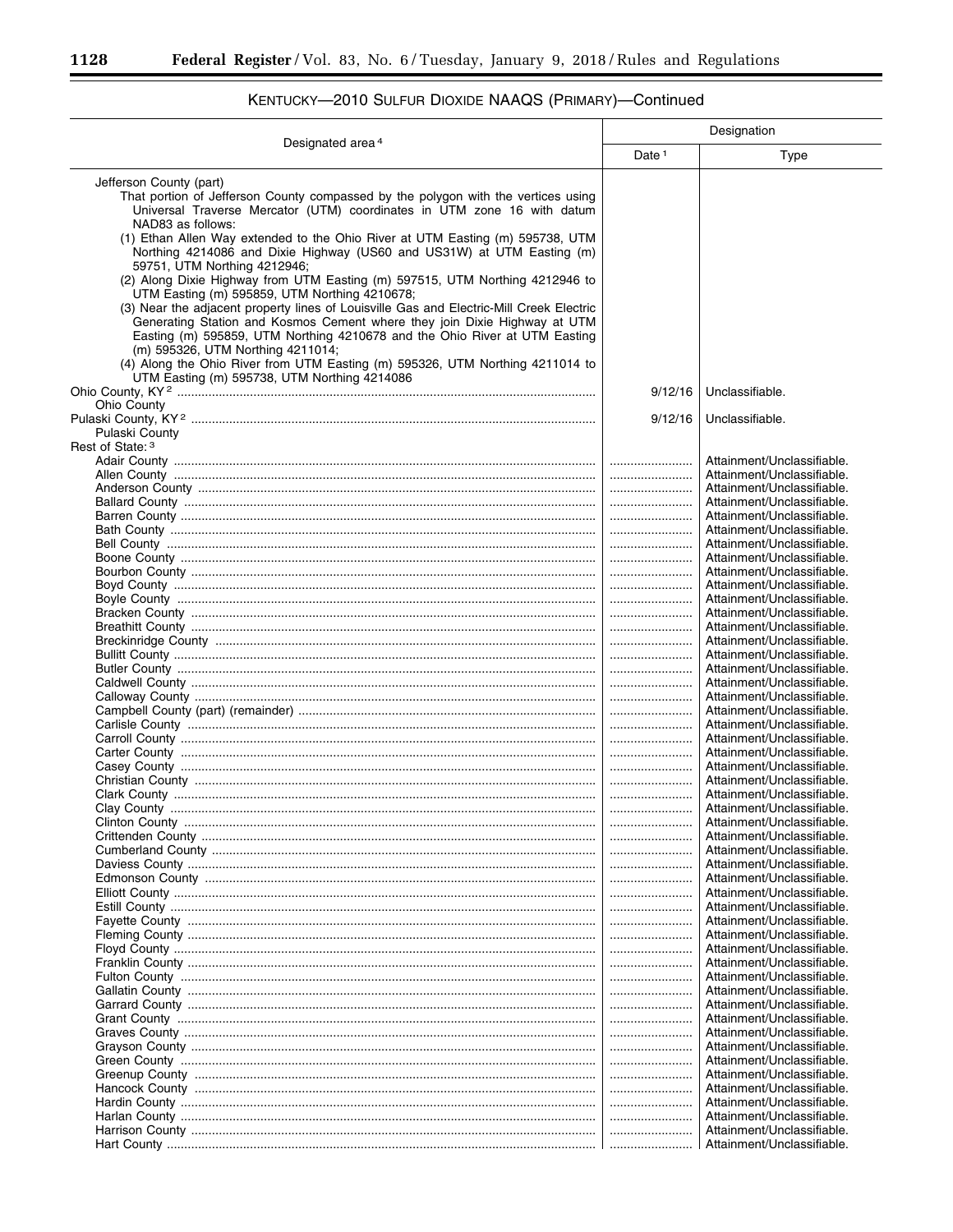## KENTUCKY—2010 SULFUR DIOXIDE NAAQS (PRIMARY)—Continued

| Designated area [4] | Designation | |
|---|---|---|
| | Date [1] | Type |
| Jefferson County (part)<br>That portion of Jefferson County compassed by the polygon with the vertices using Universal Traverse Mercator (UTM) coordinates in UTM zone 16 with datum NAD83 as follows:<br>(1) Ethan Allen Way extended to the Ohio River at UTM Easting (m) 595738, UTM Northing 4214086 and Dixie Highway (US60 and US31W) at UTM Easting (m) 59751, UTM Northing 4212946;<br>(2) Along Dixie Highway from UTM Easting (m) 597515, UTM Northing 4212946 to UTM Easting (m) 595859, UTM Northing 4210678;<br>(3) Near the adjacent property lines of Louisville Gas and Electric-Mill Creek Electric Generating Station and Kosmos Cement where they join Dixie Highway at UTM Easting (m) 595859, UTM Northing 4210678 and the Ohio River at UTM Easting (m) 595326, UTM Northing 4211014;<br>(4) Along the Ohio River from UTM Easting (m) 595326, UTM Northing 4211014 to UTM Easting (m) 595738, UTM Northing 4214086 | | |
| Ohio County, KY [2] | 9/12/16 | Unclassifiable. |
| Ohio County | | |
| Pulaski County, KY [2] | 9/12/16 | Unclassifiable. |
| Pulaski County | | |
| Rest of State: [3] | | |
| Adair County | | Attainment/Unclassifiable. |
| Allen County | | Attainment/Unclassifiable. |
| Anderson County | | Attainment/Unclassifiable. |
| Ballard County | | Attainment/Unclassifiable. |
| Barren County | | Attainment/Unclassifiable. |
| Bath County | | Attainment/Unclassifiable. |
| Bell County | | Attainment/Unclassifiable. |
| Boone County | | Attainment/Unclassifiable. |
| Bourbon County | | Attainment/Unclassifiable. |
| Boyd County | | Attainment/Unclassifiable. |
| Boyle County | | Attainment/Unclassifiable. |
| Bracken County | | Attainment/Unclassifiable. |
| Breathitt County | | Attainment/Unclassifiable. |
| Breckinridge County | | Attainment/Unclassifiable. |
| Bullitt County | | Attainment/Unclassifiable. |
| Butler County | | Attainment/Unclassifiable. |
| Caldwell County | | Attainment/Unclassifiable. |
| Calloway County | | Attainment/Unclassifiable. |
| Campbell County (part) (remainder) | | Attainment/Unclassifiable. |
| Carlisle County | | Attainment/Unclassifiable. |
| Carroll County | | Attainment/Unclassifiable. |
| Carter County | | Attainment/Unclassifiable. |
| Casey County | | Attainment/Unclassifiable. |
| Christian County | | Attainment/Unclassifiable. |
| Clark County | | Attainment/Unclassifiable. |
| Clay County | | Attainment/Unclassifiable. |
| Clinton County | | Attainment/Unclassifiable. |
| Crittenden County | | Attainment/Unclassifiable. |
| Cumberland County | | Attainment/Unclassifiable. |
| Daviess County | | Attainment/Unclassifiable. |
| Edmonson County | | Attainment/Unclassifiable. |
| Elliott County | | Attainment/Unclassifiable. |
| Estill County | | Attainment/Unclassifiable. |
| Fayette County | | Attainment/Unclassifiable. |
| Fleming County | | Attainment/Unclassifiable. |
| Floyd County | | Attainment/Unclassifiable. |
| Franklin County | | Attainment/Unclassifiable. |
| Fulton County | | Attainment/Unclassifiable. |
| Gallatin County | | Attainment/Unclassifiable. |
| Garrard County | | Attainment/Unclassifiable. |
| Grant County | | Attainment/Unclassifiable. |
| Graves County | | Attainment/Unclassifiable. |
| Grayson County | | Attainment/Unclassifiable. |
| Green County | | Attainment/Unclassifiable. |
| Greenup County | | Attainment/Unclassifiable. |
| Hancock County | | Attainment/Unclassifiable. |
| Hardin County | | Attainment/Unclassifiable. |
| Harlan County | | Attainment/Unclassifiable. |
| Harrison County | | Attainment/Unclassifiable. |
| Hart County | | Attainment/Unclassifiable. |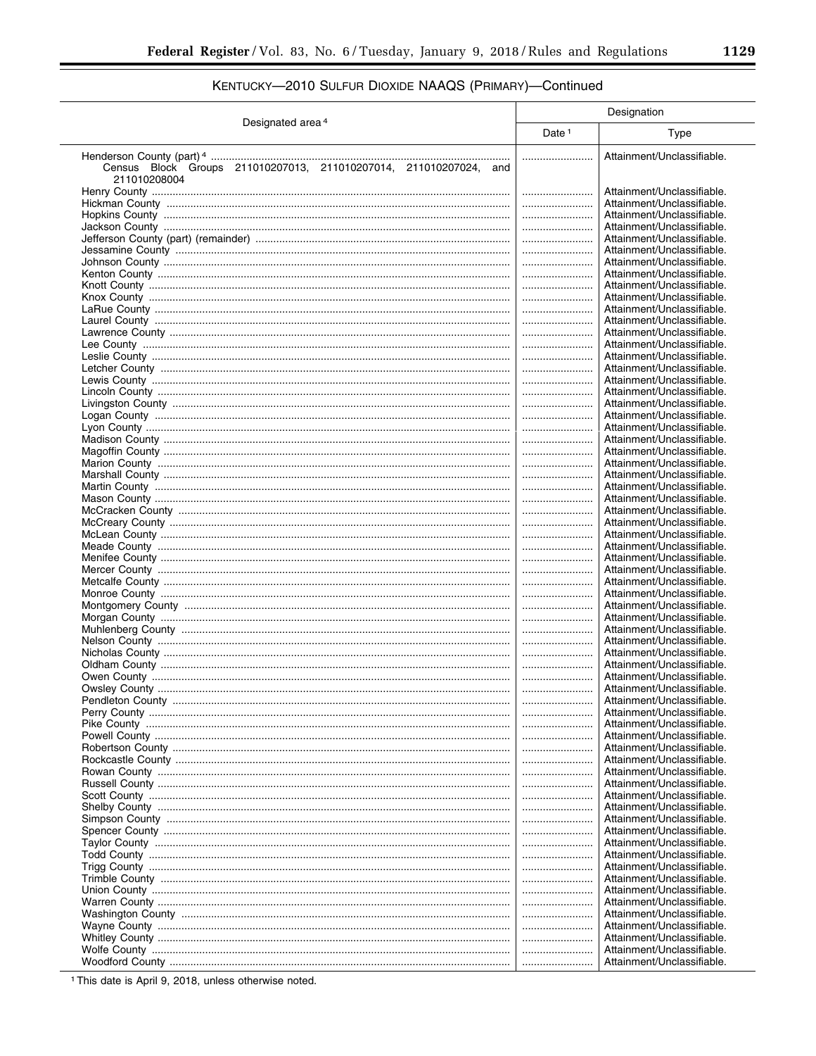## KENTUCKY—2010 SULFUR DIOXIDE NAAQS (PRIMARY)—Continued

| Designated area [4] | Designation | |
|---|---|---|
| | Date [1] | Type |
| Henderson County (part) [4] | | Attainment/Unclassifiable. |
| Census Block Groups 211010207013, 211010207014, 211010207024, and 211010208004 | | |
| Henry County | | Attainment/Unclassifiable. |
| Hickman County | | Attainment/Unclassifiable. |
| Hopkins County | | Attainment/Unclassifiable. |
| Jackson County | | Attainment/Unclassifiable. |
| Jefferson County (part) (remainder) | | Attainment/Unclassifiable. |
| Jessamine County | | Attainment/Unclassifiable. |
| Johnson County | | Attainment/Unclassifiable. |
| Kenton County | | Attainment/Unclassifiable. |
| Knott County | | Attainment/Unclassifiable. |
| Knox County | | Attainment/Unclassifiable. |
| LaRue County | | Attainment/Unclassifiable. |
| Laurel County | | Attainment/Unclassifiable. |
| Lawrence County | | Attainment/Unclassifiable. |
| Lee County | | Attainment/Unclassifiable. |
| Leslie County | | Attainment/Unclassifiable. |
| Letcher County | | Attainment/Unclassifiable. |
| Lewis County | | Attainment/Unclassifiable. |
| Lincoln County | | Attainment/Unclassifiable. |
| Livingston County | | Attainment/Unclassifiable. |
| Logan County | | Attainment/Unclassifiable. |
| Lyon County | | Attainment/Unclassifiable. |
| Madison County | | Attainment/Unclassifiable. |
| Magoffin County | | Attainment/Unclassifiable. |
| Marion County | | Attainment/Unclassifiable. |
| Marshall County | | Attainment/Unclassifiable. |
| Martin County | | Attainment/Unclassifiable. |
| Mason County | | Attainment/Unclassifiable. |
| McCracken County | | Attainment/Unclassifiable. |
| McCreary County | | Attainment/Unclassifiable. |
| McLean County | | Attainment/Unclassifiable. |
| Meade County | | Attainment/Unclassifiable. |
| Menifee County | | Attainment/Unclassifiable. |
| Mercer County | | Attainment/Unclassifiable. |
| Metcalfe County | | Attainment/Unclassifiable. |
| Monroe County | | Attainment/Unclassifiable. |
| Montgomery County | | Attainment/Unclassifiable. |
| Morgan County | | Attainment/Unclassifiable. |
| Muhlenberg County | | Attainment/Unclassifiable. |
| Nelson County | | Attainment/Unclassifiable. |
| Nicholas County | | Attainment/Unclassifiable. |
| Oldham County | | Attainment/Unclassifiable. |
| Owen County | | Attainment/Unclassifiable. |
| Owsley County | | Attainment/Unclassifiable. |
| Pendleton County | | Attainment/Unclassifiable. |
| Perry County | | Attainment/Unclassifiable. |
| Pike County | | Attainment/Unclassifiable. |
| Powell County | | Attainment/Unclassifiable. |
| Robertson County | | Attainment/Unclassifiable. |
| Rockcastle County | | Attainment/Unclassifiable. |
| Rowan County | | Attainment/Unclassifiable. |
| Russell County | | Attainment/Unclassifiable. |
| Scott County | | Attainment/Unclassifiable. |
| Shelby County | | Attainment/Unclassifiable. |
| Simpson County | | Attainment/Unclassifiable. |
| Spencer County | | Attainment/Unclassifiable. |
| Taylor County | | Attainment/Unclassifiable. |
| Todd County | | Attainment/Unclassifiable. |
| Trigg County | | Attainment/Unclassifiable. |
| Trimble County | | Attainment/Unclassifiable. |
| Union County | | Attainment/Unclassifiable. |
| Warren County | | Attainment/Unclassifiable. |
| Washington County | | Attainment/Unclassifiable. |
| Wayne County | | Attainment/Unclassifiable. |
| Whitley County | | Attainment/Unclassifiable. |
| Wolfe County | | Attainment/Unclassifiable. |
| Woodford County | | Attainment/Unclassifiable. |

[1] This date is April 9, 2018, unless otherwise noted.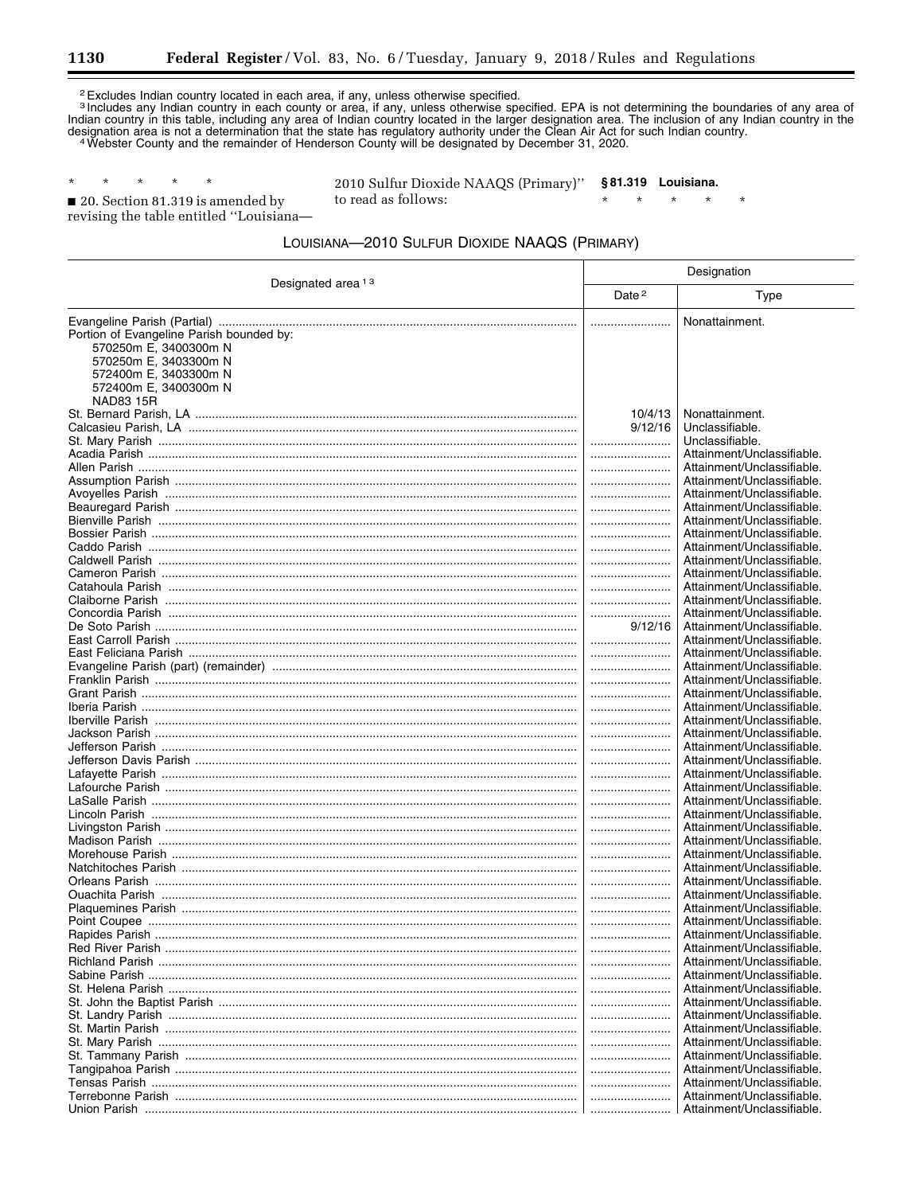[2] Excludes Indian country located in each area, if any, unless otherwise specified.

[3] Includes any Indian country in each county or area, if any, unless otherwise specified. EPA is not determining the boundaries of any area of Indian country in this table, including any area of Indian country located in the larger designation area. The inclusion of any Indian country in the designation area is not a determination that the state has regulatory authority under the Clean Air Act for such Indian country.

[4] Webster County and the remainder of Henderson County will be designated by December 31, 2020.

\* \* \* \* \*

■ 20. Section 81.319 is amended by revising the table entitled ''Louisiana—2010 Sulfur Dioxide NAAQS (Primary)'' to read as follows:

**§ 81.319 Louisiana.**

\* \* \* \* \*

LOUISIANA—2010 SULFUR DIOXIDE NAAQS (PRIMARY)

| Designated area [1] [3] | Designation | |
|---|---|---|
| | Date [2] | Type |
| Evangeline Parish (Partial) | | Nonattainment. |
| Portion of Evangeline Parish bounded by:<br>570250m E, 3400300m N<br>570250m E, 3403300m N<br>572400m E, 3403300m N<br>572400m E, 3400300m N<br>NAD83 15R | | |
| St. Bernard Parish, LA | 10/4/13 | Nonattainment. |
| Calcasieu Parish, LA | 9/12/16 | Unclassifiable. |
| St. Mary Parish | | Unclassifiable. |
| Acadia Parish | | Attainment/Unclassifiable. |
| Allen Parish | | Attainment/Unclassifiable. |
| Assumption Parish | | Attainment/Unclassifiable. |
| Avoyelles Parish | | Attainment/Unclassifiable. |
| Beauregard Parish | | Attainment/Unclassifiable. |
| Bienville Parish | | Attainment/Unclassifiable. |
| Bossier Parish | | Attainment/Unclassifiable. |
| Caddo Parish | | Attainment/Unclassifiable. |
| Caldwell Parish | | Attainment/Unclassifiable. |
| Cameron Parish | | Attainment/Unclassifiable. |
| Catahoula Parish | | Attainment/Unclassifiable. |
| Claiborne Parish | | Attainment/Unclassifiable. |
| Concordia Parish | | Attainment/Unclassifiable. |
| De Soto Parish | 9/12/16 | Attainment/Unclassifiable. |
| East Carroll Parish | | Attainment/Unclassifiable. |
| East Feliciana Parish | | Attainment/Unclassifiable. |
| Evangeline Parish (part) (remainder) | | Attainment/Unclassifiable. |
| Franklin Parish | | Attainment/Unclassifiable. |
| Grant Parish | | Attainment/Unclassifiable. |
| Iberia Parish | | Attainment/Unclassifiable. |
| Iberville Parish | | Attainment/Unclassifiable. |
| Jackson Parish | | Attainment/Unclassifiable. |
| Jefferson Parish | | Attainment/Unclassifiable. |
| Jefferson Davis Parish | | Attainment/Unclassifiable. |
| Lafayette Parish | | Attainment/Unclassifiable. |
| Lafourche Parish | | Attainment/Unclassifiable. |
| LaSalle Parish | | Attainment/Unclassifiable. |
| Lincoln Parish | | Attainment/Unclassifiable. |
| Livingston Parish | | Attainment/Unclassifiable. |
| Madison Parish | | Attainment/Unclassifiable. |
| Morehouse Parish | | Attainment/Unclassifiable. |
| Natchitoches Parish | | Attainment/Unclassifiable. |
| Orleans Parish | | Attainment/Unclassifiable. |
| Ouachita Parish | | Attainment/Unclassifiable. |
| Plaquemines Parish | | Attainment/Unclassifiable. |
| Point Coupee | | Attainment/Unclassifiable. |
| Rapides Parish | | Attainment/Unclassifiable. |
| Red River Parish | | Attainment/Unclassifiable. |
| Richland Parish | | Attainment/Unclassifiable. |
| Sabine Parish | | Attainment/Unclassifiable. |
| St. Helena Parish | | Attainment/Unclassifiable. |
| St. John the Baptist Parish | | Attainment/Unclassifiable. |
| St. Landry Parish | | Attainment/Unclassifiable. |
| St. Martin Parish | | Attainment/Unclassifiable. |
| St. Mary Parish | | Attainment/Unclassifiable. |
| St. Tammany Parish | | Attainment/Unclassifiable. |
| Tangipahoa Parish | | Attainment/Unclassifiable. |
| Tensas Parish | | Attainment/Unclassifiable. |
| Terrebonne Parish | | Attainment/Unclassifiable. |
| Union Parish | | Attainment/Unclassifiable. |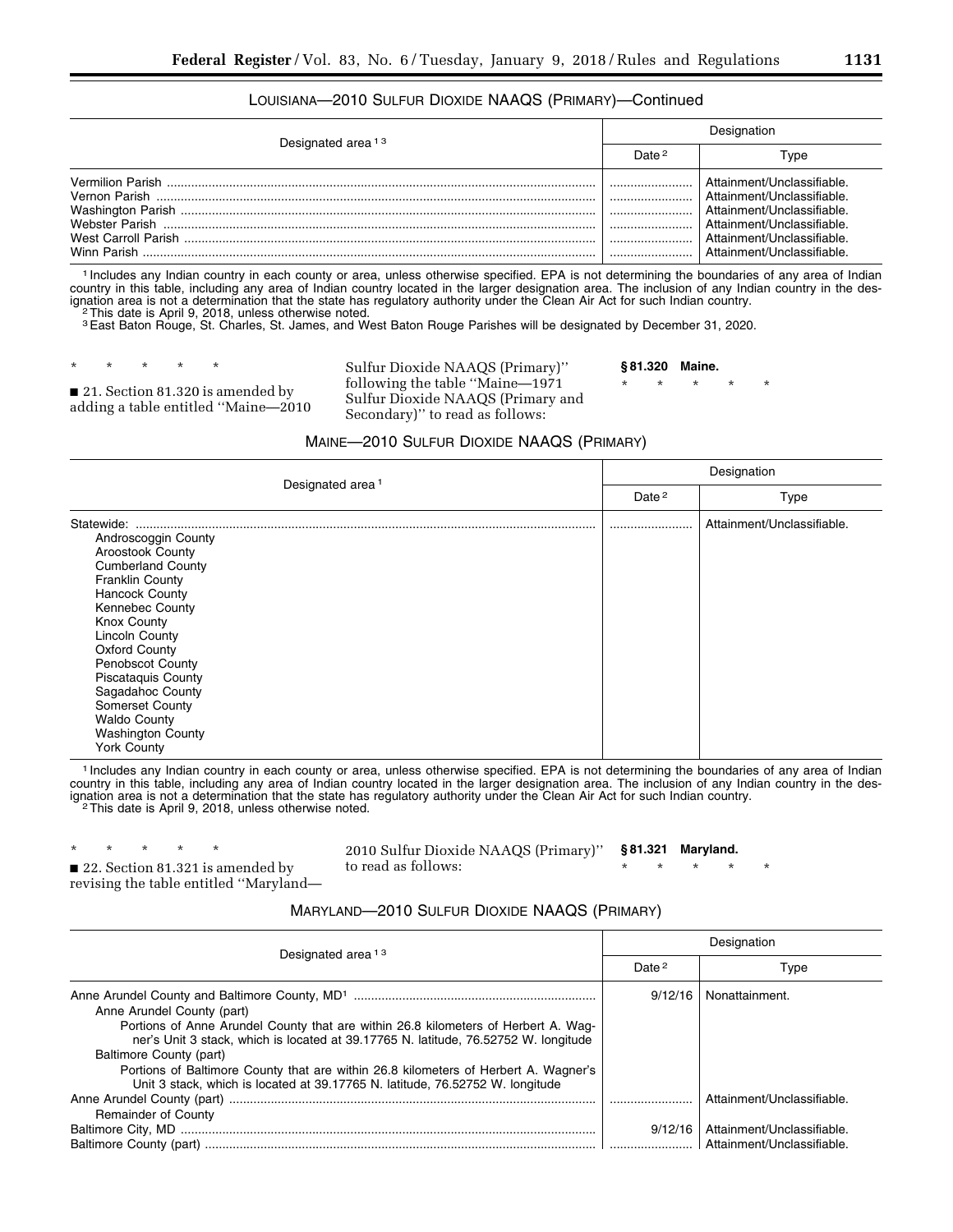LOUISIANA—2010 SULFUR DIOXIDE NAAQS (PRIMARY)—Continued

| Designated area [1] [3] | Designation | |
|---|---|---|
| | Date [2] | Type |
| Vermilion Parish | | Attainment/Unclassifiable. |
| Vernon Parish | | Attainment/Unclassifiable. |
| Washington Parish | | Attainment/Unclassifiable. |
| Webster Parish | | Attainment/Unclassifiable. |
| West Carroll Parish | | Attainment/Unclassifiable. |
| Winn Parish | | Attainment/Unclassifiable. |

[1] Includes any Indian country in each county or area, unless otherwise specified. EPA is not determining the boundaries of any area of Indian country in this table, including any area of Indian country located in the larger designation area. The inclusion of any Indian country in the designation area is not a determination that the state has regulatory authority under the Clean Air Act for such Indian country.
[2] This date is April 9, 2018, unless otherwise noted.
[3] East Baton Rouge, St. Charles, St. James, and West Baton Rouge Parishes will be designated by December 31, 2020.

\* \* \* \* \*

■ 21. Section 81.320 is amended by adding a table entitled "Maine—2010 Sulfur Dioxide NAAQS (Primary)" following the table "Maine—1971 Sulfur Dioxide NAAQS (Primary and Secondary)" to read as follows:

**§ 81.320 Maine.**

\* \* \* \* \*

MAINE—2010 SULFUR DIOXIDE NAAQS (PRIMARY)

| Designated area [1] | Designation | |
|---|---|---|
| | Date [2] | Type |
| Statewide: | | Attainment/Unclassifiable. |
| Androscoggin County | | |
| Aroostook County | | |
| Cumberland County | | |
| Franklin County | | |
| Hancock County | | |
| Kennebec County | | |
| Knox County | | |
| Lincoln County | | |
| Oxford County | | |
| Penobscot County | | |
| Piscataquis County | | |
| Sagadahoc County | | |
| Somerset County | | |
| Waldo County | | |
| Washington County | | |
| York County | | |

[1] Includes any Indian country in each county or area, unless otherwise specified. EPA is not determining the boundaries of any area of Indian country in this table, including any area of Indian country located in the larger designation area. The inclusion of any Indian country in the designation area is not a determination that the state has regulatory authority under the Clean Air Act for such Indian country.
[2] This date is April 9, 2018, unless otherwise noted.

\* \* \* \* \*

■ 22. Section 81.321 is amended by revising the table entitled "Maryland—2010 Sulfur Dioxide NAAQS (Primary)" to read as follows:

**§ 81.321 Maryland.**

\* \* \* \* \*

MARYLAND—2010 SULFUR DIOXIDE NAAQS (PRIMARY)

| Designated area [1] [3] | Designation | |
|---|---|---|
| | Date [2] | Type |
| Anne Arundel County and Baltimore County, MD[1] | 9/12/16 | Nonattainment. |
| Anne Arundel County (part) | | |
| Portions of Anne Arundel County that are within 26.8 kilometers of Herbert A. Wagner's Unit 3 stack, which is located at 39.17765 N. latitude, 76.52752 W. longitude | | |
| Baltimore County (part) | | |
| Portions of Baltimore County that are within 26.8 kilometers of Herbert A. Wagner's Unit 3 stack, which is located at 39.17765 N. latitude, 76.52752 W. longitude | | |
| Anne Arundel County (part) | | Attainment/Unclassifiable. |
| Remainder of County | | |
| Baltimore City, MD | 9/12/16 | Attainment/Unclassifiable. |
| Baltimore County (part) | | Attainment/Unclassifiable. |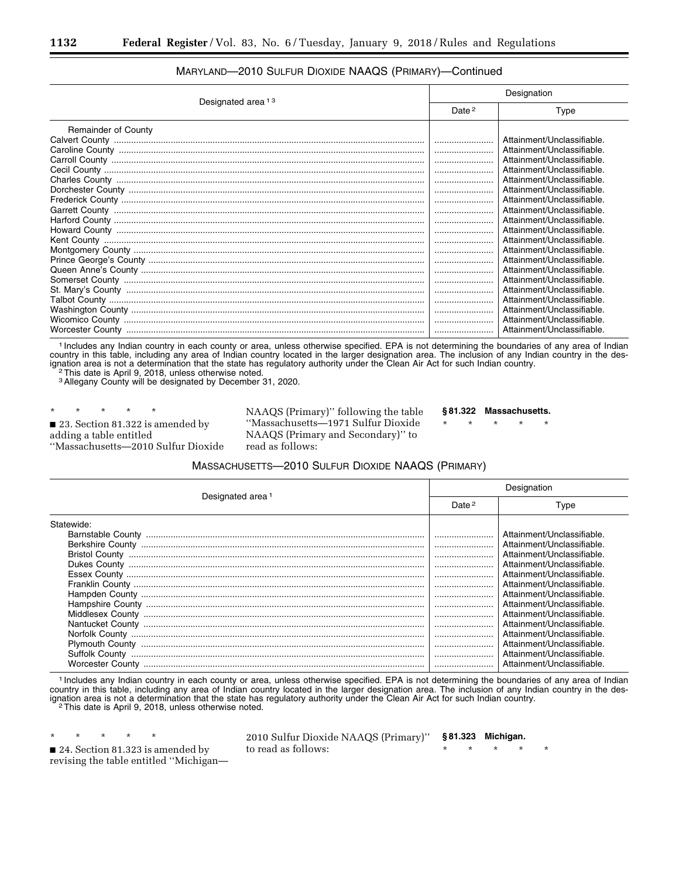MARYLAND—2010 SULFUR DIOXIDE NAAQS (PRIMARY)—Continued

| Designated area [1] [3] | Designation | |
|---|---|---|
| | Date [2] | Type |
| Remainder of County | | |
| Calvert County | ........................ | Attainment/Unclassifiable. |
| Caroline County | ........................ | Attainment/Unclassifiable. |
| Carroll County | ........................ | Attainment/Unclassifiable. |
| Cecil County | ........................ | Attainment/Unclassifiable. |
| Charles County | ........................ | Attainment/Unclassifiable. |
| Dorchester County | ........................ | Attainment/Unclassifiable. |
| Frederick County | ........................ | Attainment/Unclassifiable. |
| Garrett County | ........................ | Attainment/Unclassifiable. |
| Harford County | ........................ | Attainment/Unclassifiable. |
| Howard County | ........................ | Attainment/Unclassifiable. |
| Kent County | ........................ | Attainment/Unclassifiable. |
| Montgomery County | ........................ | Attainment/Unclassifiable. |
| Prince George's County | ........................ | Attainment/Unclassifiable. |
| Queen Anne's County | ........................ | Attainment/Unclassifiable. |
| Somerset County | ........................ | Attainment/Unclassifiable. |
| St. Mary's County | ........................ | Attainment/Unclassifiable. |
| Talbot County | ........................ | Attainment/Unclassifiable. |
| Washington County | ........................ | Attainment/Unclassifiable. |
| Wicomico County | ........................ | Attainment/Unclassifiable. |
| Worcester County | ........................ | Attainment/Unclassifiable. |

[1] Includes any Indian country in each county or area, unless otherwise specified. EPA is not determining the boundaries of any area of Indian country in this table, including any area of Indian country located in the larger designation area. The inclusion of any Indian country in the designation area is not a determination that the state has regulatory authority under the Clean Air Act for such Indian country.
[2] This date is April 9, 2018, unless otherwise noted.
[3] Allegany County will be designated by December 31, 2020.

\* \* \* \* \*

■ 23. Section 81.322 is amended by adding a table entitled "Massachusetts—2010 Sulfur Dioxide NAAQS (Primary)" following the table "Massachusetts—1971 Sulfur Dioxide NAAQS (Primary and Secondary)" to read as follows:

**§ 81.322 Massachusetts.**

\* \* \* \* \*

MASSACHUSETTS—2010 SULFUR DIOXIDE NAAQS (PRIMARY)

| Designated area [1] | Designation | |
|---|---|---|
| | Date [2] | Type |
| Statewide: | | |
| Barnstable County | ........................ | Attainment/Unclassifiable. |
| Berkshire County | ........................ | Attainment/Unclassifiable. |
| Bristol County | ........................ | Attainment/Unclassifiable. |
| Dukes County | ........................ | Attainment/Unclassifiable. |
| Essex County | ........................ | Attainment/Unclassifiable. |
| Franklin County | ........................ | Attainment/Unclassifiable. |
| Hampden County | ........................ | Attainment/Unclassifiable. |
| Hampshire County | ........................ | Attainment/Unclassifiable. |
| Middlesex County | ........................ | Attainment/Unclassifiable. |
| Nantucket County | ........................ | Attainment/Unclassifiable. |
| Norfolk County | ........................ | Attainment/Unclassifiable. |
| Plymouth County | ........................ | Attainment/Unclassifiable. |
| Suffolk County | ........................ | Attainment/Unclassifiable. |
| Worcester County | ........................ | Attainment/Unclassifiable. |

[1] Includes any Indian country in each county or area, unless otherwise specified. EPA is not determining the boundaries of any area of Indian country in this table, including any area of Indian country located in the larger designation area. The inclusion of any Indian country in the designation area is not a determination that the state has regulatory authority under the Clean Air Act for such Indian country.
[2] This date is April 9, 2018, unless otherwise noted.

\* \* \* \* \*

■ 24. Section 81.323 is amended by revising the table entitled "Michigan—2010 Sulfur Dioxide NAAQS (Primary)" to read as follows:

**§ 81.323 Michigan.**

\* \* \* \* \*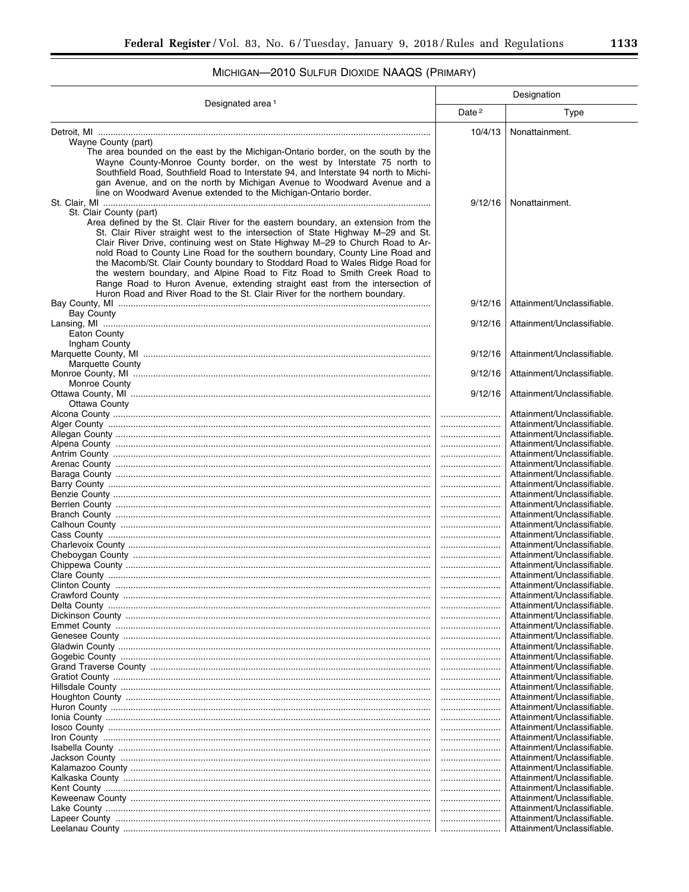## MICHIGAN—2010 SULFUR DIOXIDE NAAQS (PRIMARY)

| Designated area [1] | Designation | |
|---|---|---|
| | Date [2] | Type |
| Detroit, MI | 10/4/13 | Nonattainment. |
| Wayne County (part) | | |
| The area bounded on the east by the Michigan-Ontario border, on the south by the Wayne County-Monroe County border, on the west by Interstate 75 north to Southfield Road, Southfield Road to Interstate 94, and Interstate 94 north to Michigan Avenue, and on the north by Michigan Avenue to Woodward Avenue and a line on Woodward Avenue extended to the Michigan-Ontario border. | | |
| St. Clair, MI | 9/12/16 | Nonattainment. |
| St. Clair County (part) | | |
| Area defined by the St. Clair River for the eastern boundary, an extension from the St. Clair River straight west to the intersection of State Highway M–29 and St. Clair River Drive, continuing west on State Highway M–29 to Church Road to Arnold Road to County Line Road for the southern boundary, County Line Road and the Macomb/St. Clair County boundary to Stoddard Road to Wales Ridge Road for the western boundary, and Alpine Road to Fitz Road to Smith Creek Road to Range Road to Huron Avenue, extending straight east from the intersection of Huron Road and River Road to the St. Clair River for the northern boundary. | | |
| Bay County, MI | 9/12/16 | Attainment/Unclassifiable. |
| Bay County | | |
| Lansing, MI | 9/12/16 | Attainment/Unclassifiable. |
| Eaton County | | |
| Ingham County | | |
| Marquette County, MI | 9/12/16 | Attainment/Unclassifiable. |
| Marquette County | | |
| Monroe County, MI | 9/12/16 | Attainment/Unclassifiable. |
| Monroe County | | |
| Ottawa County, MI | 9/12/16 | Attainment/Unclassifiable. |
| Ottawa County | | |
| Alcona County | | Attainment/Unclassifiable. |
| Alger County | | Attainment/Unclassifiable. |
| Allegan County | | Attainment/Unclassifiable. |
| Alpena County | | Attainment/Unclassifiable. |
| Antrim County | | Attainment/Unclassifiable. |
| Arenac County | | Attainment/Unclassifiable. |
| Baraga County | | Attainment/Unclassifiable. |
| Barry County | | Attainment/Unclassifiable. |
| Benzie County | | Attainment/Unclassifiable. |
| Berrien County | | Attainment/Unclassifiable. |
| Branch County | | Attainment/Unclassifiable. |
| Calhoun County | | Attainment/Unclassifiable. |
| Cass County | | Attainment/Unclassifiable. |
| Charlevoix County | | Attainment/Unclassifiable. |
| Cheboygan County | | Attainment/Unclassifiable. |
| Chippewa County | | Attainment/Unclassifiable. |
| Clare County | | Attainment/Unclassifiable. |
| Clinton County | | Attainment/Unclassifiable. |
| Crawford County | | Attainment/Unclassifiable. |
| Delta County | | Attainment/Unclassifiable. |
| Dickinson County | | Attainment/Unclassifiable. |
| Emmet County | | Attainment/Unclassifiable. |
| Genesee County | | Attainment/Unclassifiable. |
| Gladwin County | | Attainment/Unclassifiable. |
| Gogebic County | | Attainment/Unclassifiable. |
| Grand Traverse County | | Attainment/Unclassifiable. |
| Gratiot County | | Attainment/Unclassifiable. |
| Hillsdale County | | Attainment/Unclassifiable. |
| Houghton County | | Attainment/Unclassifiable. |
| Huron County | | Attainment/Unclassifiable. |
| Ionia County | | Attainment/Unclassifiable. |
| Iosco County | | Attainment/Unclassifiable. |
| Iron County | | Attainment/Unclassifiable. |
| Isabella County | | Attainment/Unclassifiable. |
| Jackson County | | Attainment/Unclassifiable. |
| Kalamazoo County | | Attainment/Unclassifiable. |
| Kalkaska County | | Attainment/Unclassifiable. |
| Kent County | | Attainment/Unclassifiable. |
| Keweenaw County | | Attainment/Unclassifiable. |
| Lake County | | Attainment/Unclassifiable. |
| Lapeer County | | Attainment/Unclassifiable. |
| Leelanau County | | Attainment/Unclassifiable. |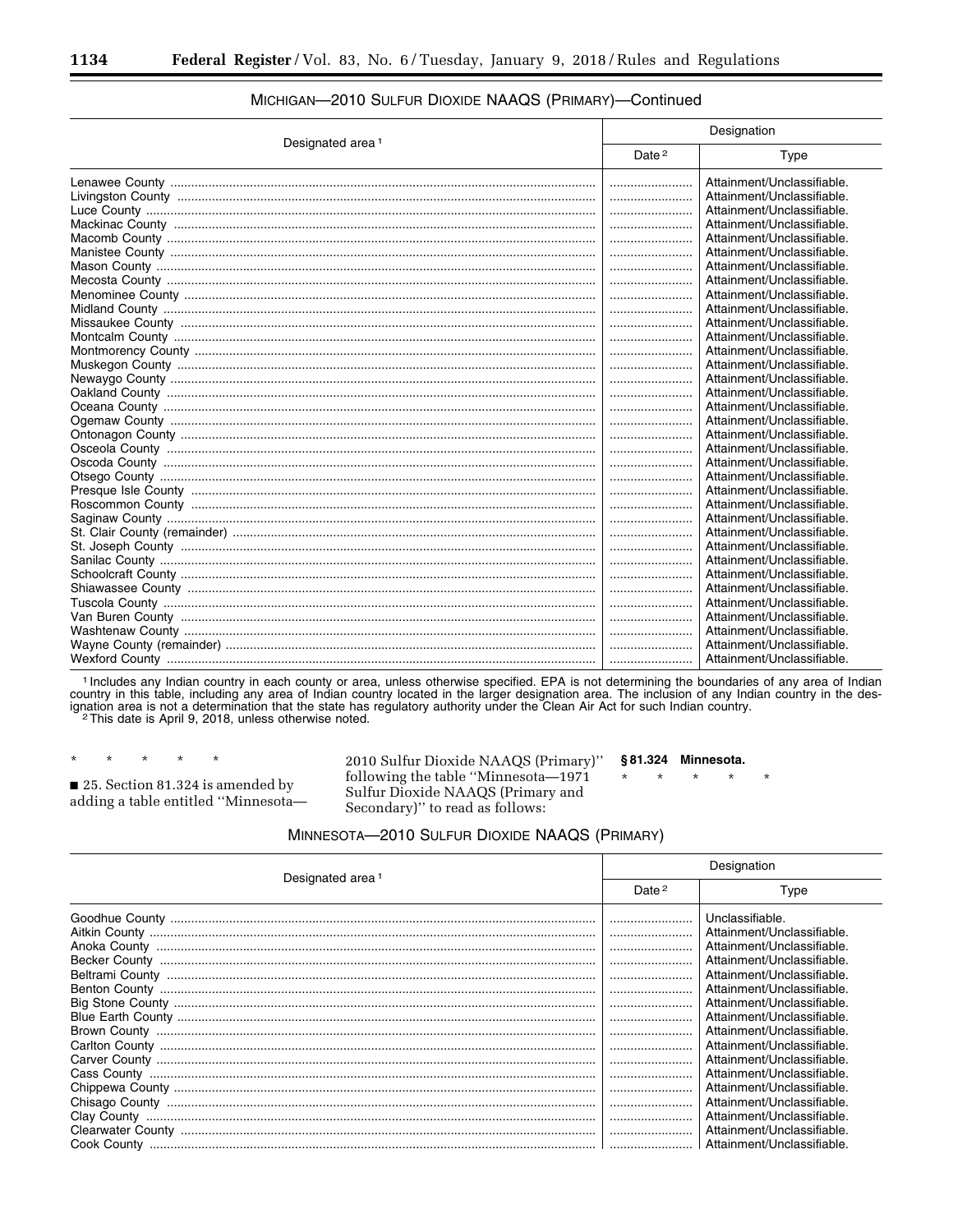MICHIGAN—2010 SULFUR DIOXIDE NAAQS (PRIMARY)—Continued

| Designated area [1] | Designation | |
|---|---|---|
| | Date [2] | Type |
| Lenawee County | ........................ | Attainment/Unclassifiable. |
| Livingston County | ........................ | Attainment/Unclassifiable. |
| Luce County | ........................ | Attainment/Unclassifiable. |
| Mackinac County | ........................ | Attainment/Unclassifiable. |
| Macomb County | ........................ | Attainment/Unclassifiable. |
| Manistee County | ........................ | Attainment/Unclassifiable. |
| Mason County | ........................ | Attainment/Unclassifiable. |
| Mecosta County | ........................ | Attainment/Unclassifiable. |
| Menominee County | ........................ | Attainment/Unclassifiable. |
| Midland County | ........................ | Attainment/Unclassifiable. |
| Missaukee County | ........................ | Attainment/Unclassifiable. |
| Montcalm County | ........................ | Attainment/Unclassifiable. |
| Montmorency County | ........................ | Attainment/Unclassifiable. |
| Muskegon County | ........................ | Attainment/Unclassifiable. |
| Newaygo County | ........................ | Attainment/Unclassifiable. |
| Oakland County | ........................ | Attainment/Unclassifiable. |
| Oceana County | ........................ | Attainment/Unclassifiable. |
| Ogemaw County | ........................ | Attainment/Unclassifiable. |
| Ontonagon County | ........................ | Attainment/Unclassifiable. |
| Osceola County | ........................ | Attainment/Unclassifiable. |
| Oscoda County | ........................ | Attainment/Unclassifiable. |
| Otsego County | ........................ | Attainment/Unclassifiable. |
| Presque Isle County | ........................ | Attainment/Unclassifiable. |
| Roscommon County | ........................ | Attainment/Unclassifiable. |
| Saginaw County | ........................ | Attainment/Unclassifiable. |
| St. Clair County (remainder) | ........................ | Attainment/Unclassifiable. |
| St. Joseph County | ........................ | Attainment/Unclassifiable. |
| Sanilac County | ........................ | Attainment/Unclassifiable. |
| Schoolcraft County | ........................ | Attainment/Unclassifiable. |
| Shiawassee County | ........................ | Attainment/Unclassifiable. |
| Tuscola County | ........................ | Attainment/Unclassifiable. |
| Van Buren County | ........................ | Attainment/Unclassifiable. |
| Washtenaw County | ........................ | Attainment/Unclassifiable. |
| Wayne County (remainder) | ........................ | Attainment/Unclassifiable. |
| Wexford County | ........................ | Attainment/Unclassifiable. |

[1] Includes any Indian country in each county or area, unless otherwise specified. EPA is not determining the boundaries of any area of Indian country in this table, including any area of Indian country located in the larger designation area. The inclusion of any Indian country in the designation area is not a determination that the state has regulatory authority under the Clean Air Act for such Indian country.

[2] This date is April 9, 2018, unless otherwise noted.

\* \* \* \* \*

■ 25. Section 81.324 is amended by adding a table entitled "Minnesota—2010 Sulfur Dioxide NAAQS (Primary)" following the table "Minnesota—1971 Sulfur Dioxide NAAQS (Primary and Secondary)" to read as follows:

**§ 81.324 Minnesota.**

\* \* \* \* \*

MINNESOTA—2010 SULFUR DIOXIDE NAAQS (PRIMARY)

| Designated area [1] | Designation | |
|---|---|---|
| | Date [2] | Type |
| Goodhue County | ........................ | Unclassifiable. |
| Aitkin County | ........................ | Attainment/Unclassifiable. |
| Anoka County | ........................ | Attainment/Unclassifiable. |
| Becker County | ........................ | Attainment/Unclassifiable. |
| Beltrami County | ........................ | Attainment/Unclassifiable. |
| Benton County | ........................ | Attainment/Unclassifiable. |
| Big Stone County | ........................ | Attainment/Unclassifiable. |
| Blue Earth County | ........................ | Attainment/Unclassifiable. |
| Brown County | ........................ | Attainment/Unclassifiable. |
| Carlton County | ........................ | Attainment/Unclassifiable. |
| Carver County | ........................ | Attainment/Unclassifiable. |
| Cass County | ........................ | Attainment/Unclassifiable. |
| Chippewa County | ........................ | Attainment/Unclassifiable. |
| Chisago County | ........................ | Attainment/Unclassifiable. |
| Clay County | ........................ | Attainment/Unclassifiable. |
| Clearwater County | ........................ | Attainment/Unclassifiable. |
| Cook County | ........................ | Attainment/Unclassifiable. |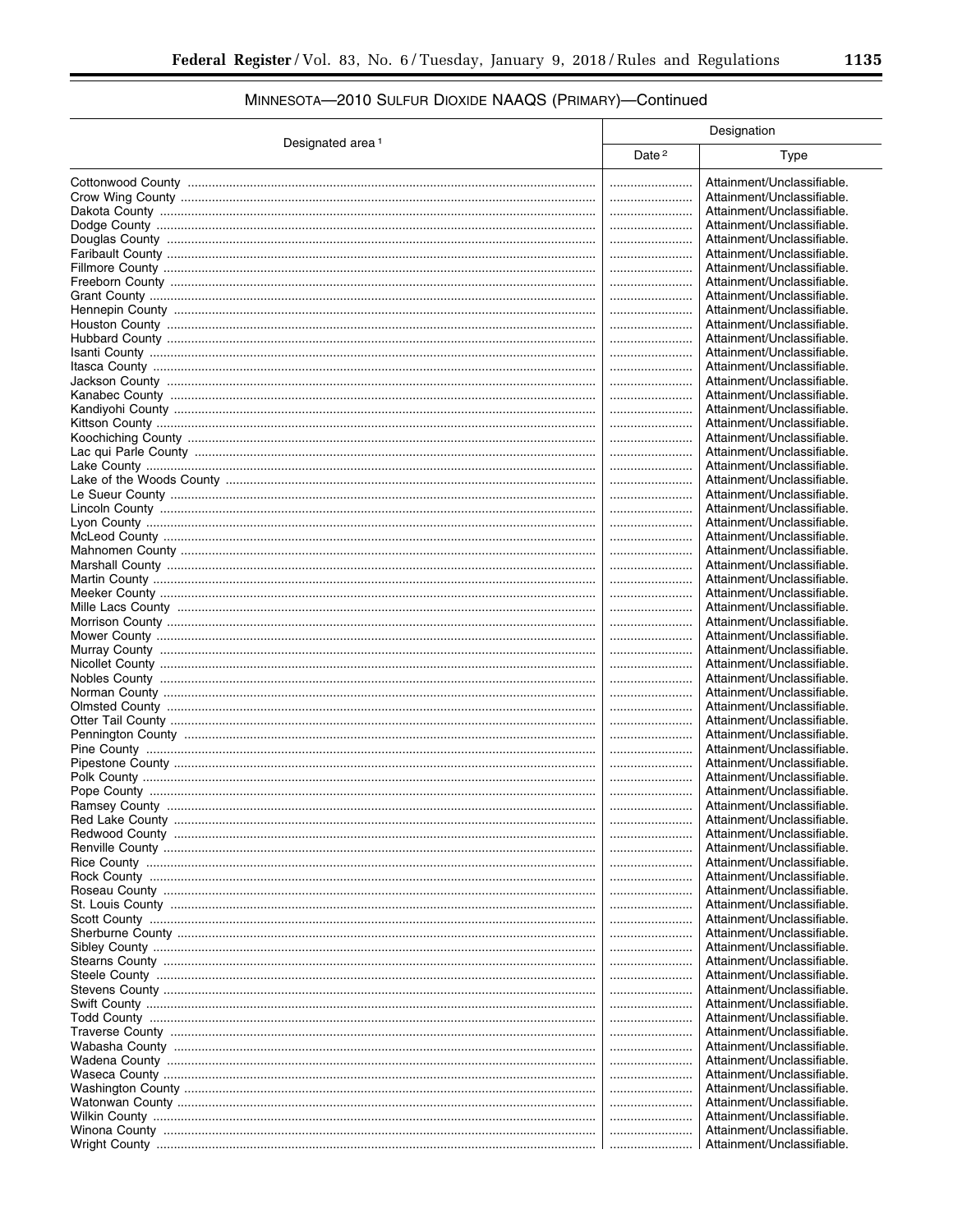## MINNESOTA—2010 SULFUR DIOXIDE NAAQS (PRIMARY)—Continued

| Designated area [1] | Designation | |
|---|---|---|
| | Date [2] | Type |
| Cottonwood County | | Attainment/Unclassifiable. |
| Crow Wing County | | Attainment/Unclassifiable. |
| Dakota County | | Attainment/Unclassifiable. |
| Dodge County | | Attainment/Unclassifiable. |
| Douglas County | | Attainment/Unclassifiable. |
| Faribault County | | Attainment/Unclassifiable. |
| Fillmore County | | Attainment/Unclassifiable. |
| Freeborn County | | Attainment/Unclassifiable. |
| Grant County | | Attainment/Unclassifiable. |
| Hennepin County | | Attainment/Unclassifiable. |
| Houston County | | Attainment/Unclassifiable. |
| Hubbard County | | Attainment/Unclassifiable. |
| Isanti County | | Attainment/Unclassifiable. |
| Itasca County | | Attainment/Unclassifiable. |
| Jackson County | | Attainment/Unclassifiable. |
| Kanabec County | | Attainment/Unclassifiable. |
| Kandiyohi County | | Attainment/Unclassifiable. |
| Kittson County | | Attainment/Unclassifiable. |
| Koochiching County | | Attainment/Unclassifiable. |
| Lac qui Parle County | | Attainment/Unclassifiable. |
| Lake County | | Attainment/Unclassifiable. |
| Lake of the Woods County | | Attainment/Unclassifiable. |
| Le Sueur County | | Attainment/Unclassifiable. |
| Lincoln County | | Attainment/Unclassifiable. |
| Lyon County | | Attainment/Unclassifiable. |
| McLeod County | | Attainment/Unclassifiable. |
| Mahnomen County | | Attainment/Unclassifiable. |
| Marshall County | | Attainment/Unclassifiable. |
| Martin County | | Attainment/Unclassifiable. |
| Meeker County | | Attainment/Unclassifiable. |
| Mille Lacs County | | Attainment/Unclassifiable. |
| Morrison County | | Attainment/Unclassifiable. |
| Mower County | | Attainment/Unclassifiable. |
| Murray County | | Attainment/Unclassifiable. |
| Nicollet County | | Attainment/Unclassifiable. |
| Nobles County | | Attainment/Unclassifiable. |
| Norman County | | Attainment/Unclassifiable. |
| Olmsted County | | Attainment/Unclassifiable. |
| Otter Tail County | | Attainment/Unclassifiable. |
| Pennington County | | Attainment/Unclassifiable. |
| Pine County | | Attainment/Unclassifiable. |
| Pipestone County | | Attainment/Unclassifiable. |
| Polk County | | Attainment/Unclassifiable. |
| Pope County | | Attainment/Unclassifiable. |
| Ramsey County | | Attainment/Unclassifiable. |
| Red Lake County | | Attainment/Unclassifiable. |
| Redwood County | | Attainment/Unclassifiable. |
| Renville County | | Attainment/Unclassifiable. |
| Rice County | | Attainment/Unclassifiable. |
| Rock County | | Attainment/Unclassifiable. |
| Roseau County | | Attainment/Unclassifiable. |
| St. Louis County | | Attainment/Unclassifiable. |
| Scott County | | Attainment/Unclassifiable. |
| Sherburne County | | Attainment/Unclassifiable. |
| Sibley County | | Attainment/Unclassifiable. |
| Stearns County | | Attainment/Unclassifiable. |
| Steele County | | Attainment/Unclassifiable. |
| Stevens County | | Attainment/Unclassifiable. |
| Swift County | | Attainment/Unclassifiable. |
| Todd County | | Attainment/Unclassifiable. |
| Traverse County | | Attainment/Unclassifiable. |
| Wabasha County | | Attainment/Unclassifiable. |
| Wadena County | | Attainment/Unclassifiable. |
| Waseca County | | Attainment/Unclassifiable. |
| Washington County | | Attainment/Unclassifiable. |
| Watonwan County | | Attainment/Unclassifiable. |
| Wilkin County | | Attainment/Unclassifiable. |
| Winona County | | Attainment/Unclassifiable. |
| Wright County | | Attainment/Unclassifiable. |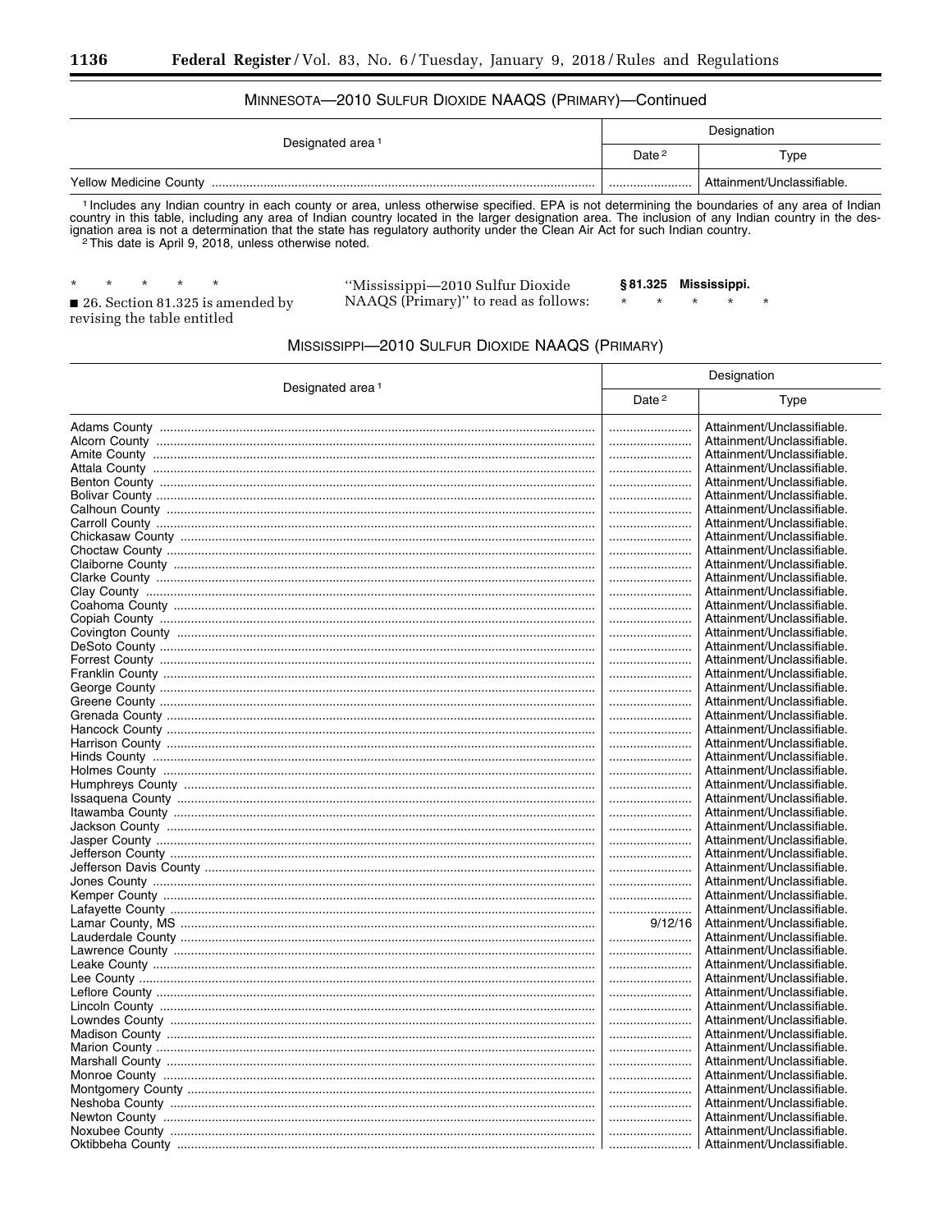MINNESOTA—2010 SULFUR DIOXIDE NAAQS (PRIMARY)—Continued

| Designated area [1] | Designation | |
|---|---|---|
| | Date [2] | Type |
| Yellow Medicine County | | Attainment/Unclassifiable. |

[1] Includes any Indian country in each county or area, unless otherwise specified. EPA is not determining the boundaries of any area of Indian country in this table, including any area of Indian country located in the larger designation area. The inclusion of any Indian country in the designation area is not a determination that the state has regulatory authority under the Clean Air Act for such Indian country.
[2] This date is April 9, 2018, unless otherwise noted.

\* \* \* \* \*

■ 26. Section 81.325 is amended by revising the table entitled "Mississippi—2010 Sulfur Dioxide NAAQS (Primary)" to read as follows:

**§ 81.325 Mississippi.**

\* \* \* \* \*

MISSISSIPPI—2010 SULFUR DIOXIDE NAAQS (PRIMARY)

| Designated area [1] | Designation | |
|---|---|---|
| | Date [2] | Type |
| Adams County | | Attainment/Unclassifiable. |
| Alcorn County | | Attainment/Unclassifiable. |
| Amite County | | Attainment/Unclassifiable. |
| Attala County | | Attainment/Unclassifiable. |
| Benton County | | Attainment/Unclassifiable. |
| Bolivar County | | Attainment/Unclassifiable. |
| Calhoun County | | Attainment/Unclassifiable. |
| Carroll County | | Attainment/Unclassifiable. |
| Chickasaw County | | Attainment/Unclassifiable. |
| Choctaw County | | Attainment/Unclassifiable. |
| Claiborne County | | Attainment/Unclassifiable. |
| Clarke County | | Attainment/Unclassifiable. |
| Clay County | | Attainment/Unclassifiable. |
| Coahoma County | | Attainment/Unclassifiable. |
| Copiah County | | Attainment/Unclassifiable. |
| Covington County | | Attainment/Unclassifiable. |
| DeSoto County | | Attainment/Unclassifiable. |
| Forrest County | | Attainment/Unclassifiable. |
| Franklin County | | Attainment/Unclassifiable. |
| George County | | Attainment/Unclassifiable. |
| Greene County | | Attainment/Unclassifiable. |
| Grenada County | | Attainment/Unclassifiable. |
| Hancock County | | Attainment/Unclassifiable. |
| Harrison County | | Attainment/Unclassifiable. |
| Hinds County | | Attainment/Unclassifiable. |
| Holmes County | | Attainment/Unclassifiable. |
| Humphreys County | | Attainment/Unclassifiable. |
| Issaquena County | | Attainment/Unclassifiable. |
| Itawamba County | | Attainment/Unclassifiable. |
| Jackson County | | Attainment/Unclassifiable. |
| Jasper County | | Attainment/Unclassifiable. |
| Jefferson County | | Attainment/Unclassifiable. |
| Jefferson Davis County | | Attainment/Unclassifiable. |
| Jones County | | Attainment/Unclassifiable. |
| Kemper County | | Attainment/Unclassifiable. |
| Lafayette County | | Attainment/Unclassifiable. |
| Lamar County, MS | 9/12/16 | Attainment/Unclassifiable. |
| Lauderdale County | | Attainment/Unclassifiable. |
| Lawrence County | | Attainment/Unclassifiable. |
| Leake County | | Attainment/Unclassifiable. |
| Lee County | | Attainment/Unclassifiable. |
| Leflore County | | Attainment/Unclassifiable. |
| Lincoln County | | Attainment/Unclassifiable. |
| Lowndes County | | Attainment/Unclassifiable. |
| Madison County | | Attainment/Unclassifiable. |
| Marion County | | Attainment/Unclassifiable. |
| Marshall County | | Attainment/Unclassifiable. |
| Monroe County | | Attainment/Unclassifiable. |
| Montgomery County | | Attainment/Unclassifiable. |
| Neshoba County | | Attainment/Unclassifiable. |
| Newton County | | Attainment/Unclassifiable. |
| Noxubee County | | Attainment/Unclassifiable. |
| Oktibbeha County | | Attainment/Unclassifiable. |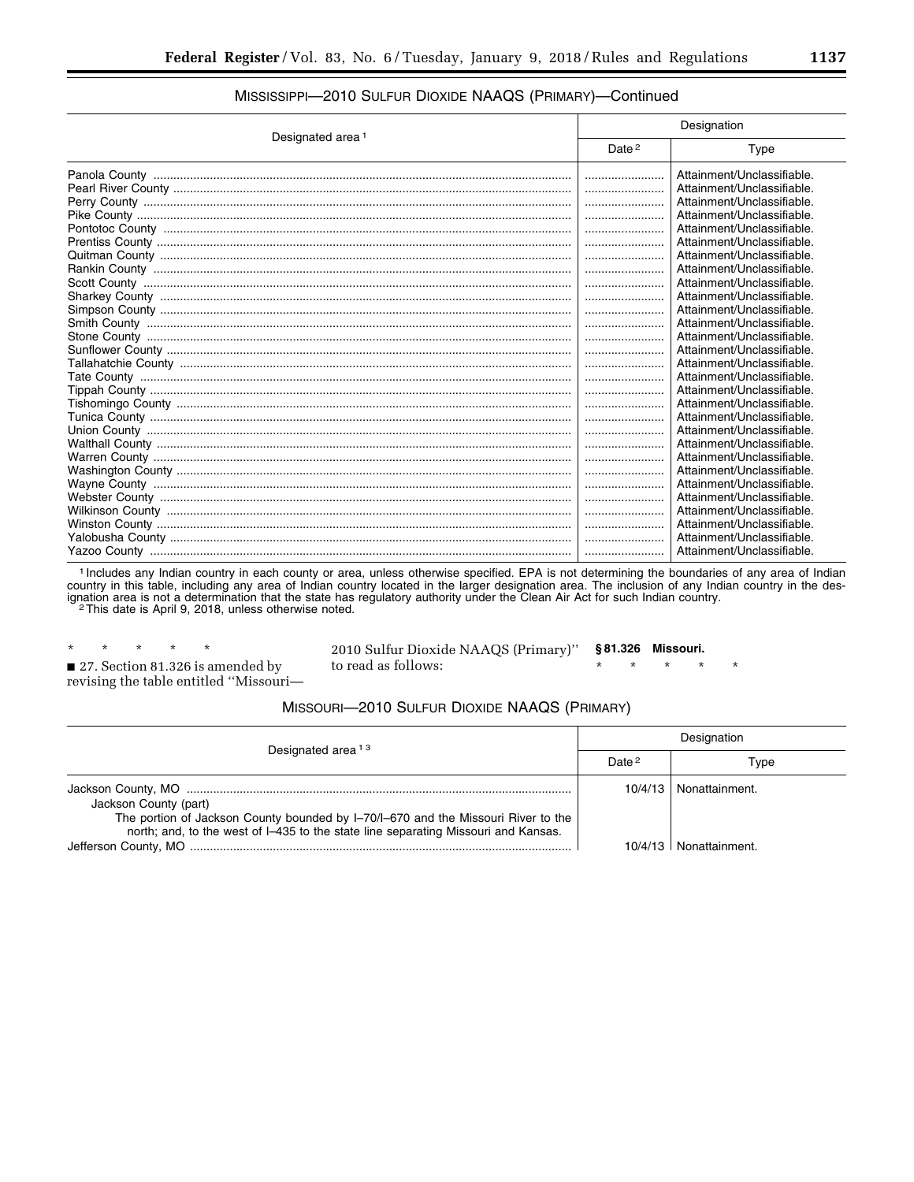MISSISSIPPI—2010 SULFUR DIOXIDE NAAQS (PRIMARY)—Continued

| Designated area [1] | Designation | |
|---|---|---|
| | Date [2] | Type |
| Panola County | | Attainment/Unclassifiable. |
| Pearl River County | | Attainment/Unclassifiable. |
| Perry County | | Attainment/Unclassifiable. |
| Pike County | | Attainment/Unclassifiable. |
| Pontotoc County | | Attainment/Unclassifiable. |
| Prentiss County | | Attainment/Unclassifiable. |
| Quitman County | | Attainment/Unclassifiable. |
| Rankin County | | Attainment/Unclassifiable. |
| Scott County | | Attainment/Unclassifiable. |
| Sharkey County | | Attainment/Unclassifiable. |
| Simpson County | | Attainment/Unclassifiable. |
| Smith County | | Attainment/Unclassifiable. |
| Stone County | | Attainment/Unclassifiable. |
| Sunflower County | | Attainment/Unclassifiable. |
| Tallahatchie County | | Attainment/Unclassifiable. |
| Tate County | | Attainment/Unclassifiable. |
| Tippah County | | Attainment/Unclassifiable. |
| Tishomingo County | | Attainment/Unclassifiable. |
| Tunica County | | Attainment/Unclassifiable. |
| Union County | | Attainment/Unclassifiable. |
| Walthall County | | Attainment/Unclassifiable. |
| Warren County | | Attainment/Unclassifiable. |
| Washington County | | Attainment/Unclassifiable. |
| Wayne County | | Attainment/Unclassifiable. |
| Webster County | | Attainment/Unclassifiable. |
| Wilkinson County | | Attainment/Unclassifiable. |
| Winston County | | Attainment/Unclassifiable. |
| Yalobusha County | | Attainment/Unclassifiable. |
| Yazoo County | | Attainment/Unclassifiable. |

[1] Includes any Indian country in each county or area, unless otherwise specified. EPA is not determining the boundaries of any area of Indian country in this table, including any area of Indian country located in the larger designation area. The inclusion of any Indian country in the designation area is not a determination that the state has regulatory authority under the Clean Air Act for such Indian country.
[2] This date is April 9, 2018, unless otherwise noted.

\* \* \* \* \*

■ 27. Section 81.326 is amended by revising the table entitled "Missouri—2010 Sulfur Dioxide NAAQS (Primary)" to read as follows:

**§ 81.326 Missouri.**

\* \* \* \* \*

MISSOURI—2010 SULFUR DIOXIDE NAAQS (PRIMARY)

| Designated area [1] [3] | Designation | |
|---|---|---|
| | Date [2] | Type |
| Jackson County, MO | 10/4/13 | Nonattainment. |
| Jackson County (part) | | |
| The portion of Jackson County bounded by I–70/I–670 and the Missouri River to the north; and, to the west of I–435 to the state line separating Missouri and Kansas. | | |
| Jefferson County, MO | 10/4/13 | Nonattainment. |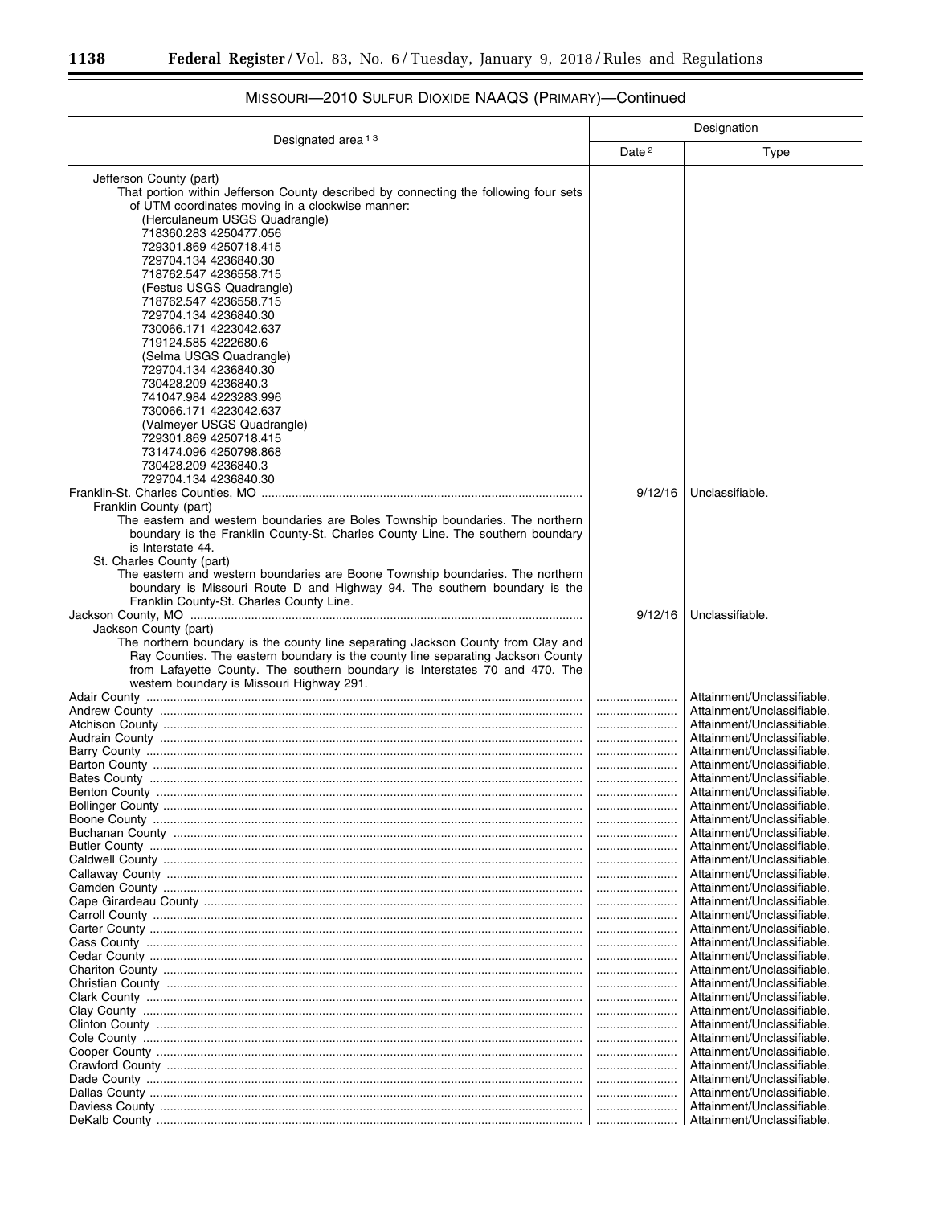MISSOURI—2010 SULFUR DIOXIDE NAAQS (PRIMARY)—Continued

| Designated area [1,3] | Designation | |
|---|---|---|
| | Date [2] | Type |
| Jefferson County (part)<br>That portion within Jefferson County described by connecting the following four sets of UTM coordinates moving in a clockwise manner:<br>(Herculaneum USGS Quadrangle)<br>718360.283 4250477.056<br>729301.869 4250718.415<br>729704.134 4236840.30<br>718762.547 4236558.715<br>(Festus USGS Quadrangle)<br>718762.547 4236558.715<br>729704.134 4236840.30<br>730066.171 4223042.637<br>719124.585 4222680.6<br>(Selma USGS Quadrangle)<br>729704.134 4236840.30<br>730428.209 4236840.3<br>741047.984 4223283.996<br>730066.171 4223042.637<br>(Valmeyer USGS Quadrangle)<br>729301.869 4250718.415<br>731474.096 4250798.868<br>730428.209 4236840.3<br>729704.134 4236840.30 | | |
| Franklin-St. Charles Counties, MO | 9/12/16 | Unclassifiable. |
| Franklin County (part)<br>The eastern and western boundaries are Boles Township boundaries. The northern boundary is the Franklin County-St. Charles County Line. The southern boundary is Interstate 44. | | |
| St. Charles County (part)<br>The eastern and western boundaries are Boone Township boundaries. The northern boundary is Missouri Route D and Highway 94. The southern boundary is the Franklin County-St. Charles County Line. | | |
| Jackson County, MO | 9/12/16 | Unclassifiable. |
| Jackson County (part)<br>The northern boundary is the county line separating Jackson County from Clay and Ray Counties. The eastern boundary is the county line separating Jackson County from Lafayette County. The southern boundary is Interstates 70 and 470. The western boundary is Missouri Highway 291. | | |
| Adair County | | Attainment/Unclassifiable. |
| Andrew County | | Attainment/Unclassifiable. |
| Atchison County | | Attainment/Unclassifiable. |
| Audrain County | | Attainment/Unclassifiable. |
| Barry County | | Attainment/Unclassifiable. |
| Barton County | | Attainment/Unclassifiable. |
| Bates County | | Attainment/Unclassifiable. |
| Benton County | | Attainment/Unclassifiable. |
| Bollinger County | | Attainment/Unclassifiable. |
| Boone County | | Attainment/Unclassifiable. |
| Buchanan County | | Attainment/Unclassifiable. |
| Butler County | | Attainment/Unclassifiable. |
| Caldwell County | | Attainment/Unclassifiable. |
| Callaway County | | Attainment/Unclassifiable. |
| Camden County | | Attainment/Unclassifiable. |
| Cape Girardeau County | | Attainment/Unclassifiable. |
| Carroll County | | Attainment/Unclassifiable. |
| Carter County | | Attainment/Unclassifiable. |
| Cass County | | Attainment/Unclassifiable. |
| Cedar County | | Attainment/Unclassifiable. |
| Chariton County | | Attainment/Unclassifiable. |
| Christian County | | Attainment/Unclassifiable. |
| Clark County | | Attainment/Unclassifiable. |
| Clay County | | Attainment/Unclassifiable. |
| Clinton County | | Attainment/Unclassifiable. |
| Cole County | | Attainment/Unclassifiable. |
| Cooper County | | Attainment/Unclassifiable. |
| Crawford County | | Attainment/Unclassifiable. |
| Dade County | | Attainment/Unclassifiable. |
| Dallas County | | Attainment/Unclassifiable. |
| Daviess County | | Attainment/Unclassifiable. |
| DeKalb County | | Attainment/Unclassifiable. |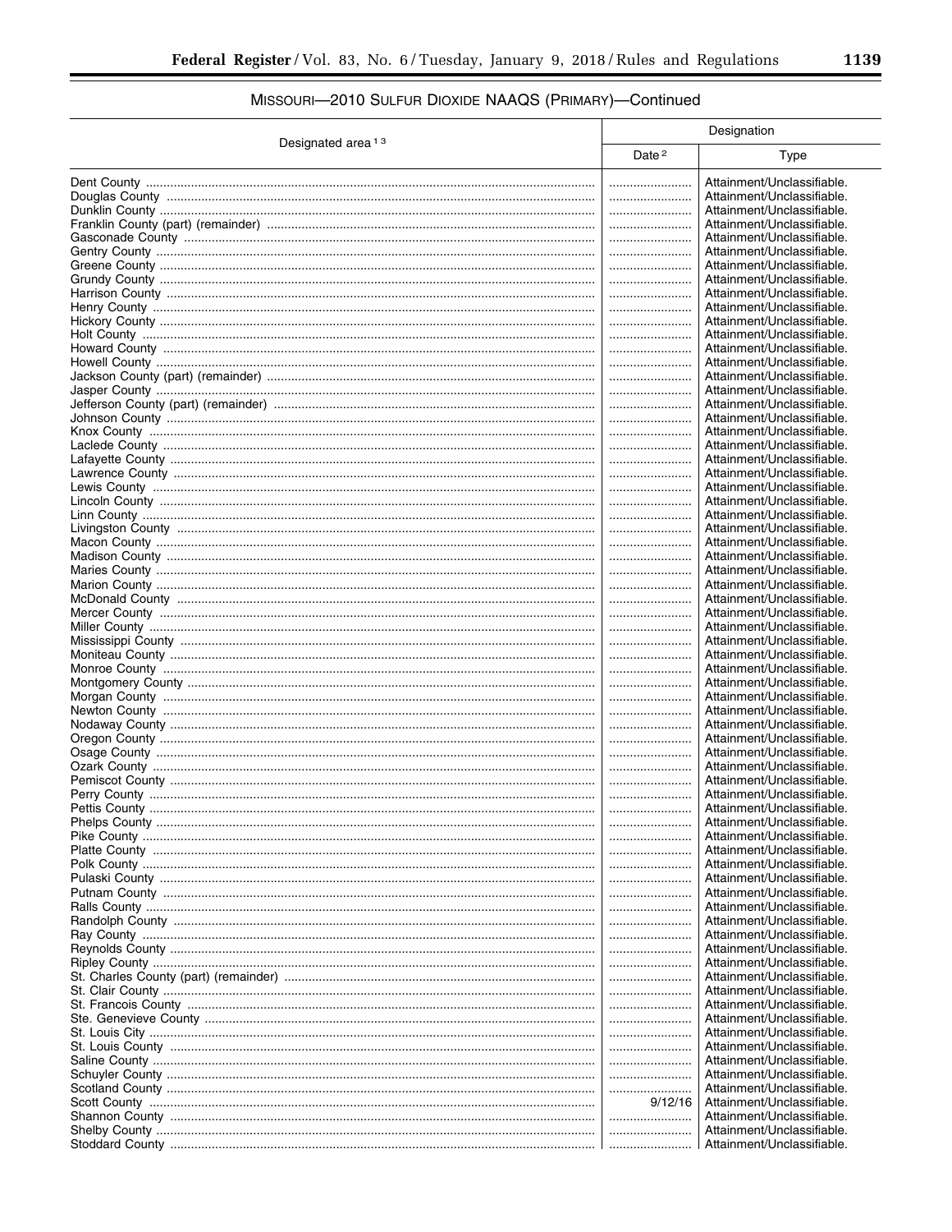## MISSOURI—2010 SULFUR DIOXIDE NAAQS (PRIMARY)—Continued

| Designated area [1 3] | Designation | |
|---|---|---|
| | Date [2] | Type |
| Dent County | | Attainment/Unclassifiable. |
| Douglas County | | Attainment/Unclassifiable. |
| Dunklin County | | Attainment/Unclassifiable. |
| Franklin County (part) (remainder) | | Attainment/Unclassifiable. |
| Gasconade County | | Attainment/Unclassifiable. |
| Gentry County | | Attainment/Unclassifiable. |
| Greene County | | Attainment/Unclassifiable. |
| Grundy County | | Attainment/Unclassifiable. |
| Harrison County | | Attainment/Unclassifiable. |
| Henry County | | Attainment/Unclassifiable. |
| Hickory County | | Attainment/Unclassifiable. |
| Holt County | | Attainment/Unclassifiable. |
| Howard County | | Attainment/Unclassifiable. |
| Howell County | | Attainment/Unclassifiable. |
| Jackson County (part) (remainder) | | Attainment/Unclassifiable. |
| Jasper County | | Attainment/Unclassifiable. |
| Jefferson County (part) (remainder) | | Attainment/Unclassifiable. |
| Johnson County | | Attainment/Unclassifiable. |
| Knox County | | Attainment/Unclassifiable. |
| Laclede County | | Attainment/Unclassifiable. |
| Lafayette County | | Attainment/Unclassifiable. |
| Lawrence County | | Attainment/Unclassifiable. |
| Lewis County | | Attainment/Unclassifiable. |
| Lincoln County | | Attainment/Unclassifiable. |
| Linn County | | Attainment/Unclassifiable. |
| Livingston County | | Attainment/Unclassifiable. |
| Macon County | | Attainment/Unclassifiable. |
| Madison County | | Attainment/Unclassifiable. |
| Maries County | | Attainment/Unclassifiable. |
| Marion County | | Attainment/Unclassifiable. |
| McDonald County | | Attainment/Unclassifiable. |
| Mercer County | | Attainment/Unclassifiable. |
| Miller County | | Attainment/Unclassifiable. |
| Mississippi County | | Attainment/Unclassifiable. |
| Moniteau County | | Attainment/Unclassifiable. |
| Monroe County | | Attainment/Unclassifiable. |
| Montgomery County | | Attainment/Unclassifiable. |
| Morgan County | | Attainment/Unclassifiable. |
| Newton County | | Attainment/Unclassifiable. |
| Nodaway County | | Attainment/Unclassifiable. |
| Oregon County | | Attainment/Unclassifiable. |
| Osage County | | Attainment/Unclassifiable. |
| Ozark County | | Attainment/Unclassifiable. |
| Pemiscot County | | Attainment/Unclassifiable. |
| Perry County | | Attainment/Unclassifiable. |
| Pettis County | | Attainment/Unclassifiable. |
| Phelps County | | Attainment/Unclassifiable. |
| Pike County | | Attainment/Unclassifiable. |
| Platte County | | Attainment/Unclassifiable. |
| Polk County | | Attainment/Unclassifiable. |
| Pulaski County | | Attainment/Unclassifiable. |
| Putnam County | | Attainment/Unclassifiable. |
| Ralls County | | Attainment/Unclassifiable. |
| Randolph County | | Attainment/Unclassifiable. |
| Ray County | | Attainment/Unclassifiable. |
| Reynolds County | | Attainment/Unclassifiable. |
| Ripley County | | Attainment/Unclassifiable. |
| St. Charles County (part) (remainder) | | Attainment/Unclassifiable. |
| St. Clair County | | Attainment/Unclassifiable. |
| St. Francois County | | Attainment/Unclassifiable. |
| Ste. Genevieve County | | Attainment/Unclassifiable. |
| St. Louis City | | Attainment/Unclassifiable. |
| St. Louis County | | Attainment/Unclassifiable. |
| Saline County | | Attainment/Unclassifiable. |
| Schuyler County | | Attainment/Unclassifiable. |
| Scotland County | | Attainment/Unclassifiable. |
| Scott County | 9/12/16 | Attainment/Unclassifiable. |
| Shannon County | | Attainment/Unclassifiable. |
| Shelby County | | Attainment/Unclassifiable. |
| Stoddard County | | Attainment/Unclassifiable. |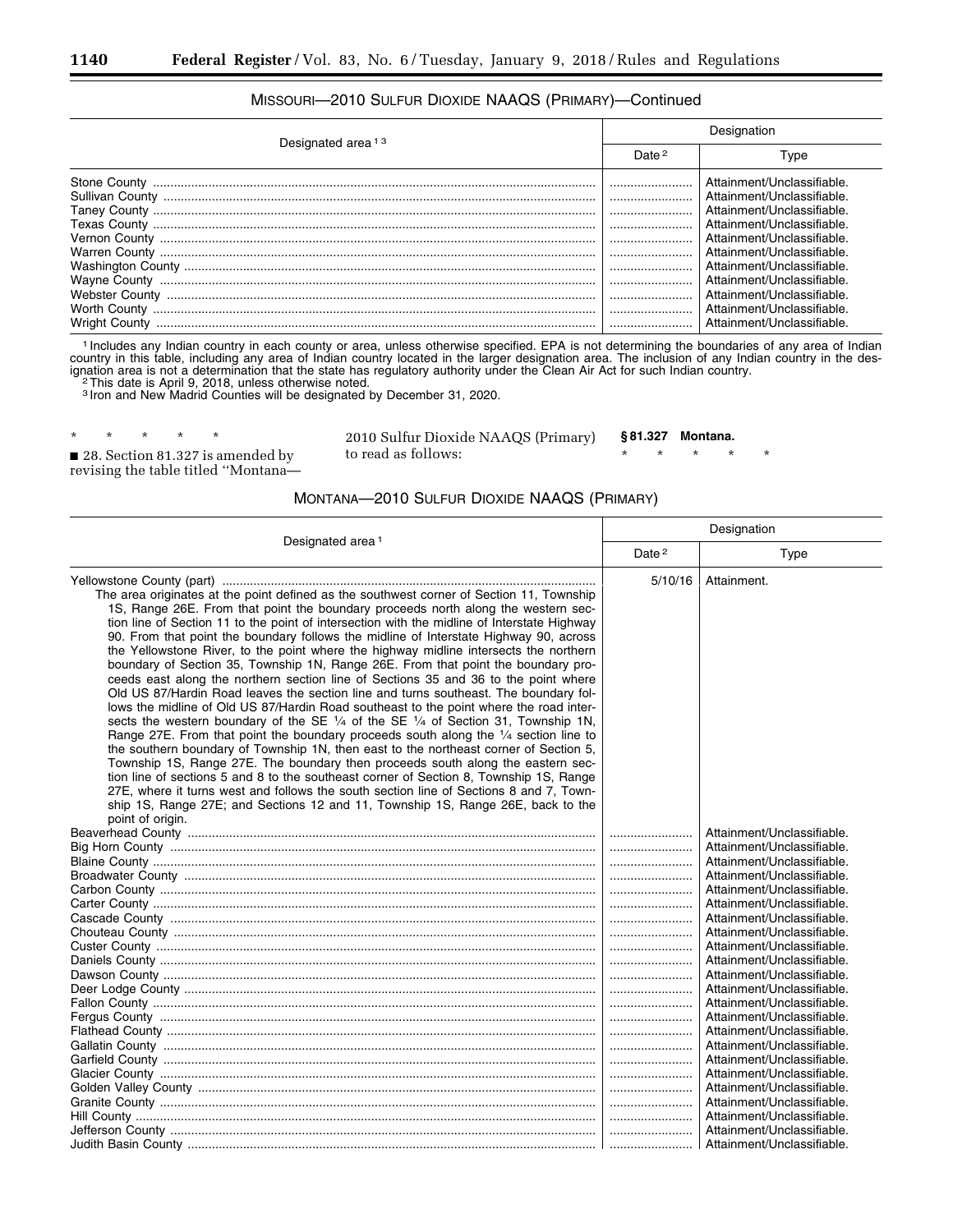MISSOURI—2010 SULFUR DIOXIDE NAAQS (PRIMARY)—Continued

| Designated area [1,3] | Designation | |
|---|---|---|
| | Date [2] | Type |
| Stone County | ........................ | Attainment/Unclassifiable. |
| Sullivan County | ........................ | Attainment/Unclassifiable. |
| Taney County | ........................ | Attainment/Unclassifiable. |
| Texas County | ........................ | Attainment/Unclassifiable. |
| Vernon County | ........................ | Attainment/Unclassifiable. |
| Warren County | ........................ | Attainment/Unclassifiable. |
| Washington County | ........................ | Attainment/Unclassifiable. |
| Wayne County | ........................ | Attainment/Unclassifiable. |
| Webster County | ........................ | Attainment/Unclassifiable. |
| Worth County | ........................ | Attainment/Unclassifiable. |
| Wright County | ........................ | Attainment/Unclassifiable. |

[1] Includes any Indian country in each county or area, unless otherwise specified. EPA is not determining the boundaries of any area of Indian country in this table, including any area of Indian country located in the larger designation area. The inclusion of any Indian country in the designation area is not a determination that the state has regulatory authority under the Clean Air Act for such Indian country.
[2] This date is April 9, 2018, unless otherwise noted.
[3] Iron and New Madrid Counties will be designated by December 31, 2020.

\* \* \* \* \*

■ 28. Section 81.327 is amended by revising the table titled "Montana—2010 Sulfur Dioxide NAAQS (Primary) to read as follows:

**§ 81.327 Montana.**

\* \* \* \* \*

MONTANA—2010 SULFUR DIOXIDE NAAQS (PRIMARY)

| Designated area [1] | Designation | |
|---|---|---|
| | Date [2] | Type |
| Yellowstone County (part)<br>The area originates at the point defined as the southwest corner of Section 11, Township 1S, Range 26E. From that point the boundary proceeds north along the western section line of Section 11 to the point of intersection with the midline of Interstate Highway 90. From that point the boundary follows the midline of Interstate Highway 90, across the Yellowstone River, to the point where the highway midline intersects the northern boundary of Section 35, Township 1N, Range 26E. From that point the boundary proceeds east along the northern section line of Sections 35 and 36 to the point where Old US 87/Hardin Road leaves the section line and turns southeast. The boundary follows the midline of Old US 87/Hardin Road southeast to the point where the road intersects the western boundary of the SE ¼ of the SE ¼ of Section 31, Township 1N, Range 27E. From that point the boundary proceeds south along the ¼ section line to the southern boundary of Township 1N, then east to the northeast corner of Section 5, Township 1S, Range 27E. The boundary then proceeds south along the eastern section line of sections 5 and 8 to the southeast corner of Section 8, Township 1S, Range 27E, where it turns west and follows the south section line of Sections 8 and 7, Township 1S, Range 27E; and Sections 12 and 11, Township 1S, Range 26E, back to the point of origin. | 5/10/16 | Attainment. |
| Beaverhead County | ........................ | Attainment/Unclassifiable. |
| Big Horn County | ........................ | Attainment/Unclassifiable. |
| Blaine County | ........................ | Attainment/Unclassifiable. |
| Broadwater County | ........................ | Attainment/Unclassifiable. |
| Carbon County | ........................ | Attainment/Unclassifiable. |
| Carter County | ........................ | Attainment/Unclassifiable. |
| Cascade County | ........................ | Attainment/Unclassifiable. |
| Chouteau County | ........................ | Attainment/Unclassifiable. |
| Custer County | ........................ | Attainment/Unclassifiable. |
| Daniels County | ........................ | Attainment/Unclassifiable. |
| Dawson County | ........................ | Attainment/Unclassifiable. |
| Deer Lodge County | ........................ | Attainment/Unclassifiable. |
| Fallon County | ........................ | Attainment/Unclassifiable. |
| Fergus County | ........................ | Attainment/Unclassifiable. |
| Flathead County | ........................ | Attainment/Unclassifiable. |
| Gallatin County | ........................ | Attainment/Unclassifiable. |
| Garfield County | ........................ | Attainment/Unclassifiable. |
| Glacier County | ........................ | Attainment/Unclassifiable. |
| Golden Valley County | ........................ | Attainment/Unclassifiable. |
| Granite County | ........................ | Attainment/Unclassifiable. |
| Hill County | ........................ | Attainment/Unclassifiable. |
| Jefferson County | ........................ | Attainment/Unclassifiable. |
| Judith Basin County | ........................ | Attainment/Unclassifiable. |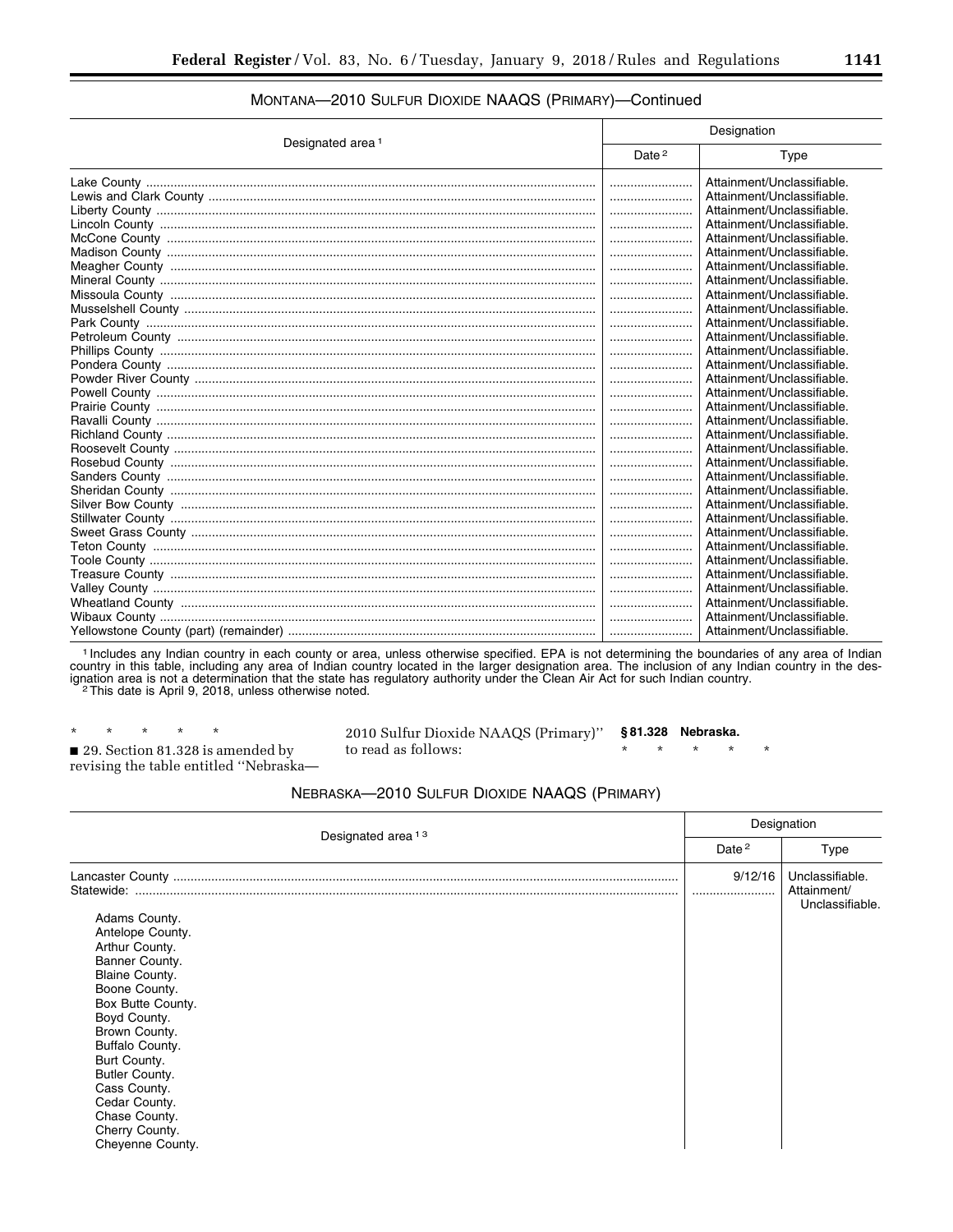MONTANA—2010 SULFUR DIOXIDE NAAQS (PRIMARY)—Continued

| Designated area [1] | Designation | |
|---|---|---|
| | Date [2] | Type |
| Lake County | | Attainment/Unclassifiable. |
| Lewis and Clark County | | Attainment/Unclassifiable. |
| Liberty County | | Attainment/Unclassifiable. |
| Lincoln County | | Attainment/Unclassifiable. |
| McCone County | | Attainment/Unclassifiable. |
| Madison County | | Attainment/Unclassifiable. |
| Meagher County | | Attainment/Unclassifiable. |
| Mineral County | | Attainment/Unclassifiable. |
| Missoula County | | Attainment/Unclassifiable. |
| Musselshell County | | Attainment/Unclassifiable. |
| Park County | | Attainment/Unclassifiable. |
| Petroleum County | | Attainment/Unclassifiable. |
| Phillips County | | Attainment/Unclassifiable. |
| Pondera County | | Attainment/Unclassifiable. |
| Powder River County | | Attainment/Unclassifiable. |
| Powell County | | Attainment/Unclassifiable. |
| Prairie County | | Attainment/Unclassifiable. |
| Ravalli County | | Attainment/Unclassifiable. |
| Richland County | | Attainment/Unclassifiable. |
| Roosevelt County | | Attainment/Unclassifiable. |
| Rosebud County | | Attainment/Unclassifiable. |
| Sanders County | | Attainment/Unclassifiable. |
| Sheridan County | | Attainment/Unclassifiable. |
| Silver Bow County | | Attainment/Unclassifiable. |
| Stillwater County | | Attainment/Unclassifiable. |
| Sweet Grass County | | Attainment/Unclassifiable. |
| Teton County | | Attainment/Unclassifiable. |
| Toole County | | Attainment/Unclassifiable. |
| Treasure County | | Attainment/Unclassifiable. |
| Valley County | | Attainment/Unclassifiable. |
| Wheatland County | | Attainment/Unclassifiable. |
| Wibaux County | | Attainment/Unclassifiable. |
| Yellowstone County (part) (remainder) | | Attainment/Unclassifiable. |

[1] Includes any Indian country in each county or area, unless otherwise specified. EPA is not determining the boundaries of any area of Indian country in this table, including any area of Indian country located in the larger designation area. The inclusion of any Indian country in the designation area is not a determination that the state has regulatory authority under the Clean Air Act for such Indian country.

[2] This date is April 9, 2018, unless otherwise noted.

\* \* \* \* \*

■ 29. Section 81.328 is amended by revising the table entitled "Nebraska—2010 Sulfur Dioxide NAAQS (Primary)" to read as follows:

**§ 81.328 Nebraska.**

\* \* \* \* \*

NEBRASKA—2010 SULFUR DIOXIDE NAAQS (PRIMARY)

| Designated area [1 3] | Designation | |
|---|---|---|
| | Date [2] | Type |
| Lancaster County | 9/12/16 | Unclassifiable. |
| Statewide: | | Attainment/ Unclassifiable. |
| Adams County. | | |
| Antelope County. | | |
| Arthur County. | | |
| Banner County. | | |
| Blaine County. | | |
| Boone County. | | |
| Box Butte County. | | |
| Boyd County. | | |
| Brown County. | | |
| Buffalo County. | | |
| Burt County. | | |
| Butler County. | | |
| Cass County. | | |
| Cedar County. | | |
| Chase County. | | |
| Cherry County. | | |
| Cheyenne County. | | |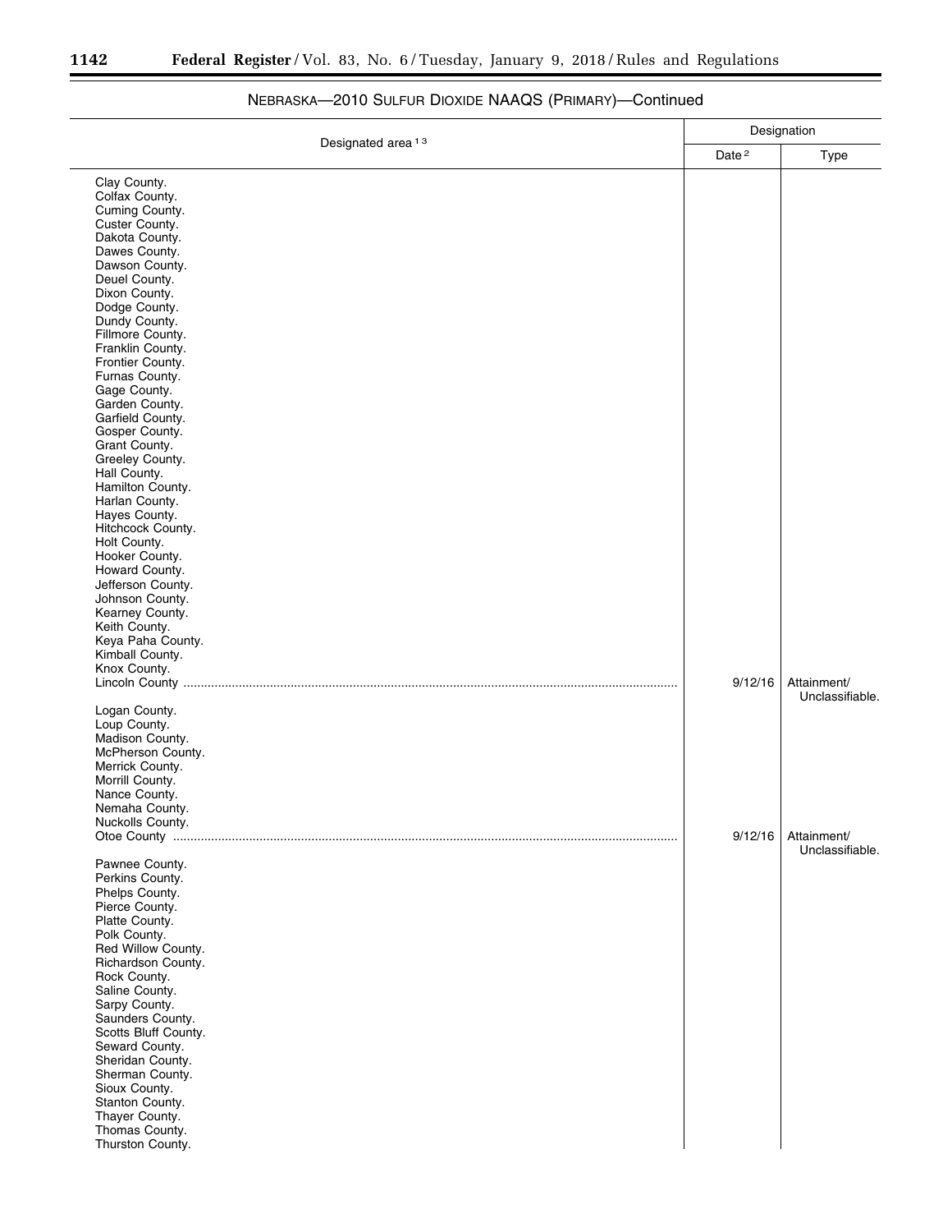NEBRASKA—2010 SULFUR DIOXIDE NAAQS (PRIMARY)—Continued

| Designated area [1,3] | Designation | |
|---|---|---|
| | Date [2] | Type |
| Clay County. | | |
| Colfax County. | | |
| Cuming County. | | |
| Custer County. | | |
| Dakota County. | | |
| Dawes County. | | |
| Dawson County. | | |
| Deuel County. | | |
| Dixon County. | | |
| Dodge County. | | |
| Dundy County. | | |
| Fillmore County. | | |
| Franklin County. | | |
| Frontier County. | | |
| Furnas County. | | |
| Gage County. | | |
| Garden County. | | |
| Garfield County. | | |
| Gosper County. | | |
| Grant County. | | |
| Greeley County. | | |
| Hall County. | | |
| Hamilton County. | | |
| Harlan County. | | |
| Hayes County. | | |
| Hitchcock County. | | |
| Holt County. | | |
| Hooker County. | | |
| Howard County. | | |
| Jefferson County. | | |
| Johnson County. | | |
| Kearney County. | | |
| Keith County. | | |
| Keya Paha County. | | |
| Kimball County. | | |
| Knox County. | | |
| Lincoln County | 9/12/16 | Attainment/Unclassifiable. |
| Logan County. | | |
| Loup County. | | |
| Madison County. | | |
| McPherson County. | | |
| Merrick County. | | |
| Morrill County. | | |
| Nance County. | | |
| Nemaha County. | | |
| Nuckolls County. | | |
| Otoe County | 9/12/16 | Attainment/Unclassifiable. |
| Pawnee County. | | |
| Perkins County. | | |
| Phelps County. | | |
| Pierce County. | | |
| Platte County. | | |
| Polk County. | | |
| Red Willow County. | | |
| Richardson County. | | |
| Rock County. | | |
| Saline County. | | |
| Sarpy County. | | |
| Saunders County. | | |
| Scotts Bluff County. | | |
| Seward County. | | |
| Sheridan County. | | |
| Sherman County. | | |
| Sioux County. | | |
| Stanton County. | | |
| Thayer County. | | |
| Thomas County. | | |
| Thurston County. | | |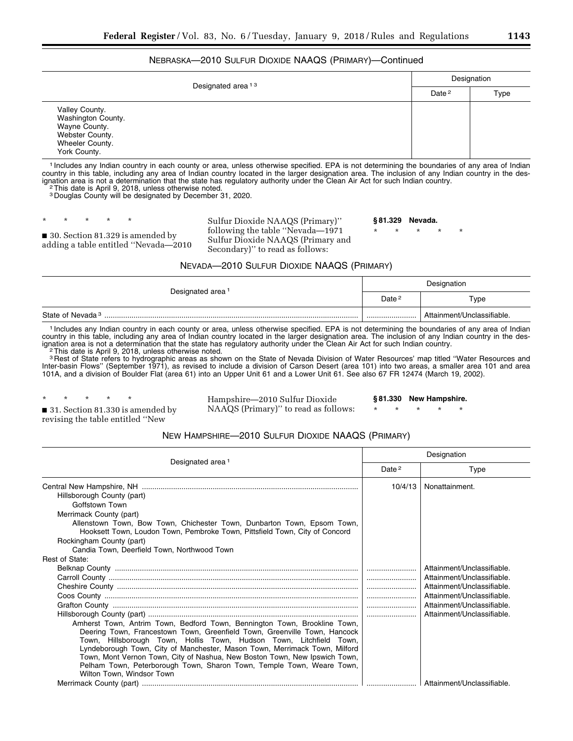NEBRASKA—2010 SULFUR DIOXIDE NAAQS (PRIMARY)—Continued

| Designated area [1] [3] | Designation | |
|---|---|---|
| | Date [2] | Type |
| Valley County.<br>Washington County.<br>Wayne County.<br>Webster County.<br>Wheeler County.<br>York County. | | |

[1] Includes any Indian country in each county or area, unless otherwise specified. EPA is not determining the boundaries of any area of Indian country in this table, including any area of Indian country located in the larger designation area. The inclusion of any Indian country in the designation area is not a determination that the state has regulatory authority under the Clean Air Act for such Indian country.

[2] This date is April 9, 2018, unless otherwise noted.

[3] Douglas County will be designated by December 31, 2020.

\* \* \* \* \*

■ 30. Section 81.329 is amended by adding a table entitled "Nevada—2010 Sulfur Dioxide NAAQS (Primary)" following the table "Nevada—1971 Sulfur Dioxide NAAQS (Primary and Secondary)" to read as follows:

**§ 81.329 Nevada.**

\* \* \* \* \*

NEVADA—2010 SULFUR DIOXIDE NAAQS (PRIMARY)

| Designated area [1] | Designation | |
|---|---|---|
| | Date [2] | Type |
| State of Nevada [3] ........................................ | ........................ | Attainment/Unclassifiable. |

[1] Includes any Indian country in each county or area, unless otherwise specified. EPA is not determining the boundaries of any area of Indian country in this table, including any area of Indian country located in the larger designation area. The inclusion of any Indian country in the designation area is not a determination that the state has regulatory authority under the Clean Air Act for such Indian country.

[2] This date is April 9, 2018, unless otherwise noted.

[3] Rest of State refers to hydrographic areas as shown on the State of Nevada Division of Water Resources' map titled "Water Resources and Inter-basin Flows" (September 1971), as revised to include a division of Carson Desert (area 101) into two areas, a smaller area 101 and area 101A, and a division of Boulder Flat (area 61) into an Upper Unit 61 and a Lower Unit 61. See also 67 FR 12474 (March 19, 2002).

\* \* \* \* \*

■ 31. Section 81.330 is amended by revising the table entitled "New Hampshire—2010 Sulfur Dioxide NAAQS (Primary)" to read as follows:

**§ 81.330 New Hampshire.**

\* \* \* \* \*

NEW HAMPSHIRE—2010 SULFUR DIOXIDE NAAQS (PRIMARY)

| Designated area [1] | Designation | |
|---|---|---|
| | Date [2] | Type |
| Central New Hampshire, NH ........................................ | 10/4/13 | Nonattainment. |
| Hillsborough County (part) | | |
| Goffstown Town | | |
| Merrimack County (part) | | |
| Allenstown Town, Bow Town, Chichester Town, Dunbarton Town, Epsom Town, Hooksett Town, Loudon Town, Pembroke Town, Pittsfield Town, City of Concord | | |
| Rockingham County (part) | | |
| Candia Town, Deerfield Town, Northwood Town | | |
| Rest of State: | | |
| Belknap County ........................................ | ........................ | Attainment/Unclassifiable. |
| Carroll County ........................................ | ........................ | Attainment/Unclassifiable. |
| Cheshire County ........................................ | ........................ | Attainment/Unclassifiable. |
| Coos County ........................................ | ........................ | Attainment/Unclassifiable. |
| Grafton County ........................................ | ........................ | Attainment/Unclassifiable. |
| Hillsborough County (part) ........................................ | ........................ | Attainment/Unclassifiable. |
| Amherst Town, Antrim Town, Bedford Town, Bennington Town, Brookline Town, Deering Town, Francestown Town, Greenfield Town, Greenville Town, Hancock Town, Hillsborough Town, Hollis Town, Hudson Town, Litchfield Town, Lyndeborough Town, City of Manchester, Mason Town, Merrimack Town, Milford Town, Mont Vernon Town, City of Nashua, New Boston Town, New Ipswich Town, Pelham Town, Peterborough Town, Sharon Town, Temple Town, Weare Town, Wilton Town, Windsor Town | | |
| Merrimack County (part) ........................................ | ........................ | Attainment/Unclassifiable. |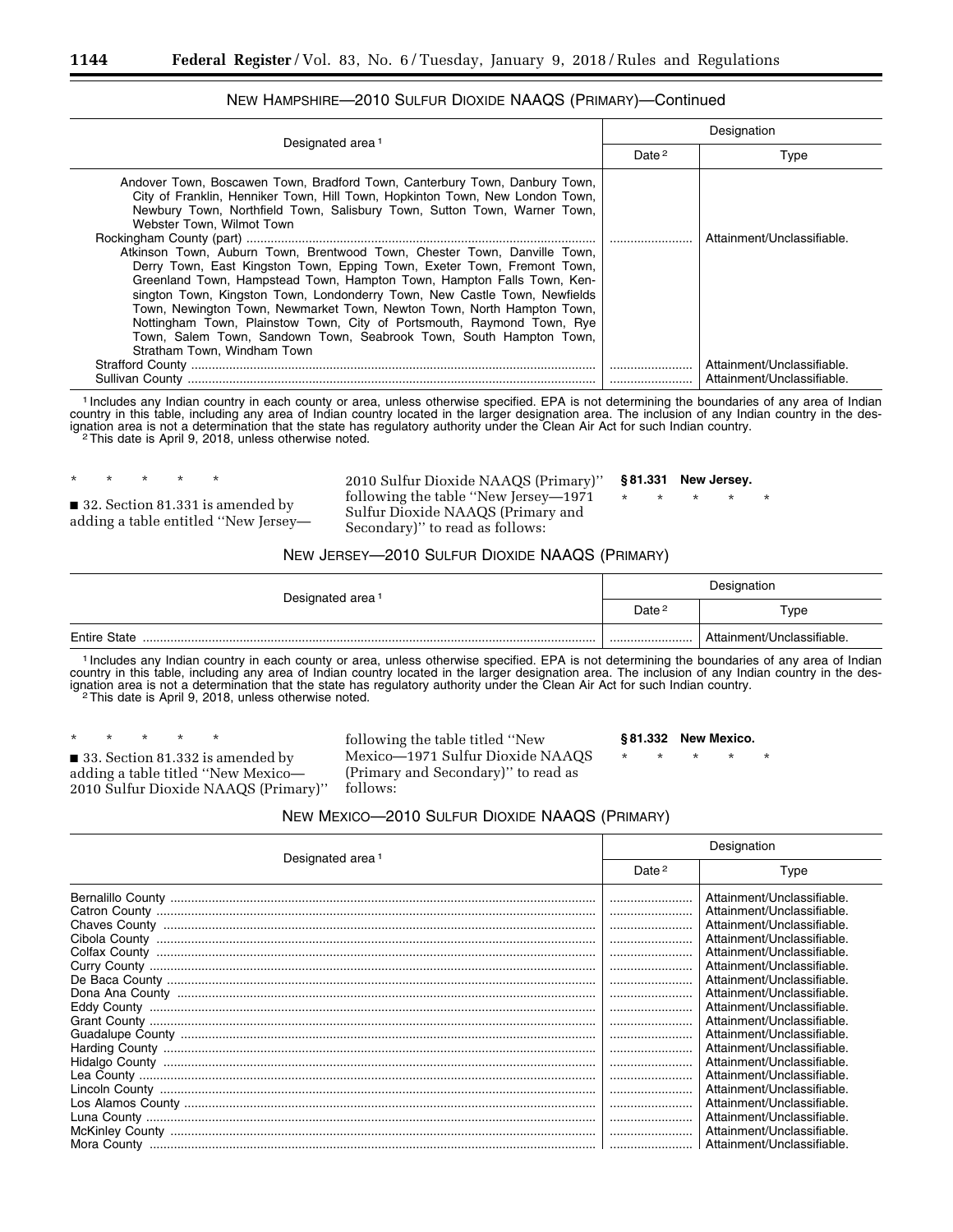## NEW HAMPSHIRE—2010 SULFUR DIOXIDE NAAQS (PRIMARY)—Continued

| Designated area [1] | Designation | |
|---|---|---|
| | Date [2] | Type |
| Andover Town, Boscawen Town, Bradford Town, Canterbury Town, Danbury Town, City of Franklin, Henniker Town, Hill Town, Hopkinton Town, New London Town, Newbury Town, Northfield Town, Salisbury Town, Sutton Town, Warner Town, Webster Town, Wilmot Town | | |
| Rockingham County (part) | ........................ | Attainment/Unclassifiable. |
| Atkinson Town, Auburn Town, Brentwood Town, Chester Town, Danville Town, Derry Town, East Kingston Town, Epping Town, Exeter Town, Fremont Town, Greenland Town, Hampstead Town, Hampton Town, Hampton Falls Town, Kensington Town, Kingston Town, Londonderry Town, New Castle Town, Newfields Town, Newington Town, Newmarket Town, Newton Town, North Hampton Town, Nottingham Town, Plainstow Town, City of Portsmouth, Raymond Town, Rye Town, Salem Town, Sandown Town, Seabrook Town, South Hampton Town, Stratham Town, Windham Town | | |
| Strafford County | ........................ | Attainment/Unclassifiable. |
| Sullivan County | ........................ | Attainment/Unclassifiable. |

[1] Includes any Indian country in each county or area, unless otherwise specified. EPA is not determining the boundaries of any area of Indian country in this table, including any area of Indian country located in the larger designation area. The inclusion of any Indian country in the designation area is not a determination that the state has regulatory authority under the Clean Air Act for such Indian country.
[2] This date is April 9, 2018, unless otherwise noted.

\* \* \* \* \*

■ 32. Section 81.331 is amended by adding a table entitled "New Jersey—2010 Sulfur Dioxide NAAQS (Primary)" following the table "New Jersey—1971 Sulfur Dioxide NAAQS (Primary and Secondary)" to read as follows:

**§ 81.331 New Jersey.**

\* \* \* \* \*

## NEW JERSEY—2010 SULFUR DIOXIDE NAAQS (PRIMARY)

| Designated area [1] | Designation | |
|---|---|---|
| | Date [2] | Type |
| Entire State | ........................ | Attainment/Unclassifiable. |

[1] Includes any Indian country in each county or area, unless otherwise specified. EPA is not determining the boundaries of any area of Indian country in this table, including any area of Indian country located in the larger designation area. The inclusion of any Indian country in the designation area is not a determination that the state has regulatory authority under the Clean Air Act for such Indian country.
[2] This date is April 9, 2018, unless otherwise noted.

\* \* \* \* \*

■ 33. Section 81.332 is amended by adding a table titled "New Mexico—2010 Sulfur Dioxide NAAQS (Primary)" following the table titled "New Mexico—1971 Sulfur Dioxide NAAQS (Primary and Secondary)" to read as follows:

**§ 81.332 New Mexico.**

\* \* \* \* \*

## NEW MEXICO—2010 SULFUR DIOXIDE NAAQS (PRIMARY)

| Designated area [1] | Designation | |
|---|---|---|
| | Date [2] | Type |
| Bernalillo County | ........................ | Attainment/Unclassifiable. |
| Catron County | ........................ | Attainment/Unclassifiable. |
| Chaves County | ........................ | Attainment/Unclassifiable. |
| Cibola County | ........................ | Attainment/Unclassifiable. |
| Colfax County | ........................ | Attainment/Unclassifiable. |
| Curry County | ........................ | Attainment/Unclassifiable. |
| De Baca County | ........................ | Attainment/Unclassifiable. |
| Dona Ana County | ........................ | Attainment/Unclassifiable. |
| Eddy County | ........................ | Attainment/Unclassifiable. |
| Grant County | ........................ | Attainment/Unclassifiable. |
| Guadalupe County | ........................ | Attainment/Unclassifiable. |
| Harding County | ........................ | Attainment/Unclassifiable. |
| Hidalgo County | ........................ | Attainment/Unclassifiable. |
| Lea County | ........................ | Attainment/Unclassifiable. |
| Lincoln County | ........................ | Attainment/Unclassifiable. |
| Los Alamos County | ........................ | Attainment/Unclassifiable. |
| Luna County | ........................ | Attainment/Unclassifiable. |
| McKinley County | ........................ | Attainment/Unclassifiable. |
| Mora County | ........................ | Attainment/Unclassifiable. |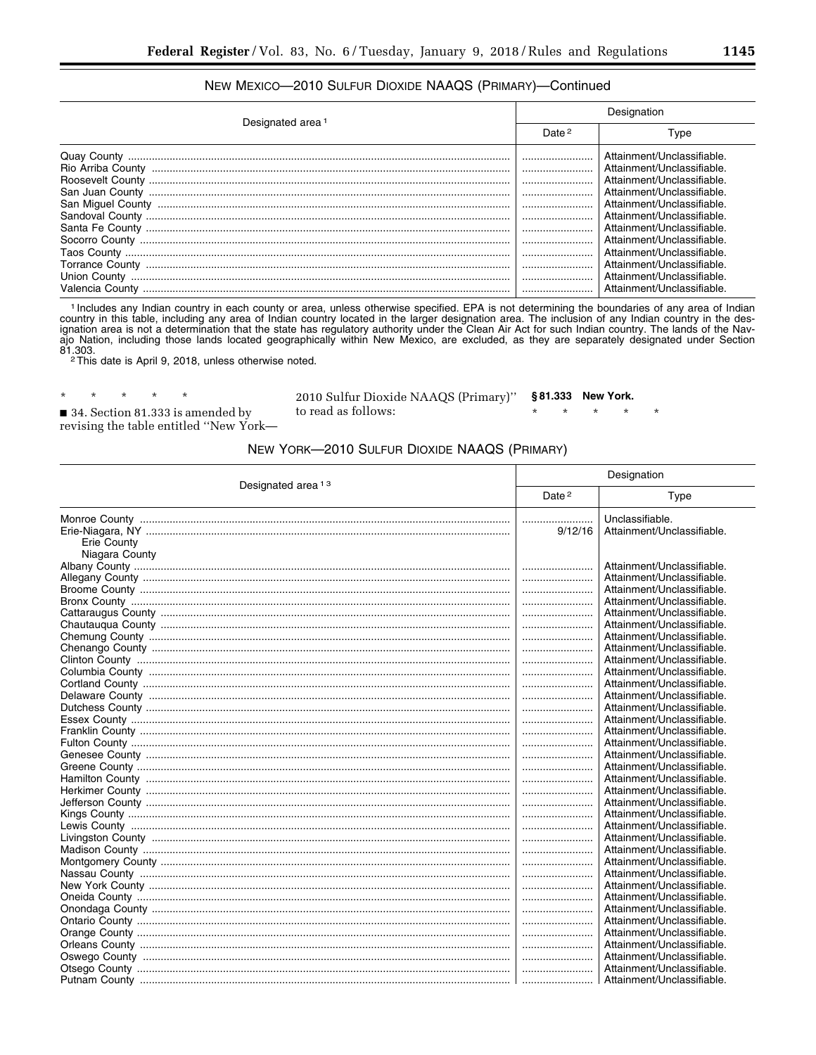NEW MEXICO—2010 SULFUR DIOXIDE NAAQS (PRIMARY)—Continued

| Designated area [1] | Designation | |
|---|---|---|
| | Date [2] | Type |
| Quay County | | Attainment/Unclassifiable. |
| Rio Arriba County | | Attainment/Unclassifiable. |
| Roosevelt County | | Attainment/Unclassifiable. |
| San Juan County | | Attainment/Unclassifiable. |
| San Miguel County | | Attainment/Unclassifiable. |
| Sandoval County | | Attainment/Unclassifiable. |
| Santa Fe County | | Attainment/Unclassifiable. |
| Socorro County | | Attainment/Unclassifiable. |
| Taos County | | Attainment/Unclassifiable. |
| Torrance County | | Attainment/Unclassifiable. |
| Union County | | Attainment/Unclassifiable. |
| Valencia County | | Attainment/Unclassifiable. |

[1] Includes any Indian country in each county or area, unless otherwise specified. EPA is not determining the boundaries of any area of Indian country in this table, including any area of Indian country located in the larger designation area. The inclusion of any Indian country in the designation area is not a determination that the state has regulatory authority under the Clean Air Act for such Indian country. The lands of the Navajo Nation, including those lands located geographically within New Mexico, are excluded, as they are separately designated under Section 81.303.

[2] This date is April 9, 2018, unless otherwise noted.

\* \* \* \* \*

■ 34. Section 81.333 is amended by revising the table entitled "New York—2010 Sulfur Dioxide NAAQS (Primary)" to read as follows:

**§ 81.333 New York.**

\* \* \* \* \*

NEW YORK—2010 SULFUR DIOXIDE NAAQS (PRIMARY)

| Designated area [1 3] | Designation | |
|---|---|---|
| | Date [2] | Type |
| Monroe County | | Unclassifiable. |
| Erie-Niagara, NY | 9/12/16 | Attainment/Unclassifiable. |
| Erie County | | |
| Niagara County | | |
| Albany County | | Attainment/Unclassifiable. |
| Allegany County | | Attainment/Unclassifiable. |
| Broome County | | Attainment/Unclassifiable. |
| Bronx County | | Attainment/Unclassifiable. |
| Cattaraugus County | | Attainment/Unclassifiable. |
| Chautauqua County | | Attainment/Unclassifiable. |
| Chemung County | | Attainment/Unclassifiable. |
| Chenango County | | Attainment/Unclassifiable. |
| Clinton County | | Attainment/Unclassifiable. |
| Columbia County | | Attainment/Unclassifiable. |
| Cortland County | | Attainment/Unclassifiable. |
| Delaware County | | Attainment/Unclassifiable. |
| Dutchess County | | Attainment/Unclassifiable. |
| Essex County | | Attainment/Unclassifiable. |
| Franklin County | | Attainment/Unclassifiable. |
| Fulton County | | Attainment/Unclassifiable. |
| Genesee County | | Attainment/Unclassifiable. |
| Greene County | | Attainment/Unclassifiable. |
| Hamilton County | | Attainment/Unclassifiable. |
| Herkimer County | | Attainment/Unclassifiable. |
| Jefferson County | | Attainment/Unclassifiable. |
| Kings County | | Attainment/Unclassifiable. |
| Lewis County | | Attainment/Unclassifiable. |
| Livingston County | | Attainment/Unclassifiable. |
| Madison County | | Attainment/Unclassifiable. |
| Montgomery County | | Attainment/Unclassifiable. |
| Nassau County | | Attainment/Unclassifiable. |
| New York County | | Attainment/Unclassifiable. |
| Oneida County | | Attainment/Unclassifiable. |
| Onondaga County | | Attainment/Unclassifiable. |
| Ontario County | | Attainment/Unclassifiable. |
| Orange County | | Attainment/Unclassifiable. |
| Orleans County | | Attainment/Unclassifiable. |
| Oswego County | | Attainment/Unclassifiable. |
| Otsego County | | Attainment/Unclassifiable. |
| Putnam County | | Attainment/Unclassifiable. |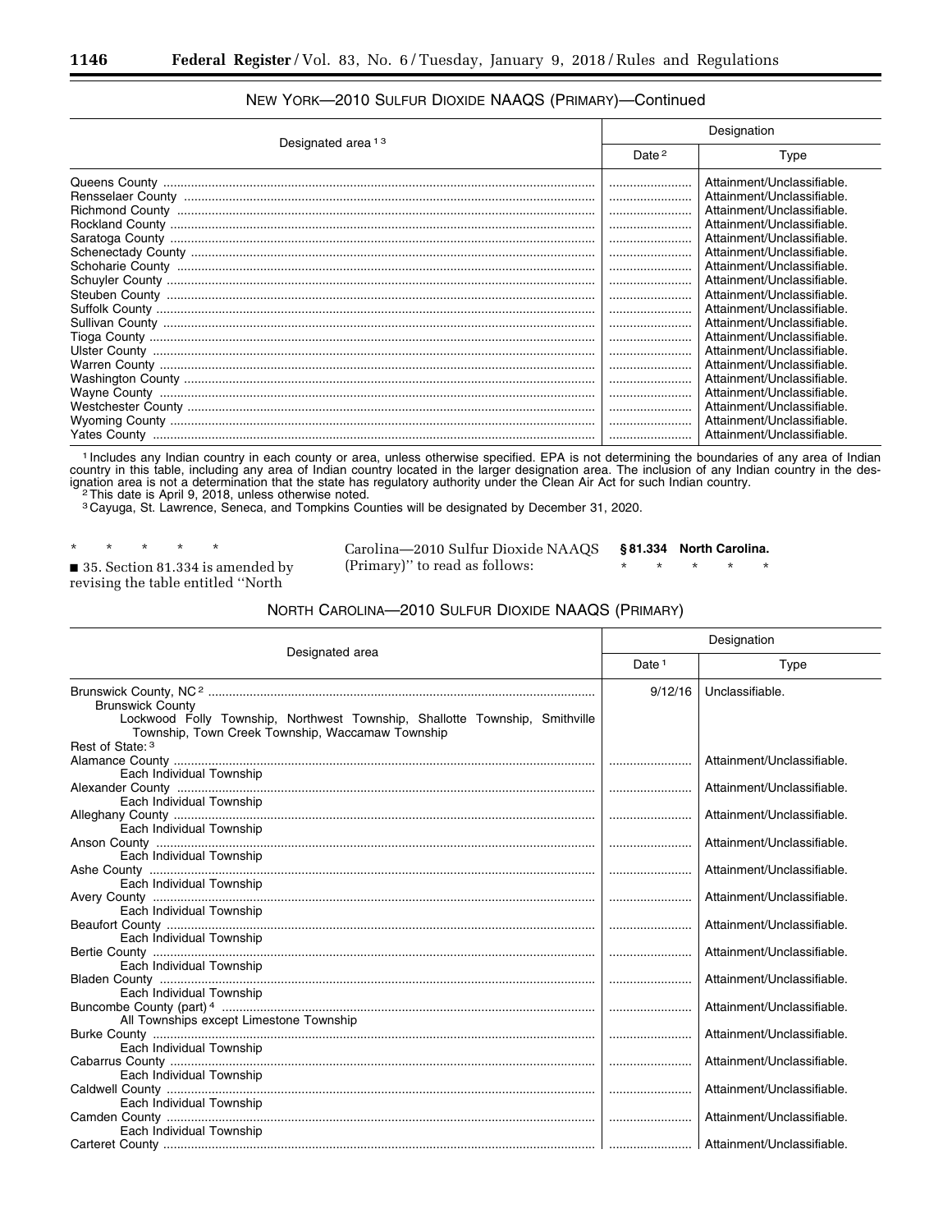### NEW YORK—2010 SULFUR DIOXIDE NAAQS (PRIMARY)—Continued

| Designated area [1] [3] | Designation | |
|---|---|---|
| | Date [2] | Type |
| Queens County | | Attainment/Unclassifiable. |
| Rensselaer County | | Attainment/Unclassifiable. |
| Richmond County | | Attainment/Unclassifiable. |
| Rockland County | | Attainment/Unclassifiable. |
| Saratoga County | | Attainment/Unclassifiable. |
| Schenectady County | | Attainment/Unclassifiable. |
| Schoharie County | | Attainment/Unclassifiable. |
| Schuyler County | | Attainment/Unclassifiable. |
| Steuben County | | Attainment/Unclassifiable. |
| Suffolk County | | Attainment/Unclassifiable. |
| Sullivan County | | Attainment/Unclassifiable. |
| Tioga County | | Attainment/Unclassifiable. |
| Ulster County | | Attainment/Unclassifiable. |
| Warren County | | Attainment/Unclassifiable. |
| Washington County | | Attainment/Unclassifiable. |
| Wayne County | | Attainment/Unclassifiable. |
| Westchester County | | Attainment/Unclassifiable. |
| Wyoming County | | Attainment/Unclassifiable. |
| Yates County | | Attainment/Unclassifiable. |

[1] Includes any Indian country in each county or area, unless otherwise specified. EPA is not determining the boundaries of any area of Indian country in this table, including any area of Indian country located in the larger designation area. The inclusion of any Indian country in the designation area is not a determination that the state has regulatory authority under the Clean Air Act for such Indian country.
[2] This date is April 9, 2018, unless otherwise noted.
[3] Cayuga, St. Lawrence, Seneca, and Tompkins Counties will be designated by December 31, 2020.

\* \* \* \* \*

■ 35. Section 81.334 is amended by revising the table entitled "North Carolina—2010 Sulfur Dioxide NAAQS (Primary)" to read as follows:

**§ 81.334 North Carolina.**

\* \* \* \* \*

### NORTH CAROLINA—2010 SULFUR DIOXIDE NAAQS (PRIMARY)

| Designated area | Designation | |
|---|---|---|
| | Date [1] | Type |
| Brunswick County, NC [2] | 9/12/16 | Unclassifiable. |
| Brunswick County | | |
| Lockwood Folly Township, Northwest Township, Shallotte Township, Smithville Township, Town Creek Township, Waccamaw Township | | |
| Rest of State: [3] | | |
| Alamance County | | Attainment/Unclassifiable. |
| Each Individual Township | | |
| Alexander County | | Attainment/Unclassifiable. |
| Each Individual Township | | |
| Alleghany County | | Attainment/Unclassifiable. |
| Each Individual Township | | |
| Anson County | | Attainment/Unclassifiable. |
| Each Individual Township | | |
| Ashe County | | Attainment/Unclassifiable. |
| Each Individual Township | | |
| Avery County | | Attainment/Unclassifiable. |
| Each Individual Township | | |
| Beaufort County | | Attainment/Unclassifiable. |
| Each Individual Township | | |
| Bertie County | | Attainment/Unclassifiable. |
| Each Individual Township | | |
| Bladen County | | Attainment/Unclassifiable. |
| Each Individual Township | | |
| Buncombe County (part) [4] | | Attainment/Unclassifiable. |
| All Townships except Limestone Township | | |
| Burke County | | Attainment/Unclassifiable. |
| Each Individual Township | | |
| Cabarrus County | | Attainment/Unclassifiable. |
| Each Individual Township | | |
| Caldwell County | | Attainment/Unclassifiable. |
| Each Individual Township | | |
| Camden County | | Attainment/Unclassifiable. |
| Each Individual Township | | |
| Carteret County | | Attainment/Unclassifiable. |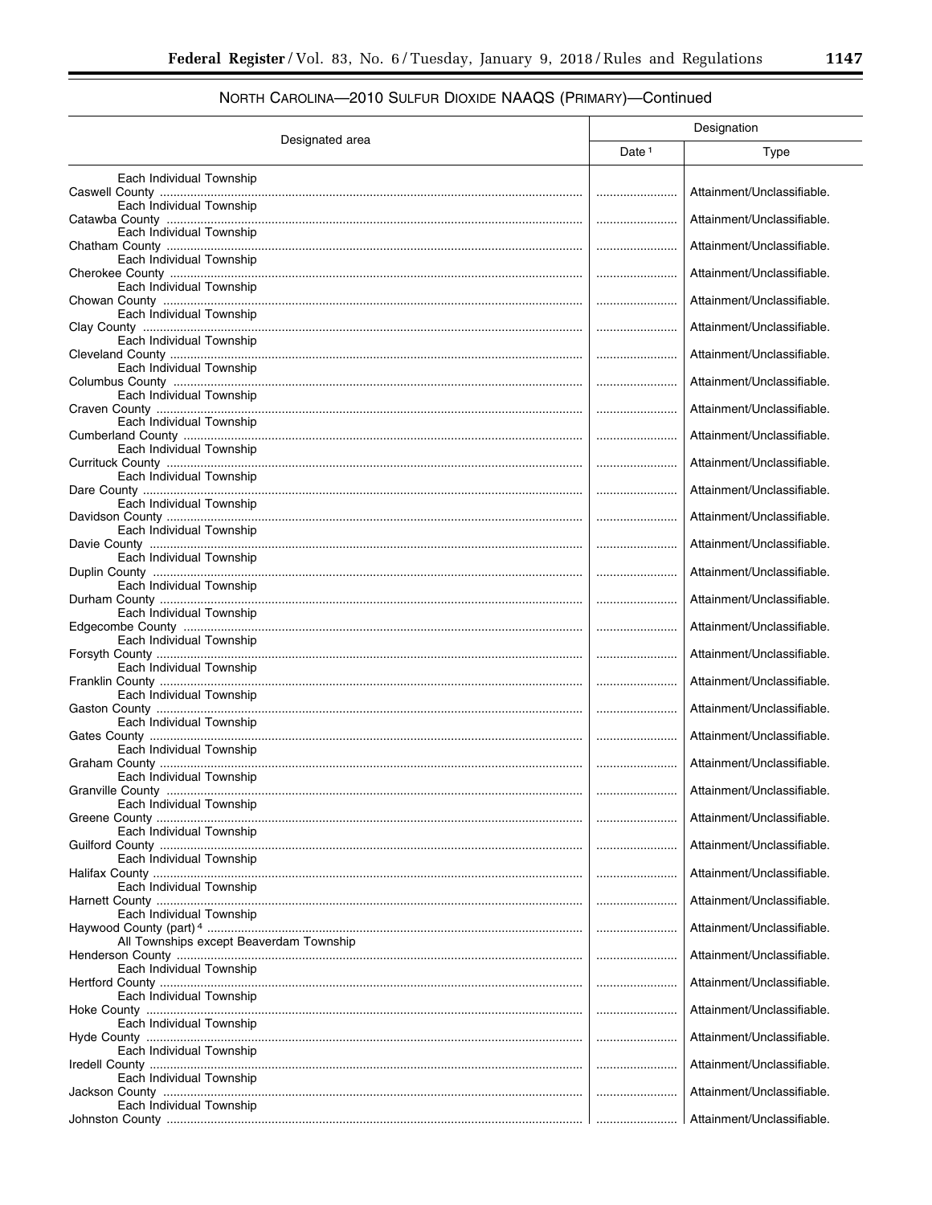## NORTH CAROLINA—2010 SULFUR DIOXIDE NAAQS (PRIMARY)—Continued

| Designated area | Designation | |
|---|---|---|
| | Date [1] | Type |
| Each Individual Township | | |
| Caswell County | | Attainment/Unclassifiable. |
| Each Individual Township | | |
| Catawba County | | Attainment/Unclassifiable. |
| Each Individual Township | | |
| Chatham County | | Attainment/Unclassifiable. |
| Each Individual Township | | |
| Cherokee County | | Attainment/Unclassifiable. |
| Each Individual Township | | |
| Chowan County | | Attainment/Unclassifiable. |
| Each Individual Township | | |
| Clay County | | Attainment/Unclassifiable. |
| Each Individual Township | | |
| Cleveland County | | Attainment/Unclassifiable. |
| Each Individual Township | | |
| Columbus County | | Attainment/Unclassifiable. |
| Each Individual Township | | |
| Craven County | | Attainment/Unclassifiable. |
| Each Individual Township | | |
| Cumberland County | | Attainment/Unclassifiable. |
| Each Individual Township | | |
| Currituck County | | Attainment/Unclassifiable. |
| Each Individual Township | | |
| Dare County | | Attainment/Unclassifiable. |
| Each Individual Township | | |
| Davidson County | | Attainment/Unclassifiable. |
| Each Individual Township | | |
| Davie County | | Attainment/Unclassifiable. |
| Each Individual Township | | |
| Duplin County | | Attainment/Unclassifiable. |
| Each Individual Township | | |
| Durham County | | Attainment/Unclassifiable. |
| Each Individual Township | | |
| Edgecombe County | | Attainment/Unclassifiable. |
| Each Individual Township | | |
| Forsyth County | | Attainment/Unclassifiable. |
| Each Individual Township | | |
| Franklin County | | Attainment/Unclassifiable. |
| Each Individual Township | | |
| Gaston County | | Attainment/Unclassifiable. |
| Each Individual Township | | |
| Gates County | | Attainment/Unclassifiable. |
| Each Individual Township | | |
| Graham County | | Attainment/Unclassifiable. |
| Each Individual Township | | |
| Granville County | | Attainment/Unclassifiable. |
| Each Individual Township | | |
| Greene County | | Attainment/Unclassifiable. |
| Each Individual Township | | |
| Guilford County | | Attainment/Unclassifiable. |
| Each Individual Township | | |
| Halifax County | | Attainment/Unclassifiable. |
| Each Individual Township | | |
| Harnett County | | Attainment/Unclassifiable. |
| Each Individual Township | | |
| Haywood County (part) [4] | | Attainment/Unclassifiable. |
| All Townships except Beaverdam Township | | |
| Henderson County | | Attainment/Unclassifiable. |
| Each Individual Township | | |
| Hertford County | | Attainment/Unclassifiable. |
| Each Individual Township | | |
| Hoke County | | Attainment/Unclassifiable. |
| Each Individual Township | | |
| Hyde County | | Attainment/Unclassifiable. |
| Each Individual Township | | |
| Iredell County | | Attainment/Unclassifiable. |
| Each Individual Township | | |
| Jackson County | | Attainment/Unclassifiable. |
| Each Individual Township | | |
| Johnston County | | Attainment/Unclassifiable. |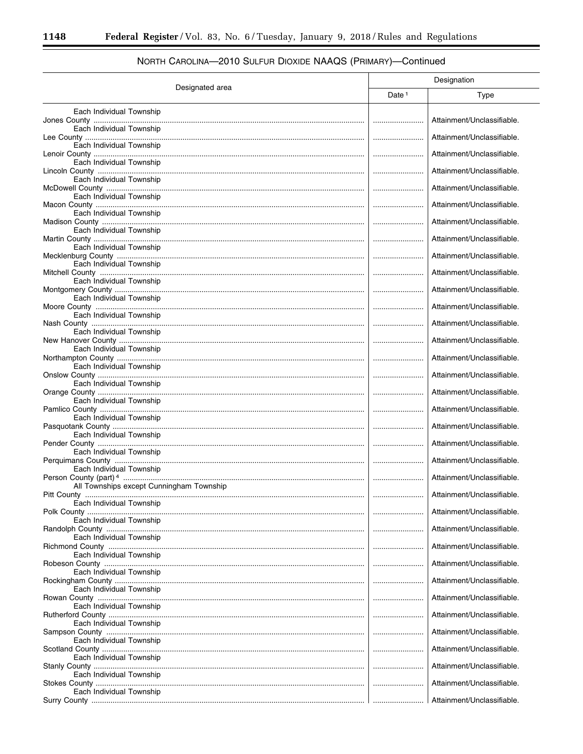## NORTH CAROLINA—2010 SULFUR DIOXIDE NAAQS (PRIMARY)—Continued

| Designated area | Designation | |
|---|---|---|
| | Date[1] | Type |
| Each Individual Township | | |
| Jones County | | Attainment/Unclassifiable. |
| Each Individual Township | | |
| Lee County | | Attainment/Unclassifiable. |
| Each Individual Township | | |
| Lenoir County | | Attainment/Unclassifiable. |
| Each Individual Township | | |
| Lincoln County | | Attainment/Unclassifiable. |
| Each Individual Township | | |
| McDowell County | | Attainment/Unclassifiable. |
| Each Individual Township | | |
| Macon County | | Attainment/Unclassifiable. |
| Each Individual Township | | |
| Madison County | | Attainment/Unclassifiable. |
| Each Individual Township | | |
| Martin County | | Attainment/Unclassifiable. |
| Each Individual Township | | |
| Mecklenburg County | | Attainment/Unclassifiable. |
| Each Individual Township | | |
| Mitchell County | | Attainment/Unclassifiable. |
| Each Individual Township | | |
| Montgomery County | | Attainment/Unclassifiable. |
| Each Individual Township | | |
| Moore County | | Attainment/Unclassifiable. |
| Each Individual Township | | |
| Nash County | | Attainment/Unclassifiable. |
| Each Individual Township | | |
| New Hanover County | | Attainment/Unclassifiable. |
| Each Individual Township | | |
| Northampton County | | Attainment/Unclassifiable. |
| Each Individual Township | | |
| Onslow County | | Attainment/Unclassifiable. |
| Each Individual Township | | |
| Orange County | | Attainment/Unclassifiable. |
| Each Individual Township | | |
| Pamlico County | | Attainment/Unclassifiable. |
| Each Individual Township | | |
| Pasquotank County | | Attainment/Unclassifiable. |
| Each Individual Township | | |
| Pender County | | Attainment/Unclassifiable. |
| Each Individual Township | | |
| Perquimans County | | Attainment/Unclassifiable. |
| Each Individual Township | | |
| Person County (part)[4] | | Attainment/Unclassifiable. |
| All Townships except Cunningham Township | | |
| Pitt County | | Attainment/Unclassifiable. |
| Each Individual Township | | |
| Polk County | | Attainment/Unclassifiable. |
| Each Individual Township | | |
| Randolph County | | Attainment/Unclassifiable. |
| Each Individual Township | | |
| Richmond County | | Attainment/Unclassifiable. |
| Each Individual Township | | |
| Robeson County | | Attainment/Unclassifiable. |
| Each Individual Township | | |
| Rockingham County | | Attainment/Unclassifiable. |
| Each Individual Township | | |
| Rowan County | | Attainment/Unclassifiable. |
| Each Individual Township | | |
| Rutherford County | | Attainment/Unclassifiable. |
| Each Individual Township | | |
| Sampson County | | Attainment/Unclassifiable. |
| Each Individual Township | | |
| Scotland County | | Attainment/Unclassifiable. |
| Each Individual Township | | |
| Stanly County | | Attainment/Unclassifiable. |
| Each Individual Township | | |
| Stokes County | | Attainment/Unclassifiable. |
| Each Individual Township | | |
| Surry County | | Attainment/Unclassifiable. |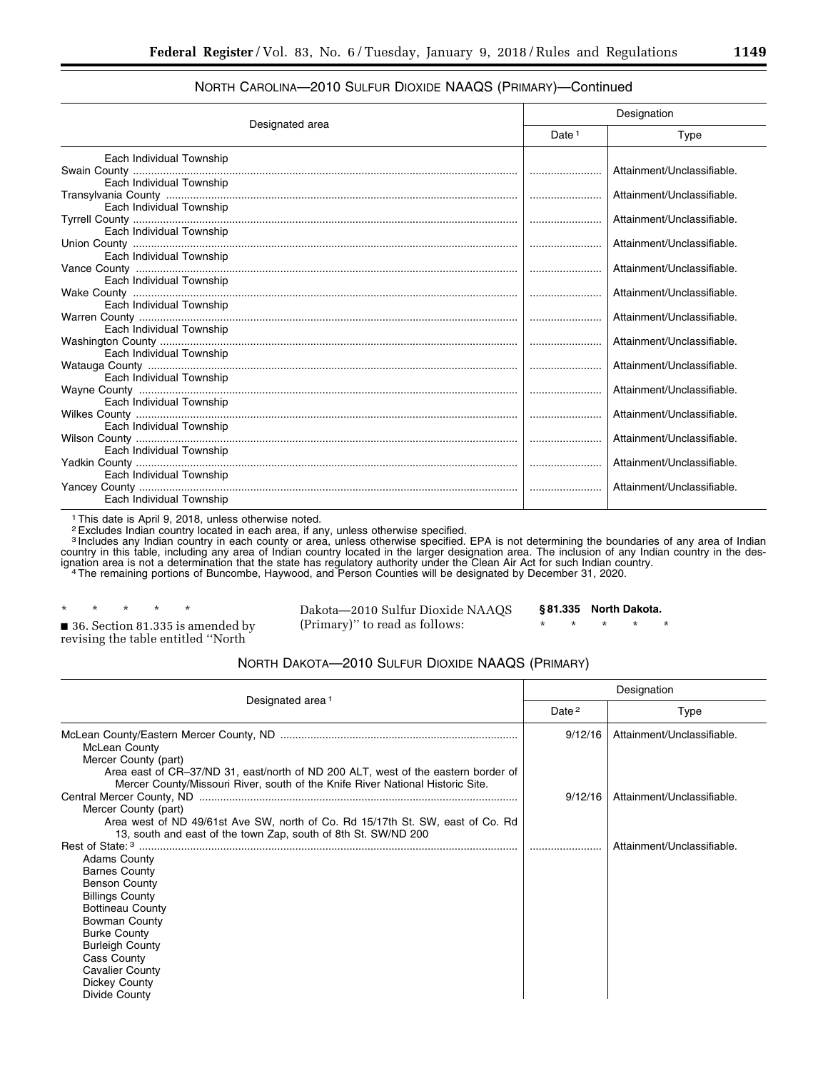NORTH CAROLINA—2010 SULFUR DIOXIDE NAAQS (PRIMARY)—Continued

| Designated area | Designation | |
|---|---|---|
| | Date [1] | Type |
| Each Individual Township | | |
| Swain County | | Attainment/Unclassifiable. |
| Each Individual Township | | |
| Transylvania County | | Attainment/Unclassifiable. |
| Each Individual Township | | |
| Tyrrell County | | Attainment/Unclassifiable. |
| Each Individual Township | | |
| Union County | | Attainment/Unclassifiable. |
| Each Individual Township | | |
| Vance County | | Attainment/Unclassifiable. |
| Each Individual Township | | |
| Wake County | | Attainment/Unclassifiable. |
| Each Individual Township | | |
| Warren County | | Attainment/Unclassifiable. |
| Each Individual Township | | |
| Washington County | | Attainment/Unclassifiable. |
| Each Individual Township | | |
| Watauga County | | Attainment/Unclassifiable. |
| Each Individual Township | | |
| Wayne County | | Attainment/Unclassifiable. |
| Each Individual Township | | |
| Wilkes County | | Attainment/Unclassifiable. |
| Each Individual Township | | |
| Wilson County | | Attainment/Unclassifiable. |
| Each Individual Township | | |
| Yadkin County | | Attainment/Unclassifiable. |
| Each Individual Township | | |
| Yancey County | | Attainment/Unclassifiable. |
| Each Individual Township | | |

[1] This date is April 9, 2018, unless otherwise noted.
[2] Excludes Indian country located in each area, if any, unless otherwise specified.
[3] Includes any Indian country in each county or area, unless otherwise specified. EPA is not determining the boundaries of any area of Indian country in this table, including any area of Indian country located in the larger designation area. The inclusion of any Indian country in the designation area is not a determination that the state has regulatory authority under the Clean Air Act for such Indian country.
[4] The remaining portions of Buncombe, Haywood, and Person Counties will be designated by December 31, 2020.

\* \* \* \* \*

■ 36. Section 81.335 is amended by revising the table entitled "North Dakota—2010 Sulfur Dioxide NAAQS (Primary)" to read as follows:

**§ 81.335 North Dakota.**

\* \* \* \* \*

NORTH DAKOTA—2010 SULFUR DIOXIDE NAAQS (PRIMARY)

| Designated area [1] | Designation | |
|---|---|---|
| | Date [2] | Type |
| McLean County/Eastern Mercer County, ND | 9/12/16 | Attainment/Unclassifiable. |
| McLean County | | |
| Mercer County (part) | | |
| Area east of CR–37/ND 31, east/north of ND 200 ALT, west of the eastern border of Mercer County/Missouri River, south of the Knife River National Historic Site. | | |
| Central Mercer County, ND | 9/12/16 | Attainment/Unclassifiable. |
| Mercer County (part) | | |
| Area west of ND 49/61st Ave SW, north of Co. Rd 15/17th St. SW, east of Co. Rd 13, south and east of the town Zap, south of 8th St. SW/ND 200 | | |
| Rest of State: [3] | | Attainment/Unclassifiable. |
| Adams County | | |
| Barnes County | | |
| Benson County | | |
| Billings County | | |
| Bottineau County | | |
| Bowman County | | |
| Burke County | | |
| Burleigh County | | |
| Cass County | | |
| Cavalier County | | |
| Dickey County | | |
| Divide County | | |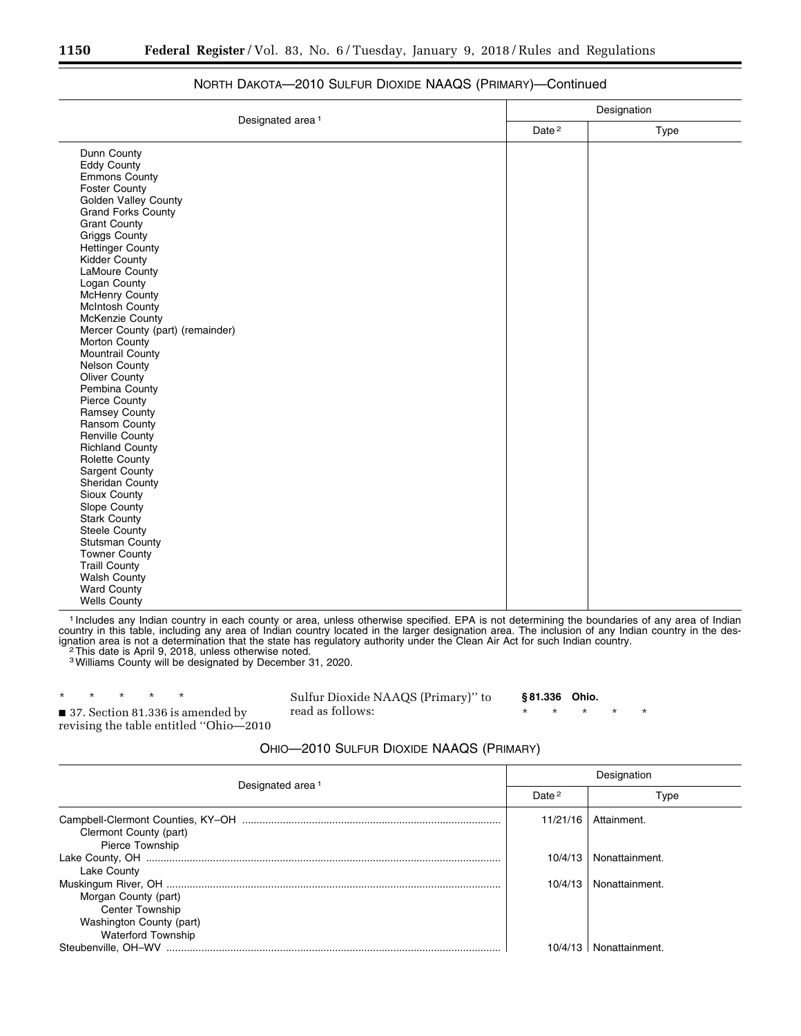NORTH DAKOTA—2010 SULFUR DIOXIDE NAAQS (PRIMARY)—Continued

| Designated area [1] | Designation | |
|---|---|---|
| | Date [2] | Type |
| Dunn County | | |
| Eddy County | | |
| Emmons County | | |
| Foster County | | |
| Golden Valley County | | |
| Grand Forks County | | |
| Grant County | | |
| Griggs County | | |
| Hettinger County | | |
| Kidder County | | |
| LaMoure County | | |
| Logan County | | |
| McHenry County | | |
| McIntosh County | | |
| McKenzie County | | |
| Mercer County (part) (remainder) | | |
| Morton County | | |
| Mountrail County | | |
| Nelson County | | |
| Oliver County | | |
| Pembina County | | |
| Pierce County | | |
| Ramsey County | | |
| Ransom County | | |
| Renville County | | |
| Richland County | | |
| Rolette County | | |
| Sargent County | | |
| Sheridan County | | |
| Sioux County | | |
| Slope County | | |
| Stark County | | |
| Steele County | | |
| Stutsman County | | |
| Towner County | | |
| Traill County | | |
| Walsh County | | |
| Ward County | | |
| Wells County | | |

[1] Includes any Indian country in each county or area, unless otherwise specified. EPA is not determining the boundaries of any area of Indian country in this table, including any area of Indian country located in the larger designation area. The inclusion of any Indian country in the designation area is not a determination that the state has regulatory authority under the Clean Air Act for such Indian country.
[2] This date is April 9, 2018, unless otherwise noted.
[3] Williams County will be designated by December 31, 2020.

\* \* \* \* \*

■ 37. Section 81.336 is amended by revising the table entitled "Ohio—2010 Sulfur Dioxide NAAQS (Primary)" to read as follows:

**§ 81.336 Ohio.**

\* \* \* \* \*

OHIO—2010 SULFUR DIOXIDE NAAQS (PRIMARY)

| Designated area [1] | Designation | |
|---|---|---|
| | Date [2] | Type |
| Campbell-Clermont Counties, KY–OH | 11/21/16 | Attainment. |
| Clermont County (part) | | |
| Pierce Township | | |
| Lake County, OH | 10/4/13 | Nonattainment. |
| Lake County | | |
| Muskingum River, OH | 10/4/13 | Nonattainment. |
| Morgan County (part) | | |
| Center Township | | |
| Washington County (part) | | |
| Waterford Township | | |
| Steubenville, OH–WV | 10/4/13 | Nonattainment. |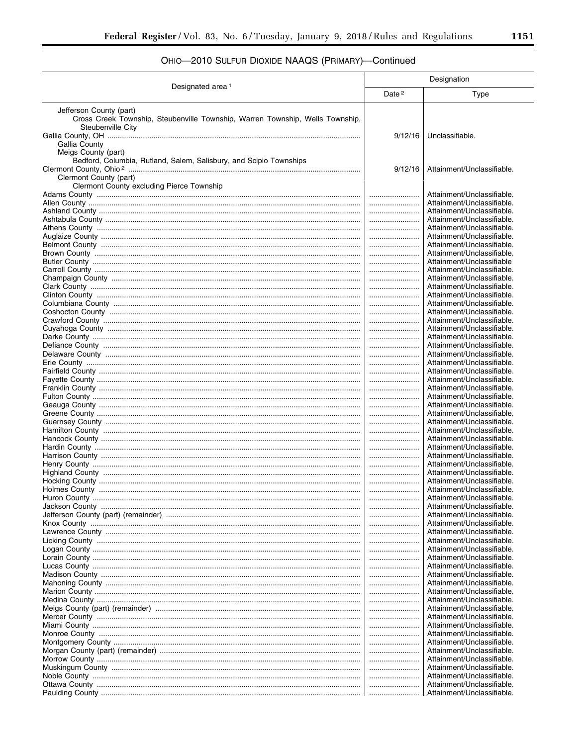OHIO—2010 SULFUR DIOXIDE NAAQS (PRIMARY)—Continued

| Designated area [1] | Designation | |
|---|---|---|
| | Date [2] | Type |
| Jefferson County (part) | | |
| Cross Creek Township, Steubenville Township, Warren Township, Wells Township, Steubenville City | | |
| Gallia County, OH | 9/12/16 | Unclassifiable. |
| Gallia County | | |
| Meigs County (part) | | |
| Bedford, Columbia, Rutland, Salem, Salisbury, and Scipio Townships | | |
| Clermont County, Ohio [2] | 9/12/16 | Attainment/Unclassifiable. |
| Clermont County (part) | | |
| Clermont County excluding Pierce Township | | |
| Adams County | | Attainment/Unclassifiable. |
| Allen County | | Attainment/Unclassifiable. |
| Ashland County | | Attainment/Unclassifiable. |
| Ashtabula County | | Attainment/Unclassifiable. |
| Athens County | | Attainment/Unclassifiable. |
| Auglaize County | | Attainment/Unclassifiable. |
| Belmont County | | Attainment/Unclassifiable. |
| Brown County | | Attainment/Unclassifiable. |
| Butler County | | Attainment/Unclassifiable |
| Carroll County | | Attainment/Unclassifiable. |
| Champaign County | | Attainment/Unclassifiable. |
| Clark County | | Attainment/Unclassifiable. |
| Clinton County | | Attainment/Unclassifiable. |
| Columbiana County | | Attainment/Unclassifiable. |
| Coshocton County | | Attainment/Unclassifiable. |
| Crawford County | | Attainment/Unclassifiable. |
| Cuyahoga County | | Attainment/Unclassifiable. |
| Darke County | | Attainment/Unclassifiable. |
| Defiance County | | Attainment/Unclassifiable. |
| Delaware County | | Attainment/Unclassifiable. |
| Erie County | | Attainment/Unclassifiable. |
| Fairfield County | | Attainment/Unclassifiable. |
| Fayette County | | Attainment/Unclassifiable. |
| Franklin County | | Attainment/Unclassifiable. |
| Fulton County | | Attainment/Unclassifiable. |
| Geauga County | | Attainment/Unclassifiable. |
| Greene County | | Attainment/Unclassifiable. |
| Guernsey County | | Attainment/Unclassifiable. |
| Hamilton County | | Attainment/Unclassifiable. |
| Hancock County | | Attainment/Unclassifiable. |
| Hardin County | | Attainment/Unclassifiable. |
| Harrison County | | Attainment/Unclassifiable. |
| Henry County | | Attainment/Unclassifiable. |
| Highland County | | Attainment/Unclassifiable. |
| Hocking County | | Attainment/Unclassifiable. |
| Holmes County | | Attainment/Unclassifiable. |
| Huron County | | Attainment/Unclassifiable. |
| Jackson County | | Attainment/Unclassifiable. |
| Jefferson County (part) (remainder) | | Attainment/Unclassifiable. |
| Knox County | | Attainment/Unclassifiable. |
| Lawrence County | | Attainment/Unclassifiable. |
| Licking County | | Attainment/Unclassifiable. |
| Logan County | | Attainment/Unclassifiable. |
| Lorain County | | Attainment/Unclassifiable. |
| Lucas County | | Attainment/Unclassifiable. |
| Madison County | | Attainment/Unclassifiable. |
| Mahoning County | | Attainment/Unclassifiable. |
| Marion County | | Attainment/Unclassifiable. |
| Medina County | | Attainment/Unclassifiable. |
| Meigs County (part) (remainder) | | Attainment/Unclassifiable. |
| Mercer County | | Attainment/Unclassifiable. |
| Miami County | | Attainment/Unclassifiable. |
| Monroe County | | Attainment/Unclassifiable. |
| Montgomery County | | Attainment/Unclassifiable. |
| Morgan County (part) (remainder) | | Attainment/Unclassifiable. |
| Morrow County | | Attainment/Unclassifiable. |
| Muskingum County | | Attainment/Unclassifiable. |
| Noble County | | Attainment/Unclassifiable. |
| Ottawa County | | Attainment/Unclassifiable. |
| Paulding County | | Attainment/Unclassifiable. |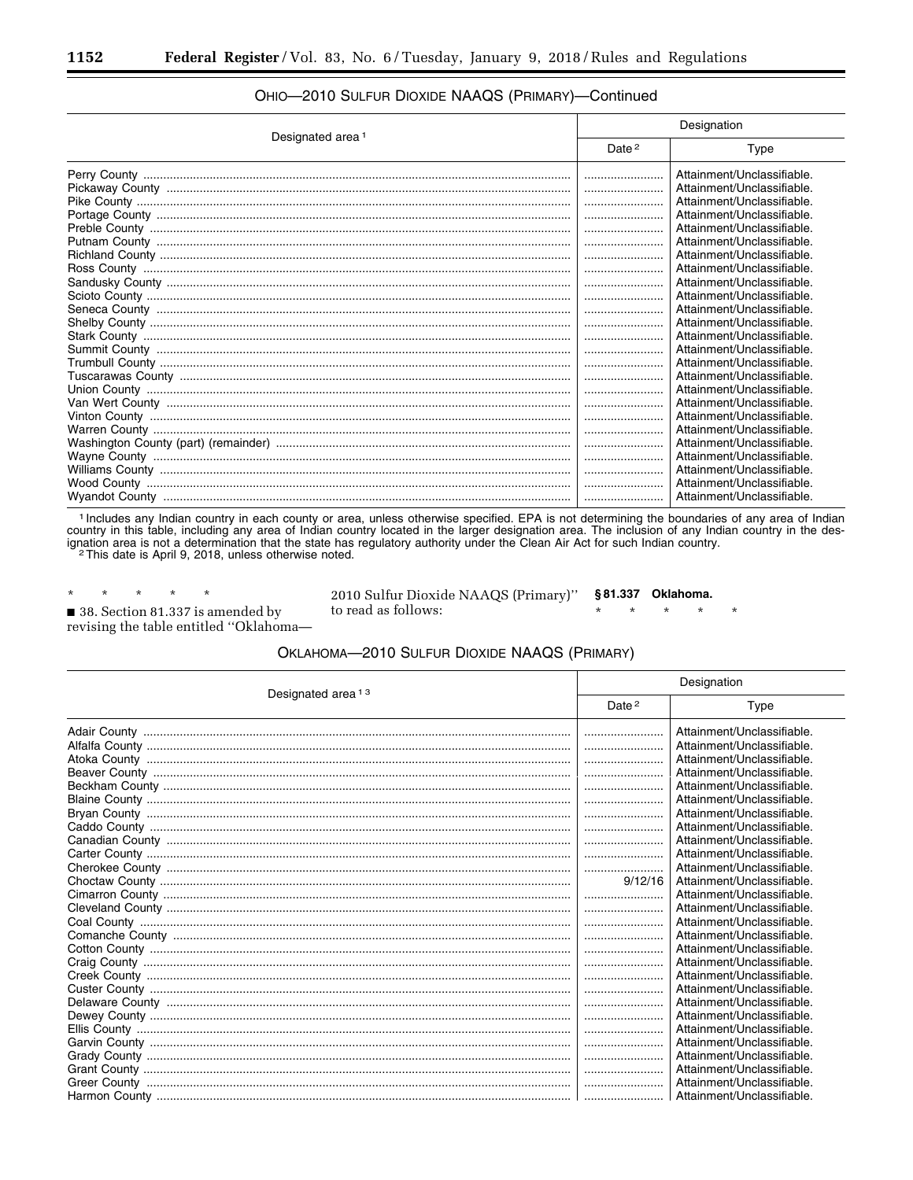OHIO—2010 SULFUR DIOXIDE NAAQS (PRIMARY)—Continued

| Designated area [1] | Designation | |
|---|---|---|
| | Date [2] | Type |
| Perry County | | Attainment/Unclassifiable. |
| Pickaway County | | Attainment/Unclassifiable. |
| Pike County | | Attainment/Unclassifiable. |
| Portage County | | Attainment/Unclassifiable. |
| Preble County | | Attainment/Unclassifiable. |
| Putnam County | | Attainment/Unclassifiable. |
| Richland County | | Attainment/Unclassifiable. |
| Ross County | | Attainment/Unclassifiable. |
| Sandusky County | | Attainment/Unclassifiable. |
| Scioto County | | Attainment/Unclassifiable. |
| Seneca County | | Attainment/Unclassifiable. |
| Shelby County | | Attainment/Unclassifiable. |
| Stark County | | Attainment/Unclassifiable. |
| Summit County | | Attainment/Unclassifiable. |
| Trumbull County | | Attainment/Unclassifiable. |
| Tuscarawas County | | Attainment/Unclassifiable. |
| Union County | | Attainment/Unclassifiable. |
| Van Wert County | | Attainment/Unclassifiable. |
| Vinton County | | Attainment/Unclassifiable. |
| Warren County | | Attainment/Unclassifiable. |
| Washington County (part) (remainder) | | Attainment/Unclassifiable. |
| Wayne County | | Attainment/Unclassifiable. |
| Williams County | | Attainment/Unclassifiable. |
| Wood County | | Attainment/Unclassifiable. |
| Wyandot County | | Attainment/Unclassifiable. |

[1] Includes any Indian country in each county or area, unless otherwise specified. EPA is not determining the boundaries of any area of Indian country in this table, including any area of Indian country located in the larger designation area. The inclusion of any Indian country in the designation area is not a determination that the state has regulatory authority under the Clean Air Act for such Indian country.

[2] This date is April 9, 2018, unless otherwise noted.

\* \* \* \* \*

■ 38. Section 81.337 is amended by revising the table entitled "Oklahoma—2010 Sulfur Dioxide NAAQS (Primary)" to read as follows:

**§ 81.337 Oklahoma.**

\* \* \* \* \*

OKLAHOMA—2010 SULFUR DIOXIDE NAAQS (PRIMARY)

| Designated area [1 3] | Designation | |
|---|---|---|
| | Date [2] | Type |
| Adair County | | Attainment/Unclassifiable. |
| Alfalfa County | | Attainment/Unclassifiable. |
| Atoka County | | Attainment/Unclassifiable. |
| Beaver County | | Attainment/Unclassifiable. |
| Beckham County | | Attainment/Unclassifiable. |
| Blaine County | | Attainment/Unclassifiable. |
| Bryan County | | Attainment/Unclassifiable. |
| Caddo County | | Attainment/Unclassifiable. |
| Canadian County | | Attainment/Unclassifiable. |
| Carter County | | Attainment/Unclassifiable. |
| Cherokee County | | Attainment/Unclassifiable. |
| Choctaw County | 9/12/16 | Attainment/Unclassifiable. |
| Cimarron County | | Attainment/Unclassifiable. |
| Cleveland County | | Attainment/Unclassifiable. |
| Coal County | | Attainment/Unclassifiable. |
| Comanche County | | Attainment/Unclassifiable. |
| Cotton County | | Attainment/Unclassifiable. |
| Craig County | | Attainment/Unclassifiable. |
| Creek County | | Attainment/Unclassifiable. |
| Custer County | | Attainment/Unclassifiable. |
| Delaware County | | Attainment/Unclassifiable. |
| Dewey County | | Attainment/Unclassifiable. |
| Ellis County | | Attainment/Unclassifiable. |
| Garvin County | | Attainment/Unclassifiable. |
| Grady County | | Attainment/Unclassifiable. |
| Grant County | | Attainment/Unclassifiable. |
| Greer County | | Attainment/Unclassifiable. |
| Harmon County | | Attainment/Unclassifiable. |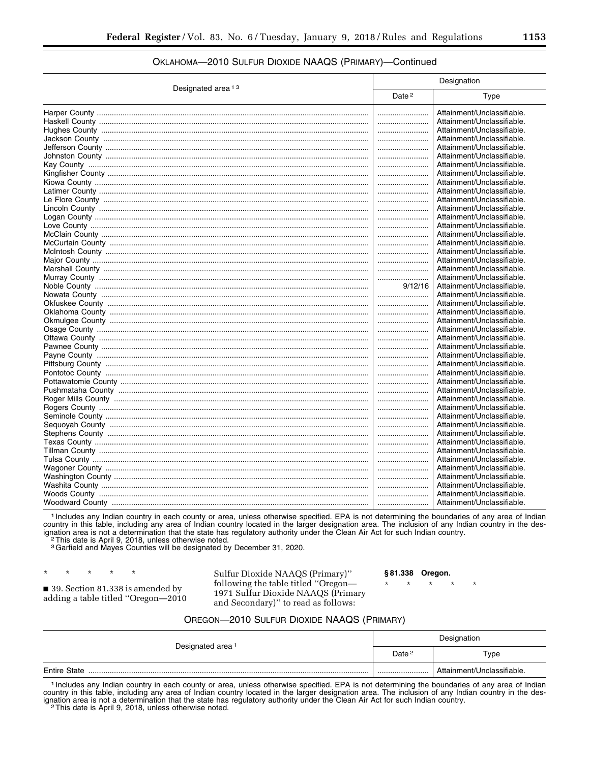### OKLAHOMA—2010 SULFUR DIOXIDE NAAQS (PRIMARY)—Continued

| Designated area [1] [3] | Designation | |
|---|---|---|
| | Date [2] | Type |
| Harper County | | Attainment/Unclassifiable. |
| Haskell County | | Attainment/Unclassifiable. |
| Hughes County | | Attainment/Unclassifiable. |
| Jackson County | | Attainment/Unclassifiable. |
| Jefferson County | | Attainment/Unclassifiable. |
| Johnston County | | Attainment/Unclassifiable. |
| Kay County | | Attainment/Unclassifiable. |
| Kingfisher County | | Attainment/Unclassifiable. |
| Kiowa County | | Attainment/Unclassifiable. |
| Latimer County | | Attainment/Unclassifiable. |
| Le Flore County | | Attainment/Unclassifiable. |
| Lincoln County | | Attainment/Unclassifiable. |
| Logan County | | Attainment/Unclassifiable. |
| Love County | | Attainment/Unclassifiable. |
| McClain County | | Attainment/Unclassifiable. |
| McCurtain County | | Attainment/Unclassifiable. |
| McIntosh County | | Attainment/Unclassifiable. |
| Major County | | Attainment/Unclassifiable. |
| Marshall County | | Attainment/Unclassifiable. |
| Murray County | | Attainment/Unclassifiable. |
| Noble County | 9/12/16 | Attainment/Unclassifiable. |
| Nowata County | | Attainment/Unclassifiable. |
| Okfuskee County | | Attainment/Unclassifiable. |
| Oklahoma County | | Attainment/Unclassifiable. |
| Okmulgee County | | Attainment/Unclassifiable. |
| Osage County | | Attainment/Unclassifiable. |
| Ottawa County | | Attainment/Unclassifiable. |
| Pawnee County | | Attainment/Unclassifiable. |
| Payne County | | Attainment/Unclassifiable. |
| Pittsburg County | | Attainment/Unclassifiable. |
| Pontotoc County | | Attainment/Unclassifiable. |
| Pottawatomie County | | Attainment/Unclassifiable. |
| Pushmataha County | | Attainment/Unclassifiable. |
| Roger Mills County | | Attainment/Unclassifiable. |
| Rogers County | | Attainment/Unclassifiable. |
| Seminole County | | Attainment/Unclassifiable. |
| Sequoyah County | | Attainment/Unclassifiable. |
| Stephens County | | Attainment/Unclassifiable. |
| Texas County | | Attainment/Unclassifiable. |
| Tillman County | | Attainment/Unclassifiable. |
| Tulsa County | | Attainment/Unclassifiable. |
| Wagoner County | | Attainment/Unclassifiable. |
| Washington County | | Attainment/Unclassifiable. |
| Washita County | | Attainment/Unclassifiable. |
| Woods County | | Attainment/Unclassifiable. |
| Woodward County | | Attainment/Unclassifiable. |

[1] Includes any Indian country in each county or area, unless otherwise specified. EPA is not determining the boundaries of any area of Indian country in this table, including any area of Indian country located in the larger designation area. The inclusion of any Indian country in the designation area is not a determination that the state has regulatory authority under the Clean Air Act for such Indian country.

[2] This date is April 9, 2018, unless otherwise noted.

[3] Garfield and Mayes Counties will be designated by December 31, 2020.

\* \* \* \* \*

■ 39. Section 81.338 is amended by adding a table titled "Oregon—2010 Sulfur Dioxide NAAQS (Primary)" following the table titled "Oregon—1971 Sulfur Dioxide NAAQS (Primary and Secondary)" to read as follows:

**§ 81.338 Oregon.**

\* \* \* \* \*

### OREGON—2010 SULFUR DIOXIDE NAAQS (PRIMARY)

| Designated area [1] | Designation | |
|---|---|---|
| | Date [2] | Type |
| Entire State | | Attainment/Unclassifiable. |

[1] Includes any Indian country in each county or area, unless otherwise specified. EPA is not determining the boundaries of any area of Indian country in this table, including any area of Indian country located in the larger designation area. The inclusion of any Indian country in the designation area is not a determination that the state has regulatory authority under the Clean Air Act for such Indian country.

[2] This date is April 9, 2018, unless otherwise noted.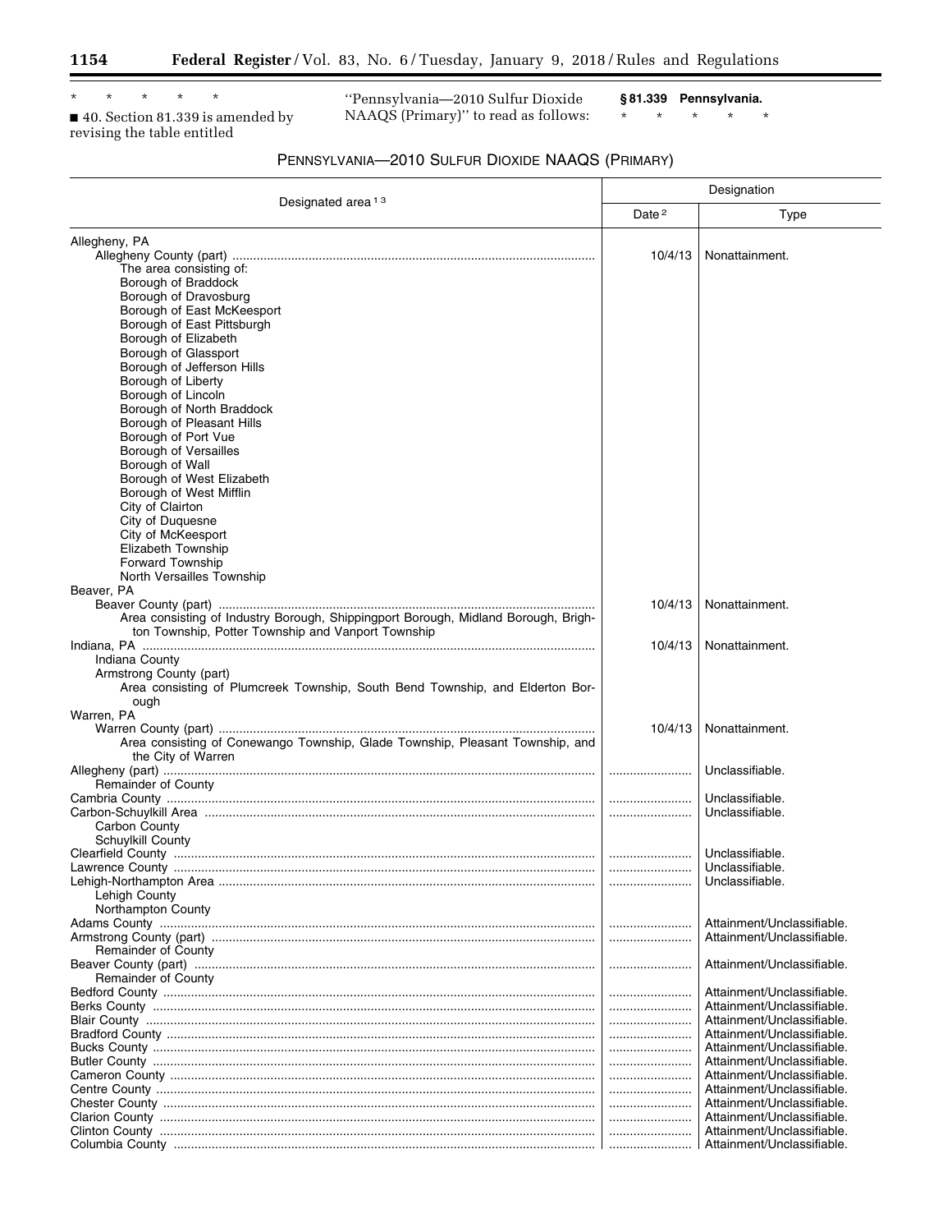\* \* \* \* \*

■ 40. Section 81.339 is amended by revising the table entitled "Pennsylvania—2010 Sulfur Dioxide NAAQS (Primary)" to read as follows:

**§ 81.339 Pennsylvania.**

\* \* \* \* \*

PENNSYLVANIA—2010 SULFUR DIOXIDE NAAQS (PRIMARY)

| Designated area [1] [3] | Designation | |
|---|---|---|
| | Date [2] | Type |
| Allegheny, PA | | |
| Allegheny County (part) | 10/4/13 | Nonattainment. |
| The area consisting of: | | |
| Borough of Braddock | | |
| Borough of Dravosburg | | |
| Borough of East McKeesport | | |
| Borough of East Pittsburgh | | |
| Borough of Elizabeth | | |
| Borough of Glassport | | |
| Borough of Jefferson Hills | | |
| Borough of Liberty | | |
| Borough of Lincoln | | |
| Borough of North Braddock | | |
| Borough of Pleasant Hills | | |
| Borough of Port Vue | | |
| Borough of Versailles | | |
| Borough of Wall | | |
| Borough of West Elizabeth | | |
| Borough of West Mifflin | | |
| City of Clairton | | |
| City of Duquesne | | |
| City of McKeesport | | |
| Elizabeth Township | | |
| Forward Township | | |
| North Versailles Township | | |
| Beaver, PA | | |
| Beaver County (part) | 10/4/13 | Nonattainment. |
| Area consisting of Industry Borough, Shippingport Borough, Midland Borough, Brighton Township, Potter Township and Vanport Township | | |
| Indiana, PA | 10/4/13 | Nonattainment. |
| Indiana County | | |
| Armstrong County (part) | | |
| Area consisting of Plumcreek Township, South Bend Township, and Elderton Borough | | |
| Warren, PA | | |
| Warren County (part) | 10/4/13 | Nonattainment. |
| Area consisting of Conewango Township, Glade Township, Pleasant Township, and the City of Warren | | |
| Allegheny (part) | | Unclassifiable. |
| Remainder of County | | |
| Cambria County | | Unclassifiable. |
| Carbon-Schuylkill Area | | Unclassifiable. |
| Carbon County | | |
| Schuylkill County | | |
| Clearfield County | | Unclassifiable. |
| Lawrence County | | Unclassifiable. |
| Lehigh-Northampton Area | | Unclassifiable. |
| Lehigh County | | |
| Northampton County | | |
| Adams County | | Attainment/Unclassifiable. |
| Armstrong County (part) | | Attainment/Unclassifiable. |
| Remainder of County | | |
| Beaver County (part) | | Attainment/Unclassifiable. |
| Remainder of County | | |
| Bedford County | | Attainment/Unclassifiable. |
| Berks County | | Attainment/Unclassifiable. |
| Blair County | | Attainment/Unclassifiable. |
| Bradford County | | Attainment/Unclassifiable. |
| Bucks County | | Attainment/Unclassifiable. |
| Butler County | | Attainment/Unclassifiable. |
| Cameron County | | Attainment/Unclassifiable. |
| Centre County | | Attainment/Unclassifiable. |
| Chester County | | Attainment/Unclassifiable. |
| Clarion County | | Attainment/Unclassifiable. |
| Clinton County | | Attainment/Unclassifiable. |
| Columbia County | | Attainment/Unclassifiable. |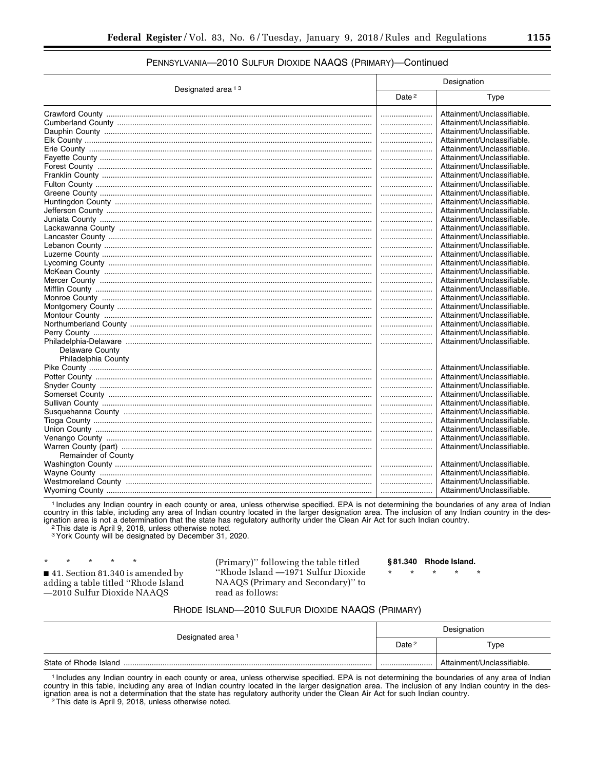PENNSYLVANIA—2010 SULFUR DIOXIDE NAAQS (PRIMARY)—Continued

| Designated area [1] [3] | Designation | |
|---|---|---|
| | Date [2] | Type |
| Crawford County | | Attainment/Unclassifiable. |
| Cumberland County | | Attainment/Unclassifiable. |
| Dauphin County | | Attainment/Unclassifiable. |
| Elk County | | Attainment/Unclassifiable. |
| Erie County | | Attainment/Unclassifiable. |
| Fayette County | | Attainment/Unclassifiable. |
| Forest County | | Attainment/Unclassifiable. |
| Franklin County | | Attainment/Unclassifiable. |
| Fulton County | | Attainment/Unclassifiable. |
| Greene County | | Attainment/Unclassifiable. |
| Huntingdon County | | Attainment/Unclassifiable. |
| Jefferson County | | Attainment/Unclassifiable. |
| Juniata County | | Attainment/Unclassifiable. |
| Lackawanna County | | Attainment/Unclassifiable. |
| Lancaster County | | Attainment/Unclassifiable. |
| Lebanon County | | Attainment/Unclassifiable. |
| Luzerne County | | Attainment/Unclassifiable. |
| Lycoming County | | Attainment/Unclassifiable. |
| McKean County | | Attainment/Unclassifiable. |
| Mercer County | | Attainment/Unclassifiable. |
| Mifflin County | | Attainment/Unclassifiable. |
| Monroe County | | Attainment/Unclassifiable. |
| Montgomery County | | Attainment/Unclassifiable. |
| Montour County | | Attainment/Unclassifiable. |
| Northumberland County | | Attainment/Unclassifiable. |
| Perry County | | Attainment/Unclassifiable. |
| Philadelphia-Delaware | | Attainment/Unclassifiable. |
| Delaware County | | |
| Philadelphia County | | |
| Pike County | | Attainment/Unclassifiable. |
| Potter County | | Attainment/Unclassifiable. |
| Snyder County | | Attainment/Unclassifiable. |
| Somerset County | | Attainment/Unclassifiable. |
| Sullivan County | | Attainment/Unclassifiable. |
| Susquehanna County | | Attainment/Unclassifiable. |
| Tioga County | | Attainment/Unclassifiable. |
| Union County | | Attainment/Unclassifiable. |
| Venango County | | Attainment/Unclassifiable. |
| Warren County (part) | | Attainment/Unclassifiable. |
| Remainder of County | | |
| Washington County | | Attainment/Unclassifiable. |
| Wayne County | | Attainment/Unclassifiable. |
| Westmoreland County | | Attainment/Unclassifiable. |
| Wyoming County | | Attainment/Unclassifiable. |

[1] Includes any Indian country in each county or area, unless otherwise specified. EPA is not determining the boundaries of any area of Indian country in this table, including any area of Indian country located in the larger designation area. The inclusion of any Indian country in the designation area is not a determination that the state has regulatory authority under the Clean Air Act for such Indian country.
[2] This date is April 9, 2018, unless otherwise noted.
[3] York County will be designated by December 31, 2020.

\* \* \* \* \*

■ 41. Section 81.340 is amended by adding a table titled ''Rhode Island —2010 Sulfur Dioxide NAAQS (Primary)'' following the table titled ''Rhode Island —1971 Sulfur Dioxide NAAQS (Primary and Secondary)'' to read as follows:

**§ 81.340 Rhode Island.**

\* \* \* \* \*

RHODE ISLAND—2010 SULFUR DIOXIDE NAAQS (PRIMARY)

| Designated area [1] | Designation | |
|---|---|---|
| | Date [2] | Type |
| State of Rhode Island | | Attainment/Unclassifiable. |

[1] Includes any Indian country in each county or area, unless otherwise specified. EPA is not determining the boundaries of any area of Indian country in this table, including any area of Indian country located in the larger designation area. The inclusion of any Indian country in the designation area is not a determination that the state has regulatory authority under the Clean Air Act for such Indian country.
[2] This date is April 9, 2018, unless otherwise noted.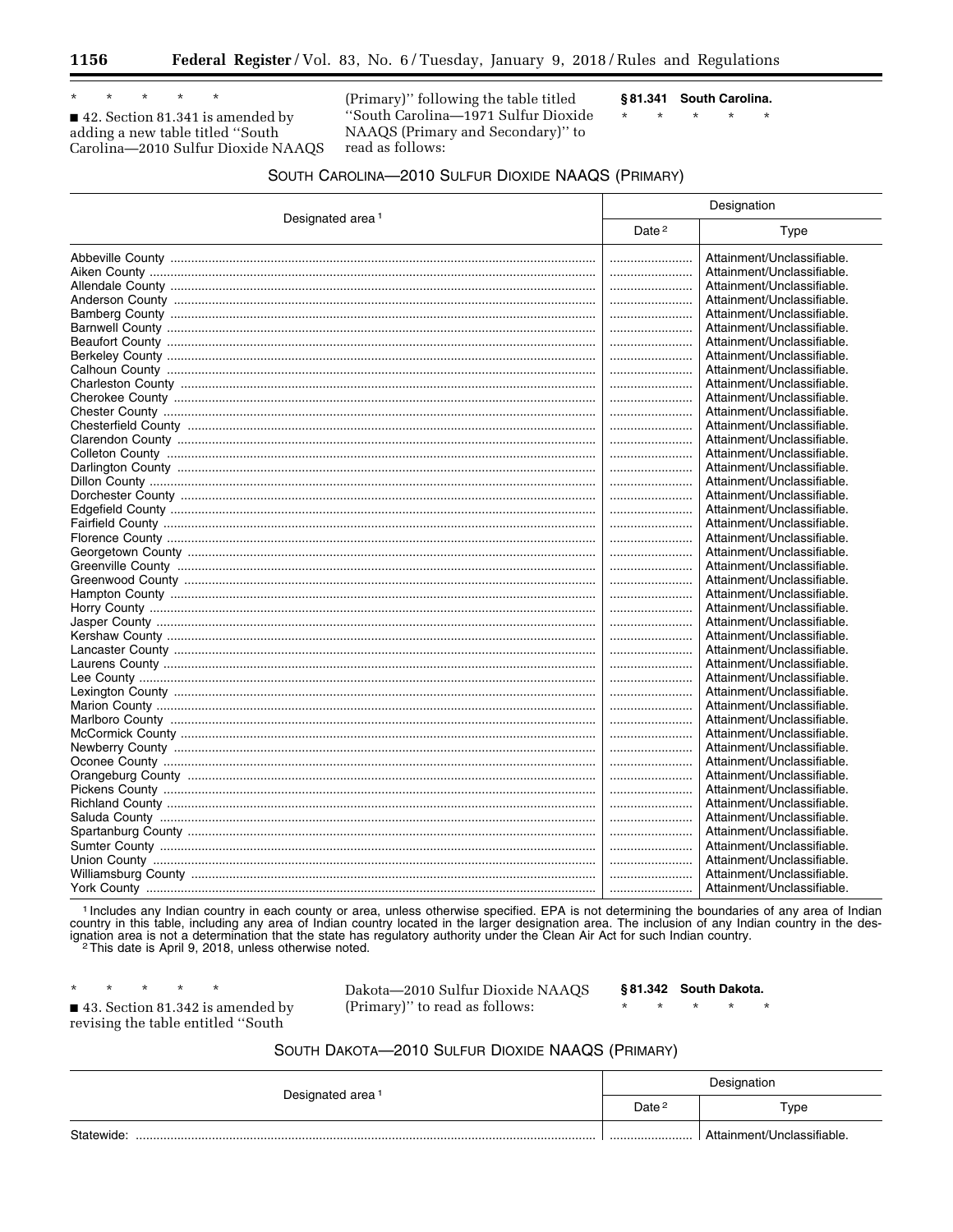\* \* \* \* \*

■ 42. Section 81.341 is amended by adding a new table titled "South Carolina—2010 Sulfur Dioxide NAAQS (Primary)" following the table titled "South Carolina—1971 Sulfur Dioxide NAAQS (Primary and Secondary)" to read as follows:

**§ 81.341 South Carolina.**

\* \* \* \* \*

SOUTH CAROLINA—2010 SULFUR DIOXIDE NAAQS (PRIMARY)

| Designated area [1] | Designation | |
|---|---|---|
| | Date [2] | Type |
| Abbeville County | | Attainment/Unclassifiable. |
| Aiken County | | Attainment/Unclassifiable. |
| Allendale County | | Attainment/Unclassifiable. |
| Anderson County | | Attainment/Unclassifiable. |
| Bamberg County | | Attainment/Unclassifiable. |
| Barnwell County | | Attainment/Unclassifiable. |
| Beaufort County | | Attainment/Unclassifiable. |
| Berkeley County | | Attainment/Unclassifiable. |
| Calhoun County | | Attainment/Unclassifiable. |
| Charleston County | | Attainment/Unclassifiable. |
| Cherokee County | | Attainment/Unclassifiable. |
| Chester County | | Attainment/Unclassifiable. |
| Chesterfield County | | Attainment/Unclassifiable. |
| Clarendon County | | Attainment/Unclassifiable. |
| Colleton County | | Attainment/Unclassifiable. |
| Darlington County | | Attainment/Unclassifiable. |
| Dillon County | | Attainment/Unclassifiable. |
| Dorchester County | | Attainment/Unclassifiable. |
| Edgefield County | | Attainment/Unclassifiable. |
| Fairfield County | | Attainment/Unclassifiable. |
| Florence County | | Attainment/Unclassifiable. |
| Georgetown County | | Attainment/Unclassifiable. |
| Greenville County | | Attainment/Unclassifiable. |
| Greenwood County | | Attainment/Unclassifiable. |
| Hampton County | | Attainment/Unclassifiable. |
| Horry County | | Attainment/Unclassifiable. |
| Jasper County | | Attainment/Unclassifiable. |
| Kershaw County | | Attainment/Unclassifiable. |
| Lancaster County | | Attainment/Unclassifiable. |
| Laurens County | | Attainment/Unclassifiable. |
| Lee County | | Attainment/Unclassifiable. |
| Lexington County | | Attainment/Unclassifiable. |
| Marion County | | Attainment/Unclassifiable. |
| Marlboro County | | Attainment/Unclassifiable. |
| McCormick County | | Attainment/Unclassifiable. |
| Newberry County | | Attainment/Unclassifiable. |
| Oconee County | | Attainment/Unclassifiable. |
| Orangeburg County | | Attainment/Unclassifiable. |
| Pickens County | | Attainment/Unclassifiable. |
| Richland County | | Attainment/Unclassifiable. |
| Saluda County | | Attainment/Unclassifiable. |
| Spartanburg County | | Attainment/Unclassifiable. |
| Sumter County | | Attainment/Unclassifiable. |
| Union County | | Attainment/Unclassifiable. |
| Williamsburg County | | Attainment/Unclassifiable. |
| York County | | Attainment/Unclassifiable. |

[1] Includes any Indian country in each county or area, unless otherwise specified. EPA is not determining the boundaries of any area of Indian country in this table, including any area of Indian country located in the larger designation area. The inclusion of any Indian country in the designation area is not a determination that the state has regulatory authority under the Clean Air Act for such Indian country.

[2] This date is April 9, 2018, unless otherwise noted.

\* \* \* \* \*

■ 43. Section 81.342 is amended by revising the table entitled "South Dakota—2010 Sulfur Dioxide NAAQS (Primary)" to read as follows:

**§ 81.342 South Dakota.**

\* \* \* \* \*

SOUTH DAKOTA—2010 SULFUR DIOXIDE NAAQS (PRIMARY)

| Designated area [1] | Designation | |
|---|---|---|
| | Date [2] | Type |
| Statewide: | | Attainment/Unclassifiable. |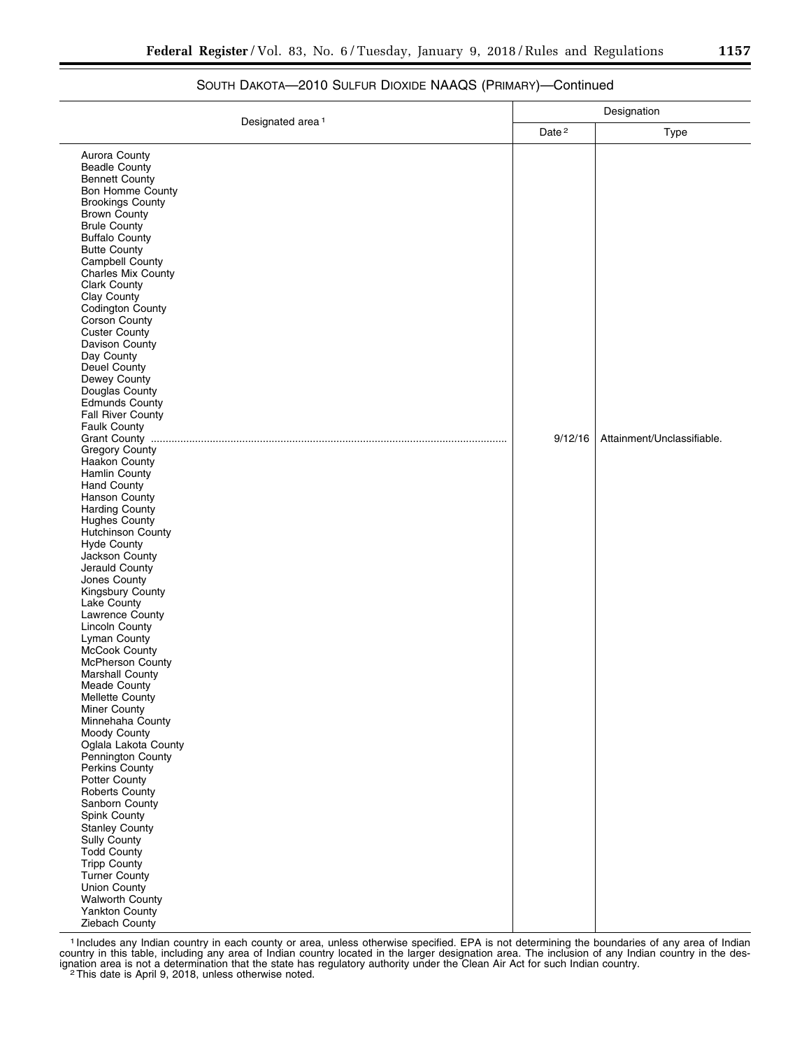SOUTH DAKOTA—2010 SULFUR DIOXIDE NAAQS (PRIMARY)—Continued

| Designated area [1] | Designation | |
|---|---|---|
| | Date [2] | Type |
| Aurora County<br>Beadle County<br>Bennett County<br>Bon Homme County<br>Brookings County<br>Brown County<br>Brule County<br>Buffalo County<br>Butte County<br>Campbell County<br>Charles Mix County<br>Clark County<br>Clay County<br>Codington County<br>Corson County<br>Custer County<br>Davison County<br>Day County<br>Deuel County<br>Dewey County<br>Douglas County<br>Edmunds County<br>Fall River County<br>Faulk County<br>Grant County<br>Gregory County<br>Haakon County<br>Hamlin County<br>Hand County<br>Hanson County<br>Harding County<br>Hughes County<br>Hutchinson County<br>Hyde County<br>Jackson County<br>Jerauld County<br>Jones County<br>Kingsbury County<br>Lake County<br>Lawrence County<br>Lincoln County<br>Lyman County<br>McCook County<br>McPherson County<br>Marshall County<br>Meade County<br>Mellette County<br>Miner County<br>Minnehaha County<br>Moody County<br>Oglala Lakota County<br>Pennington County<br>Perkins County<br>Potter County<br>Roberts County<br>Sanborn County<br>Spink County<br>Stanley County<br>Sully County<br>Todd County<br>Tripp County<br>Turner County<br>Union County<br>Walworth County<br>Yankton County<br>Ziebach County | 9/12/16 | Attainment/Unclassifiable. |

[1] Includes any Indian country in each county or area, unless otherwise specified. EPA is not determining the boundaries of any area of Indian country in this table, including any area of Indian country located in the larger designation area. The inclusion of any Indian country in the designation area is not a determination that the state has regulatory authority under the Clean Air Act for such Indian country.

[2] This date is April 9, 2018, unless otherwise noted.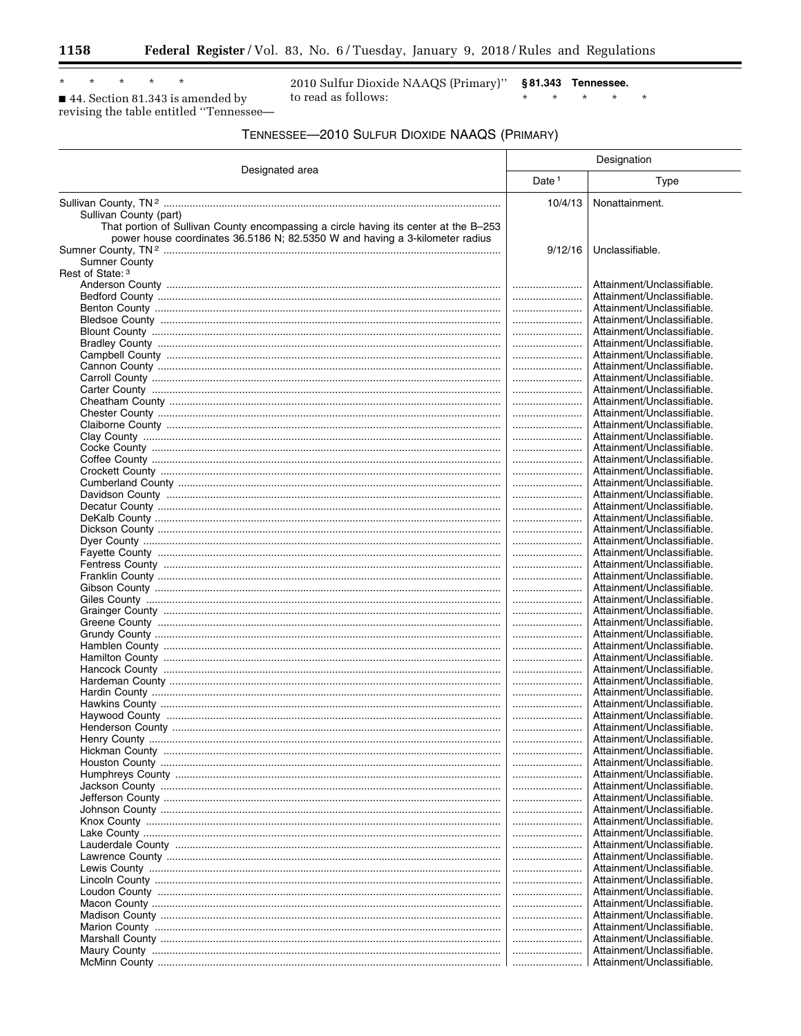\* \* \* \* \*

■ 44. Section 81.343 is amended by revising the table entitled "Tennessee—2010 Sulfur Dioxide NAAQS (Primary)" to read as follows:

**§ 81.343 Tennessee.**

\* \* \* \* \*

TENNESSEE—2010 SULFUR DIOXIDE NAAQS (PRIMARY)

| Designated area | Designation | |
|---|---|---|
| | Date [1] | Type |
| Sullivan County, TN [2] | 10/4/13 | Nonattainment. |
| Sullivan County (part) | | |
| That portion of Sullivan County encompassing a circle having its center at the B–253 power house coordinates 36.5186 N; 82.5350 W and having a 3-kilometer radius | | |
| Sumner County, TN [2] | 9/12/16 | Unclassifiable. |
| Sumner County | | |
| Rest of State: [3] | | |
| Anderson County | | Attainment/Unclassifiable. |
| Bedford County | | Attainment/Unclassifiable. |
| Benton County | | Attainment/Unclassifiable. |
| Bledsoe County | | Attainment/Unclassifiable. |
| Blount County | | Attainment/Unclassifiable. |
| Bradley County | | Attainment/Unclassifiable. |
| Campbell County | | Attainment/Unclassifiable. |
| Cannon County | | Attainment/Unclassifiable. |
| Carroll County | | Attainment/Unclassifiable. |
| Carter County | | Attainment/Unclassifiable. |
| Cheatham County | | Attainment/Unclassifiable. |
| Chester County | | Attainment/Unclassifiable. |
| Claiborne County | | Attainment/Unclassifiable. |
| Clay County | | Attainment/Unclassifiable. |
| Cocke County | | Attainment/Unclassifiable. |
| Coffee County | | Attainment/Unclassifiable. |
| Crockett County | | Attainment/Unclassifiable. |
| Cumberland County | | Attainment/Unclassifiable. |
| Davidson County | | Attainment/Unclassifiable. |
| Decatur County | | Attainment/Unclassifiable. |
| DeKalb County | | Attainment/Unclassifiable. |
| Dickson County | | Attainment/Unclassifiable. |
| Dyer County | | Attainment/Unclassifiable. |
| Fayette County | | Attainment/Unclassifiable. |
| Fentress County | | Attainment/Unclassifiable. |
| Franklin County | | Attainment/Unclassifiable. |
| Gibson County | | Attainment/Unclassifiable. |
| Giles County | | Attainment/Unclassifiable. |
| Grainger County | | Attainment/Unclassifiable. |
| Greene County | | Attainment/Unclassifiable. |
| Grundy County | | Attainment/Unclassifiable. |
| Hamblen County | | Attainment/Unclassifiable. |
| Hamilton County | | Attainment/Unclassifiable. |
| Hancock County | | Attainment/Unclassifiable. |
| Hardeman County | | Attainment/Unclassifiable. |
| Hardin County | | Attainment/Unclassifiable. |
| Hawkins County | | Attainment/Unclassifiable. |
| Haywood County | | Attainment/Unclassifiable. |
| Henderson County | | Attainment/Unclassifiable. |
| Henry County | | Attainment/Unclassifiable. |
| Hickman County | | Attainment/Unclassifiable. |
| Houston County | | Attainment/Unclassifiable. |
| Humphreys County | | Attainment/Unclassifiable. |
| Jackson County | | Attainment/Unclassifiable. |
| Jefferson County | | Attainment/Unclassifiable. |
| Johnson County | | Attainment/Unclassifiable. |
| Knox County | | Attainment/Unclassifiable. |
| Lake County | | Attainment/Unclassifiable. |
| Lauderdale County | | Attainment/Unclassifiable. |
| Lawrence County | | Attainment/Unclassifiable. |
| Lewis County | | Attainment/Unclassifiable. |
| Lincoln County | | Attainment/Unclassifiable. |
| Loudon County | | Attainment/Unclassifiable. |
| Macon County | | Attainment/Unclassifiable. |
| Madison County | | Attainment/Unclassifiable. |
| Marion County | | Attainment/Unclassifiable. |
| Marshall County | | Attainment/Unclassifiable. |
| Maury County | | Attainment/Unclassifiable. |
| McMinn County | | Attainment/Unclassifiable. |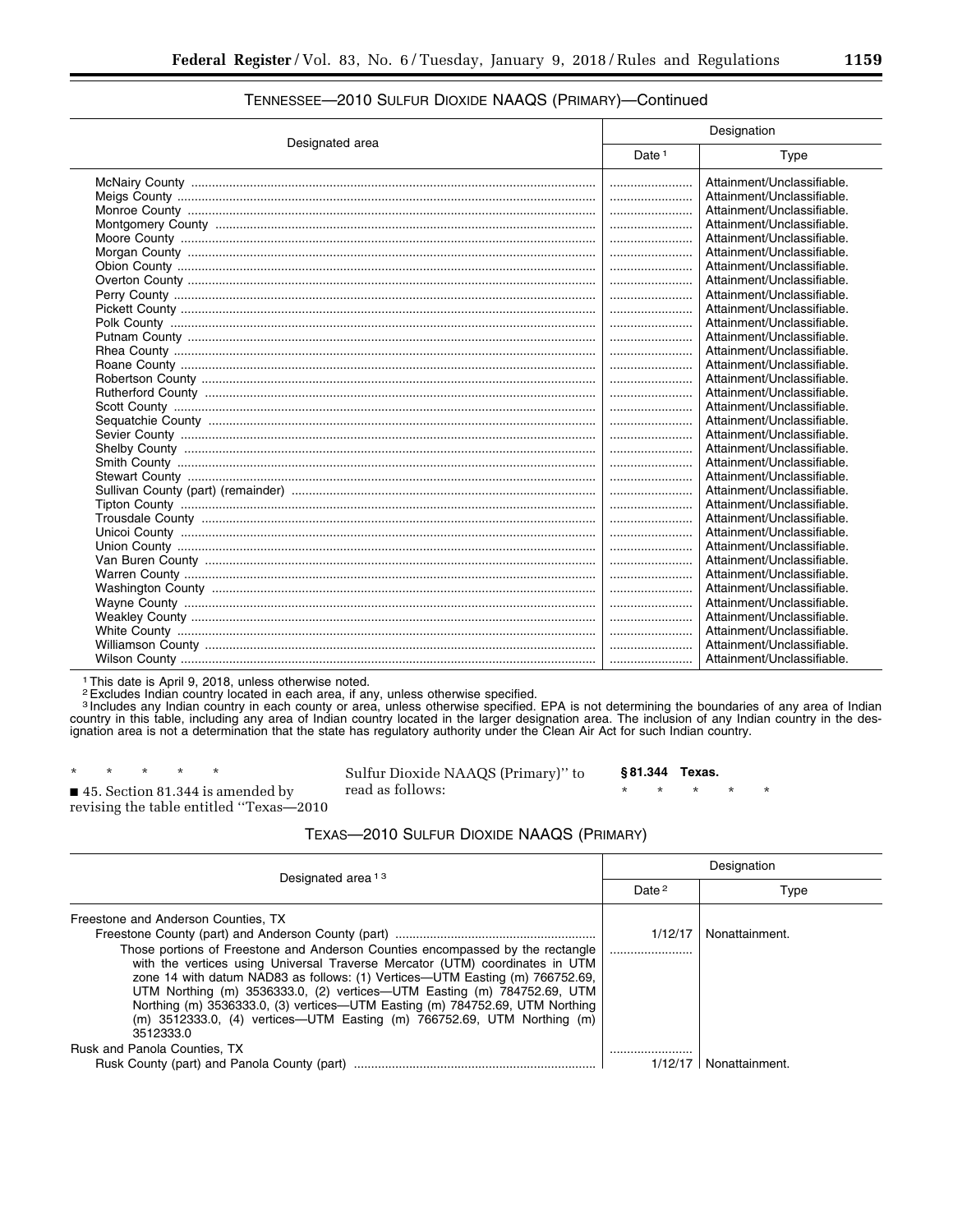## TENNESSEE—2010 SULFUR DIOXIDE NAAQS (PRIMARY)—Continued

| Designated area | Designation | |
|---|---|---|
| | Date [1] | Type |
| McNairy County | ........................ | Attainment/Unclassifiable. |
| Meigs County | ........................ | Attainment/Unclassifiable. |
| Monroe County | ........................ | Attainment/Unclassifiable. |
| Montgomery County | ........................ | Attainment/Unclassifiable. |
| Moore County | ........................ | Attainment/Unclassifiable. |
| Morgan County | ........................ | Attainment/Unclassifiable. |
| Obion County | ........................ | Attainment/Unclassifiable. |
| Overton County | ........................ | Attainment/Unclassifiable. |
| Perry County | ........................ | Attainment/Unclassifiable. |
| Pickett County | ........................ | Attainment/Unclassifiable. |
| Polk County | ........................ | Attainment/Unclassifiable. |
| Putnam County | ........................ | Attainment/Unclassifiable. |
| Rhea County | ........................ | Attainment/Unclassifiable. |
| Roane County | ........................ | Attainment/Unclassifiable. |
| Robertson County | ........................ | Attainment/Unclassifiable. |
| Rutherford County | ........................ | Attainment/Unclassifiable. |
| Scott County | ........................ | Attainment/Unclassifiable. |
| Sequatchie County | ........................ | Attainment/Unclassifiable. |
| Sevier County | ........................ | Attainment/Unclassifiable. |
| Shelby County | ........................ | Attainment/Unclassifiable. |
| Smith County | ........................ | Attainment/Unclassifiable. |
| Stewart County | ........................ | Attainment/Unclassifiable. |
| Sullivan County (part) (remainder) | ........................ | Attainment/Unclassifiable. |
| Tipton County | ........................ | Attainment/Unclassifiable. |
| Trousdale County | ........................ | Attainment/Unclassifiable. |
| Unicoi County | ........................ | Attainment/Unclassifiable. |
| Union County | ........................ | Attainment/Unclassifiable. |
| Van Buren County | ........................ | Attainment/Unclassifiable. |
| Warren County | ........................ | Attainment/Unclassifiable. |
| Washington County | ........................ | Attainment/Unclassifiable. |
| Wayne County | ........................ | Attainment/Unclassifiable. |
| Weakley County | ........................ | Attainment/Unclassifiable. |
| White County | ........................ | Attainment/Unclassifiable. |
| Williamson County | ........................ | Attainment/Unclassifiable. |
| Wilson County | ........................ | Attainment/Unclassifiable. |

[1] This date is April 9, 2018, unless otherwise noted.
[2] Excludes Indian country located in each area, if any, unless otherwise specified.
[3] Includes any Indian country in each county or area, unless otherwise specified. EPA is not determining the boundaries of any area of Indian country in this table, including any area of Indian country located in the larger designation area. The inclusion of any Indian country in the designation area is not a determination that the state has regulatory authority under the Clean Air Act for such Indian country.

\* \* \* \* \*

■ 45. Section 81.344 is amended by revising the table entitled "Texas—2010 Sulfur Dioxide NAAQS (Primary)" to read as follows:

**§ 81.344 Texas.**

\* \* \* \* \*

## TEXAS—2010 SULFUR DIOXIDE NAAQS (PRIMARY)

| Designated area [1,3] | Designation | |
|---|---|---|
| | Date [2] | Type |
| Freestone and Anderson Counties, TX | | |
| Freestone County (part) and Anderson County (part) | 1/12/17 | Nonattainment. |
| Those portions of Freestone and Anderson Counties encompassed by the rectangle with the vertices using Universal Traverse Mercator (UTM) coordinates in UTM zone 14 with datum NAD83 as follows: (1) Vertices—UTM Easting (m) 766752.69, UTM Northing (m) 3536333.0, (2) vertices—UTM Easting (m) 784752.69, UTM Northing (m) 3536333.0, (3) vertices—UTM Easting (m) 784752.69, UTM Northing (m) 3512333.0, (4) vertices—UTM Easting (m) 766752.69, UTM Northing (m) 3512333.0 | ........................ | |
| Rusk and Panola Counties, TX | ........................ | |
| Rusk County (part) and Panola County (part) | 1/12/17 | Nonattainment. |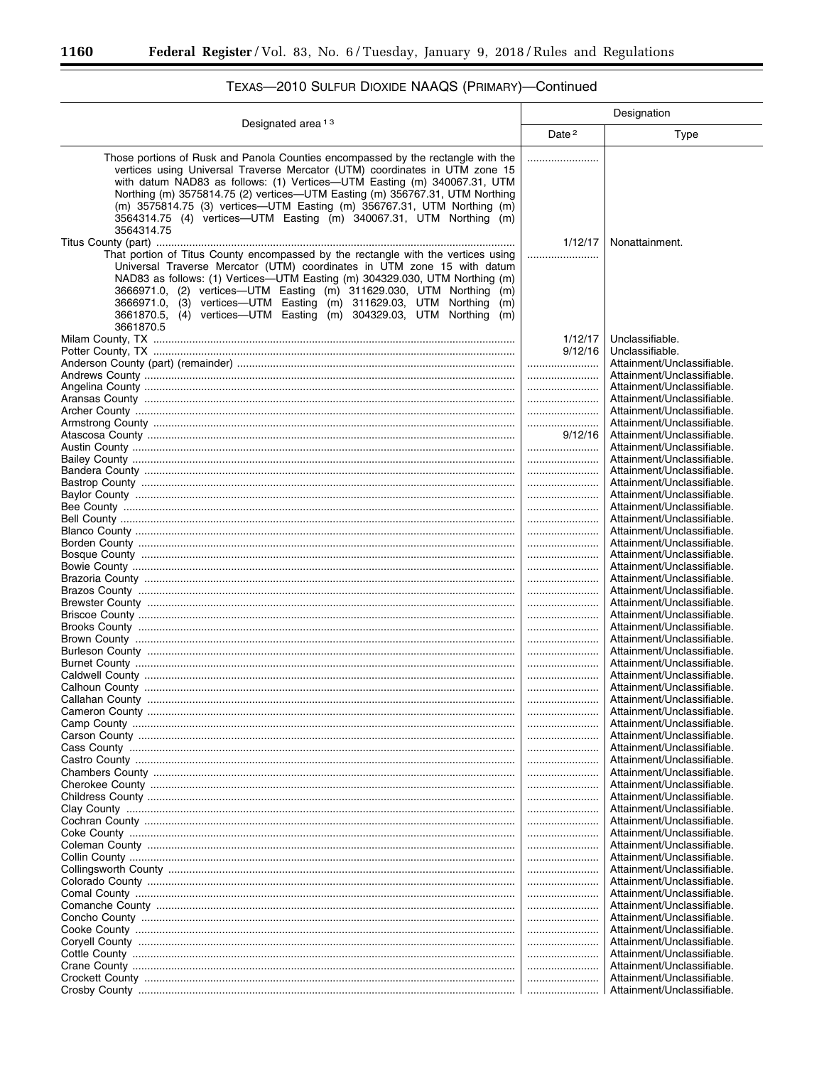## TEXAS—2010 SULFUR DIOXIDE NAAQS (PRIMARY)—Continued

| Designated area [1,3] | Designation | |
|---|---|---|
| | Date [2] | Type |
| Those portions of Rusk and Panola Counties encompassed by the rectangle with the vertices using Universal Traverse Mercator (UTM) coordinates in UTM zone 15 with datum NAD83 as follows: (1) Vertices—UTM Easting (m) 340067.31, UTM Northing (m) 3575814.75 (2) vertices—UTM Easting (m) 356767.31, UTM Northing (m) 3575814.75 (3) vertices—UTM Easting (m) 356767.31, UTM Northing (m) 3564314.75 (4) vertices—UTM Easting (m) 340067.31, UTM Northing (m) 3564314.75 | | |
| Titus County (part) | 1/12/17 | Nonattainment. |
| That portion of Titus County encompassed by the rectangle with the vertices using Universal Traverse Mercator (UTM) coordinates in UTM zone 15 with datum NAD83 as follows: (1) Vertices—UTM Easting (m) 304329.030, UTM Northing (m) 3666971.0, (2) vertices—UTM Easting (m) 311629.030, UTM Northing (m) 3666971.0, (3) vertices—UTM Easting (m) 311629.03, UTM Northing (m) 3661870.5, (4) vertices—UTM Easting (m) 304329.03, UTM Northing (m) 3661870.5 | | |
| Milam County, TX | 1/12/17 | Unclassifiable. |
| Potter County, TX | 9/12/16 | Unclassifiable. |
| Anderson County (part) (remainder) | | Attainment/Unclassifiable. |
| Andrews County | | Attainment/Unclassifiable. |
| Angelina County | | Attainment/Unclassifiable. |
| Aransas County | | Attainment/Unclassifiable. |
| Archer County | | Attainment/Unclassifiable. |
| Armstrong County | | Attainment/Unclassifiable. |
| Atascosa County | 9/12/16 | Attainment/Unclassifiable. |
| Austin County | | Attainment/Unclassifiable. |
| Bailey County | | Attainment/Unclassifiable. |
| Bandera County | | Attainment/Unclassifiable. |
| Bastrop County | | Attainment/Unclassifiable. |
| Baylor County | | Attainment/Unclassifiable. |
| Bee County | | Attainment/Unclassifiable. |
| Bell County | | Attainment/Unclassifiable. |
| Blanco County | | Attainment/Unclassifiable. |
| Borden County | | Attainment/Unclassifiable. |
| Bosque County | | Attainment/Unclassifiable. |
| Bowie County | | Attainment/Unclassifiable. |
| Brazoria County | | Attainment/Unclassifiable. |
| Brazos County | | Attainment/Unclassifiable. |
| Brewster County | | Attainment/Unclassifiable. |
| Briscoe County | | Attainment/Unclassifiable. |
| Brooks County | | Attainment/Unclassifiable. |
| Brown County | | Attainment/Unclassifiable. |
| Burleson County | | Attainment/Unclassifiable. |
| Burnet County | | Attainment/Unclassifiable. |
| Caldwell County | | Attainment/Unclassifiable. |
| Calhoun County | | Attainment/Unclassifiable. |
| Callahan County | | Attainment/Unclassifiable. |
| Cameron County | | Attainment/Unclassifiable. |
| Camp County | | Attainment/Unclassifiable. |
| Carson County | | Attainment/Unclassifiable. |
| Cass County | | Attainment/Unclassifiable. |
| Castro County | | Attainment/Unclassifiable. |
| Chambers County | | Attainment/Unclassifiable. |
| Cherokee County | | Attainment/Unclassifiable. |
| Childress County | | Attainment/Unclassifiable. |
| Clay County | | Attainment/Unclassifiable. |
| Cochran County | | Attainment/Unclassifiable. |
| Coke County | | Attainment/Unclassifiable. |
| Coleman County | | Attainment/Unclassifiable. |
| Collin County | | Attainment/Unclassifiable. |
| Collingsworth County | | Attainment/Unclassifiable. |
| Colorado County | | Attainment/Unclassifiable. |
| Comal County | | Attainment/Unclassifiable. |
| Comanche County | | Attainment/Unclassifiable. |
| Concho County | | Attainment/Unclassifiable. |
| Cooke County | | Attainment/Unclassifiable. |
| Coryell County | | Attainment/Unclassifiable. |
| Cottle County | | Attainment/Unclassifiable. |
| Crane County | | Attainment/Unclassifiable. |
| Crockett County | | Attainment/Unclassifiable. |
| Crosby County | | Attainment/Unclassifiable. |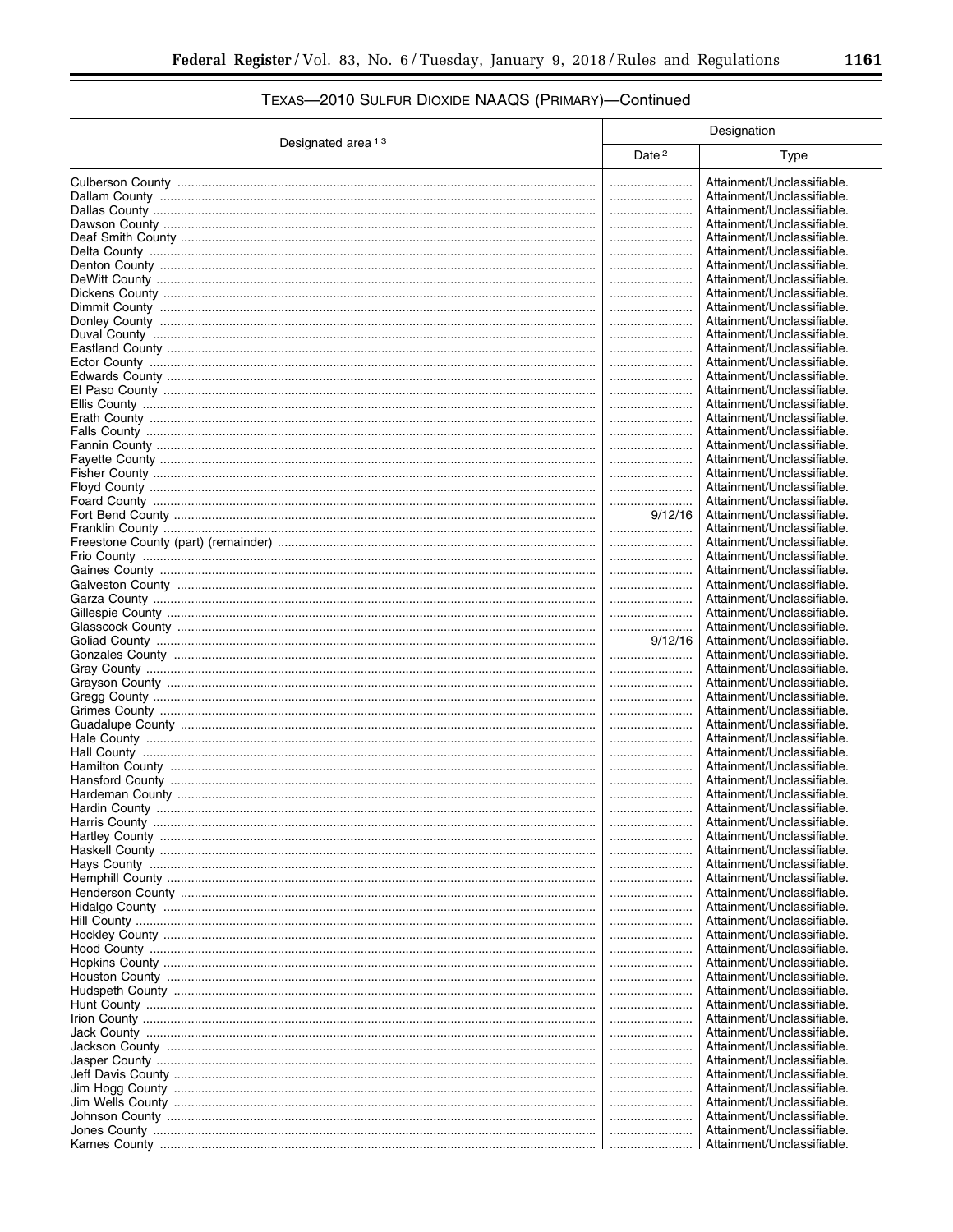## TEXAS—2010 SULFUR DIOXIDE NAAQS (PRIMARY)—Continued

| Designated area [1] [3] | Designation | |
|---|---|---|
| | Date [2] | Type |
| Culberson County | | Attainment/Unclassifiable. |
| Dallam County | | Attainment/Unclassifiable. |
| Dallas County | | Attainment/Unclassifiable. |
| Dawson County | | Attainment/Unclassifiable. |
| Deaf Smith County | | Attainment/Unclassifiable. |
| Delta County | | Attainment/Unclassifiable. |
| Denton County | | Attainment/Unclassifiable. |
| DeWitt County | | Attainment/Unclassifiable. |
| Dickens County | | Attainment/Unclassifiable. |
| Dimmit County | | Attainment/Unclassifiable. |
| Donley County | | Attainment/Unclassifiable. |
| Duval County | | Attainment/Unclassifiable. |
| Eastland County | | Attainment/Unclassifiable. |
| Ector County | | Attainment/Unclassifiable. |
| Edwards County | | Attainment/Unclassifiable. |
| El Paso County | | Attainment/Unclassifiable. |
| Ellis County | | Attainment/Unclassifiable. |
| Erath County | | Attainment/Unclassifiable. |
| Falls County | | Attainment/Unclassifiable. |
| Fannin County | | Attainment/Unclassifiable. |
| Fayette County | | Attainment/Unclassifiable. |
| Fisher County | | Attainment/Unclassifiable. |
| Floyd County | | Attainment/Unclassifiable. |
| Foard County | | Attainment/Unclassifiable. |
| Fort Bend County | 9/12/16 | Attainment/Unclassifiable. |
| Franklin County | | Attainment/Unclassifiable. |
| Freestone County (part) (remainder) | | Attainment/Unclassifiable. |
| Frio County | | Attainment/Unclassifiable. |
| Gaines County | | Attainment/Unclassifiable. |
| Galveston County | | Attainment/Unclassifiable. |
| Garza County | | Attainment/Unclassifiable. |
| Gillespie County | | Attainment/Unclassifiable. |
| Glasscock County | | Attainment/Unclassifiable. |
| Goliad County | 9/12/16 | Attainment/Unclassifiable. |
| Gonzales County | | Attainment/Unclassifiable. |
| Gray County | | Attainment/Unclassifiable. |
| Grayson County | | Attainment/Unclassifiable. |
| Gregg County | | Attainment/Unclassifiable. |
| Grimes County | | Attainment/Unclassifiable. |
| Guadalupe County | | Attainment/Unclassifiable. |
| Hale County | | Attainment/Unclassifiable. |
| Hall County | | Attainment/Unclassifiable. |
| Hamilton County | | Attainment/Unclassifiable. |
| Hansford County | | Attainment/Unclassifiable. |
| Hardeman County | | Attainment/Unclassifiable. |
| Hardin County | | Attainment/Unclassifiable. |
| Harris County | | Attainment/Unclassifiable. |
| Hartley County | | Attainment/Unclassifiable. |
| Haskell County | | Attainment/Unclassifiable. |
| Hays County | | Attainment/Unclassifiable. |
| Hemphill County | | Attainment/Unclassifiable. |
| Henderson County | | Attainment/Unclassifiable. |
| Hidalgo County | | Attainment/Unclassifiable. |
| Hill County | | Attainment/Unclassifiable. |
| Hockley County | | Attainment/Unclassifiable. |
| Hood County | | Attainment/Unclassifiable. |
| Hopkins County | | Attainment/Unclassifiable. |
| Houston County | | Attainment/Unclassifiable. |
| Hudspeth County | | Attainment/Unclassifiable. |
| Hunt County | | Attainment/Unclassifiable. |
| Irion County | | Attainment/Unclassifiable. |
| Jack County | | Attainment/Unclassifiable. |
| Jackson County | | Attainment/Unclassifiable. |
| Jasper County | | Attainment/Unclassifiable. |
| Jeff Davis County | | Attainment/Unclassifiable. |
| Jim Hogg County | | Attainment/Unclassifiable. |
| Jim Wells County | | Attainment/Unclassifiable. |
| Johnson County | | Attainment/Unclassifiable. |
| Jones County | | Attainment/Unclassifiable. |
| Karnes County | | Attainment/Unclassifiable. |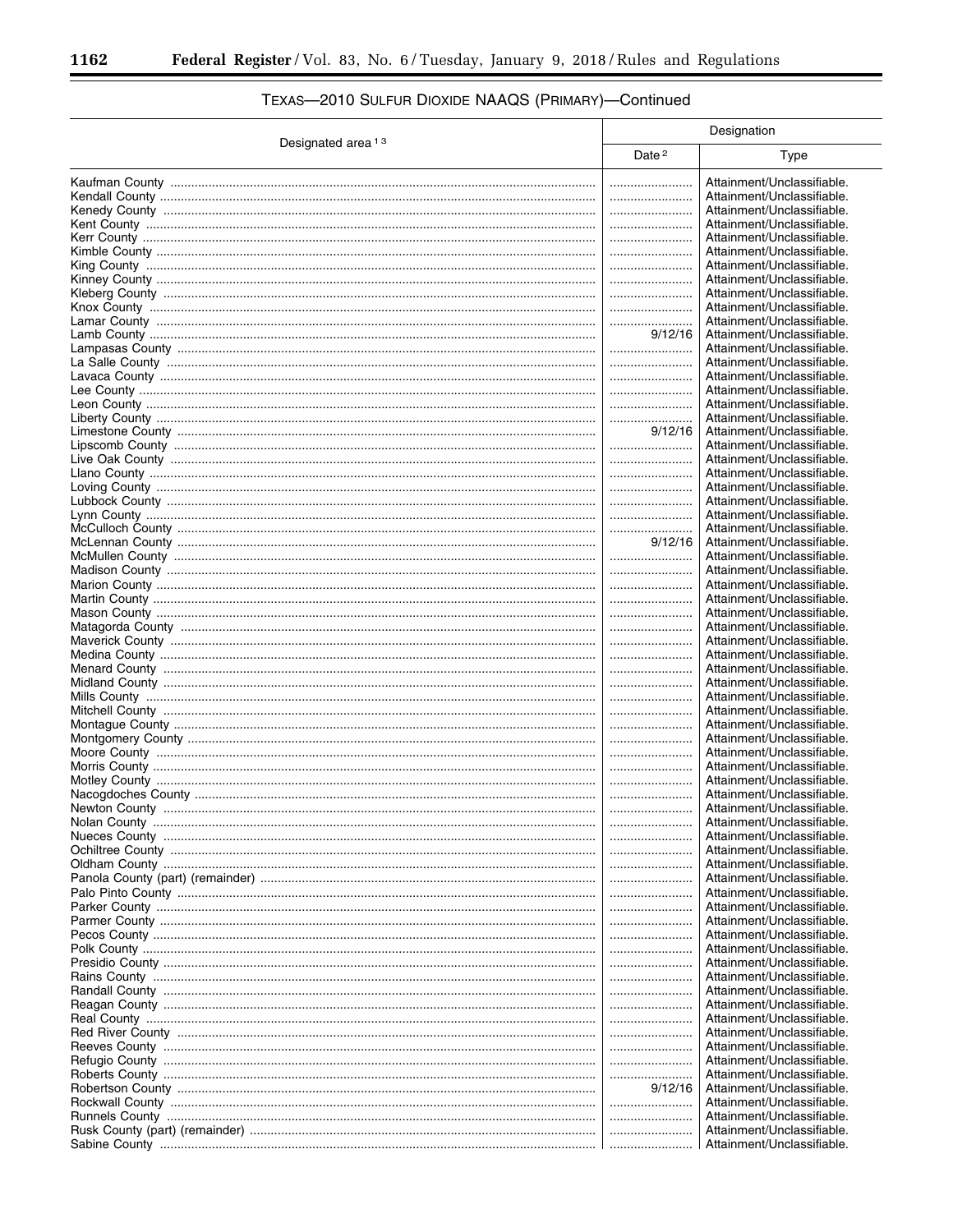TEXAS—2010 SULFUR DIOXIDE NAAQS (PRIMARY)—Continued

| Designated area [1,3] | Designation | |
|---|---|---|
| | Date [2] | Type |
| Kaufman County | | Attainment/Unclassifiable. |
| Kendall County | | Attainment/Unclassifiable. |
| Kenedy County | | Attainment/Unclassifiable. |
| Kent County | | Attainment/Unclassifiable. |
| Kerr County | | Attainment/Unclassifiable. |
| Kimble County | | Attainment/Unclassifiable. |
| King County | | Attainment/Unclassifiable. |
| Kinney County | | Attainment/Unclassifiable. |
| Kleberg County | | Attainment/Unclassifiable. |
| Knox County | | Attainment/Unclassifiable. |
| Lamar County | | Attainment/Unclassifiable. |
| Lamb County | 9/12/16 | Attainment/Unclassifiable. |
| Lampasas County | | Attainment/Unclassifiable. |
| La Salle County | | Attainment/Unclassifiable. |
| Lavaca County | | Attainment/Unclassifiable. |
| Lee County | | Attainment/Unclassifiable. |
| Leon County | | Attainment/Unclassifiable. |
| Liberty County | | Attainment/Unclassifiable. |
| Limestone County | 9/12/16 | Attainment/Unclassifiable. |
| Lipscomb County | | Attainment/Unclassifiable. |
| Live Oak County | | Attainment/Unclassifiable. |
| Llano County | | Attainment/Unclassifiable. |
| Loving County | | Attainment/Unclassifiable. |
| Lubbock County | | Attainment/Unclassifiable. |
| Lynn County | | Attainment/Unclassifiable. |
| McCulloch County | | Attainment/Unclassifiable. |
| McLennan County | 9/12/16 | Attainment/Unclassifiable. |
| McMullen County | | Attainment/Unclassifiable. |
| Madison County | | Attainment/Unclassifiable. |
| Marion County | | Attainment/Unclassifiable. |
| Martin County | | Attainment/Unclassifiable. |
| Mason County | | Attainment/Unclassifiable. |
| Matagorda County | | Attainment/Unclassifiable. |
| Maverick County | | Attainment/Unclassifiable. |
| Medina County | | Attainment/Unclassifiable. |
| Menard County | | Attainment/Unclassifiable. |
| Midland County | | Attainment/Unclassifiable. |
| Mills County | | Attainment/Unclassifiable. |
| Mitchell County | | Attainment/Unclassifiable. |
| Montague County | | Attainment/Unclassifiable. |
| Montgomery County | | Attainment/Unclassifiable. |
| Moore County | | Attainment/Unclassifiable. |
| Morris County | | Attainment/Unclassifiable. |
| Motley County | | Attainment/Unclassifiable. |
| Nacogdoches County | | Attainment/Unclassifiable. |
| Newton County | | Attainment/Unclassifiable. |
| Nolan County | | Attainment/Unclassifiable. |
| Nueces County | | Attainment/Unclassifiable. |
| Ochiltree County | | Attainment/Unclassifiable. |
| Oldham County | | Attainment/Unclassifiable. |
| Panola County (part) (remainder) | | Attainment/Unclassifiable. |
| Palo Pinto County | | Attainment/Unclassifiable. |
| Parker County | | Attainment/Unclassifiable. |
| Parmer County | | Attainment/Unclassifiable. |
| Pecos County | | Attainment/Unclassifiable. |
| Polk County | | Attainment/Unclassifiable. |
| Presidio County | | Attainment/Unclassifiable. |
| Rains County | | Attainment/Unclassifiable. |
| Randall County | | Attainment/Unclassifiable. |
| Reagan County | | Attainment/Unclassifiable. |
| Real County | | Attainment/Unclassifiable. |
| Red River County | | Attainment/Unclassifiable. |
| Reeves County | | Attainment/Unclassifiable. |
| Refugio County | | Attainment/Unclassifiable. |
| Roberts County | | Attainment/Unclassifiable. |
| Robertson County | 9/12/16 | Attainment/Unclassifiable. |
| Rockwall County | | Attainment/Unclassifiable. |
| Runnels County | | Attainment/Unclassifiable. |
| Rusk County (part) (remainder) | | Attainment/Unclassifiable. |
| Sabine County | | Attainment/Unclassifiable. |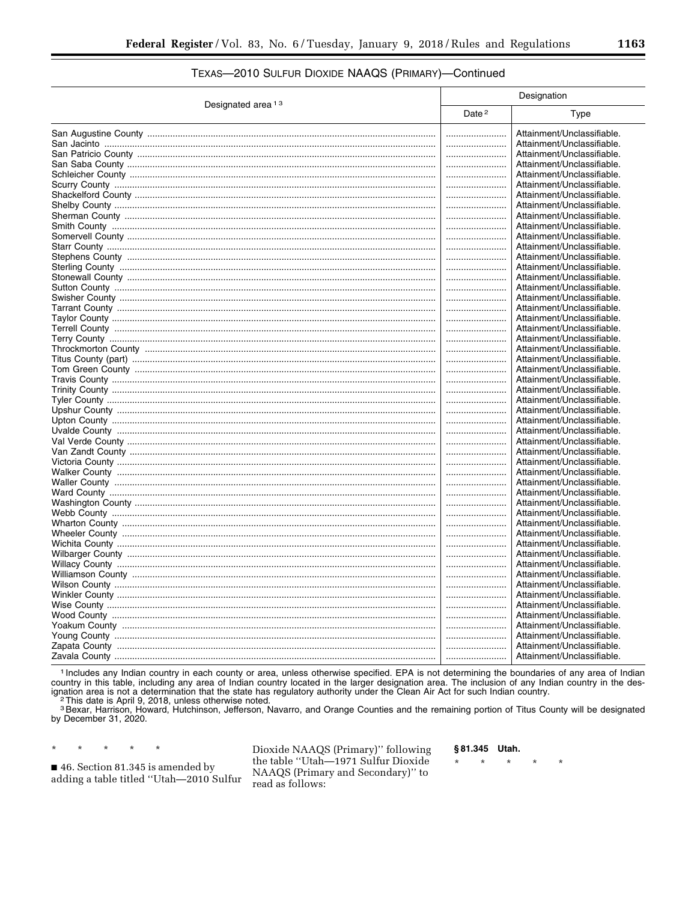TEXAS—2010 SULFUR DIOXIDE NAAQS (PRIMARY)—Continued

| Designated area [1] [3] | Designation | |
|---|---|---|
| | Date [2] | Type |
| San Augustine County | | Attainment/Unclassifiable. |
| San Jacinto | | Attainment/Unclassifiable. |
| San Patricio County | | Attainment/Unclassifiable. |
| San Saba County | | Attainment/Unclassifiable. |
| Schleicher County | | Attainment/Unclassifiable. |
| Scurry County | | Attainment/Unclassifiable. |
| Shackelford County | | Attainment/Unclassifiable. |
| Shelby County | | Attainment/Unclassifiable. |
| Sherman County | | Attainment/Unclassifiable. |
| Smith County | | Attainment/Unclassifiable. |
| Somervell County | | Attainment/Unclassifiable. |
| Starr County | | Attainment/Unclassifiable. |
| Stephens County | | Attainment/Unclassifiable. |
| Sterling County | | Attainment/Unclassifiable. |
| Stonewall County | | Attainment/Unclassifiable. |
| Sutton County | | Attainment/Unclassifiable. |
| Swisher County | | Attainment/Unclassifiable. |
| Tarrant County | | Attainment/Unclassifiable. |
| Taylor County | | Attainment/Unclassifiable. |
| Terrell County | | Attainment/Unclassifiable. |
| Terry County | | Attainment/Unclassifiable. |
| Throckmorton County | | Attainment/Unclassifiable. |
| Titus County (part) | | Attainment/Unclassifiable. |
| Tom Green County | | Attainment/Unclassifiable. |
| Travis County | | Attainment/Unclassifiable. |
| Trinity County | | Attainment/Unclassifiable. |
| Tyler County | | Attainment/Unclassifiable. |
| Upshur County | | Attainment/Unclassifiable. |
| Upton County | | Attainment/Unclassifiable. |
| Uvalde County | | Attainment/Unclassifiable. |
| Val Verde County | | Attainment/Unclassifiable. |
| Van Zandt County | | Attainment/Unclassifiable. |
| Victoria County | | Attainment/Unclassifiable. |
| Walker County | | Attainment/Unclassifiable. |
| Waller County | | Attainment/Unclassifiable. |
| Ward County | | Attainment/Unclassifiable. |
| Washington County | | Attainment/Unclassifiable. |
| Webb County | | Attainment/Unclassifiable. |
| Wharton County | | Attainment/Unclassifiable. |
| Wheeler County | | Attainment/Unclassifiable. |
| Wichita County | | Attainment/Unclassifiable. |
| Wilbarger County | | Attainment/Unclassifiable. |
| Willacy County | | Attainment/Unclassifiable. |
| Williamson County | | Attainment/Unclassifiable. |
| Wilson County | | Attainment/Unclassifiable. |
| Winkler County | | Attainment/Unclassifiable. |
| Wise County | | Attainment/Unclassifiable. |
| Wood County | | Attainment/Unclassifiable. |
| Yoakum County | | Attainment/Unclassifiable. |
| Young County | | Attainment/Unclassifiable. |
| Zapata County | | Attainment/Unclassifiable. |
| Zavala County | | Attainment/Unclassifiable. |

[1] Includes any Indian country in each county or area, unless otherwise specified. EPA is not determining the boundaries of any area of Indian country in this table, including any area of Indian country located in the larger designation area. The inclusion of any Indian country in the designation area is not a determination that the state has regulatory authority under the Clean Air Act for such Indian country.

[2] This date is April 9, 2018, unless otherwise noted.

[3] Bexar, Harrison, Howard, Hutchinson, Jefferson, Navarro, and Orange Counties and the remaining portion of Titus County will be designated by December 31, 2020.

\* \* \* \* \*

■ 46. Section 81.345 is amended by adding a table titled "Utah—2010 Sulfur Dioxide NAAQS (Primary)" following the table "Utah—1971 Sulfur Dioxide NAAQS (Primary and Secondary)" to read as follows:

**§ 81.345 Utah.**

\* \* \* \* \*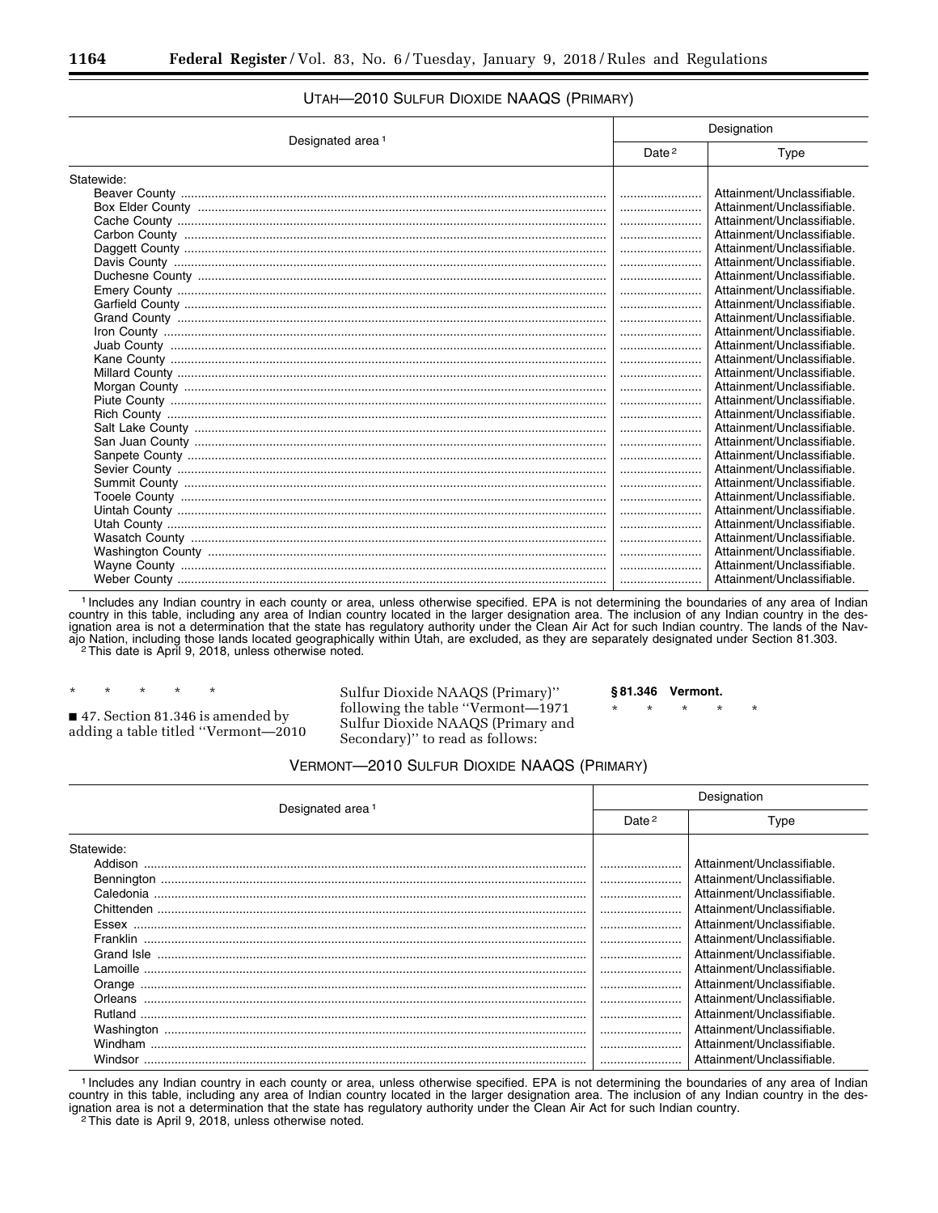UTAH—2010 SULFUR DIOXIDE NAAQS (PRIMARY)

| Designated area [1] | Designation | |
|---|---|---|
| | Date [2] | Type |
| Statewide: | | |
| Beaver County | ........................ | Attainment/Unclassifiable. |
| Box Elder County | ........................ | Attainment/Unclassifiable. |
| Cache County | ........................ | Attainment/Unclassifiable. |
| Carbon County | ........................ | Attainment/Unclassifiable. |
| Daggett County | ........................ | Attainment/Unclassifiable. |
| Davis County | ........................ | Attainment/Unclassifiable. |
| Duchesne County | ........................ | Attainment/Unclassifiable. |
| Emery County | ........................ | Attainment/Unclassifiable. |
| Garfield County | ........................ | Attainment/Unclassifiable. |
| Grand County | ........................ | Attainment/Unclassifiable. |
| Iron County | ........................ | Attainment/Unclassifiable. |
| Juab County | ........................ | Attainment/Unclassifiable. |
| Kane County | ........................ | Attainment/Unclassifiable. |
| Millard County | ........................ | Attainment/Unclassifiable. |
| Morgan County | ........................ | Attainment/Unclassifiable. |
| Piute County | ........................ | Attainment/Unclassifiable. |
| Rich County | ........................ | Attainment/Unclassifiable. |
| Salt Lake County | ........................ | Attainment/Unclassifiable. |
| San Juan County | ........................ | Attainment/Unclassifiable. |
| Sanpete County | ........................ | Attainment/Unclassifiable. |
| Sevier County | ........................ | Attainment/Unclassifiable. |
| Summit County | ........................ | Attainment/Unclassifiable. |
| Tooele County | ........................ | Attainment/Unclassifiable. |
| Uintah County | ........................ | Attainment/Unclassifiable. |
| Utah County | ........................ | Attainment/Unclassifiable. |
| Wasatch County | ........................ | Attainment/Unclassifiable. |
| Washington County | ........................ | Attainment/Unclassifiable. |
| Wayne County | ........................ | Attainment/Unclassifiable. |
| Weber County | ........................ | Attainment/Unclassifiable. |

[1] Includes any Indian country in each county or area, unless otherwise specified. EPA is not determining the boundaries of any area of Indian country in this table, including any area of Indian country located in the larger designation area. The inclusion of any Indian country in the designation area is not a determination that the state has regulatory authority under the Clean Air Act for such Indian country. The lands of the Navajo Nation, including those lands located geographically within Utah, are excluded, as they are separately designated under Section 81.303.

[2] This date is April 9, 2018, unless otherwise noted.

\* \* \* \* \*

■ 47. Section 81.346 is amended by adding a table titled "Vermont—2010 Sulfur Dioxide NAAQS (Primary)" following the table "Vermont—1971 Sulfur Dioxide NAAQS (Primary and Secondary)" to read as follows:

**§ 81.346 Vermont.**

\* \* \* \* \*

VERMONT—2010 SULFUR DIOXIDE NAAQS (PRIMARY)

| Designated area [1] | Designation | |
|---|---|---|
| | Date [2] | Type |
| Statewide: | | |
| Addison | ........................ | Attainment/Unclassifiable. |
| Bennington | ........................ | Attainment/Unclassifiable. |
| Caledonia | ........................ | Attainment/Unclassifiable. |
| Chittenden | ........................ | Attainment/Unclassifiable. |
| Essex | ........................ | Attainment/Unclassifiable. |
| Franklin | ........................ | Attainment/Unclassifiable. |
| Grand Isle | ........................ | Attainment/Unclassifiable. |
| Lamoille | ........................ | Attainment/Unclassifiable. |
| Orange | ........................ | Attainment/Unclassifiable. |
| Orleans | ........................ | Attainment/Unclassifiable. |
| Rutland | ........................ | Attainment/Unclassifiable. |
| Washington | ........................ | Attainment/Unclassifiable. |
| Windham | ........................ | Attainment/Unclassifiable. |
| Windsor | ........................ | Attainment/Unclassifiable. |

[1] Includes any Indian country in each county or area, unless otherwise specified. EPA is not determining the boundaries of any area of Indian country in this table, including any area of Indian country located in the larger designation area. The inclusion of any Indian country in the designation area is not a determination that the state has regulatory authority under the Clean Air Act for such Indian country.

[2] This date is April 9, 2018, unless otherwise noted.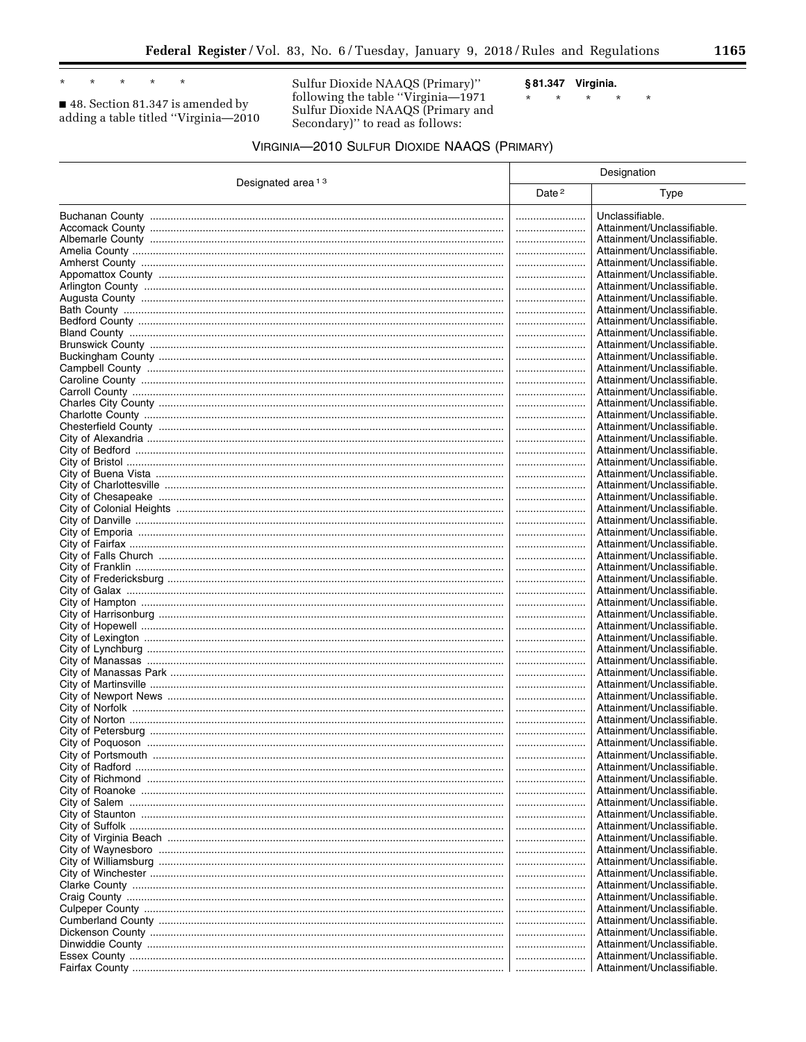\* \* \* \* \*

■ 48. Section 81.347 is amended by adding a table titled "Virginia—2010 Sulfur Dioxide NAAQS (Primary)" following the table "Virginia—1971 Sulfur Dioxide NAAQS (Primary and Secondary)" to read as follows:

**§ 81.347 Virginia.**

\* \* \* \* \*

VIRGINIA—2010 SULFUR DIOXIDE NAAQS (PRIMARY)

| Designated area [1] [3] | Designation | |
|---|---|---|
| | Date [2] | Type |
| Buchanan County | | Unclassifiable. |
| Accomack County | | Attainment/Unclassifiable. |
| Albemarle County | | Attainment/Unclassifiable. |
| Amelia County | | Attainment/Unclassifiable. |
| Amherst County | | Attainment/Unclassifiable. |
| Appomattox County | | Attainment/Unclassifiable. |
| Arlington County | | Attainment/Unclassifiable. |
| Augusta County | | Attainment/Unclassifiable. |
| Bath County | | Attainment/Unclassifiable. |
| Bedford County | | Attainment/Unclassifiable. |
| Bland County | | Attainment/Unclassifiable. |
| Brunswick County | | Attainment/Unclassifiable. |
| Buckingham County | | Attainment/Unclassifiable. |
| Campbell County | | Attainment/Unclassifiable. |
| Caroline County | | Attainment/Unclassifiable. |
| Carroll County | | Attainment/Unclassifiable. |
| Charles City County | | Attainment/Unclassifiable. |
| Charlotte County | | Attainment/Unclassifiable. |
| Chesterfield County | | Attainment/Unclassifiable. |
| City of Alexandria | | Attainment/Unclassifiable. |
| City of Bedford | | Attainment/Unclassifiable. |
| City of Bristol | | Attainment/Unclassifiable. |
| City of Buena Vista | | Attainment/Unclassifiable. |
| City of Charlottesville | | Attainment/Unclassifiable. |
| City of Chesapeake | | Attainment/Unclassifiable. |
| City of Colonial Heights | | Attainment/Unclassifiable. |
| City of Danville | | Attainment/Unclassifiable. |
| City of Emporia | | Attainment/Unclassifiable. |
| City of Fairfax | | Attainment/Unclassifiable. |
| City of Falls Church | | Attainment/Unclassifiable. |
| City of Franklin | | Attainment/Unclassifiable. |
| City of Fredericksburg | | Attainment/Unclassifiable. |
| City of Galax | | Attainment/Unclassifiable. |
| City of Hampton | | Attainment/Unclassifiable. |
| City of Harrisonburg | | Attainment/Unclassifiable. |
| City of Hopewell | | Attainment/Unclassifiable. |
| City of Lexington | | Attainment/Unclassifiable. |
| City of Lynchburg | | Attainment/Unclassifiable. |
| City of Manassas | | Attainment/Unclassifiable. |
| City of Manassas Park | | Attainment/Unclassifiable. |
| City of Martinsville | | Attainment/Unclassifiable. |
| City of Newport News | | Attainment/Unclassifiable. |
| City of Norfolk | | Attainment/Unclassifiable. |
| City of Norton | | Attainment/Unclassifiable. |
| City of Petersburg | | Attainment/Unclassifiable. |
| City of Poquoson | | Attainment/Unclassifiable. |
| City of Portsmouth | | Attainment/Unclassifiable. |
| City of Radford | | Attainment/Unclassifiable. |
| City of Richmond | | Attainment/Unclassifiable. |
| City of Roanoke | | Attainment/Unclassifiable. |
| City of Salem | | Attainment/Unclassifiable. |
| City of Staunton | | Attainment/Unclassifiable. |
| City of Suffolk | | Attainment/Unclassifiable. |
| City of Virginia Beach | | Attainment/Unclassifiable. |
| City of Waynesboro | | Attainment/Unclassifiable. |
| City of Williamsburg | | Attainment/Unclassifiable. |
| City of Winchester | | Attainment/Unclassifiable. |
| Clarke County | | Attainment/Unclassifiable. |
| Craig County | | Attainment/Unclassifiable. |
| Culpeper County | | Attainment/Unclassifiable. |
| Cumberland County | | Attainment/Unclassifiable. |
| Dickenson County | | Attainment/Unclassifiable. |
| Dinwiddie County | | Attainment/Unclassifiable. |
| Essex County | | Attainment/Unclassifiable. |
| Fairfax County | | Attainment/Unclassifiable. |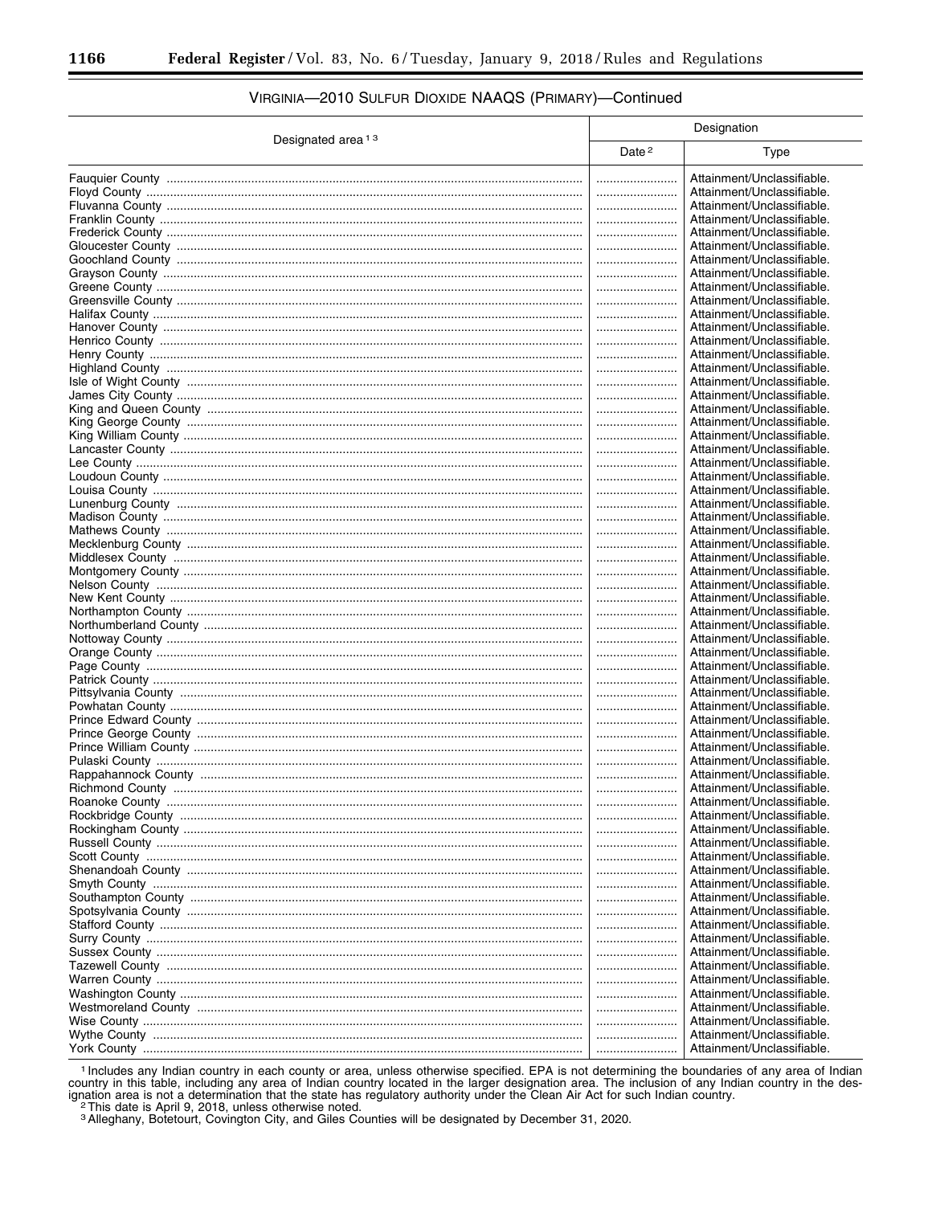## VIRGINIA—2010 SULFUR DIOXIDE NAAQS (PRIMARY)—Continued

| Designated area [1] [3] | Designation | |
|---|---|---|
| | Date [2] | Type |
| Fauquier County | | Attainment/Unclassifiable. |
| Floyd County | | Attainment/Unclassifiable. |
| Fluvanna County | | Attainment/Unclassifiable. |
| Franklin County | | Attainment/Unclassifiable. |
| Frederick County | | Attainment/Unclassifiable. |
| Gloucester County | | Attainment/Unclassifiable. |
| Goochland County | | Attainment/Unclassifiable. |
| Grayson County | | Attainment/Unclassifiable. |
| Greene County | | Attainment/Unclassifiable. |
| Greensville County | | Attainment/Unclassifiable. |
| Halifax County | | Attainment/Unclassifiable. |
| Hanover County | | Attainment/Unclassifiable. |
| Henrico County | | Attainment/Unclassifiable. |
| Henry County | | Attainment/Unclassifiable. |
| Highland County | | Attainment/Unclassifiable. |
| Isle of Wight County | | Attainment/Unclassifiable. |
| James City County | | Attainment/Unclassifiable. |
| King and Queen County | | Attainment/Unclassifiable. |
| King George County | | Attainment/Unclassifiable. |
| King William County | | Attainment/Unclassifiable. |
| Lancaster County | | Attainment/Unclassifiable. |
| Lee County | | Attainment/Unclassifiable. |
| Loudoun County | | Attainment/Unclassifiable. |
| Louisa County | | Attainment/Unclassifiable. |
| Lunenburg County | | Attainment/Unclassifiable. |
| Madison County | | Attainment/Unclassifiable. |
| Mathews County | | Attainment/Unclassifiable. |
| Mecklenburg County | | Attainment/Unclassifiable. |
| Middlesex County | | Attainment/Unclassifiable. |
| Montgomery County | | Attainment/Unclassifiable. |
| Nelson County | | Attainment/Unclassifiable. |
| New Kent County | | Attainment/Unclassifiable. |
| Northampton County | | Attainment/Unclassifiable. |
| Northumberland County | | Attainment/Unclassifiable. |
| Nottoway County | | Attainment/Unclassifiable. |
| Orange County | | Attainment/Unclassifiable. |
| Page County | | Attainment/Unclassifiable. |
| Patrick County | | Attainment/Unclassifiable. |
| Pittsylvania County | | Attainment/Unclassifiable. |
| Powhatan County | | Attainment/Unclassifiable. |
| Prince Edward County | | Attainment/Unclassifiable. |
| Prince George County | | Attainment/Unclassifiable. |
| Prince William County | | Attainment/Unclassifiable. |
| Pulaski County | | Attainment/Unclassifiable. |
| Rappahannock County | | Attainment/Unclassifiable. |
| Richmond County | | Attainment/Unclassifiable. |
| Roanoke County | | Attainment/Unclassifiable. |
| Rockbridge County | | Attainment/Unclassifiable. |
| Rockingham County | | Attainment/Unclassifiable. |
| Russell County | | Attainment/Unclassifiable. |
| Scott County | | Attainment/Unclassifiable. |
| Shenandoah County | | Attainment/Unclassifiable. |
| Smyth County | | Attainment/Unclassifiable. |
| Southampton County | | Attainment/Unclassifiable. |
| Spotsylvania County | | Attainment/Unclassifiable. |
| Stafford County | | Attainment/Unclassifiable. |
| Surry County | | Attainment/Unclassifiable. |
| Sussex County | | Attainment/Unclassifiable. |
| Tazewell County | | Attainment/Unclassifiable. |
| Warren County | | Attainment/Unclassifiable. |
| Washington County | | Attainment/Unclassifiable. |
| Westmoreland County | | Attainment/Unclassifiable. |
| Wise County | | Attainment/Unclassifiable. |
| Wythe County | | Attainment/Unclassifiable. |
| York County | | Attainment/Unclassifiable. |

[1] Includes any Indian country in each county or area, unless otherwise specified. EPA is not determining the boundaries of any area of Indian country in this table, including any area of Indian country located in the larger designation area. The inclusion of any Indian country in the designation area is not a determination that the state has regulatory authority under the Clean Air Act for such Indian country.

[2] This date is April 9, 2018, unless otherwise noted.

[3] Alleghany, Botetourt, Covington City, and Giles Counties will be designated by December 31, 2020.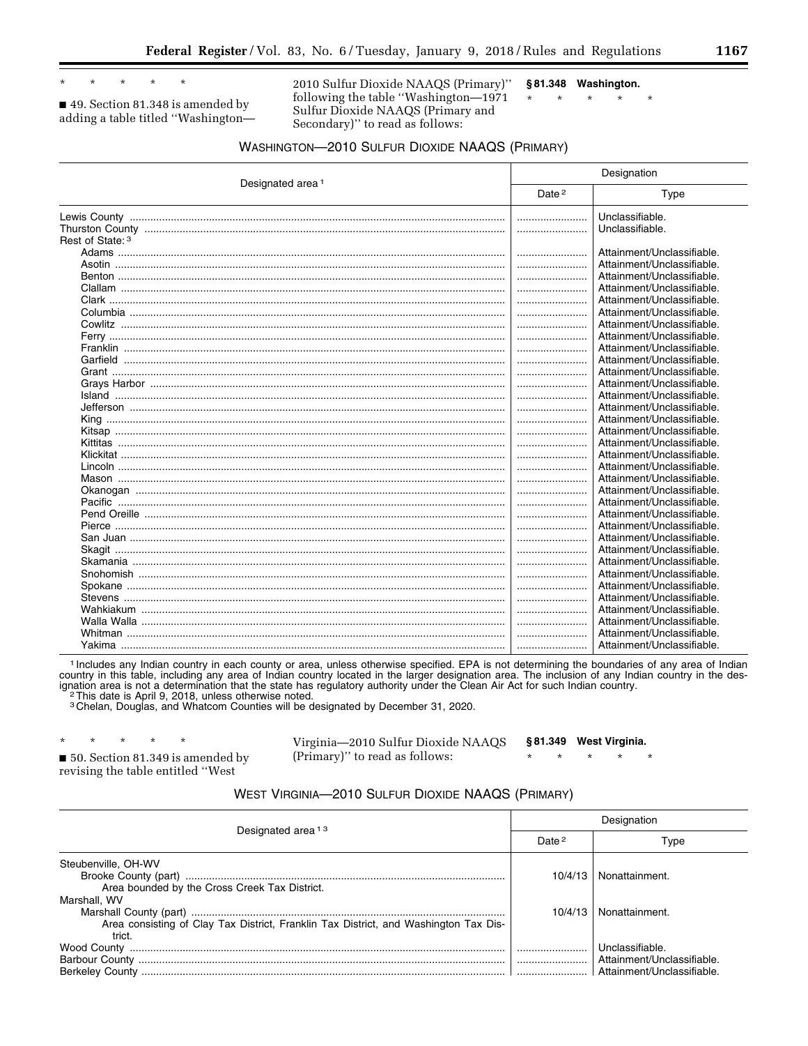\* \* \* \* \*

■ 49. Section 81.348 is amended by adding a table titled "Washington—2010 Sulfur Dioxide NAAQS (Primary)" following the table "Washington—1971 Sulfur Dioxide NAAQS (Primary and Secondary)" to read as follows:

**§ 81.348 Washington.**

\* \* \* \* \*

WASHINGTON—2010 SULFUR DIOXIDE NAAQS (PRIMARY)

| Designated area [1] | Designation | |
|---|---|---|
| | Date [2] | Type |
| Lewis County | | Unclassifiable. |
| Thurston County | | Unclassifiable. |
| Rest of State: [3] | | |
| Adams | | Attainment/Unclassifiable. |
| Asotin | | Attainment/Unclassifiable. |
| Benton | | Attainment/Unclassifiable. |
| Clallam | | Attainment/Unclassifiable. |
| Clark | | Attainment/Unclassifiable. |
| Columbia | | Attainment/Unclassifiable. |
| Cowlitz | | Attainment/Unclassifiable. |
| Ferry | | Attainment/Unclassifiable. |
| Franklin | | Attainment/Unclassifiable. |
| Garfield | | Attainment/Unclassifiable. |
| Grant | | Attainment/Unclassifiable. |
| Grays Harbor | | Attainment/Unclassifiable. |
| Island | | Attainment/Unclassifiable. |
| Jefferson | | Attainment/Unclassifiable. |
| King | | Attainment/Unclassifiable. |
| Kitsap | | Attainment/Unclassifiable. |
| Kittitas | | Attainment/Unclassifiable. |
| Klickitat | | Attainment/Unclassifiable. |
| Lincoln | | Attainment/Unclassifiable. |
| Mason | | Attainment/Unclassifiable. |
| Okanogan | | Attainment/Unclassifiable. |
| Pacific | | Attainment/Unclassifiable. |
| Pend Oreille | | Attainment/Unclassifiable. |
| Pierce | | Attainment/Unclassifiable. |
| San Juan | | Attainment/Unclassifiable. |
| Skagit | | Attainment/Unclassifiable. |
| Skamania | | Attainment/Unclassifiable. |
| Snohomish | | Attainment/Unclassifiable. |
| Spokane | | Attainment/Unclassifiable. |
| Stevens | | Attainment/Unclassifiable. |
| Wahkiakum | | Attainment/Unclassifiable. |
| Walla Walla | | Attainment/Unclassifiable. |
| Whitman | | Attainment/Unclassifiable. |
| Yakima | | Attainment/Unclassifiable. |

[1] Includes any Indian country in each county or area, unless otherwise specified. EPA is not determining the boundaries of any area of Indian country in this table, including any area of Indian country located in the larger designation area. The inclusion of any Indian country in the designation area is not a determination that the state has regulatory authority under the Clean Air Act for such Indian country.

[2] This date is April 9, 2018, unless otherwise noted.

[3] Chelan, Douglas, and Whatcom Counties will be designated by December 31, 2020.

\* \* \* \* \*

■ 50. Section 81.349 is amended by revising the table entitled "West Virginia—2010 Sulfur Dioxide NAAQS (Primary)" to read as follows:

**§ 81.349 West Virginia.**

\* \* \* \* \*

WEST VIRGINIA—2010 SULFUR DIOXIDE NAAQS (PRIMARY)

| Designated area [1 3] | Designation | |
|---|---|---|
| | Date [2] | Type |
| Steubenville, OH-WV | | |
| Brooke County (part) | 10/4/13 | Nonattainment. |
| Area bounded by the Cross Creek Tax District. | | |
| Marshall, WV | | |
| Marshall County (part) | 10/4/13 | Nonattainment. |
| Area consisting of Clay Tax District, Franklin Tax District, and Washington Tax District. | | |
| Wood County | | Unclassifiable. |
| Barbour County | | Attainment/Unclassifiable. |
| Berkeley County | | Attainment/Unclassifiable. |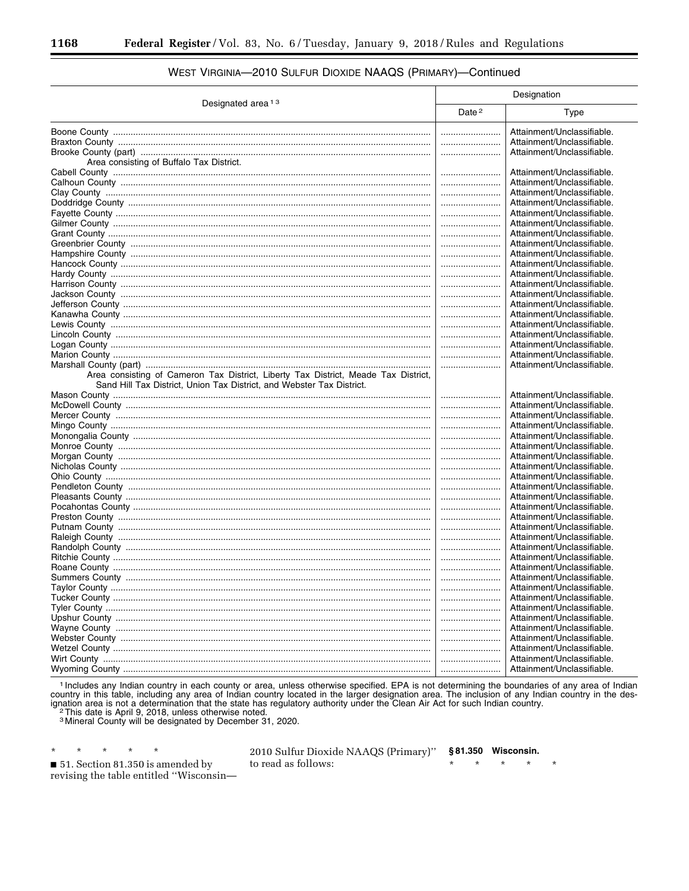### WEST VIRGINIA—2010 SULFUR DIOXIDE NAAQS (PRIMARY)—Continued

| Designated area [1] [3] | Designation | |
|---|---|---|
| | Date [2] | Type |
| Boone County | ........................ | Attainment/Unclassifiable. |
| Braxton County | ........................ | Attainment/Unclassifiable. |
| Brooke County (part) | ........................ | Attainment/Unclassifiable. |
| Area consisting of Buffalo Tax District. | | |
| Cabell County | ........................ | Attainment/Unclassifiable. |
| Calhoun County | ........................ | Attainment/Unclassifiable. |
| Clay County | ........................ | Attainment/Unclassifiable. |
| Doddridge County | ........................ | Attainment/Unclassifiable. |
| Fayette County | ........................ | Attainment/Unclassifiable. |
| Gilmer County | ........................ | Attainment/Unclassifiable. |
| Grant County | ........................ | Attainment/Unclassifiable. |
| Greenbrier County | ........................ | Attainment/Unclassifiable. |
| Hampshire County | ........................ | Attainment/Unclassifiable. |
| Hancock County | ........................ | Attainment/Unclassifiable. |
| Hardy County | ........................ | Attainment/Unclassifiable. |
| Harrison County | ........................ | Attainment/Unclassifiable. |
| Jackson County | ........................ | Attainment/Unclassifiable. |
| Jefferson County | ........................ | Attainment/Unclassifiable. |
| Kanawha County | ........................ | Attainment/Unclassifiable. |
| Lewis County | ........................ | Attainment/Unclassifiable. |
| Lincoln County | ........................ | Attainment/Unclassifiable. |
| Logan County | ........................ | Attainment/Unclassifiable. |
| Marion County | ........................ | Attainment/Unclassifiable. |
| Marshall County (part) | ........................ | Attainment/Unclassifiable. |
| Area consisting of Cameron Tax District, Liberty Tax District, Meade Tax District, Sand Hill Tax District, Union Tax District, and Webster Tax District. | | |
| Mason County | ........................ | Attainment/Unclassifiable. |
| McDowell County | ........................ | Attainment/Unclassifiable. |
| Mercer County | ........................ | Attainment/Unclassifiable. |
| Mingo County | ........................ | Attainment/Unclassifiable. |
| Monongalia County | ........................ | Attainment/Unclassifiable. |
| Monroe County | ........................ | Attainment/Unclassifiable. |
| Morgan County | ........................ | Attainment/Unclassifiable. |
| Nicholas County | ........................ | Attainment/Unclassifiable. |
| Ohio County | ........................ | Attainment/Unclassifiable. |
| Pendleton County | ........................ | Attainment/Unclassifiable. |
| Pleasants County | ........................ | Attainment/Unclassifiable. |
| Pocahontas County | ........................ | Attainment/Unclassifiable. |
| Preston County | ........................ | Attainment/Unclassifiable. |
| Putnam County | ........................ | Attainment/Unclassifiable. |
| Raleigh County | ........................ | Attainment/Unclassifiable. |
| Randolph County | ........................ | Attainment/Unclassifiable. |
| Ritchie County | ........................ | Attainment/Unclassifiable. |
| Roane County | ........................ | Attainment/Unclassifiable. |
| Summers County | ........................ | Attainment/Unclassifiable. |
| Taylor County | ........................ | Attainment/Unclassifiable. |
| Tucker County | ........................ | Attainment/Unclassifiable. |
| Tyler County | ........................ | Attainment/Unclassifiable. |
| Upshur County | ........................ | Attainment/Unclassifiable. |
| Wayne County | ........................ | Attainment/Unclassifiable. |
| Webster County | ........................ | Attainment/Unclassifiable. |
| Wetzel County | ........................ | Attainment/Unclassifiable. |
| Wirt County | ........................ | Attainment/Unclassifiable. |
| Wyoming County | ........................ | Attainment/Unclassifiable. |

[1] Includes any Indian country in each county or area, unless otherwise specified. EPA is not determining the boundaries of any area of Indian country in this table, including any area of Indian country located in the larger designation area. The inclusion of any Indian country in the designation area is not a determination that the state has regulatory authority under the Clean Air Act for such Indian country.

[2] This date is April 9, 2018, unless otherwise noted.

[3] Mineral County will be designated by December 31, 2020.

\* \* \* \* \*

■ 51. Section 81.350 is amended by revising the table entitled "Wisconsin—2010 Sulfur Dioxide NAAQS (Primary)" to read as follows:

**§ 81.350 Wisconsin.**

\* \* \* \* \*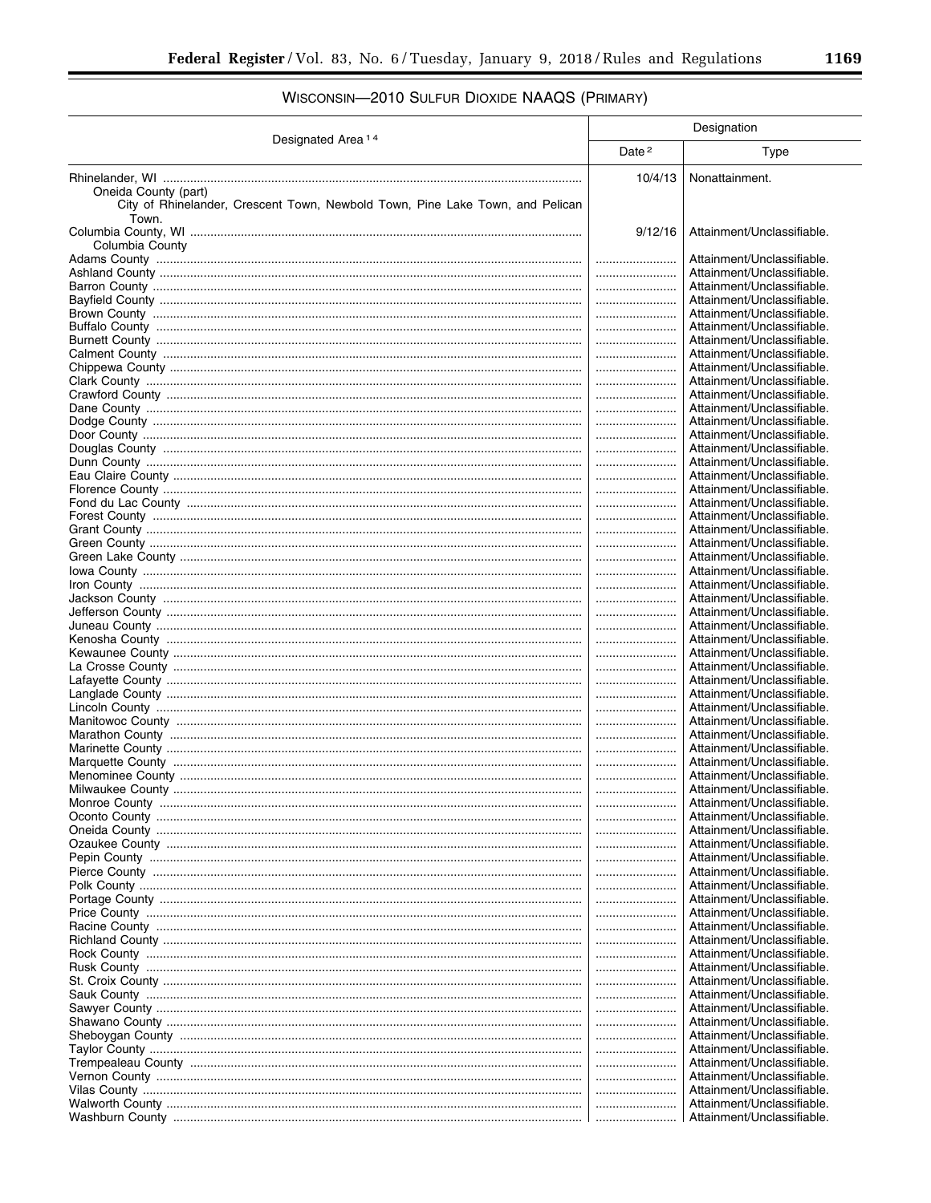## WISCONSIN—2010 SULFUR DIOXIDE NAAQS (PRIMARY)

| Designated Area [14] | Designation | |
|---|---|---|
| | Date [2] | Type |
| Rhinelander, WI<br>Oneida County (part)<br>City of Rhinelander, Crescent Town, Newbold Town, Pine Lake Town, and Pelican Town. | 10/4/13 | Nonattainment. |
| Columbia County, WI<br>Columbia County | 9/12/16 | Attainment/Unclassifiable. |
| Adams County | | Attainment/Unclassifiable. |
| Ashland County | | Attainment/Unclassifiable. |
| Barron County | | Attainment/Unclassifiable. |
| Bayfield County | | Attainment/Unclassifiable. |
| Brown County | | Attainment/Unclassifiable. |
| Buffalo County | | Attainment/Unclassifiable. |
| Burnett County | | Attainment/Unclassifiable. |
| Calment County | | Attainment/Unclassifiable. |
| Chippewa County | | Attainment/Unclassifiable. |
| Clark County | | Attainment/Unclassifiable. |
| Crawford County | | Attainment/Unclassifiable. |
| Dane County | | Attainment/Unclassifiable. |
| Dodge County | | Attainment/Unclassifiable. |
| Door County | | Attainment/Unclassifiable. |
| Douglas County | | Attainment/Unclassifiable. |
| Dunn County | | Attainment/Unclassifiable. |
| Eau Claire County | | Attainment/Unclassifiable. |
| Florence County | | Attainment/Unclassifiable. |
| Fond du Lac County | | Attainment/Unclassifiable. |
| Forest County | | Attainment/Unclassifiable. |
| Grant County | | Attainment/Unclassifiable. |
| Green County | | Attainment/Unclassifiable. |
| Green Lake County | | Attainment/Unclassifiable. |
| Iowa County | | Attainment/Unclassifiable. |
| Iron County | | Attainment/Unclassifiable. |
| Jackson County | | Attainment/Unclassifiable. |
| Jefferson County | | Attainment/Unclassifiable. |
| Juneau County | | Attainment/Unclassifiable. |
| Kenosha County | | Attainment/Unclassifiable. |
| Kewaunee County | | Attainment/Unclassifiable. |
| La Crosse County | | Attainment/Unclassifiable. |
| Lafayette County | | Attainment/Unclassifiable. |
| Langlade County | | Attainment/Unclassifiable. |
| Lincoln County | | Attainment/Unclassifiable. |
| Manitowoc County | | Attainment/Unclassifiable. |
| Marathon County | | Attainment/Unclassifiable. |
| Marinette County | | Attainment/Unclassifiable. |
| Marquette County | | Attainment/Unclassifiable. |
| Menominee County | | Attainment/Unclassifiable. |
| Milwaukee County | | Attainment/Unclassifiable. |
| Monroe County | | Attainment/Unclassifiable. |
| Oconto County | | Attainment/Unclassifiable. |
| Oneida County | | Attainment/Unclassifiable. |
| Ozaukee County | | Attainment/Unclassifiable. |
| Pepin County | | Attainment/Unclassifiable. |
| Pierce County | | Attainment/Unclassifiable. |
| Polk County | | Attainment/Unclassifiable. |
| Portage County | | Attainment/Unclassifiable. |
| Price County | | Attainment/Unclassifiable. |
| Racine County | | Attainment/Unclassifiable. |
| Richland County | | Attainment/Unclassifiable. |
| Rock County | | Attainment/Unclassifiable. |
| Rusk County | | Attainment/Unclassifiable. |
| St. Croix County | | Attainment/Unclassifiable. |
| Sauk County | | Attainment/Unclassifiable. |
| Sawyer County | | Attainment/Unclassifiable. |
| Shawano County | | Attainment/Unclassifiable. |
| Sheboygan County | | Attainment/Unclassifiable. |
| Taylor County | | Attainment/Unclassifiable. |
| Trempealeau County | | Attainment/Unclassifiable. |
| Vernon County | | Attainment/Unclassifiable. |
| Vilas County | | Attainment/Unclassifiable. |
| Walworth County | | Attainment/Unclassifiable. |
| Washburn County | | Attainment/Unclassifiable. |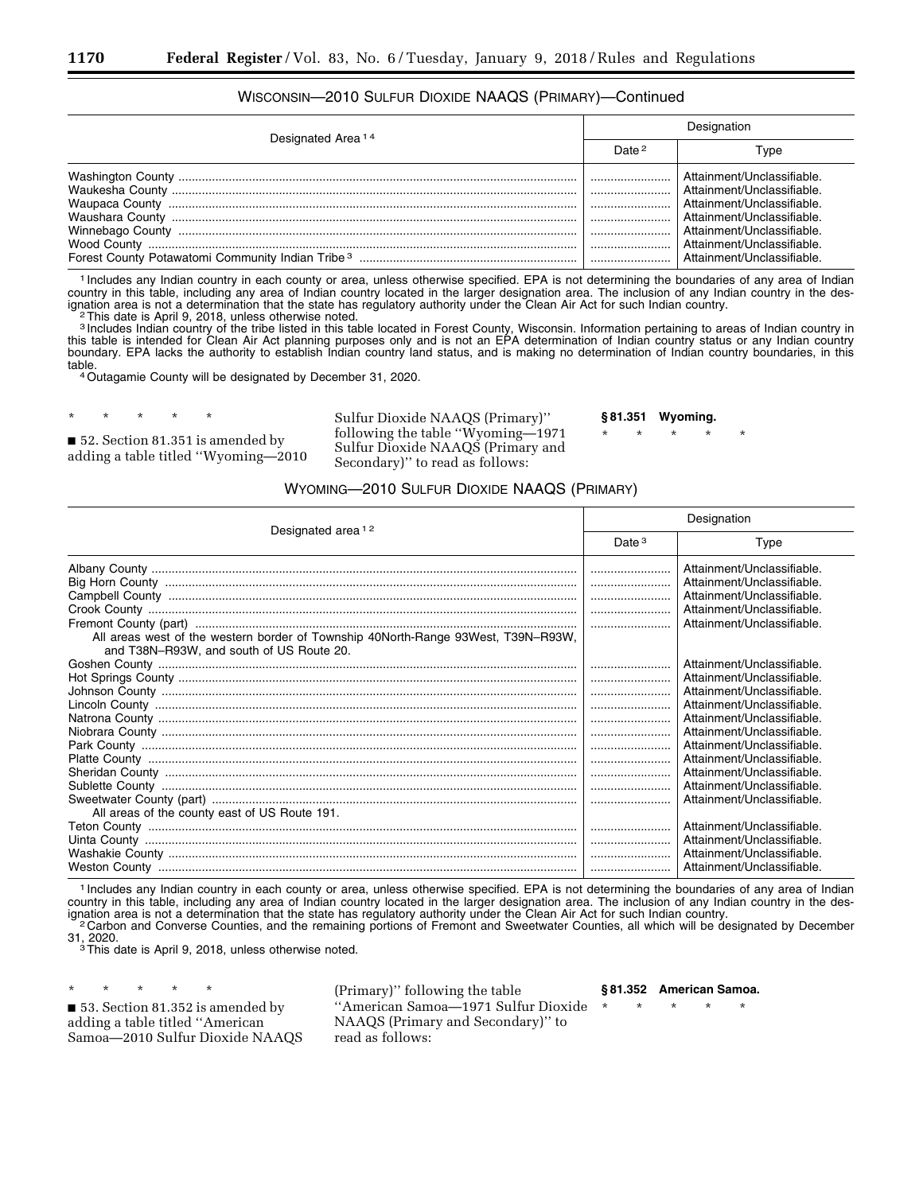WISCONSIN—2010 SULFUR DIOXIDE NAAQS (PRIMARY)—Continued

| Designated Area [1] [4] | Designation | |
|---|---|---|
| | Date [2] | Type |
| Washington County | | Attainment/Unclassifiable. |
| Waukesha County | | Attainment/Unclassifiable. |
| Waupaca County | | Attainment/Unclassifiable. |
| Waushara County | | Attainment/Unclassifiable. |
| Winnebago County | | Attainment/Unclassifiable. |
| Wood County | | Attainment/Unclassifiable. |
| Forest County Potawatomi Community Indian Tribe [3] | | Attainment/Unclassifiable. |

[1] Includes any Indian country in each county or area, unless otherwise specified. EPA is not determining the boundaries of any area of Indian country in this table, including any area of Indian country located in the larger designation area. The inclusion of any Indian country in the designation area is not a determination that the state has regulatory authority under the Clean Air Act for such Indian country.

[2] This date is April 9, 2018, unless otherwise noted.

[3] Includes Indian country of the tribe listed in this table located in Forest County, Wisconsin. Information pertaining to areas of Indian country in this table is intended for Clean Air Act planning purposes only and is not an EPA determination of Indian country status or any Indian country boundary. EPA lacks the authority to establish Indian country land status, and is making no determination of Indian country boundaries, in this table.

[4] Outagamie County will be designated by December 31, 2020.

\* \* \* \* \*

■ 52. Section 81.351 is amended by adding a table titled ''Wyoming—2010 Sulfur Dioxide NAAQS (Primary)'' following the table ''Wyoming—1971 Sulfur Dioxide NAAQS (Primary and Secondary)'' to read as follows:

**§ 81.351 Wyoming.**

\* \* \* \* \*

WYOMING—2010 SULFUR DIOXIDE NAAQS (PRIMARY)

| Designated area [1] [2] | Designation | |
|---|---|---|
| | Date [3] | Type |
| Albany County | | Attainment/Unclassifiable. |
| Big Horn County | | Attainment/Unclassifiable. |
| Campbell County | | Attainment/Unclassifiable. |
| Crook County | | Attainment/Unclassifiable. |
| Fremont County (part) | | Attainment/Unclassifiable. |
| All areas west of the western border of Township 40North-Range 93West, T39N–R93W, and T38N–R93W, and south of US Route 20. | | |
| Goshen County | | Attainment/Unclassifiable. |
| Hot Springs County | | Attainment/Unclassifiable. |
| Johnson County | | Attainment/Unclassifiable. |
| Lincoln County | | Attainment/Unclassifiable. |
| Natrona County | | Attainment/Unclassifiable. |
| Niobrara County | | Attainment/Unclassifiable. |
| Park County | | Attainment/Unclassifiable. |
| Platte County | | Attainment/Unclassifiable. |
| Sheridan County | | Attainment/Unclassifiable. |
| Sublette County | | Attainment/Unclassifiable. |
| Sweetwater County (part) | | Attainment/Unclassifiable. |
| All areas of the county east of US Route 191. | | |
| Teton County | | Attainment/Unclassifiable. |
| Uinta County | | Attainment/Unclassifiable. |
| Washakie County | | Attainment/Unclassifiable. |
| Weston County | | Attainment/Unclassifiable. |

[1] Includes any Indian country in each county or area, unless otherwise specified. EPA is not determining the boundaries of any area of Indian country in this table, including any area of Indian country located in the larger designation area. The inclusion of any Indian country in the designation area is not a determination that the state has regulatory authority under the Clean Air Act for such Indian country.

[2] Carbon and Converse Counties, and the remaining portions of Fremont and Sweetwater Counties, all which will be designated by December 31, 2020.

[3] This date is April 9, 2018, unless otherwise noted.

\* \* \* \* \*

■ 53. Section 81.352 is amended by adding a table titled ''American Samoa—2010 Sulfur Dioxide NAAQS (Primary)'' following the table ''American Samoa—1971 Sulfur Dioxide NAAQS (Primary and Secondary)'' to read as follows:

**§ 81.352 American Samoa.**

\* \* \* \* \*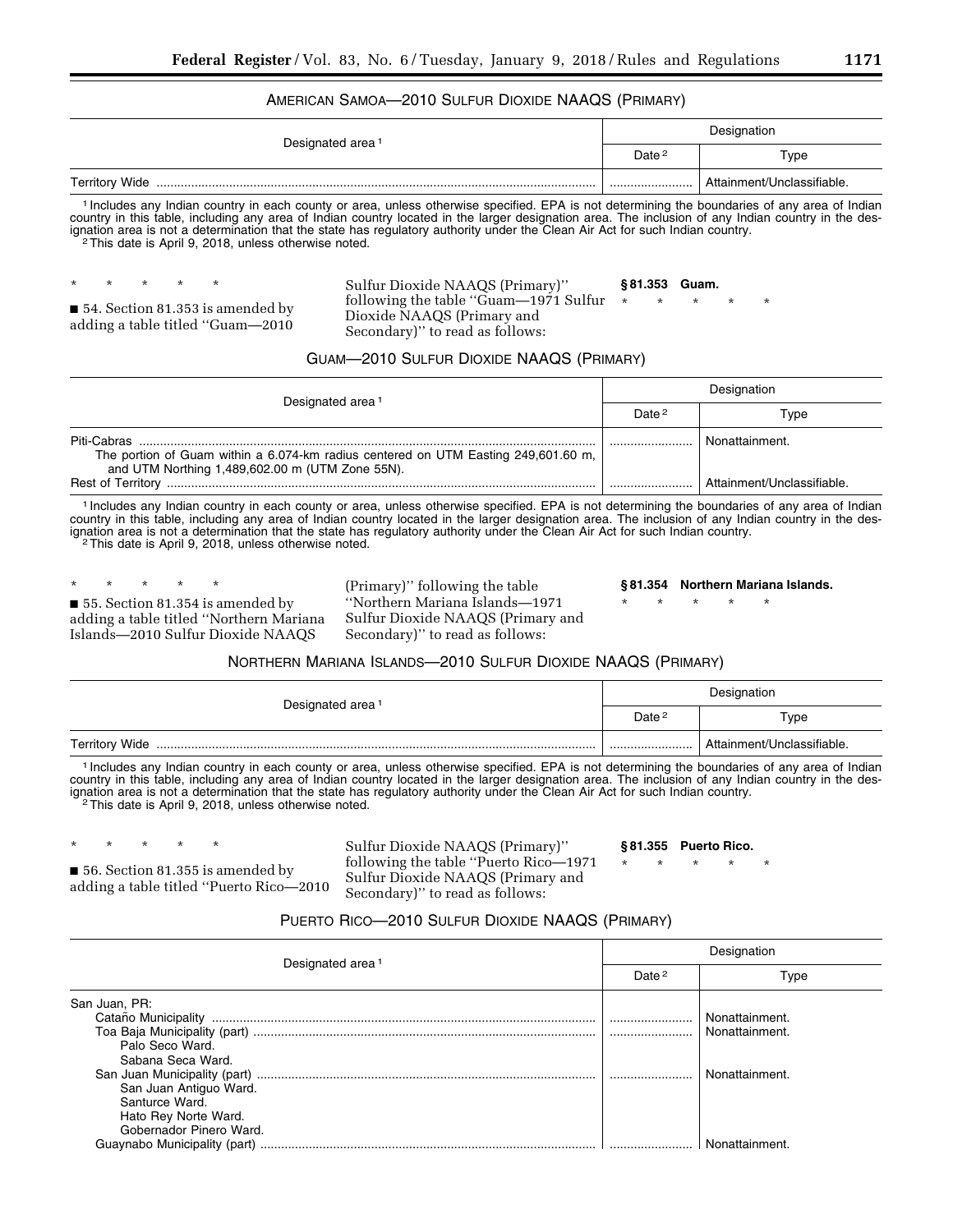AMERICAN SAMOA—2010 SULFUR DIOXIDE NAAQS (PRIMARY)

| Designated area [1] | Designation | |
|---|---|---|
| | Date [2] | Type |
| Territory Wide | ........................ | Attainment/Unclassifiable. |

[1] Includes any Indian country in each county or area, unless otherwise specified. EPA is not determining the boundaries of any area of Indian country in this table, including any area of Indian country located in the larger designation area. The inclusion of any Indian country in the designation area is not a determination that the state has regulatory authority under the Clean Air Act for such Indian country.
[2] This date is April 9, 2018, unless otherwise noted.

\* \* \* \* \*

■ 54. Section 81.353 is amended by adding a table titled "Guam—2010 Sulfur Dioxide NAAQS (Primary)" following the table "Guam—1971 Sulfur Dioxide NAAQS (Primary and Secondary)" to read as follows:

**§ 81.353 Guam.**

\* \* \* \* \*

GUAM—2010 SULFUR DIOXIDE NAAQS (PRIMARY)

| Designated area [1] | Designation | |
|---|---|---|
| | Date [2] | Type |
| Piti-Cabras | ........................ | Nonattainment. |
| The portion of Guam within a 6.074-km radius centered on UTM Easting 249,601.60 m, and UTM Northing 1,489,602.00 m (UTM Zone 55N). | | |
| Rest of Territory | ........................ | Attainment/Unclassifiable. |

[1] Includes any Indian country in each county or area, unless otherwise specified. EPA is not determining the boundaries of any area of Indian country in this table, including any area of Indian country located in the larger designation area. The inclusion of any Indian country in the designation area is not a determination that the state has regulatory authority under the Clean Air Act for such Indian country.
[2] This date is April 9, 2018, unless otherwise noted.

\* \* \* \* \*

■ 55. Section 81.354 is amended by adding a table titled "Northern Mariana Islands—2010 Sulfur Dioxide NAAQS (Primary)" following the table "Northern Mariana Islands—1971 Sulfur Dioxide NAAQS (Primary and Secondary)" to read as follows:

**§ 81.354 Northern Mariana Islands.**

\* \* \* \* \*

NORTHERN MARIANA ISLANDS—2010 SULFUR DIOXIDE NAAQS (PRIMARY)

| Designated area [1] | Designation | |
|---|---|---|
| | Date [2] | Type |
| Territory Wide | ........................ | Attainment/Unclassifiable. |

[1] Includes any Indian country in each county or area, unless otherwise specified. EPA is not determining the boundaries of any area of Indian country in this table, including any area of Indian country located in the larger designation area. The inclusion of any Indian country in the designation area is not a determination that the state has regulatory authority under the Clean Air Act for such Indian country.
[2] This date is April 9, 2018, unless otherwise noted.

\* \* \* \* \*

■ 56. Section 81.355 is amended by adding a table titled "Puerto Rico—2010 Sulfur Dioxide NAAQS (Primary)" following the table "Puerto Rico—1971 Sulfur Dioxide NAAQS (Primary and Secondary)" to read as follows:

**§ 81.355 Puerto Rico.**

\* \* \* \* \*

PUERTO RICO—2010 SULFUR DIOXIDE NAAQS (PRIMARY)

| Designated area [1] | Designation | |
|---|---|---|
| | Date [2] | Type |
| San Juan, PR: | | |
| Cataño Municipality | ........................ | Nonattainment. |
| Toa Baja Municipality (part) | ........................ | Nonattainment. |
| Palo Seco Ward. | | |
| Sabana Seca Ward. | | |
| San Juan Municipality (part) | ........................ | Nonattainment. |
| San Juan Antiguo Ward. | | |
| Santurce Ward. | | |
| Hato Rey Norte Ward. | | |
| Gobernador Pinero Ward. | | |
| Guaynabo Municipality (part) | ........................ | Nonattainment. |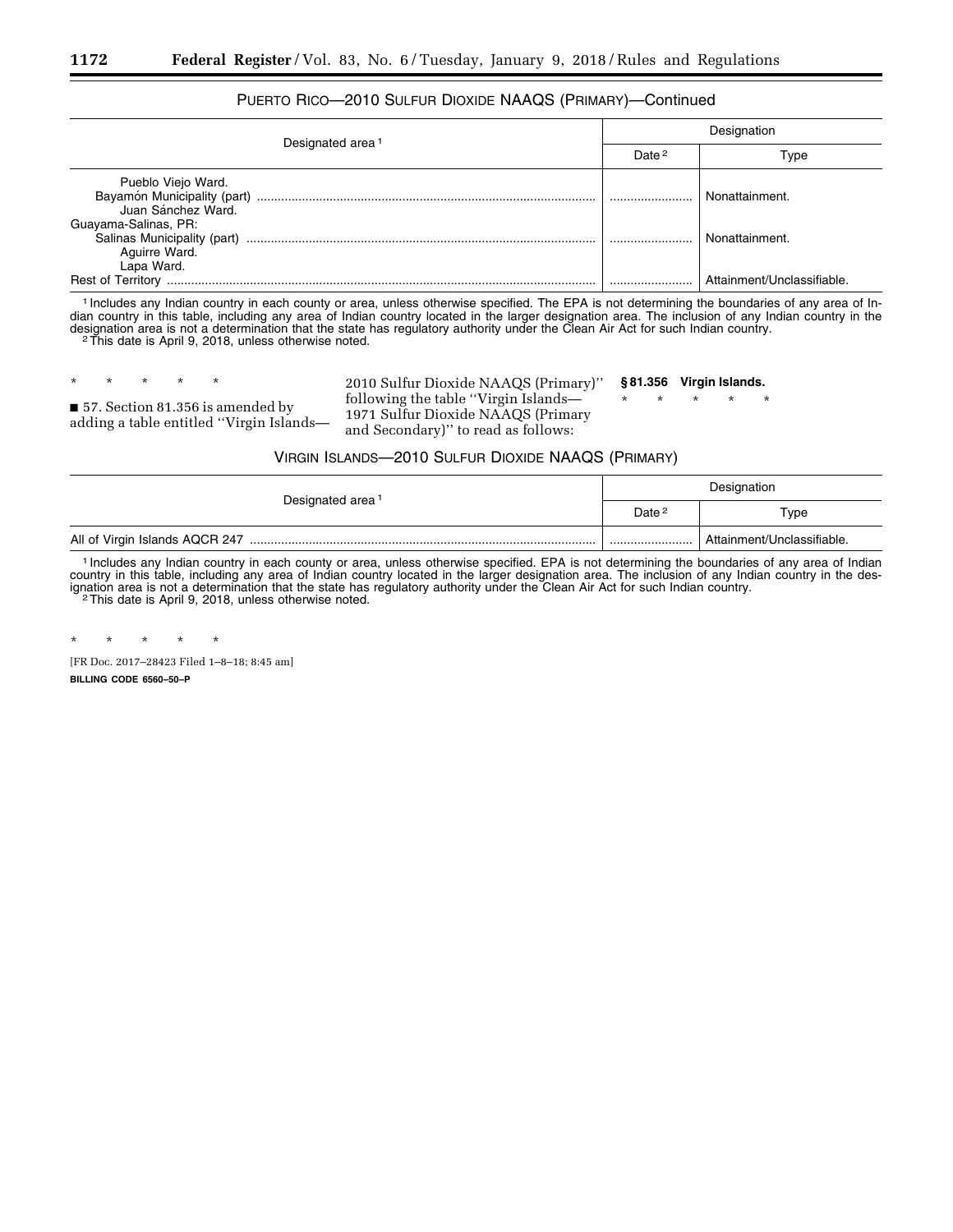PUERTO RICO—2010 SULFUR DIOXIDE NAAQS (PRIMARY)—Continued

| Designated area [1] | Designation | |
|---|---|---|
| | Date [2] | Type |
| Pueblo Viejo Ward. | | |
| Bayamón Municipality (part) | .......................... | Nonattainment. |
| Juan Sánchez Ward. | | |
| Guayama-Salinas, PR: | | |
| Salinas Municipality (part) | .......................... | Nonattainment. |
| Aguirre Ward. | | |
| Lapa Ward. | | |
| Rest of Territory | .......................... | Attainment/Unclassifiable. |

[1] Includes any Indian country in each county or area, unless otherwise specified. The EPA is not determining the boundaries of any area of Indian country in this table, including any area of Indian country located in the larger designation area. The inclusion of any Indian country in the designation area is not a determination that the state has regulatory authority under the Clean Air Act for such Indian country.
[2] This date is April 9, 2018, unless otherwise noted.

\* \* \* \* \*

■ 57. Section 81.356 is amended by adding a table entitled "Virgin Islands—2010 Sulfur Dioxide NAAQS (Primary)" following the table "Virgin Islands—1971 Sulfur Dioxide NAAQS (Primary and Secondary)" to read as follows:

**§ 81.356 Virgin Islands.**

\* \* \* \* \*

VIRGIN ISLANDS—2010 SULFUR DIOXIDE NAAQS (PRIMARY)

| Designated area [1] | Designation | |
|---|---|---|
| | Date [2] | Type |
| All of Virgin Islands AQCR 247 | .......................... | Attainment/Unclassifiable. |

[1] Includes any Indian country in each county or area, unless otherwise specified. EPA is not determining the boundaries of any area of Indian country in this table, including any area of Indian country located in the larger designation area. The inclusion of any Indian country in the designation area is not a determination that the state has regulatory authority under the Clean Air Act for such Indian country.
[2] This date is April 9, 2018, unless otherwise noted.

\* \* \* \* \*

[FR Doc. 2017–28423 Filed 1–8–18; 8:45 am]

**BILLING CODE 6560–50–P**